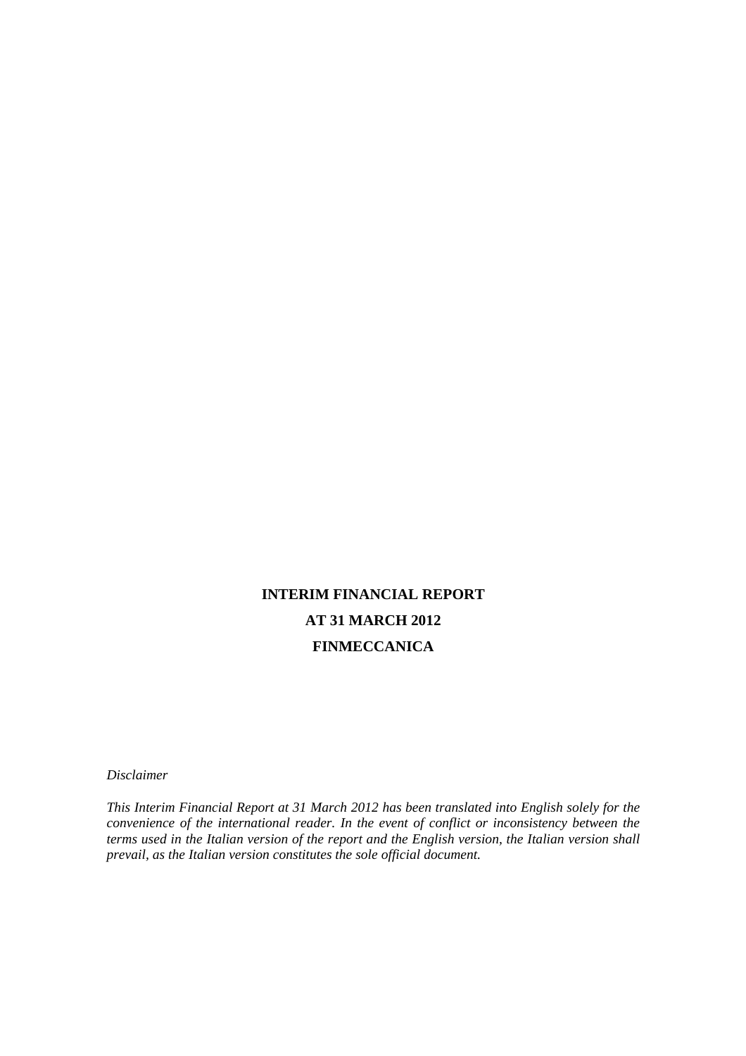# INTERIM FINANCIAL REPORT

# AT 31 MARCH 2012

# FINMECCANICA

*Disclaimer*

*This Interim Financial Report at 31 March 2012 has been translated into English solely for the convenience of the international reader. In the event of conflict or inconsistency between the terms used in the Italian version of the report and the English version, the Italian version shall prevail, as the Italian version constitutes the sole official document.*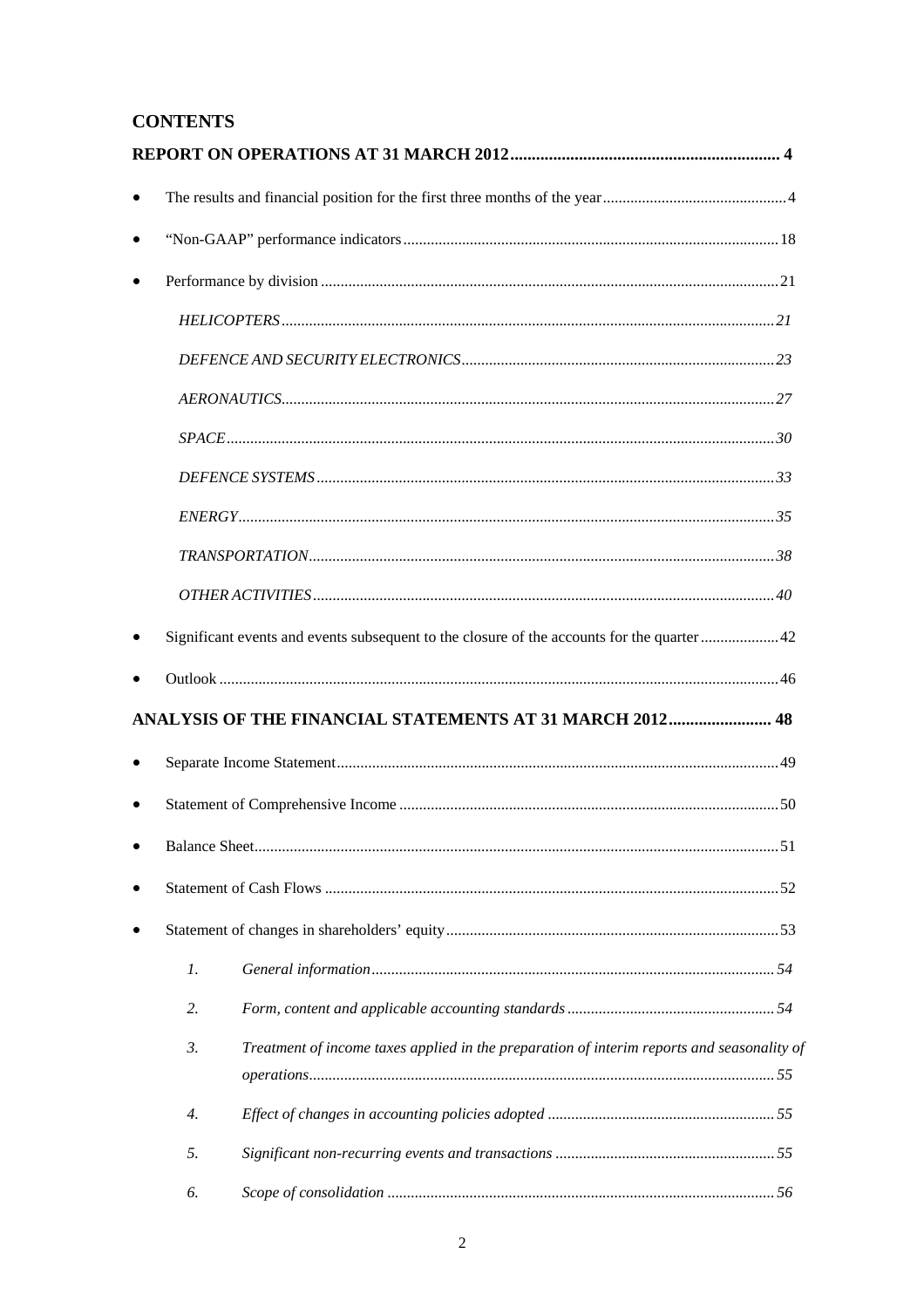## CONTENTS

**REPORT ON OPERATIONS AT 31 MARCH 2012 .............................................................. 4**

- The results and financial position for the first three months of the year .............................................. 4
- "Non-GAAP" performance indicators ............................................................................................... 18
- Performance by division .................................................................................................................. 21
    - *HELICOPTERS ............................................................................................................ 21*
    - *DEFENCE AND SECURITY ELECTRONICS ............................................................................... 23*
    - *AERONAUTICS ............................................................................................................ 27*
    - *SPACE ........................................................................................................................... 30*
    - *DEFENCE SYSTEMS ................................................................................................... 33*
    - *ENERGY ........................................................................................................................ 35*
    - *TRANSPORTATION ...................................................................................................... 38*
    - *OTHER ACTIVITIES ..................................................................................................... 40*
- Significant events and events subsequent to the closure of the accounts for the quarter .................... 42
- Outlook ............................................................................................................................................. 46

**ANALYSIS OF THE FINANCIAL STATEMENTS AT 31 MARCH 2012 ........................ 48**

- Separate Income Statement ............................................................................................................... 49
- Statement of Comprehensive Income ............................................................................................... 50
- Balance Sheet .................................................................................................................................... 51
- Statement of Cash Flows .................................................................................................................. 52
- Statement of changes in shareholders' equity ................................................................................... 53
    1. *General information ...................................................................................................... 54*
    2. *Form, content and applicable accounting standards .................................................... 54*
    3. *Treatment of income taxes applied in the preparation of interim reports and seasonality of operations ..................................................................................................................... 55*
    4. *Effect of changes in accounting policies adopted .......................................................... 55*
    5. *Significant non-recurring events and transactions ........................................................ 55*
    6. *Scope of consolidation .................................................................................................. 56*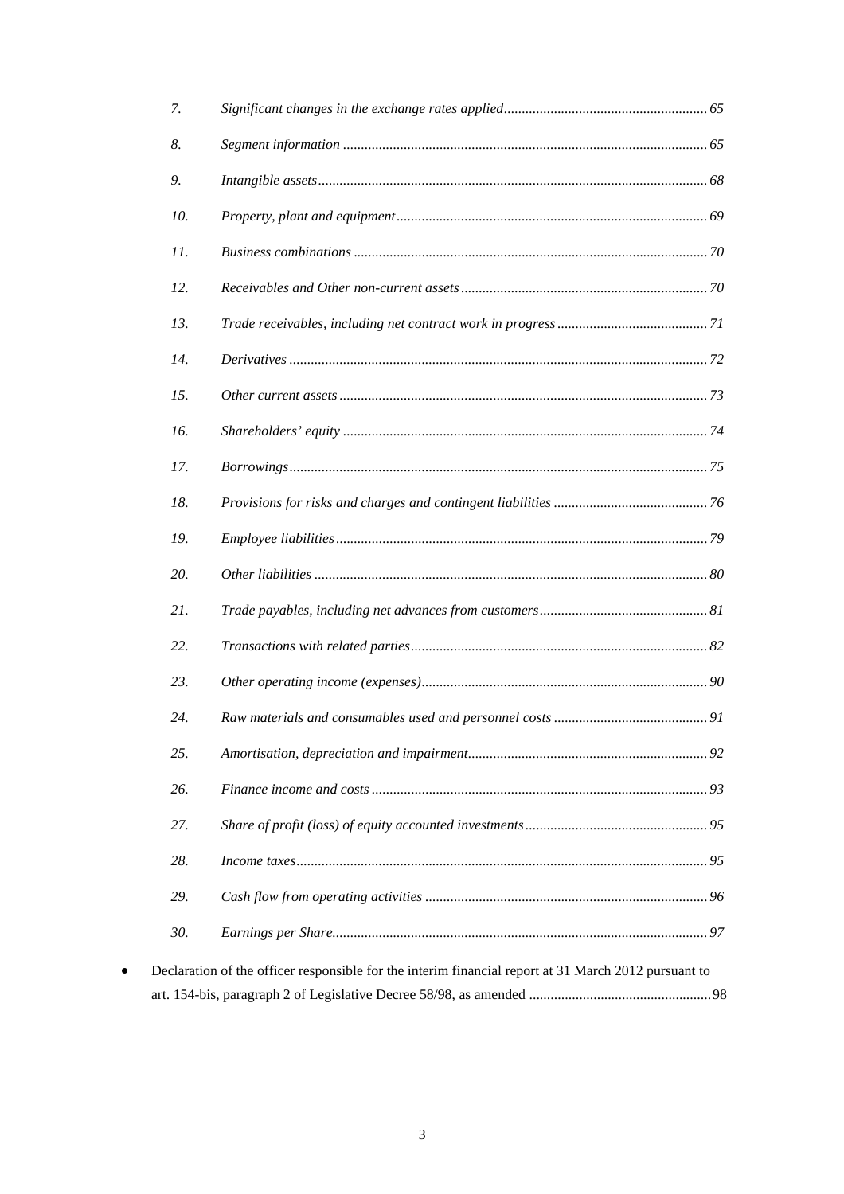| | | |
|---|---|---|
| *7.* | *Significant changes in the exchange rates applied* | *65* |
| *8.* | *Segment information* | *65* |
| *9.* | *Intangible assets* | *68* |
| *10.* | *Property, plant and equipment* | *69* |
| *11.* | *Business combinations* | *70* |
| *12.* | *Receivables and Other non-current assets* | *70* |
| *13.* | *Trade receivables, including net contract work in progress* | *71* |
| *14.* | *Derivatives* | *72* |
| *15.* | *Other current assets* | *73* |
| *16.* | *Shareholders' equity* | *74* |
| *17.* | *Borrowings* | *75* |
| *18.* | *Provisions for risks and charges and contingent liabilities* | *76* |
| *19.* | *Employee liabilities* | *79* |
| *20.* | *Other liabilities* | *80* |
| *21.* | *Trade payables, including net advances from customers* | *81* |
| *22.* | *Transactions with related parties* | *82* |
| *23.* | *Other operating income (expenses)* | *90* |
| *24.* | *Raw materials and consumables used and personnel costs* | *91* |
| *25.* | *Amortisation, depreciation and impairment* | *92* |
| *26.* | *Finance income and costs* | *93* |
| *27.* | *Share of profit (loss) of equity accounted investments* | *95* |
| *28.* | *Income taxes* | *95* |
| *29.* | *Cash flow from operating activities* | *96* |
| *30.* | *Earnings per Share* | *97* |

- Declaration of the officer responsible for the interim financial report at 31 March 2012 pursuant to art. 154-bis, paragraph 2 of Legislative Decree 58/98, as amended ........ 98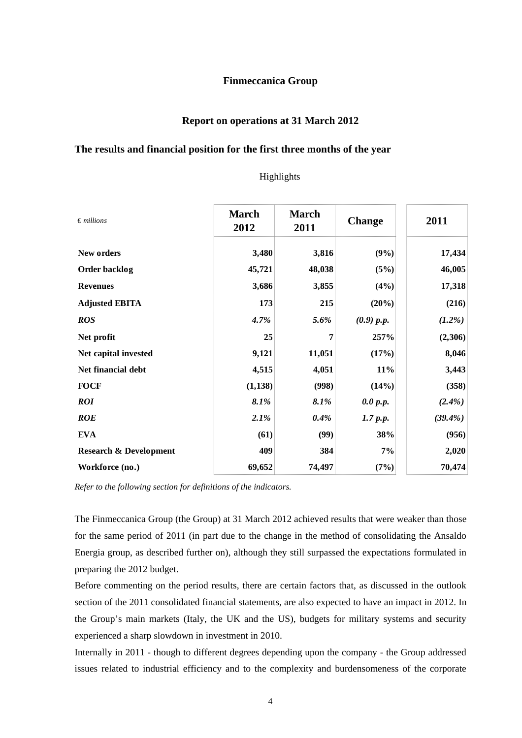## Finmeccanica Group

## Report on operations at 31 March 2012

### The results and financial position for the first three months of the year

Highlights

| *€ millions* | March 2012 | March 2011 | Change | 2011 |
|---|---|---|---|---|
| **New orders** | **3,480** | **3,816** | **(9%)** | **17,434** |
| **Order backlog** | **45,721** | **48,038** | **(5%)** | **46,005** |
| **Revenues** | **3,686** | **3,855** | **(4%)** | **17,318** |
| **Adjusted EBITA** | **173** | **215** | **(20%)** | **(216)** |
| ***ROS*** | ***4.7%*** | ***5.6%*** | ***(0.9) p.p.*** | ***(1.2%)*** |
| **Net profit** | **25** | **7** | **257%** | **(2,306)** |
| **Net capital invested** | **9,121** | **11,051** | **(17%)** | **8,046** |
| **Net financial debt** | **4,515** | **4,051** | **11%** | **3,443** |
| **FOCF** | **(1,138)** | **(998)** | **(14%)** | **(358)** |
| ***ROI*** | ***8.1%*** | ***8.1%*** | ***0.0 p.p.*** | ***(2.4%)*** |
| ***ROE*** | ***2.1%*** | ***0.4%*** | ***1.7 p.p.*** | ***(39.4%)*** |
| **EVA** | **(61)** | **(99)** | **38%** | **(956)** |
| **Research & Development** | **409** | **384** | **7%** | **2,020** |
| **Workforce (no.)** | **69,652** | **74,497** | **(7%)** | **70,474** |

*Refer to the following section for definitions of the indicators.*

The Finmeccanica Group (the Group) at 31 March 2012 achieved results that were weaker than those for the same period of 2011 (in part due to the change in the method of consolidating the Ansaldo Energia group, as described further on), although they still surpassed the expectations formulated in preparing the 2012 budget.

Before commenting on the period results, there are certain factors that, as discussed in the outlook section of the 2011 consolidated financial statements, are also expected to have an impact in 2012. In the Group's main markets (Italy, the UK and the US), budgets for military systems and security experienced a sharp slowdown in investment in 2010.

Internally in 2011 - though to different degrees depending upon the company - the Group addressed issues related to industrial efficiency and to the complexity and burdensomeness of the corporate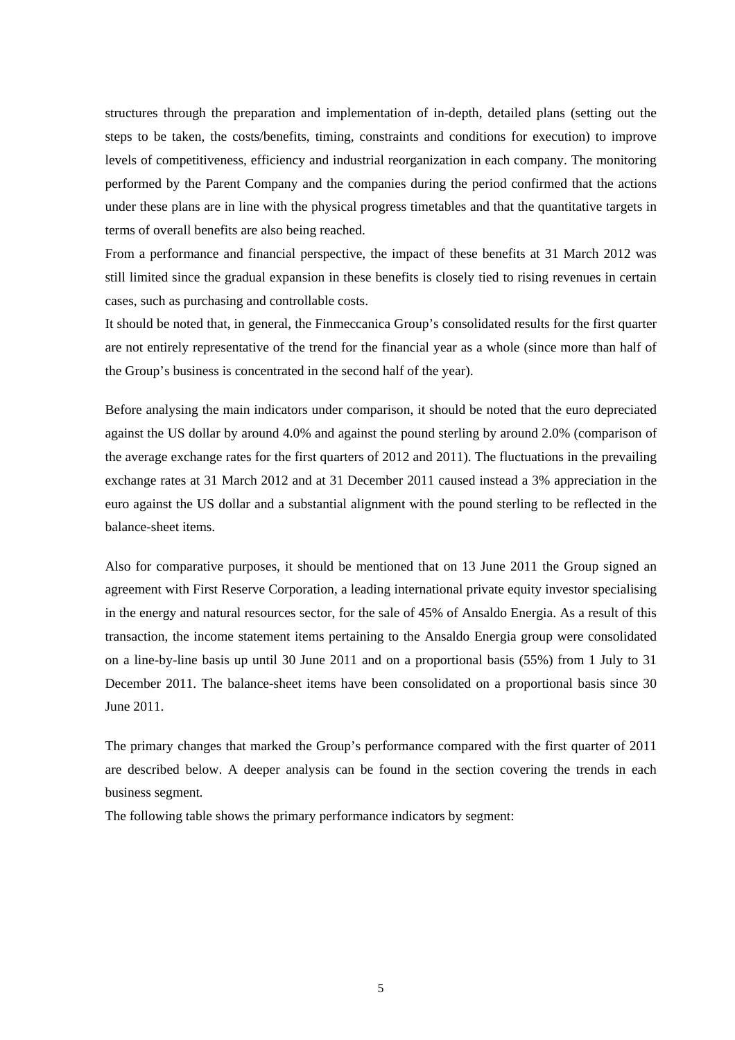structures through the preparation and implementation of in-depth, detailed plans (setting out the steps to be taken, the costs/benefits, timing, constraints and conditions for execution) to improve levels of competitiveness, efficiency and industrial reorganization in each company. The monitoring performed by the Parent Company and the companies during the period confirmed that the actions under these plans are in line with the physical progress timetables and that the quantitative targets in terms of overall benefits are also being reached.

From a performance and financial perspective, the impact of these benefits at 31 March 2012 was still limited since the gradual expansion in these benefits is closely tied to rising revenues in certain cases, such as purchasing and controllable costs.

It should be noted that, in general, the Finmeccanica Group's consolidated results for the first quarter are not entirely representative of the trend for the financial year as a whole (since more than half of the Group's business is concentrated in the second half of the year).

Before analysing the main indicators under comparison, it should be noted that the euro depreciated against the US dollar by around 4.0% and against the pound sterling by around 2.0% (comparison of the average exchange rates for the first quarters of 2012 and 2011). The fluctuations in the prevailing exchange rates at 31 March 2012 and at 31 December 2011 caused instead a 3% appreciation in the euro against the US dollar and a substantial alignment with the pound sterling to be reflected in the balance-sheet items.

Also for comparative purposes, it should be mentioned that on 13 June 2011 the Group signed an agreement with First Reserve Corporation, a leading international private equity investor specialising in the energy and natural resources sector, for the sale of 45% of Ansaldo Energia. As a result of this transaction, the income statement items pertaining to the Ansaldo Energia group were consolidated on a line-by-line basis up until 30 June 2011 and on a proportional basis (55%) from 1 July to 31 December 2011. The balance-sheet items have been consolidated on a proportional basis since 30 June 2011.

The primary changes that marked the Group's performance compared with the first quarter of 2011 are described below. A deeper analysis can be found in the section covering the trends in each business segment.

The following table shows the primary performance indicators by segment: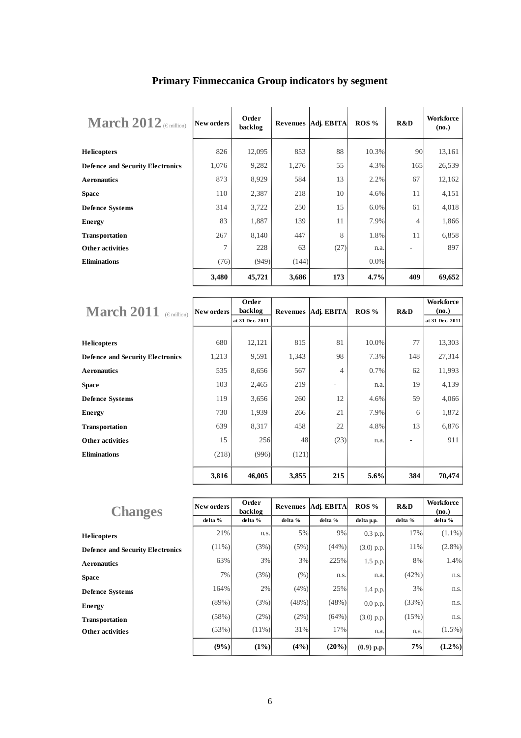## Primary Finmeccanica Group indicators by segment

| March 2012 (€ million) | New orders | Order backlog | Revenues | Adj. EBITA | ROS % | R&D | Workforce (no.) |
|---|---|---|---|---|---|---|---|
| Helicopters | 826 | 12,095 | 853 | 88 | 10.3% | 90 | 13,161 |
| Defence and Security Electronics | 1,076 | 9,282 | 1,276 | 55 | 4.3% | 165 | 26,539 |
| Aeronautics | 873 | 8,929 | 584 | 13 | 2.2% | 67 | 12,162 |
| Space | 110 | 2,387 | 218 | 10 | 4.6% | 11 | 4,151 |
| Defence Systems | 314 | 3,722 | 250 | 15 | 6.0% | 61 | 4,018 |
| Energy | 83 | 1,887 | 139 | 11 | 7.9% | 4 | 1,866 |
| Transportation | 267 | 8,140 | 447 | 8 | 1.8% | 11 | 6,858 |
| Other activities | 7 | 228 | 63 | (27) | n.a. | - | 897 |
| Eliminations | (76) | (949) | (144) | | 0.0% | | |
| | **3,480** | **45,721** | **3,686** | **173** | **4.7%** | **409** | **69,652** |

| March 2011 (€ million) | New orders | Order backlog | Revenues | Adj. EBITA | ROS % | R&D | Workforce (no.) |
|---|---|---|---|---|---|---|---|
| | | at 31 Dec. 2011 | | | | | at 31 Dec. 2011 |
| Helicopters | 680 | 12,121 | 815 | 81 | 10.0% | 77 | 13,303 |
| Defence and Security Electronics | 1,213 | 9,591 | 1,343 | 98 | 7.3% | 148 | 27,314 |
| Aeronautics | 535 | 8,656 | 567 | 4 | 0.7% | 62 | 11,993 |
| Space | 103 | 2,465 | 219 | - | n.a. | 19 | 4,139 |
| Defence Systems | 119 | 3,656 | 260 | 12 | 4.6% | 59 | 4,066 |
| Energy | 730 | 1,939 | 266 | 21 | 7.9% | 6 | 1,872 |
| Transportation | 639 | 8,317 | 458 | 22 | 4.8% | 13 | 6,876 |
| Other activities | 15 | 256 | 48 | (23) | n.a. | - | 911 |
| Eliminations | (218) | (996) | (121) | | | | |
| | **3,816** | **46,005** | **3,855** | **215** | **5.6%** | **384** | **70,474** |

| Changes | New orders | Order backlog | Revenues | Adj. EBITA | ROS % | R&D | Workforce (no.) |
|---|---|---|---|---|---|---|---|
| | delta % | delta % | delta % | delta % | delta p.p. | delta % | delta % |
| Helicopters | 21% | n.s. | 5% | 9% | 0.3 p.p. | 17% | (1.1%) |
| Defence and Security Electronics | (11%) | (3%) | (5%) | (44%) | (3.0) p.p. | 11% | (2.8%) |
| Aeronautics | 63% | 3% | 3% | 225% | 1.5 p.p. | 8% | 1.4% |
| Space | 7% | (3%) | (%) | n.s. | n.a. | (42%) | n.s. |
| Defence Systems | 164% | 2% | (4%) | 25% | 1.4 p.p. | 3% | n.s. |
| Energy | (89%) | (3%) | (48%) | (48%) | 0.0 p.p. | (33%) | n.s. |
| Transportation | (58%) | (2%) | (2%) | (64%) | (3.0) p.p. | (15%) | n.s. |
| Other activities | (53%) | (11%) | 31% | 17% | n.a. | n.a. | (1.5%) |
| | **(9%)** | **(1%)** | **(4%)** | **(20%)** | **(0.9) p.p.** | **7%** | **(1.2%)** |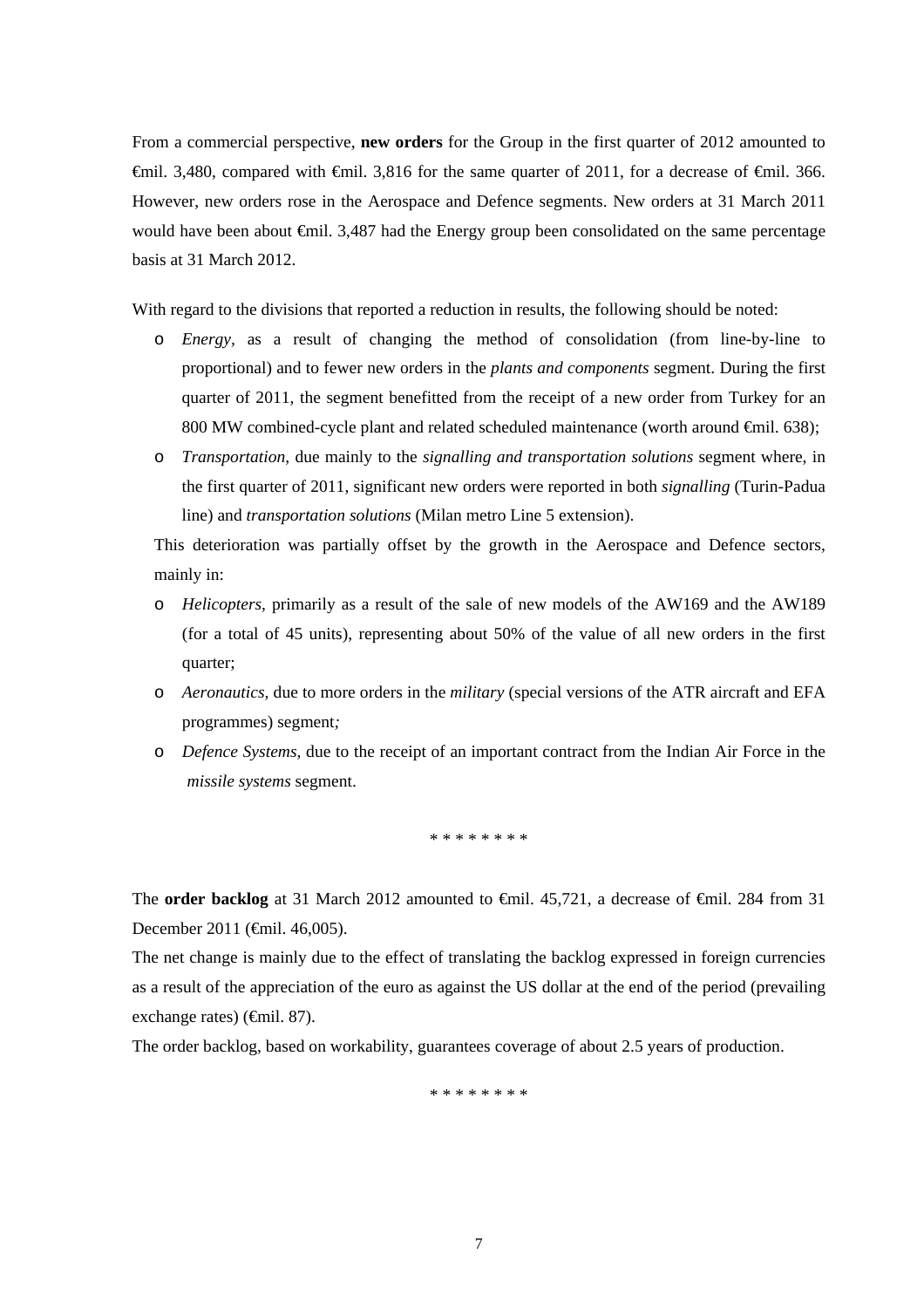From a commercial perspective, **new orders** for the Group in the first quarter of 2012 amounted to €mil. 3,480, compared with €mil. 3,816 for the same quarter of 2011, for a decrease of €mil. 366. However, new orders rose in the Aerospace and Defence segments. New orders at 31 March 2011 would have been about €mil. 3,487 had the Energy group been consolidated on the same percentage basis at 31 March 2012.

With regard to the divisions that reported a reduction in results, the following should be noted:

- *Energy*, as a result of changing the method of consolidation (from line-by-line to proportional) and to fewer new orders in the *plants and components* segment. During the first quarter of 2011, the segment benefitted from the receipt of a new order from Turkey for an 800 MW combined-cycle plant and related scheduled maintenance (worth around €mil. 638);
- *Transportation*, due mainly to the *signalling and transportation solutions* segment where, in the first quarter of 2011, significant new orders were reported in both *signalling* (Turin-Padua line) and *transportation solutions* (Milan metro Line 5 extension).

This deterioration was partially offset by the growth in the Aerospace and Defence sectors, mainly in:

- *Helicopters*, primarily as a result of the sale of new models of the AW169 and the AW189 (for a total of 45 units), representing about 50% of the value of all new orders in the first quarter;
- *Aeronautics*, due to more orders in the *military* (special versions of the ATR aircraft and EFA programmes) segment*;*
- *Defence Systems*, due to the receipt of an important contract from the Indian Air Force in the *missile systems* segment.

\* \* \* \* \* \* \* \*

The **order backlog** at 31 March 2012 amounted to €mil. 45,721, a decrease of €mil. 284 from 31 December 2011 (€mil. 46,005).

The net change is mainly due to the effect of translating the backlog expressed in foreign currencies as a result of the appreciation of the euro as against the US dollar at the end of the period (prevailing exchange rates) (€mil. 87).

The order backlog, based on workability, guarantees coverage of about 2.5 years of production.

\* \* \* \* \* \* \* \*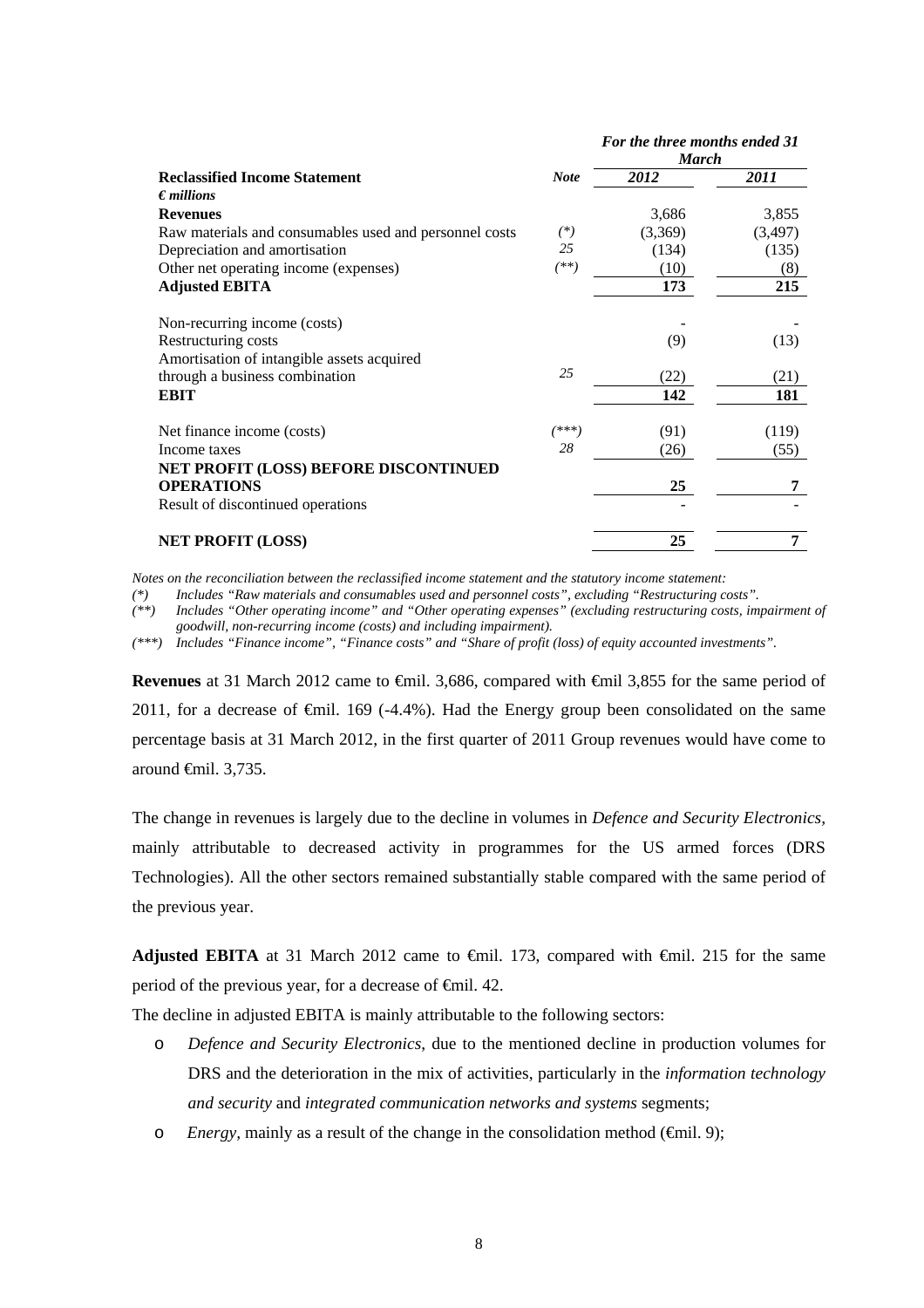| Reclassified Income Statement | Note | For the three months ended 31 March | |
|---|---|---|---|
| | | 2012 | 2011 |
| *€ millions* | | | |
| **Revenues** | | 3,686 | 3,855 |
| Raw materials and consumables used and personnel costs | (*) | (3,369) | (3,497) |
| Depreciation and amortisation | 25 | (134) | (135) |
| Other net operating income (expenses) | (**) | (10) | (8) |
| **Adjusted EBITA** | | **173** | **215** |
| Non-recurring income (costs) | | - | - |
| Restructuring costs | | (9) | (13) |
| Amortisation of intangible assets acquired through a business combination | 25 | (22) | (21) |
| **EBIT** | | **142** | **181** |
| Net finance income (costs) | (***) | (91) | (119) |
| Income taxes | 28 | (26) | (55) |
| **NET PROFIT (LOSS) BEFORE DISCONTINUED OPERATIONS** | | **25** | **7** |
| Result of discontinued operations | | - | - |
| **NET PROFIT (LOSS)** | | **25** | **7** |

*Notes on the reconciliation between the reclassified income statement and the statutory income statement:*

*(\*) Includes "Raw materials and consumables used and personnel costs", excluding "Restructuring costs".*

*(\*\*) Includes "Other operating income" and "Other operating expenses" (excluding restructuring costs, impairment of goodwill, non-recurring income (costs) and including impairment).*

*(\*\*\*) Includes "Finance income", "Finance costs" and "Share of profit (loss) of equity accounted investments".*

**Revenues** at 31 March 2012 came to €mil. 3,686, compared with €mil 3,855 for the same period of 2011, for a decrease of €mil. 169 (-4.4%). Had the Energy group been consolidated on the same percentage basis at 31 March 2012, in the first quarter of 2011 Group revenues would have come to around €mil. 3,735.

The change in revenues is largely due to the decline in volumes in *Defence and Security Electronics,* mainly attributable to decreased activity in programmes for the US armed forces (DRS Technologies). All the other sectors remained substantially stable compared with the same period of the previous year.

**Adjusted EBITA** at 31 March 2012 came to €mil. 173, compared with €mil. 215 for the same period of the previous year, for a decrease of €mil. 42.

The decline in adjusted EBITA is mainly attributable to the following sectors:

- *Defence and Security Electronics*, due to the mentioned decline in production volumes for DRS and the deterioration in the mix of activities, particularly in the *information technology and security* and *integrated communication networks and systems* segments;
- *Energy,* mainly as a result of the change in the consolidation method (€mil. 9);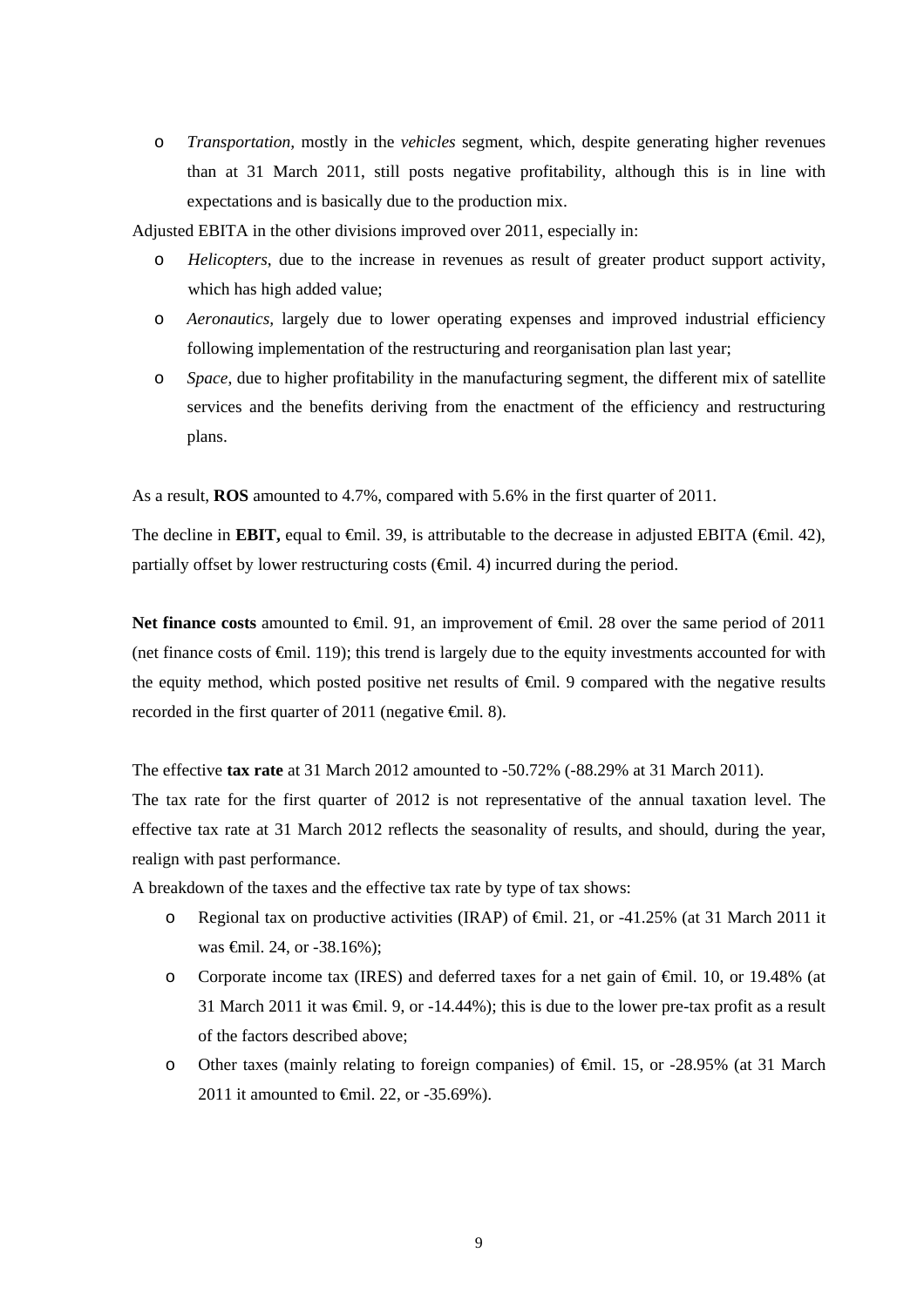- *Transportation*, mostly in the *vehicles* segment, which, despite generating higher revenues than at 31 March 2011, still posts negative profitability, although this is in line with expectations and is basically due to the production mix.

Adjusted EBITA in the other divisions improved over 2011, especially in:

- *Helicopters*, due to the increase in revenues as result of greater product support activity, which has high added value;
- *Aeronautics*, largely due to lower operating expenses and improved industrial efficiency following implementation of the restructuring and reorganisation plan last year;
- *Space*, due to higher profitability in the manufacturing segment, the different mix of satellite services and the benefits deriving from the enactment of the efficiency and restructuring plans.

As a result, **ROS** amounted to 4.7%, compared with 5.6% in the first quarter of 2011.

The decline in **EBIT,** equal to €mil. 39, is attributable to the decrease in adjusted EBITA (€mil. 42), partially offset by lower restructuring costs (€mil. 4) incurred during the period.

**Net finance costs** amounted to €mil. 91, an improvement of €mil. 28 over the same period of 2011 (net finance costs of €mil. 119); this trend is largely due to the equity investments accounted for with the equity method, which posted positive net results of €mil. 9 compared with the negative results recorded in the first quarter of 2011 (negative €mil. 8).

The effective **tax rate** at 31 March 2012 amounted to -50.72% (-88.29% at 31 March 2011).

The tax rate for the first quarter of 2012 is not representative of the annual taxation level. The effective tax rate at 31 March 2012 reflects the seasonality of results, and should, during the year, realign with past performance.

A breakdown of the taxes and the effective tax rate by type of tax shows:

- Regional tax on productive activities (IRAP) of €mil. 21, or -41.25% (at 31 March 2011 it was €mil. 24, or -38.16%);
- Corporate income tax (IRES) and deferred taxes for a net gain of €mil. 10, or 19.48% (at 31 March 2011 it was €mil. 9, or -14.44%); this is due to the lower pre-tax profit as a result of the factors described above;
- Other taxes (mainly relating to foreign companies) of €mil. 15, or -28.95% (at 31 March 2011 it amounted to €mil. 22, or -35.69%).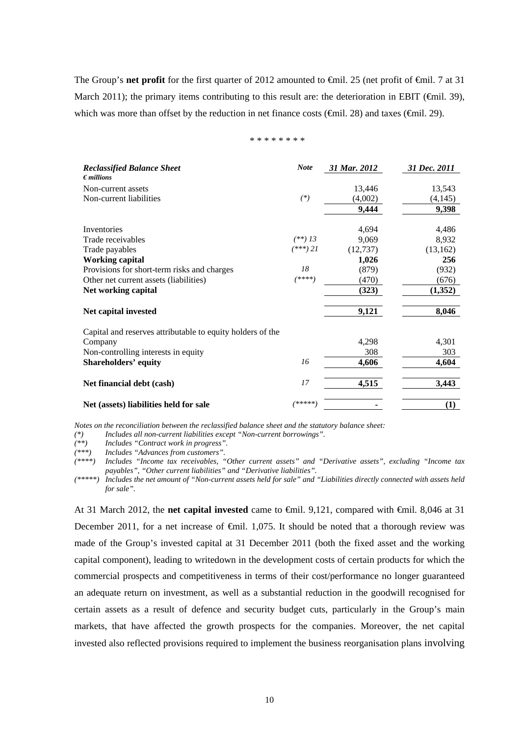The Group's **net profit** for the first quarter of 2012 amounted to €mil. 25 (net profit of €mil. 7 at 31 March 2011); the primary items contributing to this result are: the deterioration in EBIT (€mil. 39), which was more than offset by the reduction in net finance costs (€mil. 28) and taxes (€mil. 29).

\* \* \* \* \* \* \* \*

| ***Reclassified Balance Sheet*** <br> ***€ millions*** | ***Note*** | ***31 Mar. 2012*** | ***31 Dec. 2011*** |
|---|---|---|---|
| Non-current assets | | 13,446 | 13,543 |
| Non-current liabilities | *(\*)* | (4,002) | (4,145) |
| | | **9,444** | **9,398** |
| Inventories | | 4,694 | 4,486 |
| Trade receivables | *(\*\*) 13* | 9,069 | 8,932 |
| Trade payables | *(\*\*\*) 21* | (12,737) | (13,162) |
| **Working capital** | | **1,026** | **256** |
| Provisions for short-term risks and charges | *18* | (879) | (932) |
| Other net current assets (liabilities) | *(\*\*\*\*)* | (470) | (676) |
| **Net working capital** | | **(323)** | **(1,352)** |
| **Net capital invested** | | **9,121** | **8,046** |
| Capital and reserves attributable to equity holders of the Company | | 4,298 | 4,301 |
| Non-controlling interests in equity | | 308 | 303 |
| **Shareholders' equity** | *16* | **4,606** | **4,604** |
| **Net financial debt (cash)** | *17* | **4,515** | **3,443** |
| **Net (assets) liabilities held for sale** | *(\*\*\*\*\*)* | **-** | **(1)** |

*Notes on the reconciliation between the reclassified balance sheet and the statutory balance sheet:*

*(\*) Includes all non-current liabilities except "Non-current borrowings".*

*(\*\*) Includes "Contract work in progress".*

*(\*\*\*) Includes "Advances from customers".*

*(\*\*\*\*) Includes "Income tax receivables, "Other current assets" and "Derivative assets", excluding "Income tax payables", "Other current liabilities" and "Derivative liabilities".*

*(\*\*\*\*\*) Includes the net amount of "Non-current assets held for sale" and "Liabilities directly connected with assets held for sale".*

At 31 March 2012, the **net capital invested** came to €mil. 9,121, compared with €mil. 8,046 at 31 December 2011, for a net increase of €mil. 1,075. It should be noted that a thorough review was made of the Group's invested capital at 31 December 2011 (both the fixed asset and the working capital component), leading to writedown in the development costs of certain products for which the commercial prospects and competitiveness in terms of their cost/performance no longer guaranteed an adequate return on investment, as well as a substantial reduction in the goodwill recognised for certain assets as a result of defence and security budget cuts, particularly in the Group's main markets, that have affected the growth prospects for the companies. Moreover, the net capital invested also reflected provisions required to implement the business reorganisation plans involving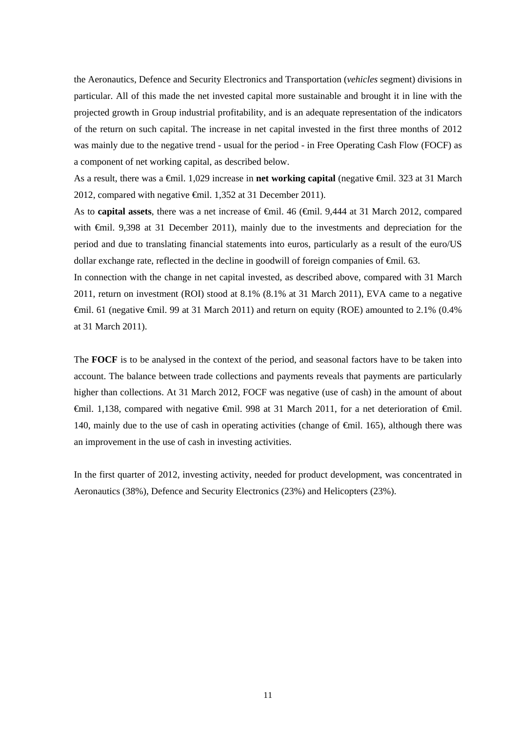the Aeronautics, Defence and Security Electronics and Transportation (*vehicles* segment) divisions in particular. All of this made the net invested capital more sustainable and brought it in line with the projected growth in Group industrial profitability, and is an adequate representation of the indicators of the return on such capital. The increase in net capital invested in the first three months of 2012 was mainly due to the negative trend - usual for the period - in Free Operating Cash Flow (FOCF) as a component of net working capital, as described below.

As a result, there was a €mil. 1,029 increase in **net working capital** (negative €mil. 323 at 31 March 2012, compared with negative €mil. 1,352 at 31 December 2011).

As to **capital assets**, there was a net increase of €mil. 46 (€mil. 9,444 at 31 March 2012, compared with €mil. 9,398 at 31 December 2011), mainly due to the investments and depreciation for the period and due to translating financial statements into euros, particularly as a result of the euro/US dollar exchange rate, reflected in the decline in goodwill of foreign companies of €mil. 63.

In connection with the change in net capital invested, as described above, compared with 31 March 2011, return on investment (ROI) stood at 8.1% (8.1% at 31 March 2011), EVA came to a negative €mil. 61 (negative €mil. 99 at 31 March 2011) and return on equity (ROE) amounted to 2.1% (0.4% at 31 March 2011).

The **FOCF** is to be analysed in the context of the period, and seasonal factors have to be taken into account. The balance between trade collections and payments reveals that payments are particularly higher than collections. At 31 March 2012, FOCF was negative (use of cash) in the amount of about €mil. 1,138, compared with negative €mil. 998 at 31 March 2011, for a net deterioration of €mil. 140, mainly due to the use of cash in operating activities (change of €mil. 165), although there was an improvement in the use of cash in investing activities.

In the first quarter of 2012, investing activity, needed for product development, was concentrated in Aeronautics (38%), Defence and Security Electronics (23%) and Helicopters (23%).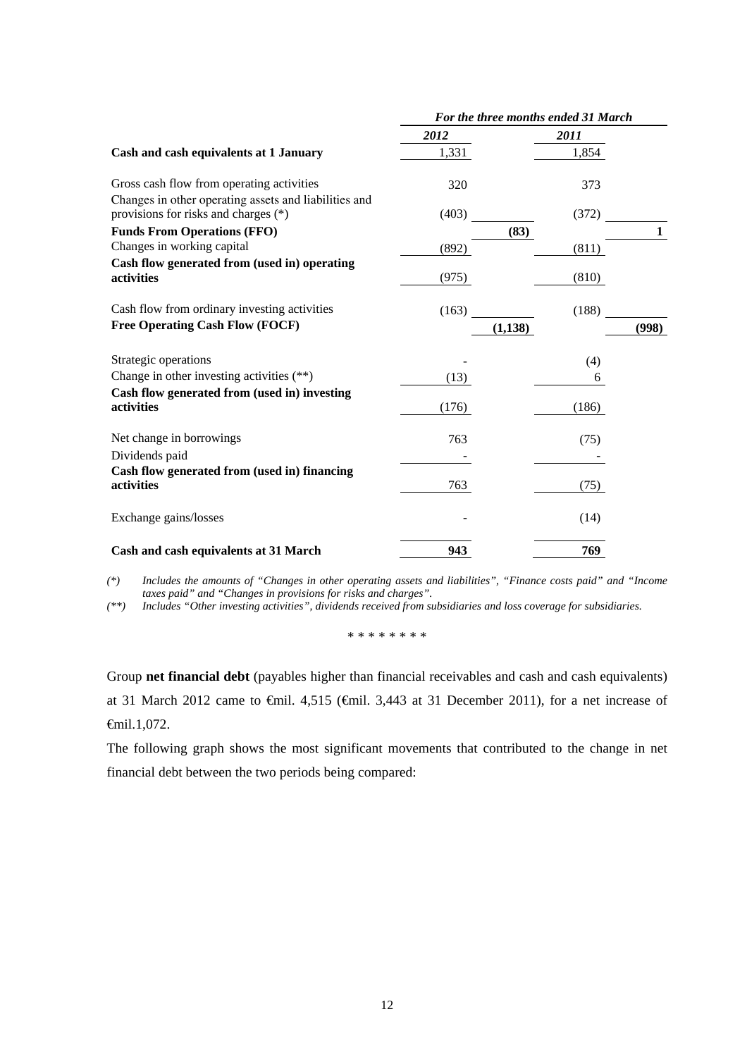| | For the three months ended 31 March | | | |
|---|---|---|---|---|
| | 2012 | | 2011 | |
| **Cash and cash equivalents at 1 January** | 1,331 | | 1,854 | |
| Gross cash flow from operating activities | 320 | | 373 | |
| Changes in other operating assets and liabilities and provisions for risks and charges (*) | (403) | | (372) | |
| **Funds From Operations (FFO)** | | **(83)** | | **1** |
| Changes in working capital | (892) | | (811) | |
| **Cash flow generated from (used in) operating activities** | (975) | | (810) | |
| Cash flow from ordinary investing activities | (163) | | (188) | |
| **Free Operating Cash Flow (FOCF)** | | **(1,138)** | | **(998)** |
| Strategic operations | - | | (4) | |
| Change in other investing activities (**) | (13) | | 6 | |
| **Cash flow generated from (used in) investing activities** | (176) | | (186) | |
| Net change in borrowings | 763 | | (75) | |
| Dividends paid | - | | - | |
| **Cash flow generated from (used in) financing activities** | 763 | | (75) | |
| Exchange gains/losses | - | | (14) | |
| **Cash and cash equivalents at 31 March** | **943** | | **769** | |

*(\*) Includes the amounts of "Changes in other operating assets and liabilities", "Finance costs paid" and "Income taxes paid" and "Changes in provisions for risks and charges".*

*(\*\*) Includes "Other investing activities", dividends received from subsidiaries and loss coverage for subsidiaries.*

\* \* \* \* \* \* \* \*

Group **net financial debt** (payables higher than financial receivables and cash and cash equivalents) at 31 March 2012 came to €mil. 4,515 (€mil. 3,443 at 31 December 2011), for a net increase of €mil.1,072.

The following graph shows the most significant movements that contributed to the change in net financial debt between the two periods being compared: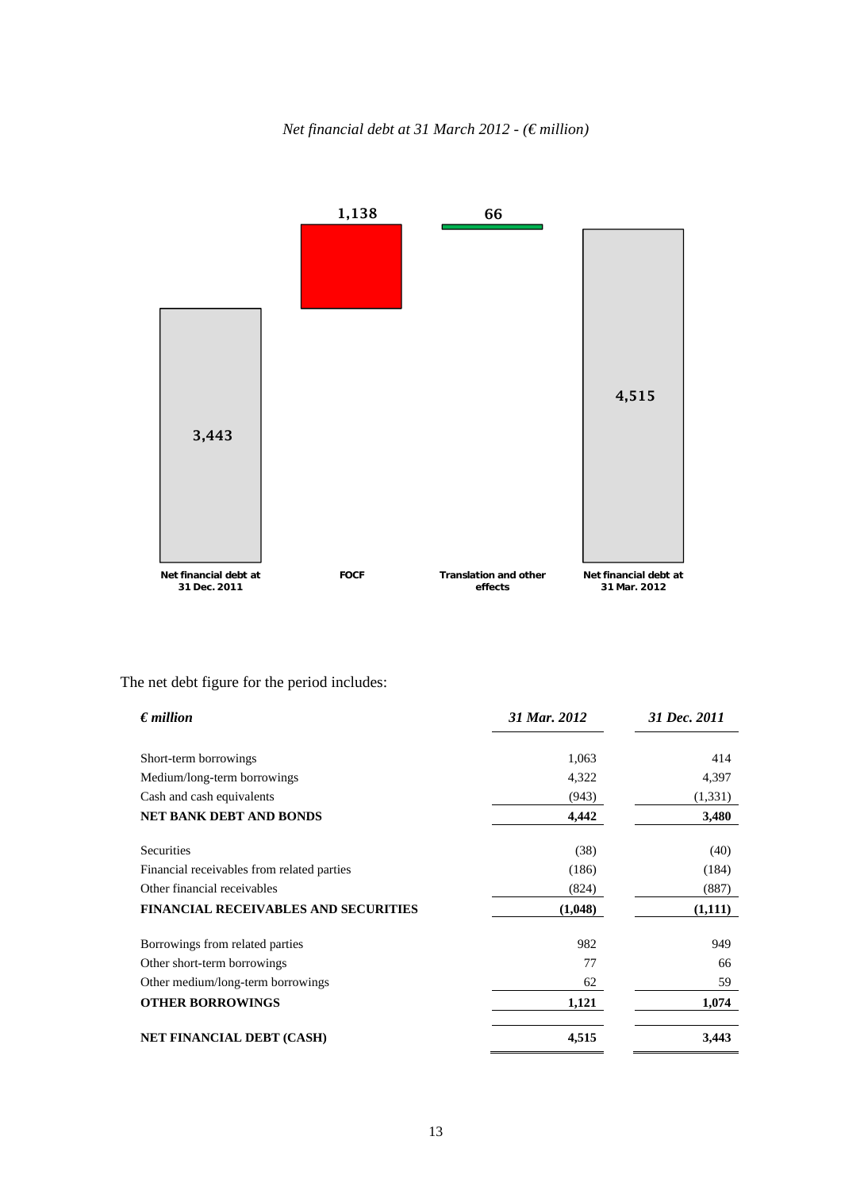*Net financial debt at 31 March 2012 - (€ million)*

| Net financial debt at 31 Dec. 2011 | FOCF | Translation and other effects | Net financial debt at 31 Mar. 2012 |
|---|---|---|---|
| 3,443 | 1,138 | 66 | 4,515 |

The net debt figure for the period includes:

| *€ million* | *31 Mar. 2012* | *31 Dec. 2011* |
|---|---|---|
| Short-term borrowings | 1,063 | 414 |
| Medium/long-term borrowings | 4,322 | 4,397 |
| Cash and cash equivalents | (943) | (1,331) |
| **NET BANK DEBT AND BONDS** | **4,442** | **3,480** |
| Securities | (38) | (40) |
| Financial receivables from related parties | (186) | (184) |
| Other financial receivables | (824) | (887) |
| **FINANCIAL RECEIVABLES AND SECURITIES** | **(1,048)** | **(1,111)** |
| Borrowings from related parties | 982 | 949 |
| Other short-term borrowings | 77 | 66 |
| Other medium/long-term borrowings | 62 | 59 |
| **OTHER BORROWINGS** | **1,121** | **1,074** |
| **NET FINANCIAL DEBT (CASH)** | **4,515** | **3,443** |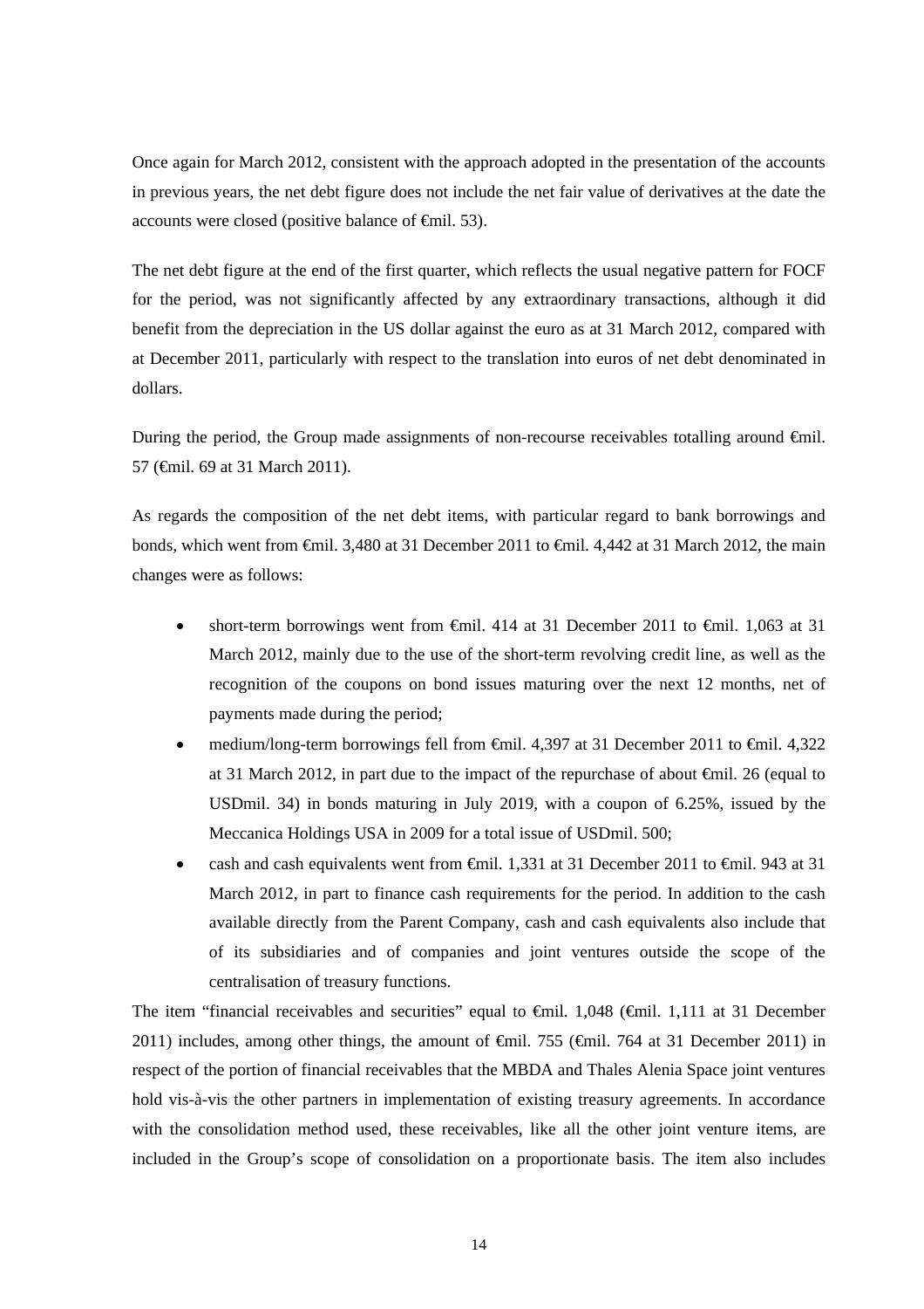Once again for March 2012, consistent with the approach adopted in the presentation of the accounts in previous years, the net debt figure does not include the net fair value of derivatives at the date the accounts were closed (positive balance of €mil. 53).

The net debt figure at the end of the first quarter, which reflects the usual negative pattern for FOCF for the period, was not significantly affected by any extraordinary transactions, although it did benefit from the depreciation in the US dollar against the euro as at 31 March 2012, compared with at December 2011, particularly with respect to the translation into euros of net debt denominated in dollars.

During the period, the Group made assignments of non-recourse receivables totalling around €mil. 57 (€mil. 69 at 31 March 2011).

As regards the composition of the net debt items, with particular regard to bank borrowings and bonds, which went from €mil. 3,480 at 31 December 2011 to €mil. 4,442 at 31 March 2012, the main changes were as follows:

- short-term borrowings went from €mil. 414 at 31 December 2011 to €mil. 1,063 at 31 March 2012, mainly due to the use of the short-term revolving credit line, as well as the recognition of the coupons on bond issues maturing over the next 12 months, net of payments made during the period;
- medium/long-term borrowings fell from €mil. 4,397 at 31 December 2011 to €mil. 4,322 at 31 March 2012, in part due to the impact of the repurchase of about €mil. 26 (equal to USDmil. 34) in bonds maturing in July 2019, with a coupon of 6.25%, issued by the Meccanica Holdings USA in 2009 for a total issue of USDmil. 500;
- cash and cash equivalents went from €mil. 1,331 at 31 December 2011 to €mil. 943 at 31 March 2012, in part to finance cash requirements for the period. In addition to the cash available directly from the Parent Company, cash and cash equivalents also include that of its subsidiaries and of companies and joint ventures outside the scope of the centralisation of treasury functions.

The item "financial receivables and securities" equal to €mil. 1,048 (€mil. 1,111 at 31 December 2011) includes, among other things, the amount of €mil. 755 (€mil. 764 at 31 December 2011) in respect of the portion of financial receivables that the MBDA and Thales Alenia Space joint ventures hold vis-à-vis the other partners in implementation of existing treasury agreements. In accordance with the consolidation method used, these receivables, like all the other joint venture items, are included in the Group's scope of consolidation on a proportionate basis. The item also includes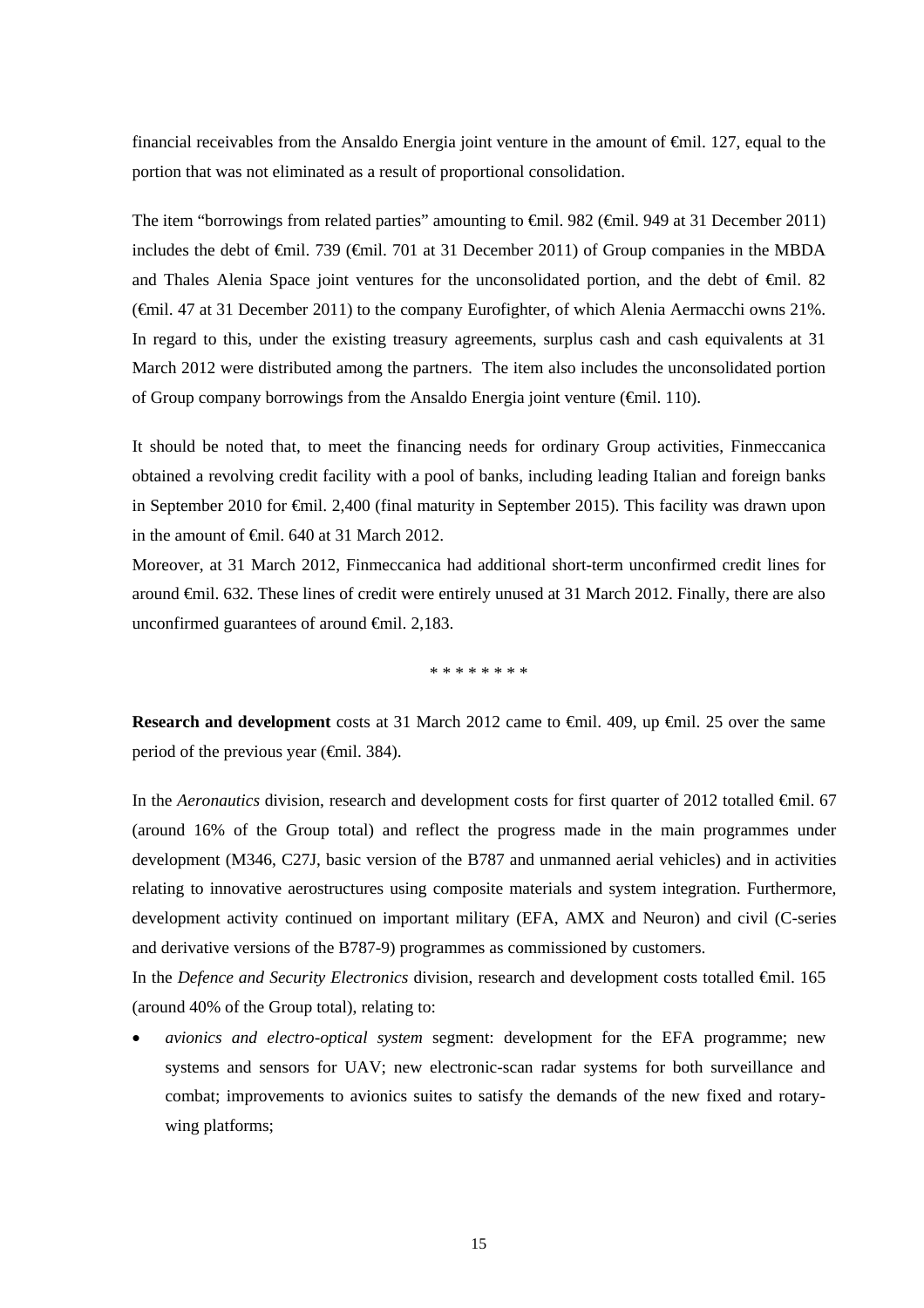financial receivables from the Ansaldo Energia joint venture in the amount of €mil. 127, equal to the portion that was not eliminated as a result of proportional consolidation.

The item "borrowings from related parties" amounting to €mil. 982 (€mil. 949 at 31 December 2011) includes the debt of €mil. 739 (€mil. 701 at 31 December 2011) of Group companies in the MBDA and Thales Alenia Space joint ventures for the unconsolidated portion, and the debt of €mil. 82 (€mil. 47 at 31 December 2011) to the company Eurofighter, of which Alenia Aermacchi owns 21%. In regard to this, under the existing treasury agreements, surplus cash and cash equivalents at 31 March 2012 were distributed among the partners. The item also includes the unconsolidated portion of Group company borrowings from the Ansaldo Energia joint venture (€mil. 110).

It should be noted that, to meet the financing needs for ordinary Group activities, Finmeccanica obtained a revolving credit facility with a pool of banks, including leading Italian and foreign banks in September 2010 for €mil. 2,400 (final maturity in September 2015). This facility was drawn upon in the amount of €mil. 640 at 31 March 2012.
Moreover, at 31 March 2012, Finmeccanica had additional short-term unconfirmed credit lines for around €mil. 632. These lines of credit were entirely unused at 31 March 2012. Finally, there are also unconfirmed guarantees of around €mil. 2,183.

\* \* \* \* \* \* \* \*

**Research and development** costs at 31 March 2012 came to €mil. 409, up €mil. 25 over the same period of the previous year (€mil. 384).

In the *Aeronautics* division, research and development costs for first quarter of 2012 totalled €mil. 67 (around 16% of the Group total) and reflect the progress made in the main programmes under development (M346, C27J, basic version of the B787 and unmanned aerial vehicles) and in activities relating to innovative aerostructures using composite materials and system integration. Furthermore, development activity continued on important military (EFA, AMX and Neuron) and civil (C-series and derivative versions of the B787-9) programmes as commissioned by customers.
In the *Defence and Security Electronics* division, research and development costs totalled €mil. 165 (around 40% of the Group total), relating to:

- *avionics and electro-optical system* segment: development for the EFA programme; new systems and sensors for UAV; new electronic-scan radar systems for both surveillance and combat; improvements to avionics suites to satisfy the demands of the new fixed and rotary-wing platforms;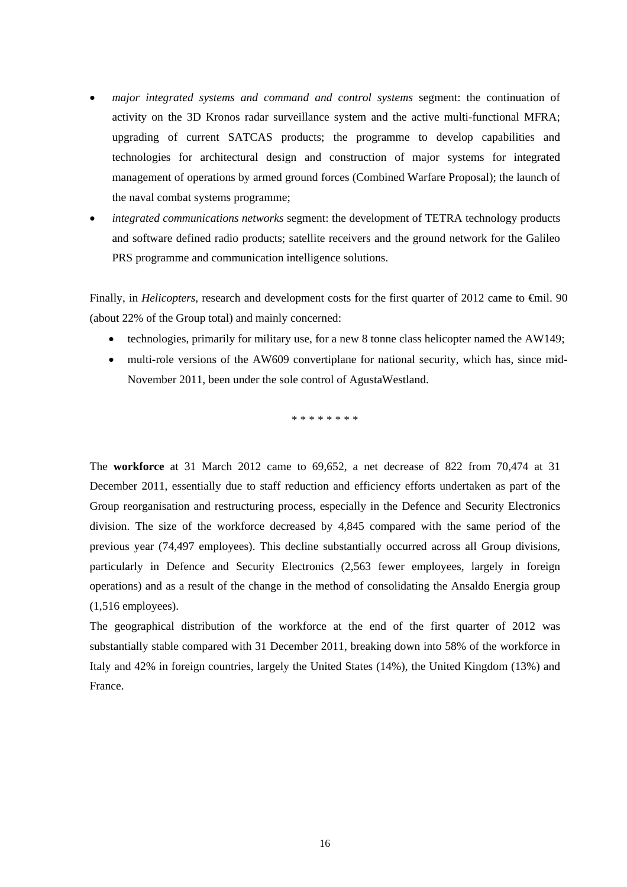- *major integrated systems and command and control systems* segment: the continuation of activity on the 3D Kronos radar surveillance system and the active multi-functional MFRA; upgrading of current SATCAS products; the programme to develop capabilities and technologies for architectural design and construction of major systems for integrated management of operations by armed ground forces (Combined Warfare Proposal); the launch of the naval combat systems programme;
- *integrated communications networks* segment: the development of TETRA technology products and software defined radio products; satellite receivers and the ground network for the Galileo PRS programme and communication intelligence solutions.

Finally, in *Helicopters,* research and development costs for the first quarter of 2012 came to €mil. 90 (about 22% of the Group total) and mainly concerned:

- technologies, primarily for military use, for a new 8 tonne class helicopter named the AW149;
- multi-role versions of the AW609 convertiplane for national security, which has, since mid-November 2011, been under the sole control of AgustaWestland.

\* \* \* \* \* \* \* \*

The **workforce** at 31 March 2012 came to 69,652, a net decrease of 822 from 70,474 at 31 December 2011, essentially due to staff reduction and efficiency efforts undertaken as part of the Group reorganisation and restructuring process, especially in the Defence and Security Electronics division. The size of the workforce decreased by 4,845 compared with the same period of the previous year (74,497 employees). This decline substantially occurred across all Group divisions, particularly in Defence and Security Electronics (2,563 fewer employees, largely in foreign operations) and as a result of the change in the method of consolidating the Ansaldo Energia group (1,516 employees).

The geographical distribution of the workforce at the end of the first quarter of 2012 was substantially stable compared with 31 December 2011, breaking down into 58% of the workforce in Italy and 42% in foreign countries, largely the United States (14%), the United Kingdom (13%) and France.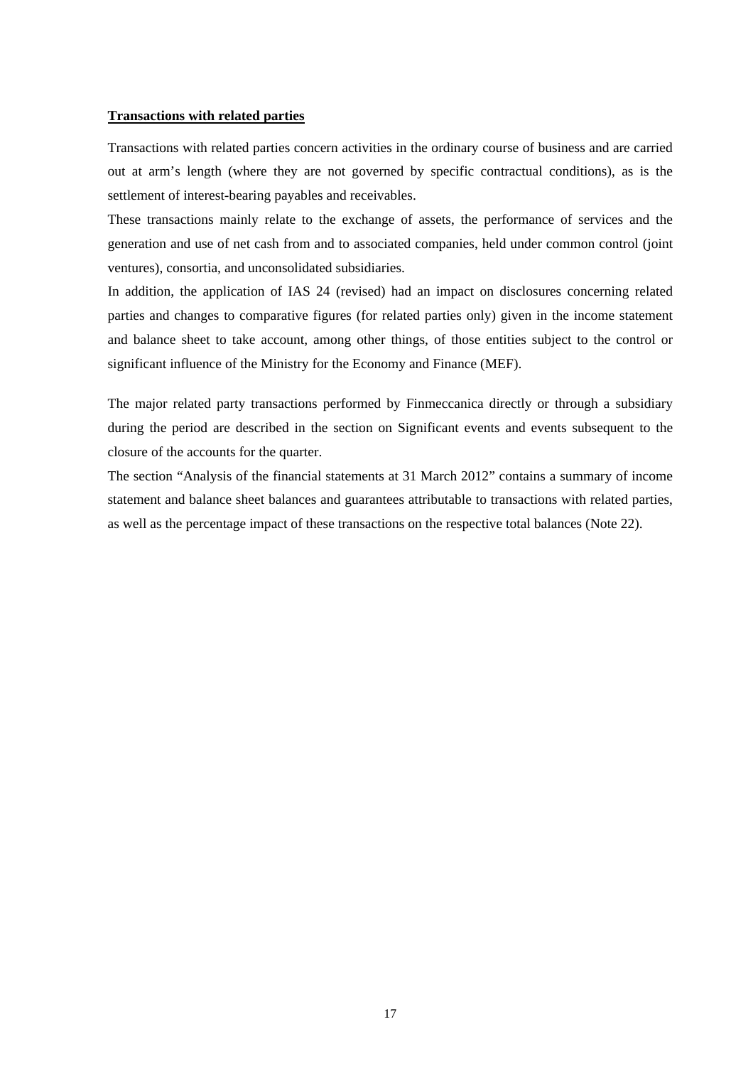**Transactions with related parties**

Transactions with related parties concern activities in the ordinary course of business and are carried out at arm's length (where they are not governed by specific contractual conditions), as is the settlement of interest-bearing payables and receivables.

These transactions mainly relate to the exchange of assets, the performance of services and the generation and use of net cash from and to associated companies, held under common control (joint ventures), consortia, and unconsolidated subsidiaries.

In addition, the application of IAS 24 (revised) had an impact on disclosures concerning related parties and changes to comparative figures (for related parties only) given in the income statement and balance sheet to take account, among other things, of those entities subject to the control or significant influence of the Ministry for the Economy and Finance (MEF).

The major related party transactions performed by Finmeccanica directly or through a subsidiary during the period are described in the section on Significant events and events subsequent to the closure of the accounts for the quarter.

The section "Analysis of the financial statements at 31 March 2012" contains a summary of income statement and balance sheet balances and guarantees attributable to transactions with related parties, as well as the percentage impact of these transactions on the respective total balances (Note 22).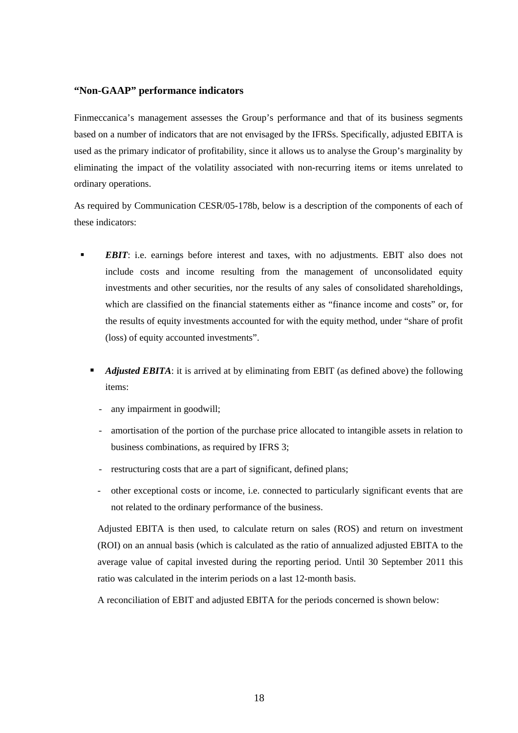### "Non-GAAP" performance indicators

Finmeccanica's management assesses the Group's performance and that of its business segments based on a number of indicators that are not envisaged by the IFRSs. Specifically, adjusted EBITA is used as the primary indicator of profitability, since it allows us to analyse the Group's marginality by eliminating the impact of the volatility associated with non-recurring items or items unrelated to ordinary operations.

As required by Communication CESR/05-178b, below is a description of the components of each of these indicators:

- ***EBIT***: i.e. earnings before interest and taxes, with no adjustments. EBIT also does not include costs and income resulting from the management of unconsolidated equity investments and other securities, nor the results of any sales of consolidated shareholdings, which are classified on the financial statements either as "finance income and costs" or, for the results of equity investments accounted for with the equity method, under "share of profit (loss) of equity accounted investments".

- ***Adjusted EBITA***: it is arrived at by eliminating from EBIT (as defined above) the following items:
  - any impairment in goodwill;
  - amortisation of the portion of the purchase price allocated to intangible assets in relation to business combinations, as required by IFRS 3;
  - restructuring costs that are a part of significant, defined plans;
  - other exceptional costs or income, i.e. connected to particularly significant events that are not related to the ordinary performance of the business.

  Adjusted EBITA is then used, to calculate return on sales (ROS) and return on investment (ROI) on an annual basis (which is calculated as the ratio of annualized adjusted EBITA to the average value of capital invested during the reporting period. Until 30 September 2011 this ratio was calculated in the interim periods on a last 12-month basis.

  A reconciliation of EBIT and adjusted EBITA for the periods concerned is shown below: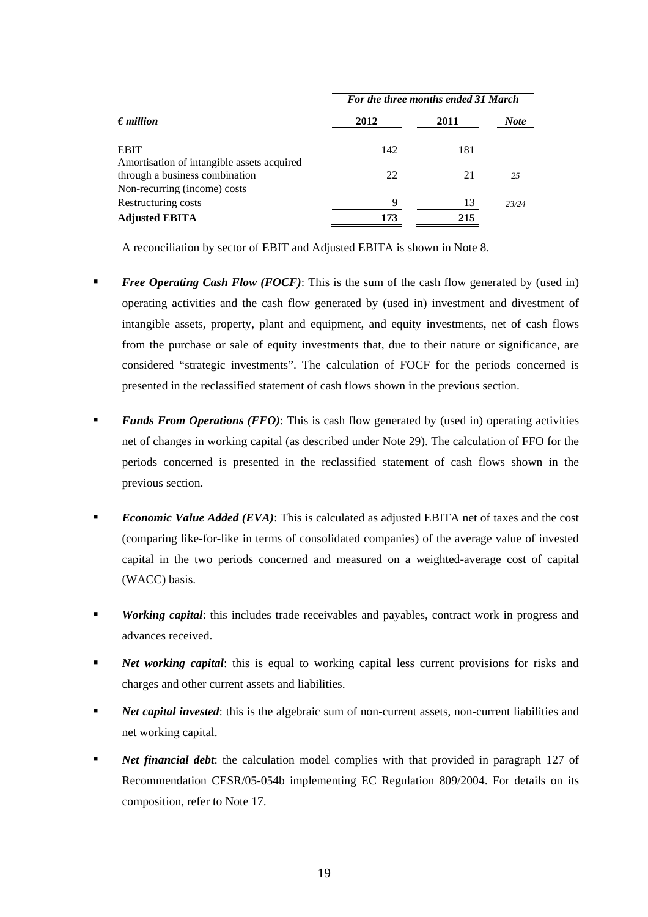| *€ million* | *For the three months ended 31 March* | | |
|---|---|---|---|
| | **2012** | **2011** | ***Note*** |
| EBIT | 142 | 181 | |
| Amortisation of intangible assets acquired through a business combination | 22 | 21 | *25* |
| Non-recurring (income) costs | | | |
| Restructuring costs | 9 | 13 | *23/24* |
| **Adjusted EBITA** | **173** | **215** | |

A reconciliation by sector of EBIT and Adjusted EBITA is shown in Note 8.

- ***Free Operating Cash Flow (FOCF)***: This is the sum of the cash flow generated by (used in) operating activities and the cash flow generated by (used in) investment and divestment of intangible assets, property, plant and equipment, and equity investments, net of cash flows from the purchase or sale of equity investments that, due to their nature or significance, are considered "strategic investments". The calculation of FOCF for the periods concerned is presented in the reclassified statement of cash flows shown in the previous section.

- ***Funds From Operations (FFO)***: This is cash flow generated by (used in) operating activities net of changes in working capital (as described under Note 29). The calculation of FFO for the periods concerned is presented in the reclassified statement of cash flows shown in the previous section.

- ***Economic Value Added (EVA)***: This is calculated as adjusted EBITA net of taxes and the cost (comparing like-for-like in terms of consolidated companies) of the average value of invested capital in the two periods concerned and measured on a weighted-average cost of capital (WACC) basis.

- ***Working capital***: this includes trade receivables and payables, contract work in progress and advances received.

- ***Net working capital***: this is equal to working capital less current provisions for risks and charges and other current assets and liabilities.

- ***Net capital invested***: this is the algebraic sum of non-current assets, non-current liabilities and net working capital.

- ***Net financial debt***: the calculation model complies with that provided in paragraph 127 of Recommendation CESR/05-054b implementing EC Regulation 809/2004. For details on its composition, refer to Note 17.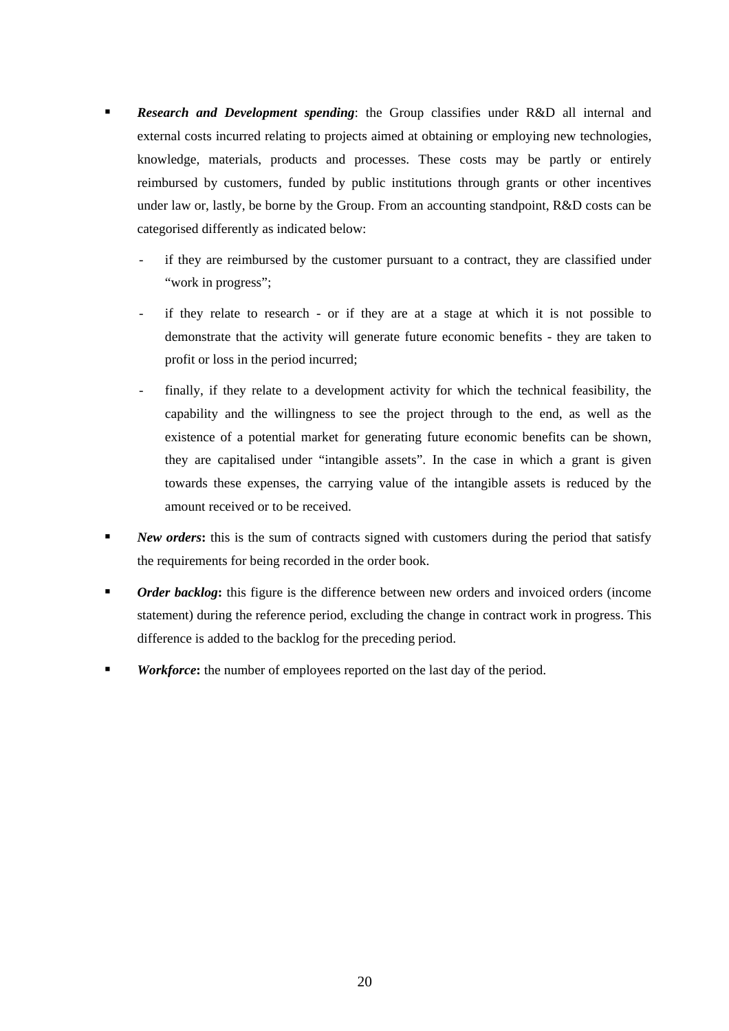- ***Research and Development spending***: the Group classifies under R&D all internal and external costs incurred relating to projects aimed at obtaining or employing new technologies, knowledge, materials, products and processes. These costs may be partly or entirely reimbursed by customers, funded by public institutions through grants or other incentives under law or, lastly, be borne by the Group. From an accounting standpoint, R&D costs can be categorised differently as indicated below:
  - if they are reimbursed by the customer pursuant to a contract, they are classified under "work in progress";
  - if they relate to research - or if they are at a stage at which it is not possible to demonstrate that the activity will generate future economic benefits - they are taken to profit or loss in the period incurred;
  - finally, if they relate to a development activity for which the technical feasibility, the capability and the willingness to see the project through to the end, as well as the existence of a potential market for generating future economic benefits can be shown, they are capitalised under "intangible assets". In the case in which a grant is given towards these expenses, the carrying value of the intangible assets is reduced by the amount received or to be received.
- ***New orders*:** this is the sum of contracts signed with customers during the period that satisfy the requirements for being recorded in the order book.
- ***Order backlog*:** this figure is the difference between new orders and invoiced orders (income statement) during the reference period, excluding the change in contract work in progress. This difference is added to the backlog for the preceding period.
- ***Workforce*:** the number of employees reported on the last day of the period.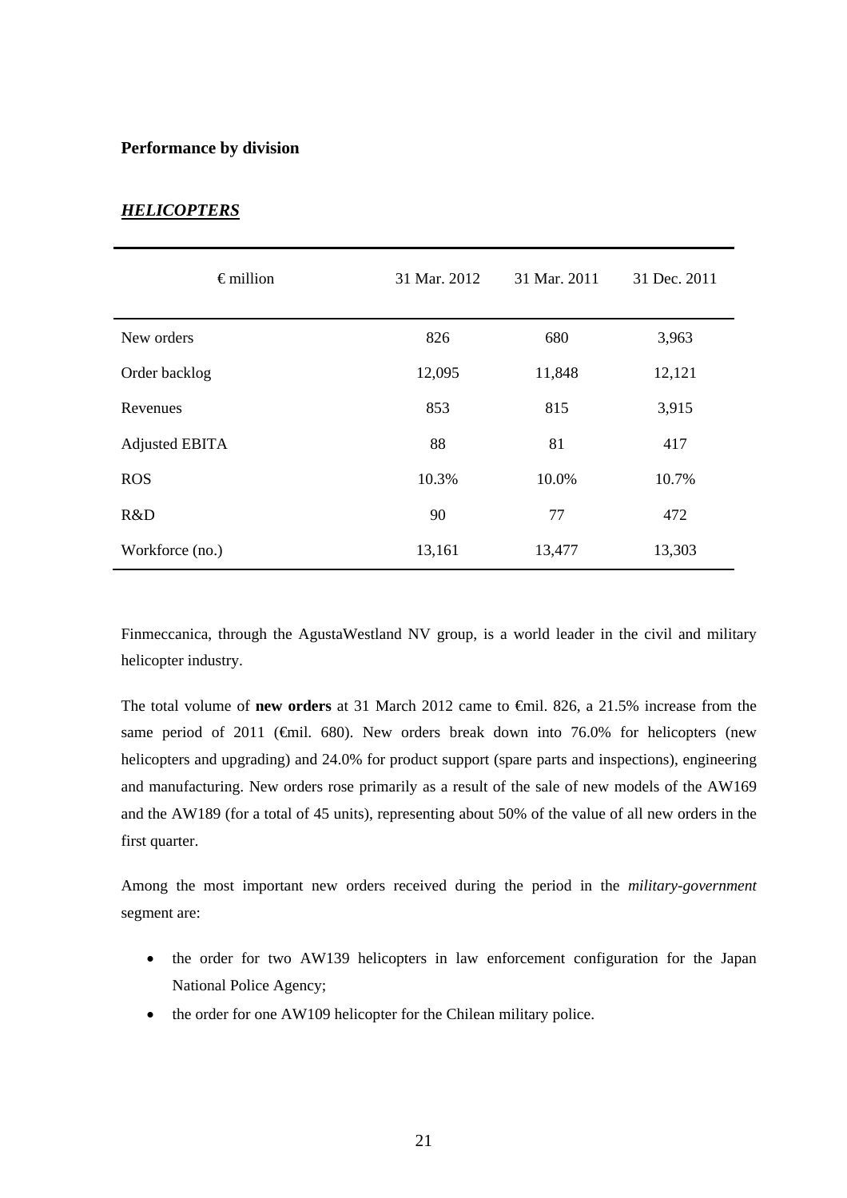## Performance by division

### ***HELICOPTERS***

| € million | 31 Mar. 2012 | 31 Mar. 2011 | 31 Dec. 2011 |
|---|---|---|---|
| New orders | 826 | 680 | 3,963 |
| Order backlog | 12,095 | 11,848 | 12,121 |
| Revenues | 853 | 815 | 3,915 |
| Adjusted EBITA | 88 | 81 | 417 |
| ROS | 10.3% | 10.0% | 10.7% |
| R&D | 90 | 77 | 472 |
| Workforce (no.) | 13,161 | 13,477 | 13,303 |

Finmeccanica, through the AgustaWestland NV group, is a world leader in the civil and military helicopter industry.

The total volume of **new orders** at 31 March 2012 came to €mil. 826, a 21.5% increase from the same period of 2011 (€mil. 680). New orders break down into 76.0% for helicopters (new helicopters and upgrading) and 24.0% for product support (spare parts and inspections), engineering and manufacturing. New orders rose primarily as a result of the sale of new models of the AW169 and the AW189 (for a total of 45 units), representing about 50% of the value of all new orders in the first quarter.

Among the most important new orders received during the period in the *military-government* segment are:

- the order for two AW139 helicopters in law enforcement configuration for the Japan National Police Agency;
- the order for one AW109 helicopter for the Chilean military police.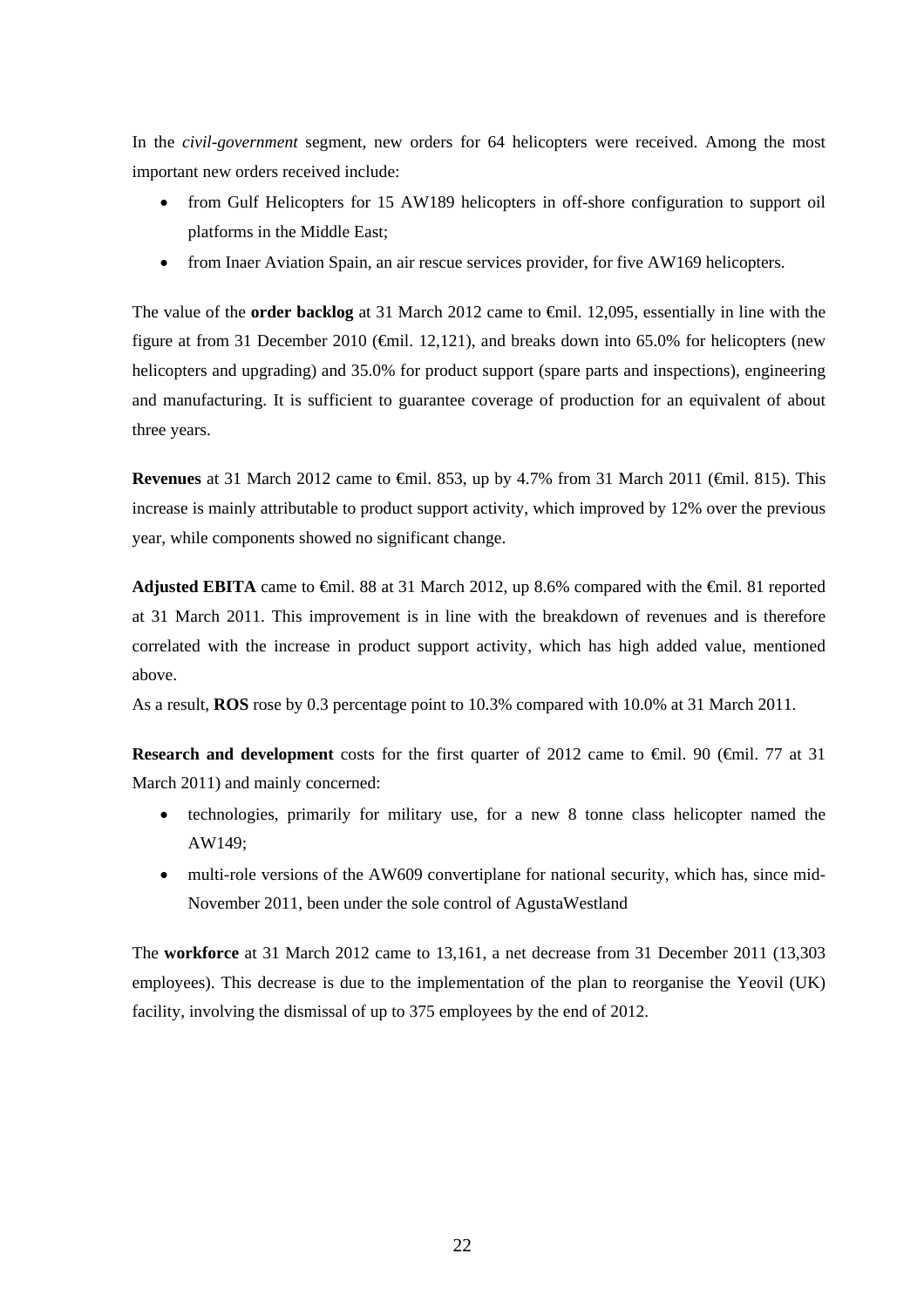In the *civil-government* segment, new orders for 64 helicopters were received. Among the most important new orders received include:

- from Gulf Helicopters for 15 AW189 helicopters in off-shore configuration to support oil platforms in the Middle East;
- from Inaer Aviation Spain, an air rescue services provider, for five AW169 helicopters.

The value of the **order backlog** at 31 March 2012 came to €mil. 12,095, essentially in line with the figure at from 31 December 2010 (€mil. 12,121), and breaks down into 65.0% for helicopters (new helicopters and upgrading) and 35.0% for product support (spare parts and inspections), engineering and manufacturing. It is sufficient to guarantee coverage of production for an equivalent of about three years.

**Revenues** at 31 March 2012 came to €mil. 853, up by 4.7% from 31 March 2011 (€mil. 815). This increase is mainly attributable to product support activity, which improved by 12% over the previous year, while components showed no significant change.

**Adjusted EBITA** came to €mil. 88 at 31 March 2012, up 8.6% compared with the €mil. 81 reported at 31 March 2011. This improvement is in line with the breakdown of revenues and is therefore correlated with the increase in product support activity, which has high added value, mentioned above.
As a result, **ROS** rose by 0.3 percentage point to 10.3% compared with 10.0% at 31 March 2011.

**Research and development** costs for the first quarter of 2012 came to €mil. 90 (€mil. 77 at 31 March 2011) and mainly concerned:

- technologies, primarily for military use, for a new 8 tonne class helicopter named the AW149;
- multi-role versions of the AW609 convertiplane for national security, which has, since mid-November 2011, been under the sole control of AgustaWestland

The **workforce** at 31 March 2012 came to 13,161, a net decrease from 31 December 2011 (13,303 employees). This decrease is due to the implementation of the plan to reorganise the Yeovil (UK) facility, involving the dismissal of up to 375 employees by the end of 2012.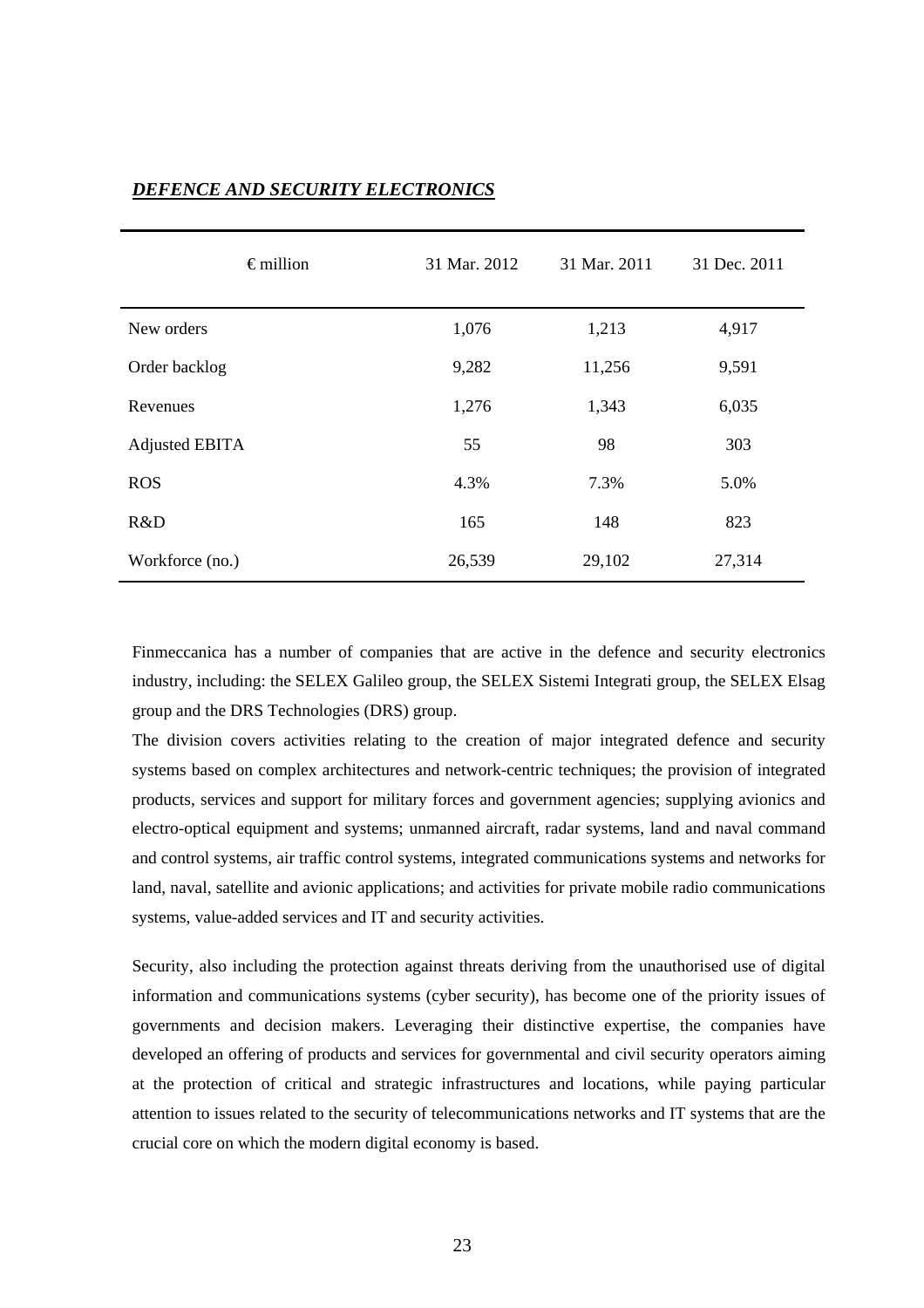***DEFENCE AND SECURITY ELECTRONICS***

| € million | 31 Mar. 2012 | 31 Mar. 2011 | 31 Dec. 2011 |
|---|---|---|---|
| New orders | 1,076 | 1,213 | 4,917 |
| Order backlog | 9,282 | 11,256 | 9,591 |
| Revenues | 1,276 | 1,343 | 6,035 |
| Adjusted EBITA | 55 | 98 | 303 |
| ROS | 4.3% | 7.3% | 5.0% |
| R&D | 165 | 148 | 823 |
| Workforce (no.) | 26,539 | 29,102 | 27,314 |

Finmeccanica has a number of companies that are active in the defence and security electronics industry, including: the SELEX Galileo group, the SELEX Sistemi Integrati group, the SELEX Elsag group and the DRS Technologies (DRS) group.

The division covers activities relating to the creation of major integrated defence and security systems based on complex architectures and network-centric techniques; the provision of integrated products, services and support for military forces and government agencies; supplying avionics and electro-optical equipment and systems; unmanned aircraft, radar systems, land and naval command and control systems, air traffic control systems, integrated communications systems and networks for land, naval, satellite and avionic applications; and activities for private mobile radio communications systems, value-added services and IT and security activities.

Security, also including the protection against threats deriving from the unauthorised use of digital information and communications systems (cyber security), has become one of the priority issues of governments and decision makers. Leveraging their distinctive expertise, the companies have developed an offering of products and services for governmental and civil security operators aiming at the protection of critical and strategic infrastructures and locations, while paying particular attention to issues related to the security of telecommunications networks and IT systems that are the crucial core on which the modern digital economy is based.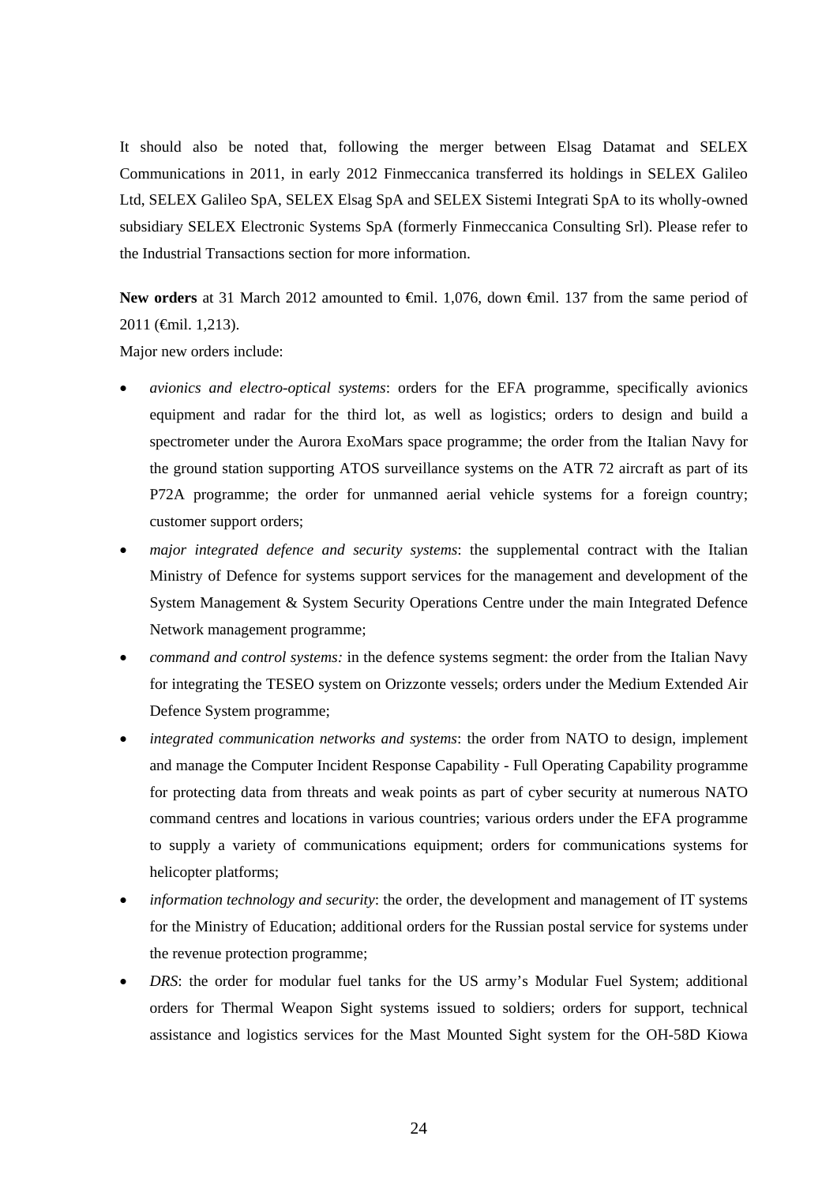It should also be noted that, following the merger between Elsag Datamat and SELEX Communications in 2011, in early 2012 Finmeccanica transferred its holdings in SELEX Galileo Ltd, SELEX Galileo SpA, SELEX Elsag SpA and SELEX Sistemi Integrati SpA to its wholly-owned subsidiary SELEX Electronic Systems SpA (formerly Finmeccanica Consulting Srl). Please refer to the Industrial Transactions section for more information.

**New orders** at 31 March 2012 amounted to €mil. 1,076, down €mil. 137 from the same period of 2011 (€mil. 1,213).

Major new orders include:

- *avionics and electro-optical systems*: orders for the EFA programme, specifically avionics equipment and radar for the third lot, as well as logistics; orders to design and build a spectrometer under the Aurora ExoMars space programme; the order from the Italian Navy for the ground station supporting ATOS surveillance systems on the ATR 72 aircraft as part of its P72A programme; the order for unmanned aerial vehicle systems for a foreign country; customer support orders;
- *major integrated defence and security systems*: the supplemental contract with the Italian Ministry of Defence for systems support services for the management and development of the System Management & System Security Operations Centre under the main Integrated Defence Network management programme;
- *command and control systems:* in the defence systems segment: the order from the Italian Navy for integrating the TESEO system on Orizzonte vessels; orders under the Medium Extended Air Defence System programme;
- *integrated communication networks and systems*: the order from NATO to design, implement and manage the Computer Incident Response Capability - Full Operating Capability programme for protecting data from threats and weak points as part of cyber security at numerous NATO command centres and locations in various countries; various orders under the EFA programme to supply a variety of communications equipment; orders for communications systems for helicopter platforms;
- *information technology and security*: the order, the development and management of IT systems for the Ministry of Education; additional orders for the Russian postal service for systems under the revenue protection programme;
- *DRS*: the order for modular fuel tanks for the US army's Modular Fuel System; additional orders for Thermal Weapon Sight systems issued to soldiers; orders for support, technical assistance and logistics services for the Mast Mounted Sight system for the OH-58D Kiowa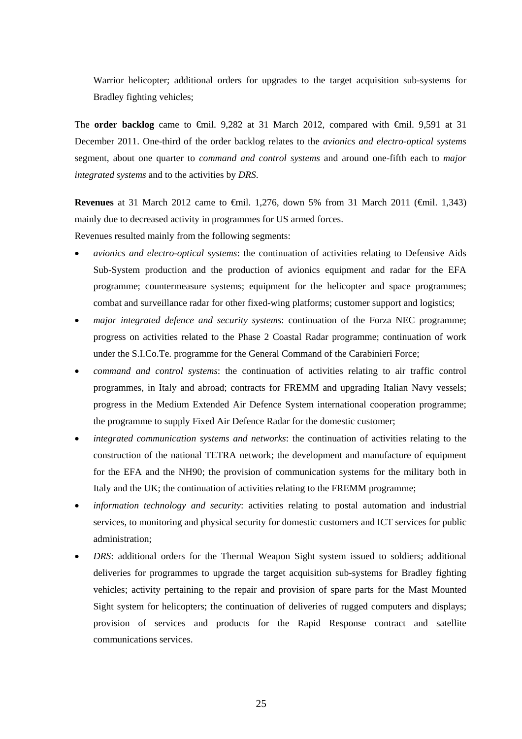Warrior helicopter; additional orders for upgrades to the target acquisition sub-systems for Bradley fighting vehicles;

The **order backlog** came to €mil. 9,282 at 31 March 2012, compared with €mil. 9,591 at 31 December 2011. One-third of the order backlog relates to the *avionics and electro-optical systems* segment, about one quarter to *command and control systems* and around one-fifth each to *major integrated systems* and to the activities by *DRS*.

**Revenues** at 31 March 2012 came to €mil. 1,276, down 5% from 31 March 2011 (€mil. 1,343) mainly due to decreased activity in programmes for US armed forces.

Revenues resulted mainly from the following segments:

- *avionics and electro-optical systems*: the continuation of activities relating to Defensive Aids Sub-System production and the production of avionics equipment and radar for the EFA programme; countermeasure systems; equipment for the helicopter and space programmes; combat and surveillance radar for other fixed-wing platforms; customer support and logistics;
- *major integrated defence and security systems*: continuation of the Forza NEC programme; progress on activities related to the Phase 2 Coastal Radar programme; continuation of work under the S.I.Co.Te. programme for the General Command of the Carabinieri Force;
- *command and control systems*: the continuation of activities relating to air traffic control programmes, in Italy and abroad; contracts for FREMM and upgrading Italian Navy vessels; progress in the Medium Extended Air Defence System international cooperation programme; the programme to supply Fixed Air Defence Radar for the domestic customer;
- *integrated communication systems and networks*: the continuation of activities relating to the construction of the national TETRA network; the development and manufacture of equipment for the EFA and the NH90; the provision of communication systems for the military both in Italy and the UK; the continuation of activities relating to the FREMM programme;
- *information technology and security*: activities relating to postal automation and industrial services, to monitoring and physical security for domestic customers and ICT services for public administration;
- *DRS*: additional orders for the Thermal Weapon Sight system issued to soldiers; additional deliveries for programmes to upgrade the target acquisition sub-systems for Bradley fighting vehicles; activity pertaining to the repair and provision of spare parts for the Mast Mounted Sight system for helicopters; the continuation of deliveries of rugged computers and displays; provision of services and products for the Rapid Response contract and satellite communications services.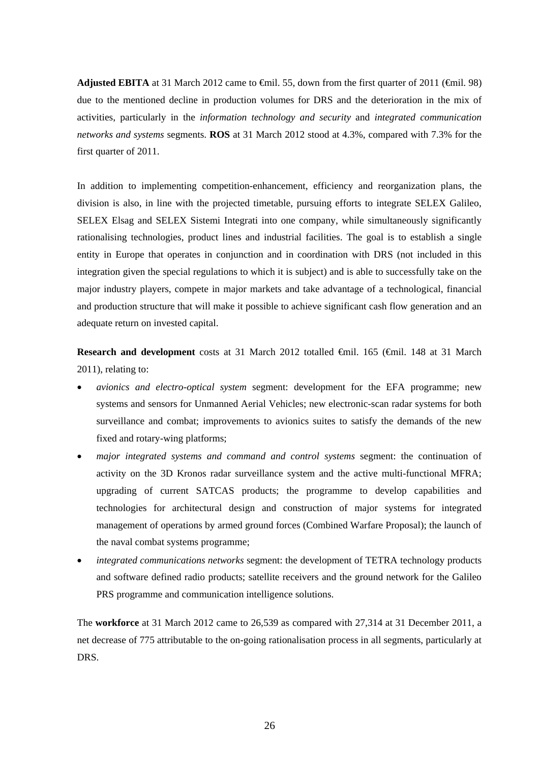**Adjusted EBITA** at 31 March 2012 came to €mil. 55, down from the first quarter of 2011 (€mil. 98) due to the mentioned decline in production volumes for DRS and the deterioration in the mix of activities, particularly in the *information technology and security* and *integrated communication networks and systems* segments. **ROS** at 31 March 2012 stood at 4.3%, compared with 7.3% for the first quarter of 2011.

In addition to implementing competition-enhancement, efficiency and reorganization plans, the division is also, in line with the projected timetable, pursuing efforts to integrate SELEX Galileo, SELEX Elsag and SELEX Sistemi Integrati into one company, while simultaneously significantly rationalising technologies, product lines and industrial facilities. The goal is to establish a single entity in Europe that operates in conjunction and in coordination with DRS (not included in this integration given the special regulations to which it is subject) and is able to successfully take on the major industry players, compete in major markets and take advantage of a technological, financial and production structure that will make it possible to achieve significant cash flow generation and an adequate return on invested capital.

**Research and development** costs at 31 March 2012 totalled €mil. 165 (€mil. 148 at 31 March 2011), relating to:

- *avionics and electro-optical system* segment: development for the EFA programme; new systems and sensors for Unmanned Aerial Vehicles; new electronic-scan radar systems for both surveillance and combat; improvements to avionics suites to satisfy the demands of the new fixed and rotary-wing platforms;
- *major integrated systems and command and control systems* segment: the continuation of activity on the 3D Kronos radar surveillance system and the active multi-functional MFRA; upgrading of current SATCAS products; the programme to develop capabilities and technologies for architectural design and construction of major systems for integrated management of operations by armed ground forces (Combined Warfare Proposal); the launch of the naval combat systems programme;
- *integrated communications networks* segment: the development of TETRA technology products and software defined radio products; satellite receivers and the ground network for the Galileo PRS programme and communication intelligence solutions.

The **workforce** at 31 March 2012 came to 26,539 as compared with 27,314 at 31 December 2011, a net decrease of 775 attributable to the on-going rationalisation process in all segments, particularly at DRS.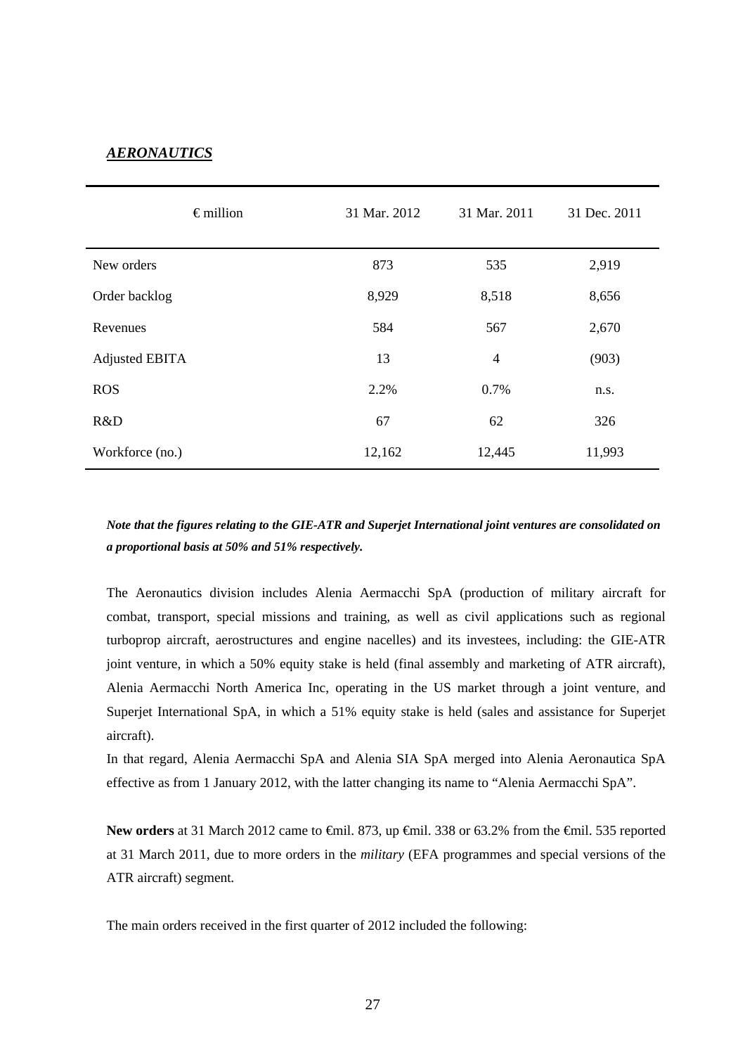## ***AERONAUTICS***

| €million | 31 Mar. 2012 | 31 Mar. 2011 | 31 Dec. 2011 |
|---|---|---|---|
| New orders | 873 | 535 | 2,919 |
| Order backlog | 8,929 | 8,518 | 8,656 |
| Revenues | 584 | 567 | 2,670 |
| Adjusted EBITA | 13 | 4 | (903) |
| ROS | 2.2% | 0.7% | n.s. |
| R&D | 67 | 62 | 326 |
| Workforce (no.) | 12,162 | 12,445 | 11,993 |

***Note that the figures relating to the GIE-ATR and Superjet International joint ventures are consolidated on a proportional basis at 50% and 51% respectively.***

The Aeronautics division includes Alenia Aermacchi SpA (production of military aircraft for combat, transport, special missions and training, as well as civil applications such as regional turboprop aircraft, aerostructures and engine nacelles) and its investees, including: the GIE-ATR joint venture, in which a 50% equity stake is held (final assembly and marketing of ATR aircraft), Alenia Aermacchi North America Inc, operating in the US market through a joint venture, and Superjet International SpA, in which a 51% equity stake is held (sales and assistance for Superjet aircraft).

In that regard, Alenia Aermacchi SpA and Alenia SIA SpA merged into Alenia Aeronautica SpA effective as from 1 January 2012, with the latter changing its name to "Alenia Aermacchi SpA".

**New orders** at 31 March 2012 came to €mil. 873, up €mil. 338 or 63.2% from the €mil. 535 reported at 31 March 2011, due to more orders in the *military* (EFA programmes and special versions of the ATR aircraft) segment.

The main orders received in the first quarter of 2012 included the following: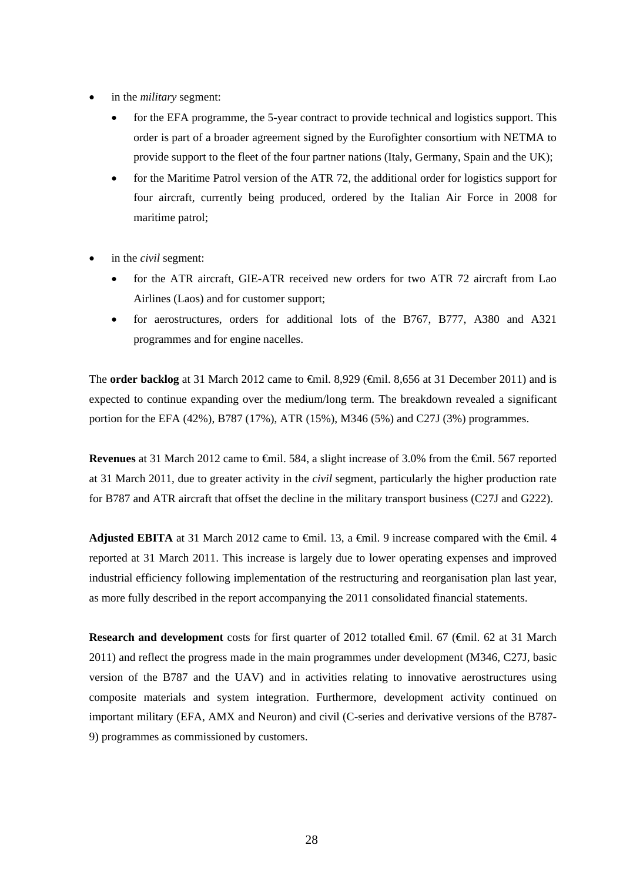- in the *military* segment:
  - for the EFA programme, the 5-year contract to provide technical and logistics support. This order is part of a broader agreement signed by the Eurofighter consortium with NETMA to provide support to the fleet of the four partner nations (Italy, Germany, Spain and the UK);
  - for the Maritime Patrol version of the ATR 72, the additional order for logistics support for four aircraft, currently being produced, ordered by the Italian Air Force in 2008 for maritime patrol;

- in the *civil* segment:
  - for the ATR aircraft, GIE-ATR received new orders for two ATR 72 aircraft from Lao Airlines (Laos) and for customer support;
  - for aerostructures, orders for additional lots of the B767, B777, A380 and A321 programmes and for engine nacelles.

The **order backlog** at 31 March 2012 came to €mil. 8,929 (€mil. 8,656 at 31 December 2011) and is expected to continue expanding over the medium/long term. The breakdown revealed a significant portion for the EFA (42%), B787 (17%), ATR (15%), M346 (5%) and C27J (3%) programmes.

**Revenues** at 31 March 2012 came to €mil. 584, a slight increase of 3.0% from the €mil. 567 reported at 31 March 2011, due to greater activity in the *civil* segment, particularly the higher production rate for B787 and ATR aircraft that offset the decline in the military transport business (C27J and G222).

**Adjusted EBITA** at 31 March 2012 came to €mil. 13, a €mil. 9 increase compared with the €mil. 4 reported at 31 March 2011. This increase is largely due to lower operating expenses and improved industrial efficiency following implementation of the restructuring and reorganisation plan last year, as more fully described in the report accompanying the 2011 consolidated financial statements.

**Research and development** costs for first quarter of 2012 totalled €mil. 67 (€mil. 62 at 31 March 2011) and reflect the progress made in the main programmes under development (M346, C27J, basic version of the B787 and the UAV) and in activities relating to innovative aerostructures using composite materials and system integration. Furthermore, development activity continued on important military (EFA, AMX and Neuron) and civil (C-series and derivative versions of the B787-9) programmes as commissioned by customers.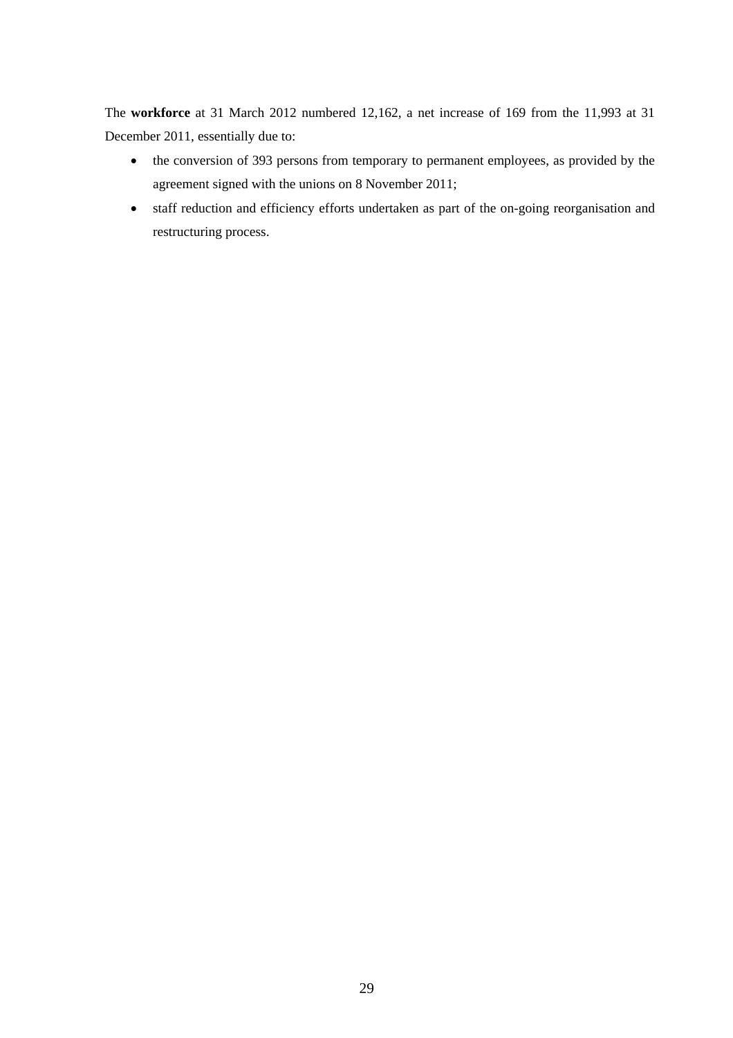The **workforce** at 31 March 2012 numbered 12,162, a net increase of 169 from the 11,993 at 31 December 2011, essentially due to:

- the conversion of 393 persons from temporary to permanent employees, as provided by the agreement signed with the unions on 8 November 2011;
- staff reduction and efficiency efforts undertaken as part of the on-going reorganisation and restructuring process.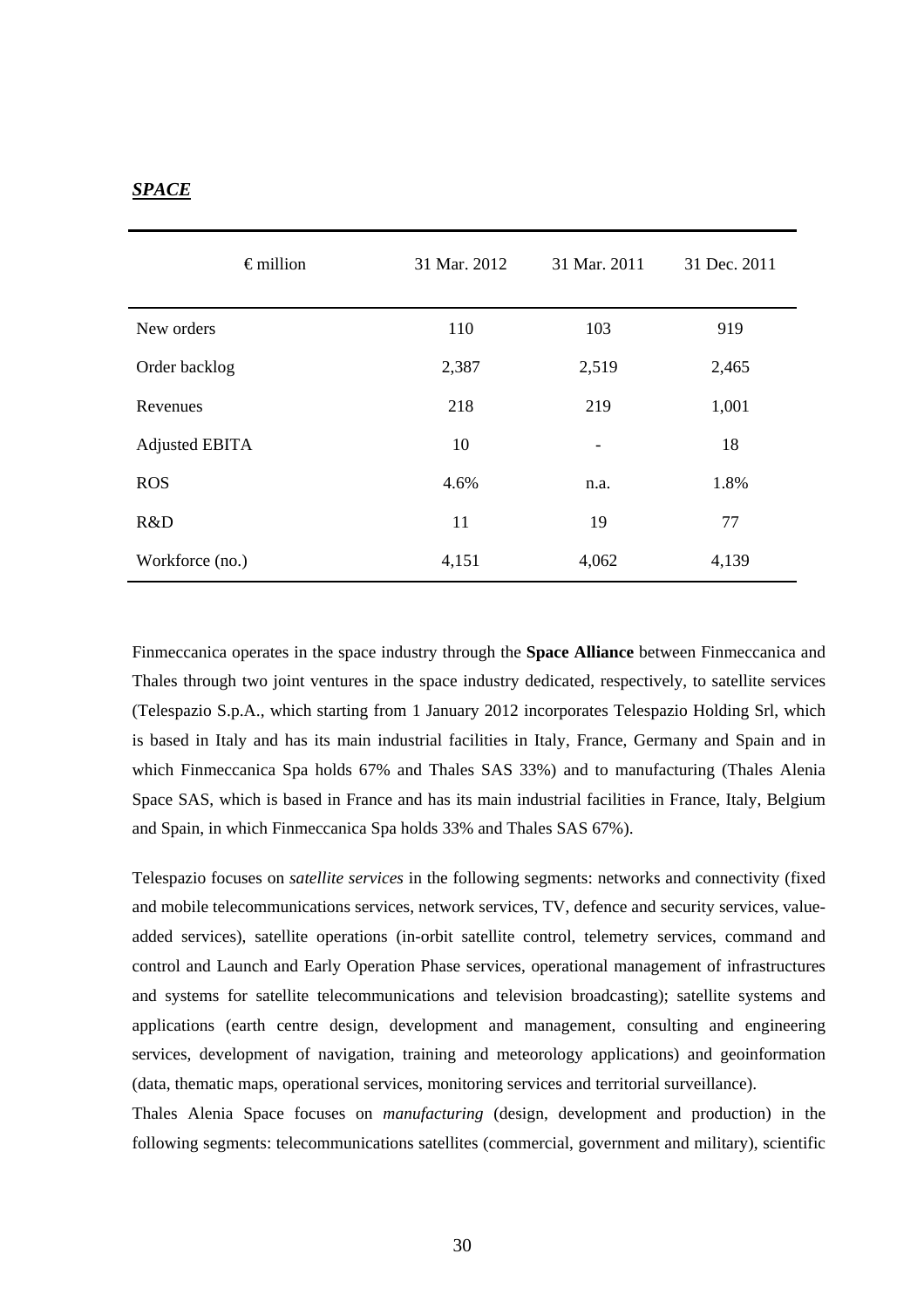***SPACE***

| € million | 31 Mar. 2012 | 31 Mar. 2011 | 31 Dec. 2011 |
|---|---|---|---|
| New orders | 110 | 103 | 919 |
| Order backlog | 2,387 | 2,519 | 2,465 |
| Revenues | 218 | 219 | 1,001 |
| Adjusted EBITA | 10 | - | 18 |
| ROS | 4.6% | n.a. | 1.8% |
| R&D | 11 | 19 | 77 |
| Workforce (no.) | 4,151 | 4,062 | 4,139 |

Finmeccanica operates in the space industry through the **Space Alliance** between Finmeccanica and Thales through two joint ventures in the space industry dedicated, respectively, to satellite services (Telespazio S.p.A., which starting from 1 January 2012 incorporates Telespazio Holding Srl, which is based in Italy and has its main industrial facilities in Italy, France, Germany and Spain and in which Finmeccanica Spa holds 67% and Thales SAS 33%) and to manufacturing (Thales Alenia Space SAS, which is based in France and has its main industrial facilities in France, Italy, Belgium and Spain, in which Finmeccanica Spa holds 33% and Thales SAS 67%).

Telespazio focuses on *satellite services* in the following segments: networks and connectivity (fixed and mobile telecommunications services, network services, TV, defence and security services, value-added services), satellite operations (in-orbit satellite control, telemetry services, command and control and Launch and Early Operation Phase services, operational management of infrastructures and systems for satellite telecommunications and television broadcasting); satellite systems and applications (earth centre design, development and management, consulting and engineering services, development of navigation, training and meteorology applications) and geoinformation (data, thematic maps, operational services, monitoring services and territorial surveillance).

Thales Alenia Space focuses on *manufacturing* (design, development and production) in the following segments: telecommunications satellites (commercial, government and military), scientific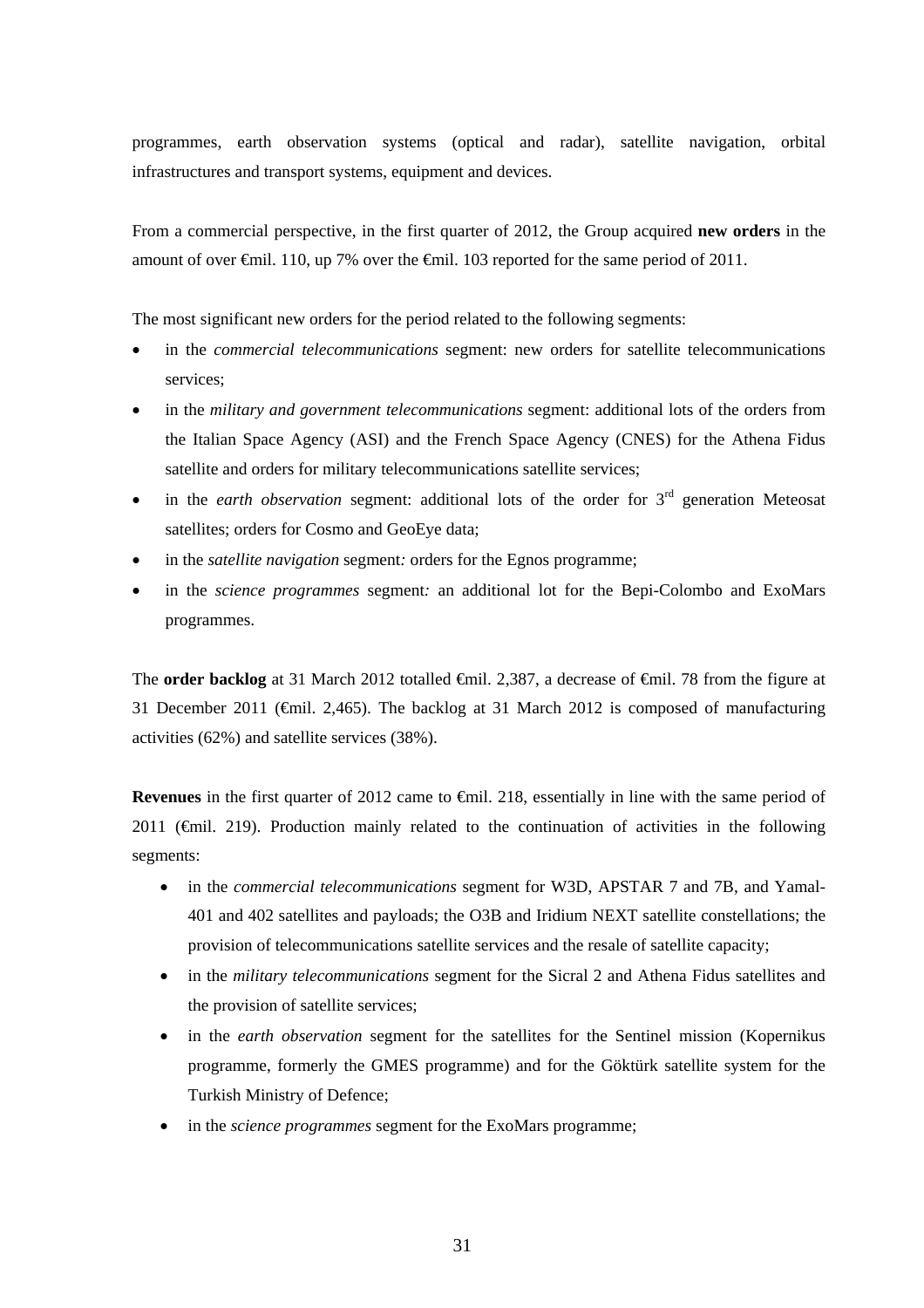programmes, earth observation systems (optical and radar), satellite navigation, orbital infrastructures and transport systems, equipment and devices.

From a commercial perspective, in the first quarter of 2012, the Group acquired **new orders** in the amount of over €mil. 110, up 7% over the €mil. 103 reported for the same period of 2011.

The most significant new orders for the period related to the following segments:

- in the *commercial telecommunications* segment: new orders for satellite telecommunications services;
- in the *military and government telecommunications* segment: additional lots of the orders from the Italian Space Agency (ASI) and the French Space Agency (CNES) for the Athena Fidus satellite and orders for military telecommunications satellite services;
- in the *earth observation* segment: additional lots of the order for 3rd generation Meteosat satellites; orders for Cosmo and GeoEye data;
- in the *satellite navigation* segment*:* orders for the Egnos programme;
- in the *science programmes* segment*:* an additional lot for the Bepi-Colombo and ExoMars programmes.

The **order backlog** at 31 March 2012 totalled €mil. 2,387, a decrease of €mil. 78 from the figure at 31 December 2011 (€mil. 2,465). The backlog at 31 March 2012 is composed of manufacturing activities (62%) and satellite services (38%).

**Revenues** in the first quarter of 2012 came to €mil. 218, essentially in line with the same period of 2011 (€mil. 219). Production mainly related to the continuation of activities in the following segments:

- in the *commercial telecommunications* segment for W3D, APSTAR 7 and 7B, and Yamal-401 and 402 satellites and payloads; the O3B and Iridium NEXT satellite constellations; the provision of telecommunications satellite services and the resale of satellite capacity;
- in the *military telecommunications* segment for the Sicral 2 and Athena Fidus satellites and the provision of satellite services;
- in the *earth observation* segment for the satellites for the Sentinel mission (Kopernikus programme, formerly the GMES programme) and for the Göktürk satellite system for the Turkish Ministry of Defence;
- in the *science programmes* segment for the ExoMars programme;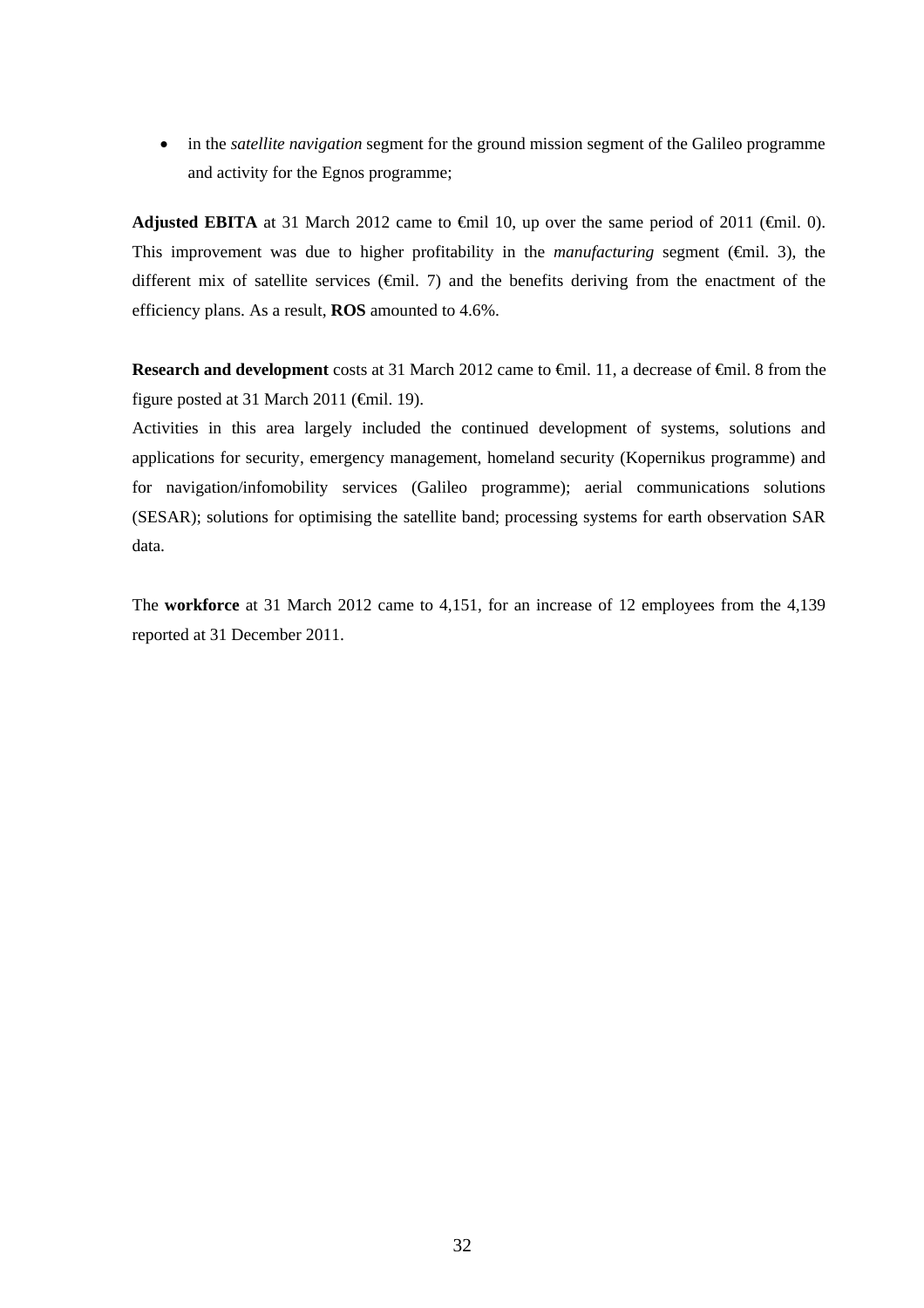- in the *satellite navigation* segment for the ground mission segment of the Galileo programme and activity for the Egnos programme;

**Adjusted EBITA** at 31 March 2012 came to €mil 10, up over the same period of 2011 (€mil. 0). This improvement was due to higher profitability in the *manufacturing* segment (€mil. 3), the different mix of satellite services (€mil. 7) and the benefits deriving from the enactment of the efficiency plans. As a result, **ROS** amounted to 4.6%.

**Research and development** costs at 31 March 2012 came to €mil. 11, a decrease of €mil. 8 from the figure posted at 31 March 2011 (€mil. 19).
Activities in this area largely included the continued development of systems, solutions and applications for security, emergency management, homeland security (Kopernikus programme) and for navigation/infomobility services (Galileo programme); aerial communications solutions (SESAR); solutions for optimising the satellite band; processing systems for earth observation SAR data.

The **workforce** at 31 March 2012 came to 4,151, for an increase of 12 employees from the 4,139 reported at 31 December 2011.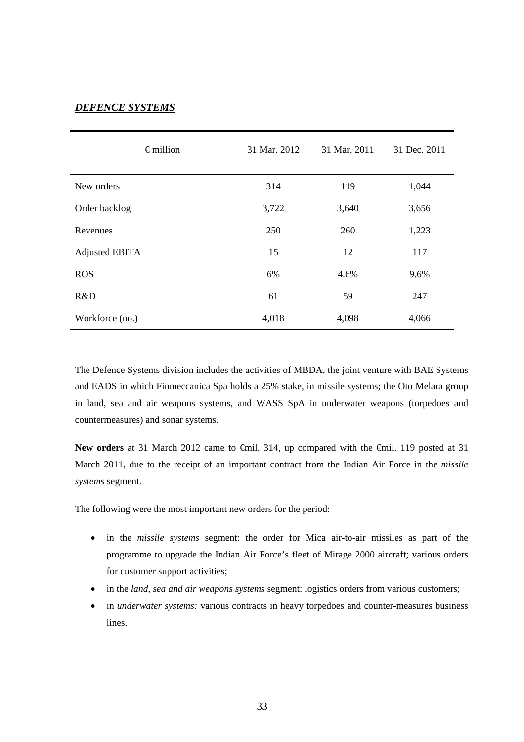***DEFENCE SYSTEMS***

| € million | 31 Mar. 2012 | 31 Mar. 2011 | 31 Dec. 2011 |
|---|---|---|---|
| New orders | 314 | 119 | 1,044 |
| Order backlog | 3,722 | 3,640 | 3,656 |
| Revenues | 250 | 260 | 1,223 |
| Adjusted EBITA | 15 | 12 | 117 |
| ROS | 6% | 4.6% | 9.6% |
| R&D | 61 | 59 | 247 |
| Workforce (no.) | 4,018 | 4,098 | 4,066 |

The Defence Systems division includes the activities of MBDA, the joint venture with BAE Systems and EADS in which Finmeccanica Spa holds a 25% stake, in missile systems; the Oto Melara group in land, sea and air weapons systems, and WASS SpA in underwater weapons (torpedoes and countermeasures) and sonar systems.

**New orders** at 31 March 2012 came to €mil. 314, up compared with the €mil. 119 posted at 31 March 2011, due to the receipt of an important contract from the Indian Air Force in the *missile systems* segment.

The following were the most important new orders for the period:

- in the *missile systems* segment: the order for Mica air-to-air missiles as part of the programme to upgrade the Indian Air Force's fleet of Mirage 2000 aircraft; various orders for customer support activities;
- in the *land, sea and air weapons systems* segment: logistics orders from various customers;
- in *underwater systems:* various contracts in heavy torpedoes and counter-measures business lines.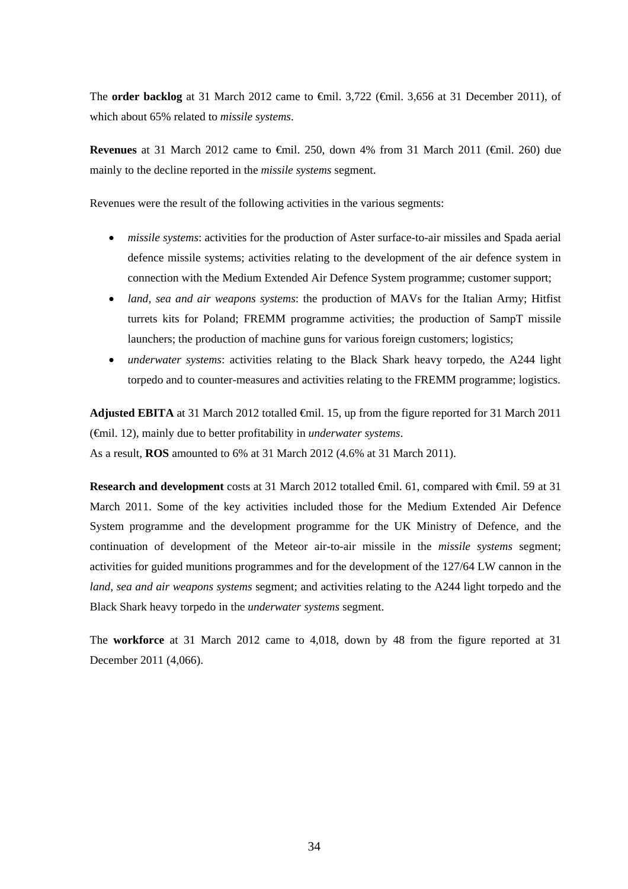The **order backlog** at 31 March 2012 came to €mil. 3,722 (€mil. 3,656 at 31 December 2011), of which about 65% related to *missile systems*.

**Revenues** at 31 March 2012 came to €mil. 250, down 4% from 31 March 2011 (€mil. 260) due mainly to the decline reported in the *missile systems* segment.

Revenues were the result of the following activities in the various segments:

- *missile systems*: activities for the production of Aster surface-to-air missiles and Spada aerial defence missile systems; activities relating to the development of the air defence system in connection with the Medium Extended Air Defence System programme; customer support;
- *land, sea and air weapons systems*: the production of MAVs for the Italian Army; Hitfist turrets kits for Poland; FREMM programme activities; the production of SampT missile launchers; the production of machine guns for various foreign customers; logistics;
- *underwater systems*: activities relating to the Black Shark heavy torpedo, the A244 light torpedo and to counter-measures and activities relating to the FREMM programme; logistics.

**Adjusted EBITA** at 31 March 2012 totalled €mil. 15, up from the figure reported for 31 March 2011 (€mil. 12), mainly due to better profitability in *underwater systems*.
As a result, **ROS** amounted to 6% at 31 March 2012 (4.6% at 31 March 2011).

**Research and development** costs at 31 March 2012 totalled €mil. 61, compared with €mil. 59 at 31 March 2011. Some of the key activities included those for the Medium Extended Air Defence System programme and the development programme for the UK Ministry of Defence, and the continuation of development of the Meteor air-to-air missile in the *missile systems* segment; activities for guided munitions programmes and for the development of the 127/64 LW cannon in the *land, sea and air weapons systems* segment; and activities relating to the A244 light torpedo and the Black Shark heavy torpedo in the *underwater systems* segment.

The **workforce** at 31 March 2012 came to 4,018, down by 48 from the figure reported at 31 December 2011 (4,066).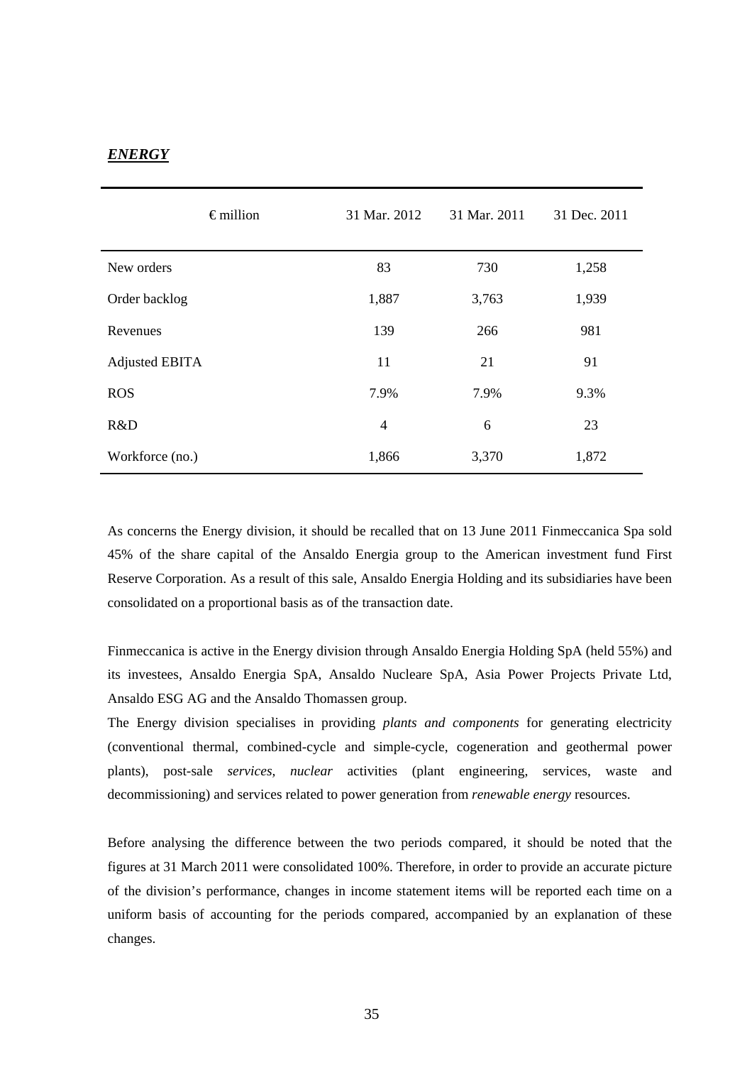***ENERGY***

| € million | 31 Mar. 2012 | 31 Mar. 2011 | 31 Dec. 2011 |
|---|---|---|---|
| New orders | 83 | 730 | 1,258 |
| Order backlog | 1,887 | 3,763 | 1,939 |
| Revenues | 139 | 266 | 981 |
| Adjusted EBITA | 11 | 21 | 91 |
| ROS | 7.9% | 7.9% | 9.3% |
| R&D | 4 | 6 | 23 |
| Workforce (no.) | 1,866 | 3,370 | 1,872 |

As concerns the Energy division, it should be recalled that on 13 June 2011 Finmeccanica Spa sold 45% of the share capital of the Ansaldo Energia group to the American investment fund First Reserve Corporation. As a result of this sale, Ansaldo Energia Holding and its subsidiaries have been consolidated on a proportional basis as of the transaction date.

Finmeccanica is active in the Energy division through Ansaldo Energia Holding SpA (held 55%) and its investees, Ansaldo Energia SpA, Ansaldo Nucleare SpA, Asia Power Projects Private Ltd, Ansaldo ESG AG and the Ansaldo Thomassen group.

The Energy division specialises in providing *plants and components* for generating electricity (conventional thermal, combined-cycle and simple-cycle, cogeneration and geothermal power plants), post-sale *services*, *nuclear* activities (plant engineering, services, waste and decommissioning) and services related to power generation from *renewable energy* resources.

Before analysing the difference between the two periods compared, it should be noted that the figures at 31 March 2011 were consolidated 100%. Therefore, in order to provide an accurate picture of the division's performance, changes in income statement items will be reported each time on a uniform basis of accounting for the periods compared, accompanied by an explanation of these changes.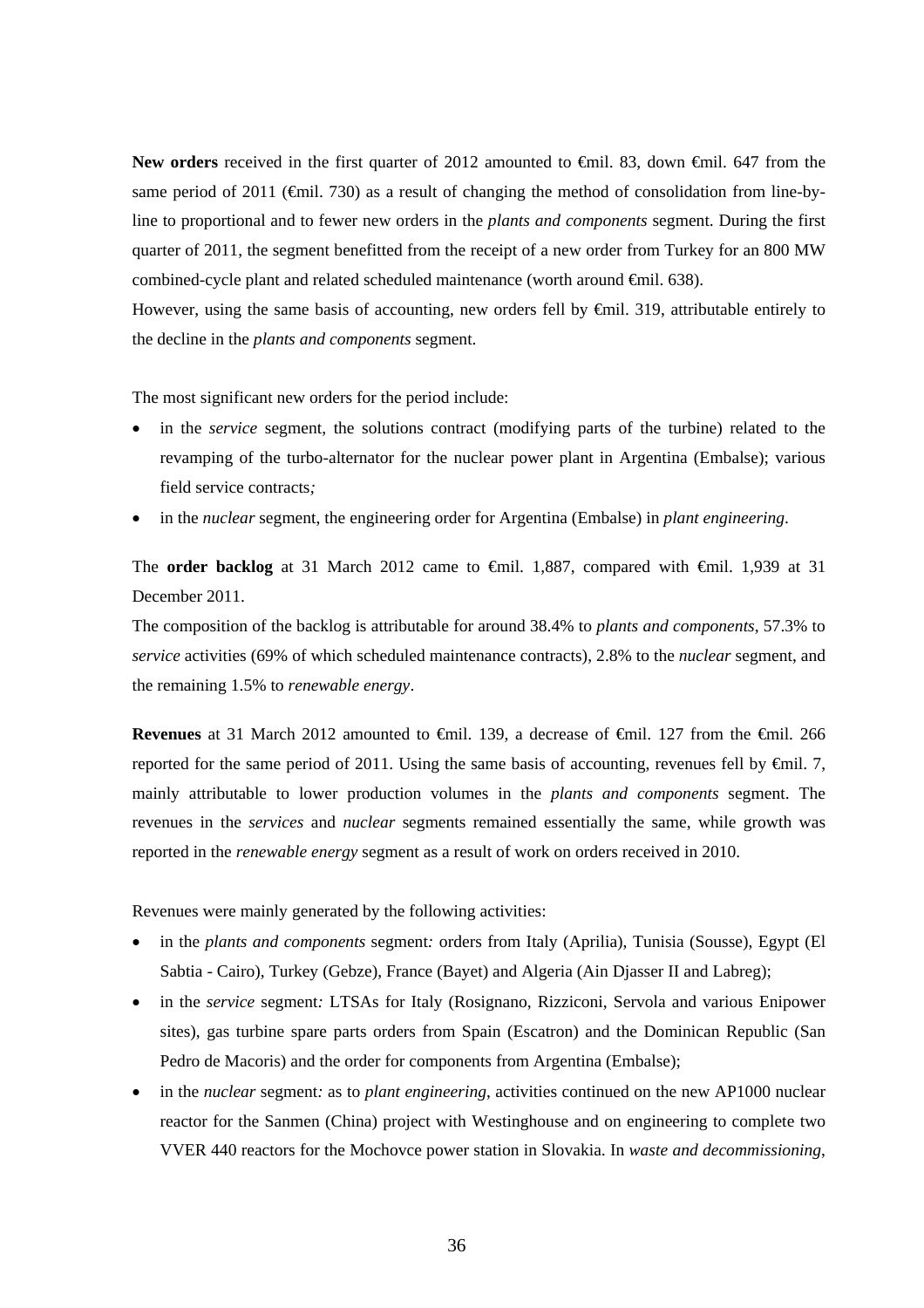**New orders** received in the first quarter of 2012 amounted to €mil. 83, down €mil. 647 from the same period of 2011 (€mil. 730) as a result of changing the method of consolidation from line-by-line to proportional and to fewer new orders in the *plants and components* segment. During the first quarter of 2011, the segment benefitted from the receipt of a new order from Turkey for an 800 MW combined-cycle plant and related scheduled maintenance (worth around €mil. 638).
However, using the same basis of accounting, new orders fell by €mil. 319, attributable entirely to the decline in the *plants and components* segment.

The most significant new orders for the period include:

- in the *service* segment, the solutions contract (modifying parts of the turbine) related to the revamping of the turbo-alternator for the nuclear power plant in Argentina (Embalse); various field service contracts*;*
- in the *nuclear* segment, the engineering order for Argentina (Embalse) in *plant engineering*.

The **order backlog** at 31 March 2012 came to €mil. 1,887, compared with €mil. 1,939 at 31 December 2011.
The composition of the backlog is attributable for around 38.4% to *plants and components*, 57.3% to *service* activities (69% of which scheduled maintenance contracts), 2.8% to the *nuclear* segment, and the remaining 1.5% to *renewable energy*.

**Revenues** at 31 March 2012 amounted to €mil. 139, a decrease of €mil. 127 from the €mil. 266 reported for the same period of 2011. Using the same basis of accounting, revenues fell by €mil. 7, mainly attributable to lower production volumes in the *plants and components* segment. The revenues in the *services* and *nuclear* segments remained essentially the same, while growth was reported in the *renewable energy* segment as a result of work on orders received in 2010.

Revenues were mainly generated by the following activities:

- in the *plants and components* segment*:* orders from Italy (Aprilia), Tunisia (Sousse), Egypt (El Sabtia - Cairo), Turkey (Gebze), France (Bayet) and Algeria (Ain Djasser II and Labreg);
- in the *service* segment*:* LTSAs for Italy (Rosignano, Rizziconi, Servola and various Enipower sites), gas turbine spare parts orders from Spain (Escatron) and the Dominican Republic (San Pedro de Macoris) and the order for components from Argentina (Embalse);
- in the *nuclear* segment*:* as to *plant engineering*, activities continued on the new AP1000 nuclear reactor for the Sanmen (China) project with Westinghouse and on engineering to complete two VVER 440 reactors for the Mochovce power station in Slovakia. In *waste and decommissioning*,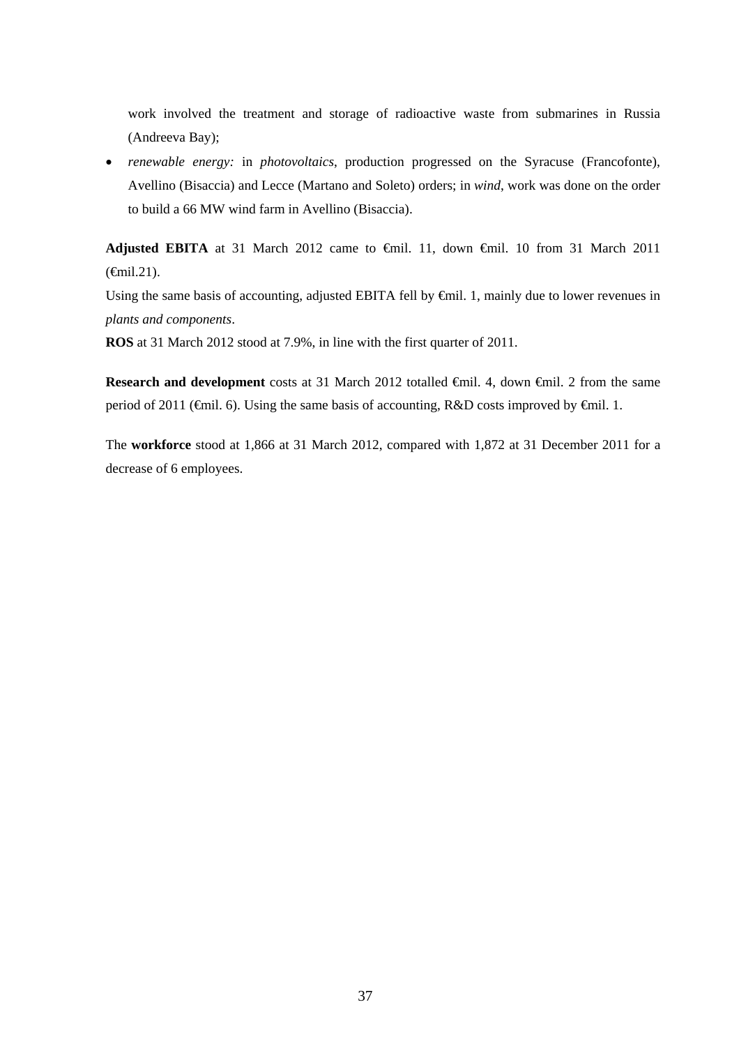work involved the treatment and storage of radioactive waste from submarines in Russia (Andreeva Bay);

- *renewable energy:* in *photovoltaics*, production progressed on the Syracuse (Francofonte), Avellino (Bisaccia) and Lecce (Martano and Soleto) orders; in *wind*, work was done on the order to build a 66 MW wind farm in Avellino (Bisaccia).

**Adjusted EBITA** at 31 March 2012 came to €mil. 11, down €mil. 10 from 31 March 2011 (€mil.21).

Using the same basis of accounting, adjusted EBITA fell by €mil. 1, mainly due to lower revenues in *plants and components*.

**ROS** at 31 March 2012 stood at 7.9%, in line with the first quarter of 2011.

**Research and development** costs at 31 March 2012 totalled €mil. 4, down €mil. 2 from the same period of 2011 (€mil. 6). Using the same basis of accounting, R&D costs improved by €mil. 1.

The **workforce** stood at 1,866 at 31 March 2012, compared with 1,872 at 31 December 2011 for a decrease of 6 employees.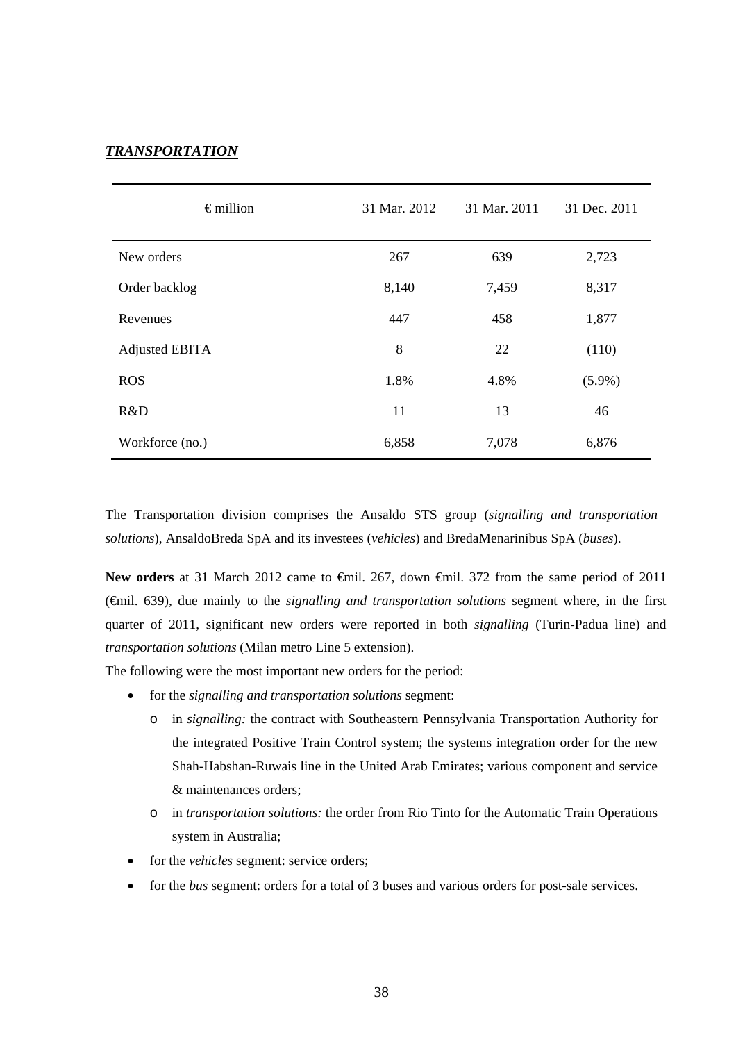## ***TRANSPORTATION***

| € million | 31 Mar. 2012 | 31 Mar. 2011 | 31 Dec. 2011 |
|---|---|---|---|
| New orders | 267 | 639 | 2,723 |
| Order backlog | 8,140 | 7,459 | 8,317 |
| Revenues | 447 | 458 | 1,877 |
| Adjusted EBITA | 8 | 22 | (110) |
| ROS | 1.8% | 4.8% | (5.9%) |
| R&D | 11 | 13 | 46 |
| Workforce (no.) | 6,858 | 7,078 | 6,876 |

The Transportation division comprises the Ansaldo STS group (*signalling and transportation solutions*), AnsaldoBreda SpA and its investees (*vehicles*) and BredaMenarinibus SpA (*buses*).

**New orders** at 31 March 2012 came to €mil. 267, down €mil. 372 from the same period of 2011 (€mil. 639), due mainly to the *signalling and transportation solutions* segment where, in the first quarter of 2011, significant new orders were reported in both *signalling* (Turin-Padua line) and *transportation solutions* (Milan metro Line 5 extension).

The following were the most important new orders for the period:

- for the *signalling and transportation solutions* segment:
  - in *signalling:* the contract with Southeastern Pennsylvania Transportation Authority for the integrated Positive Train Control system; the systems integration order for the new Shah-Habshan-Ruwais line in the United Arab Emirates; various component and service & maintenances orders;
  - in *transportation solutions:* the order from Rio Tinto for the Automatic Train Operations system in Australia;
- for the *vehicles* segment: service orders;
- for the *bus* segment: orders for a total of 3 buses and various orders for post-sale services.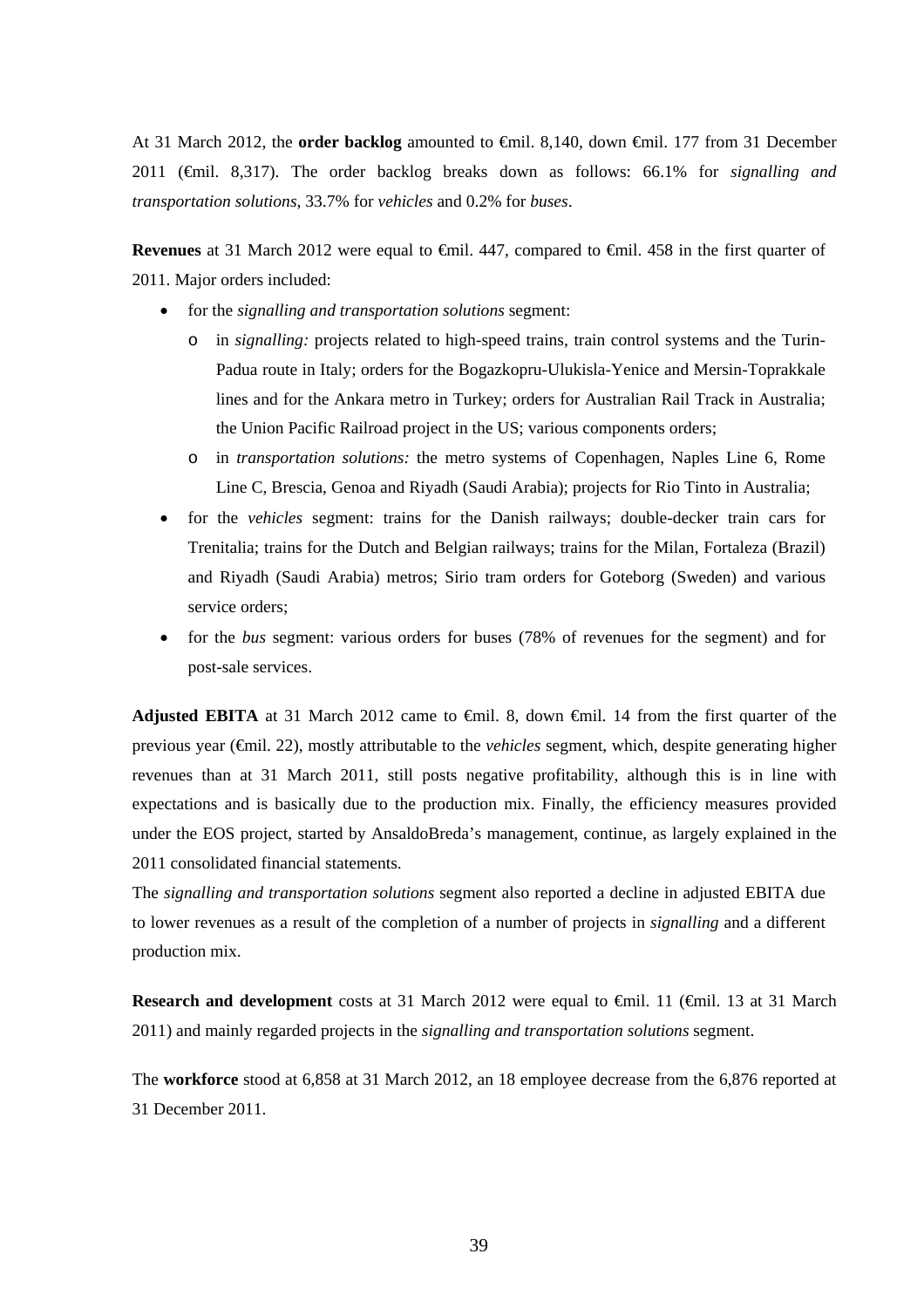At 31 March 2012, the **order backlog** amounted to €mil. 8,140, down €mil. 177 from 31 December 2011 (€mil. 8,317). The order backlog breaks down as follows: 66.1% for *signalling and transportation solutions*, 33.7% for *vehicles* and 0.2% for *buses*.

**Revenues** at 31 March 2012 were equal to €mil. 447, compared to €mil. 458 in the first quarter of 2011. Major orders included:

- for the *signalling and transportation solutions* segment:
  - in *signalling:* projects related to high-speed trains, train control systems and the Turin-Padua route in Italy; orders for the Bogazkopru-Ulukisla-Yenice and Mersin-Toprakkale lines and for the Ankara metro in Turkey; orders for Australian Rail Track in Australia; the Union Pacific Railroad project in the US; various components orders;
  - in *transportation solutions:* the metro systems of Copenhagen, Naples Line 6, Rome Line C, Brescia, Genoa and Riyadh (Saudi Arabia); projects for Rio Tinto in Australia;
- for the *vehicles* segment: trains for the Danish railways; double-decker train cars for Trenitalia; trains for the Dutch and Belgian railways; trains for the Milan, Fortaleza (Brazil) and Riyadh (Saudi Arabia) metros; Sirio tram orders for Goteborg (Sweden) and various service orders;
- for the *bus* segment: various orders for buses (78% of revenues for the segment) and for post-sale services.

**Adjusted EBITA** at 31 March 2012 came to €mil. 8, down €mil. 14 from the first quarter of the previous year (€mil. 22), mostly attributable to the *vehicles* segment, which, despite generating higher revenues than at 31 March 2011, still posts negative profitability, although this is in line with expectations and is basically due to the production mix. Finally, the efficiency measures provided under the EOS project, started by AnsaldoBreda's management, continue, as largely explained in the 2011 consolidated financial statements.

The *signalling and transportation solutions* segment also reported a decline in adjusted EBITA due to lower revenues as a result of the completion of a number of projects in *signalling* and a different production mix.

**Research and development** costs at 31 March 2012 were equal to €mil. 11 (€mil. 13 at 31 March 2011) and mainly regarded projects in the *signalling and transportation solutions* segment.

The **workforce** stood at 6,858 at 31 March 2012, an 18 employee decrease from the 6,876 reported at 31 December 2011.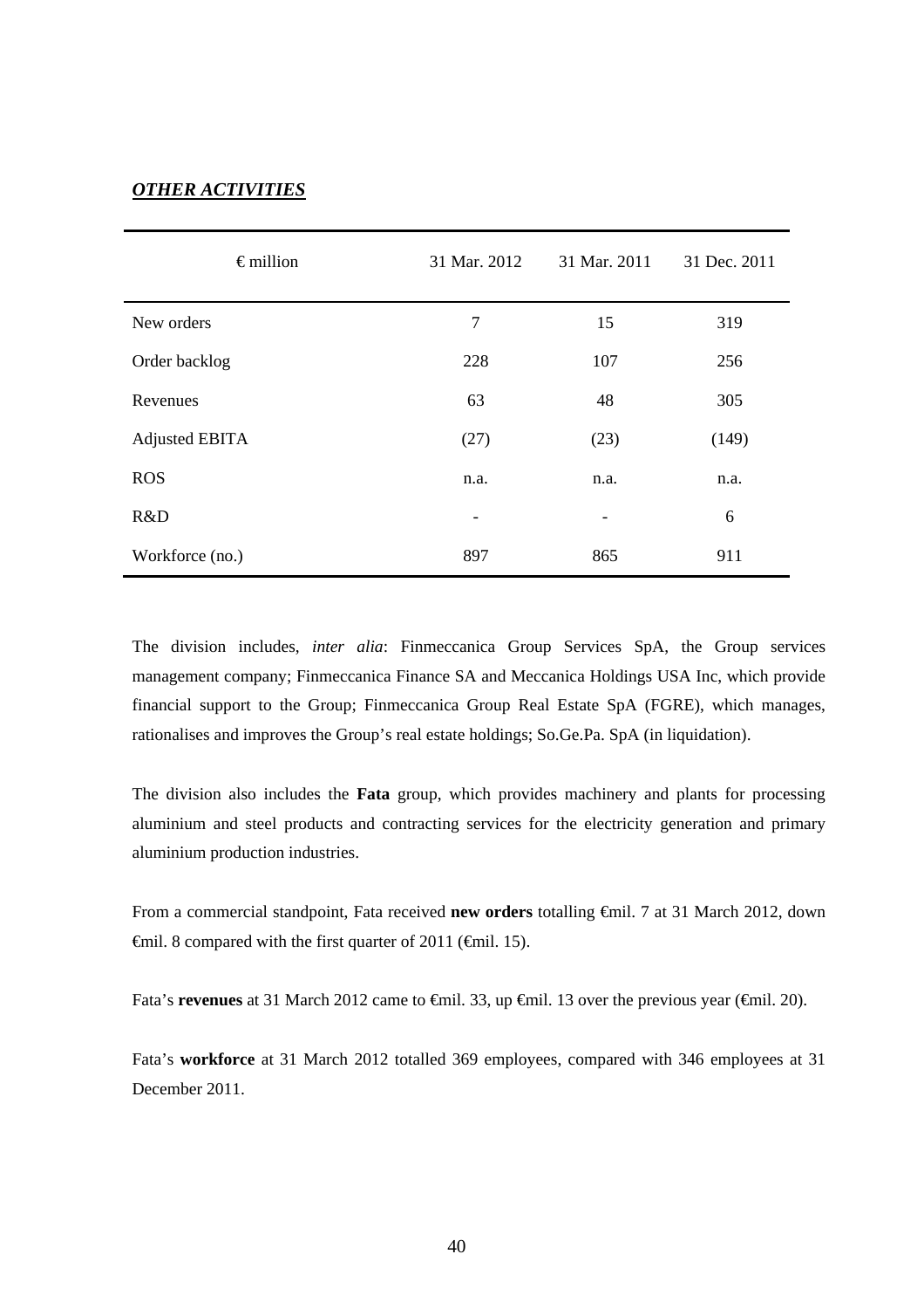## *OTHER ACTIVITIES*

| €million | 31 Mar. 2012 | 31 Mar. 2011 | 31 Dec. 2011 |
|---|---|---|---|
| New orders | 7 | 15 | 319 |
| Order backlog | 228 | 107 | 256 |
| Revenues | 63 | 48 | 305 |
| Adjusted EBITA | (27) | (23) | (149) |
| ROS | n.a. | n.a. | n.a. |
| R&D | - | - | 6 |
| Workforce (no.) | 897 | 865 | 911 |

The division includes, *inter alia*: Finmeccanica Group Services SpA, the Group services management company; Finmeccanica Finance SA and Meccanica Holdings USA Inc, which provide financial support to the Group; Finmeccanica Group Real Estate SpA (FGRE), which manages, rationalises and improves the Group's real estate holdings; So.Ge.Pa. SpA (in liquidation).

The division also includes the **Fata** group, which provides machinery and plants for processing aluminium and steel products and contracting services for the electricity generation and primary aluminium production industries.

From a commercial standpoint, Fata received **new orders** totalling €mil. 7 at 31 March 2012, down €mil. 8 compared with the first quarter of 2011 (€mil. 15).

Fata's **revenues** at 31 March 2012 came to €mil. 33, up €mil. 13 over the previous year (€mil. 20).

Fata's **workforce** at 31 March 2012 totalled 369 employees, compared with 346 employees at 31 December 2011.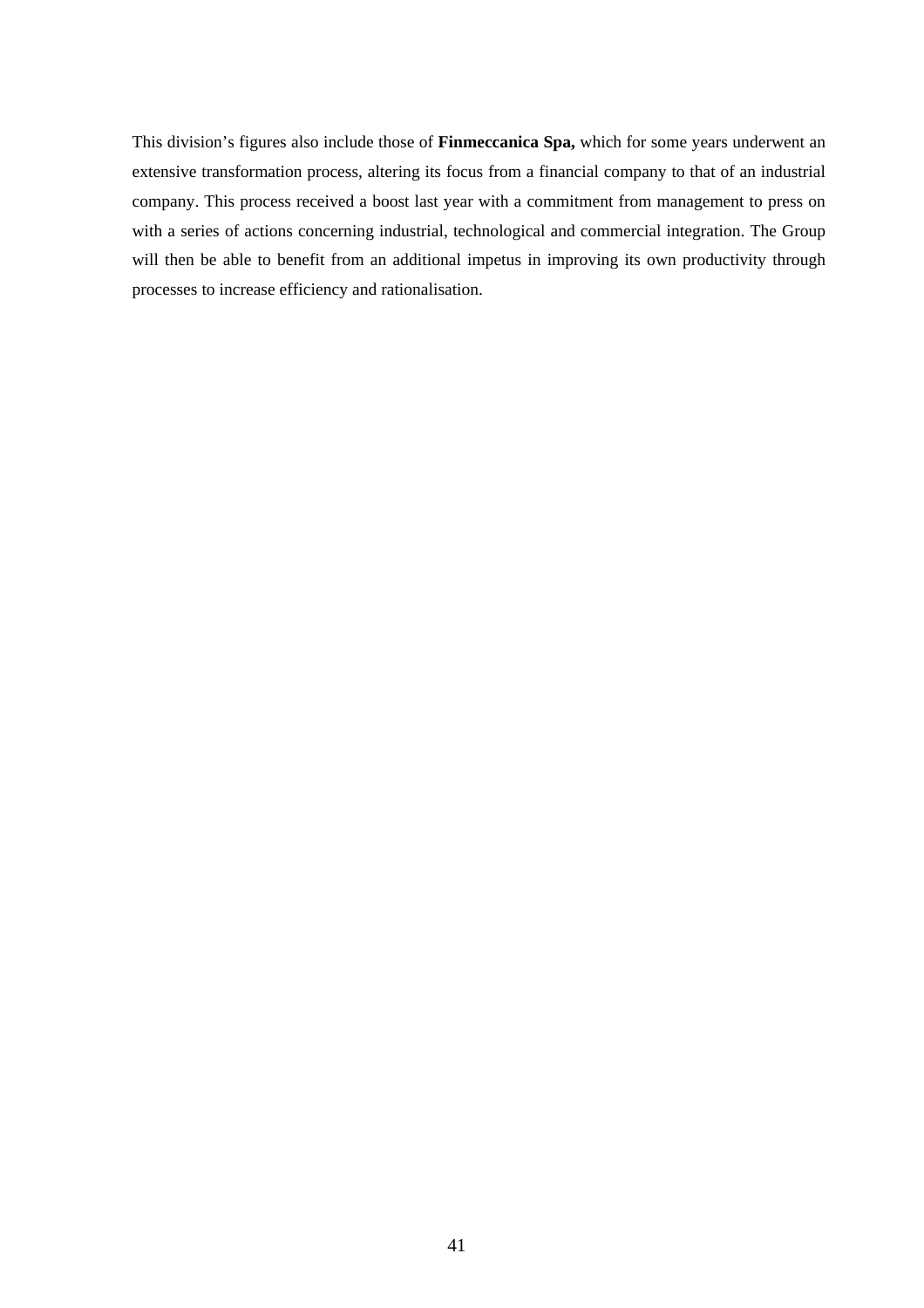This division's figures also include those of **Finmeccanica Spa,** which for some years underwent an extensive transformation process, altering its focus from a financial company to that of an industrial company. This process received a boost last year with a commitment from management to press on with a series of actions concerning industrial, technological and commercial integration. The Group will then be able to benefit from an additional impetus in improving its own productivity through processes to increase efficiency and rationalisation.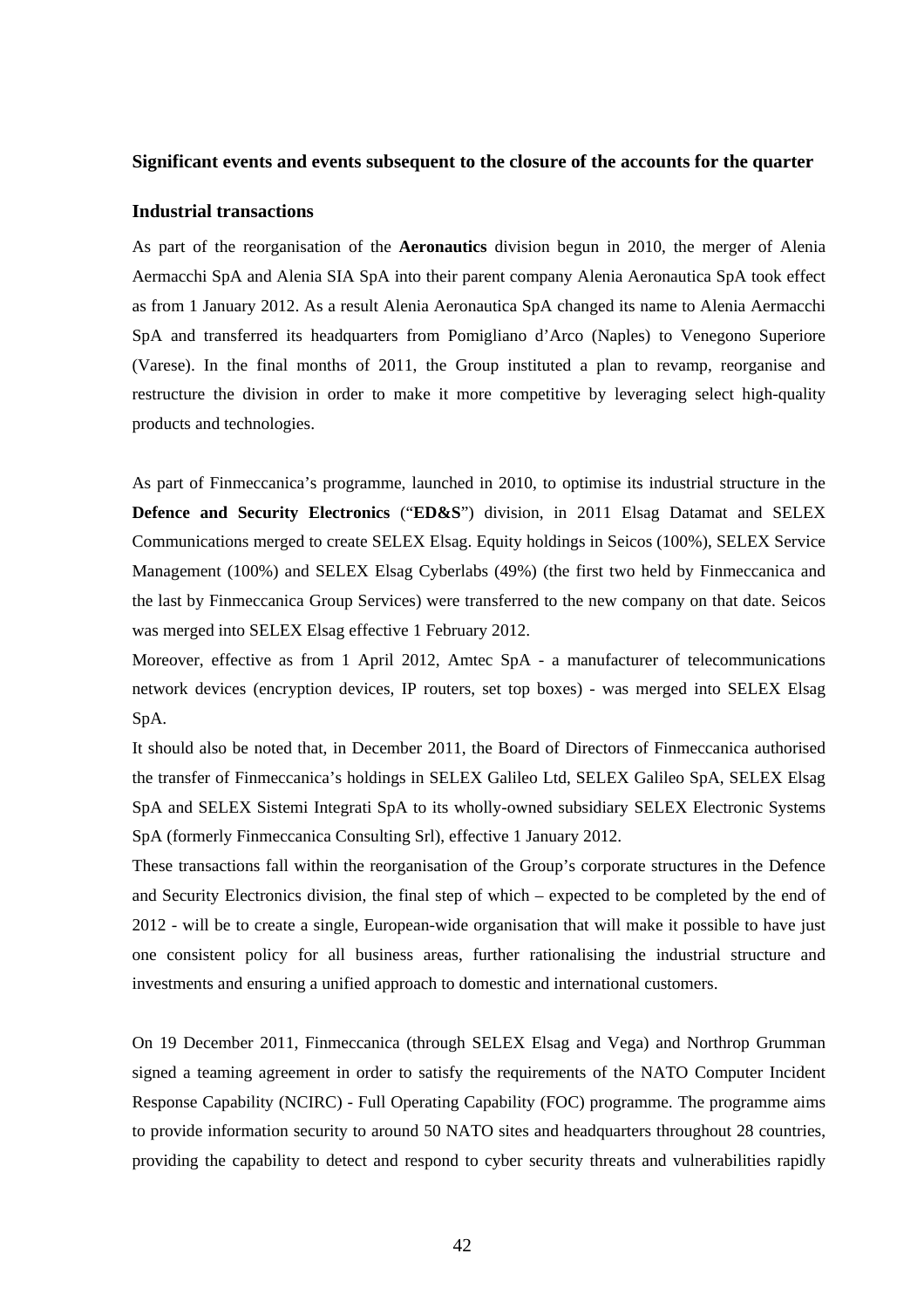## Significant events and events subsequent to the closure of the accounts for the quarter

### Industrial transactions

As part of the reorganisation of the **Aeronautics** division begun in 2010, the merger of Alenia Aermacchi SpA and Alenia SIA SpA into their parent company Alenia Aeronautica SpA took effect as from 1 January 2012. As a result Alenia Aeronautica SpA changed its name to Alenia Aermacchi SpA and transferred its headquarters from Pomigliano d'Arco (Naples) to Venegono Superiore (Varese). In the final months of 2011, the Group instituted a plan to revamp, reorganise and restructure the division in order to make it more competitive by leveraging select high-quality products and technologies.

As part of Finmeccanica's programme, launched in 2010, to optimise its industrial structure in the **Defence and Security Electronics** ("**ED&S**") division, in 2011 Elsag Datamat and SELEX Communications merged to create SELEX Elsag. Equity holdings in Seicos (100%), SELEX Service Management (100%) and SELEX Elsag Cyberlabs (49%) (the first two held by Finmeccanica and the last by Finmeccanica Group Services) were transferred to the new company on that date. Seicos was merged into SELEX Elsag effective 1 February 2012.

Moreover, effective as from 1 April 2012, Amtec SpA - a manufacturer of telecommunications network devices (encryption devices, IP routers, set top boxes) - was merged into SELEX Elsag SpA.

It should also be noted that, in December 2011, the Board of Directors of Finmeccanica authorised the transfer of Finmeccanica's holdings in SELEX Galileo Ltd, SELEX Galileo SpA, SELEX Elsag SpA and SELEX Sistemi Integrati SpA to its wholly-owned subsidiary SELEX Electronic Systems SpA (formerly Finmeccanica Consulting Srl), effective 1 January 2012.

These transactions fall within the reorganisation of the Group's corporate structures in the Defence and Security Electronics division, the final step of which – expected to be completed by the end of 2012 - will be to create a single, European-wide organisation that will make it possible to have just one consistent policy for all business areas, further rationalising the industrial structure and investments and ensuring a unified approach to domestic and international customers.

On 19 December 2011, Finmeccanica (through SELEX Elsag and Vega) and Northrop Grumman signed a teaming agreement in order to satisfy the requirements of the NATO Computer Incident Response Capability (NCIRC) - Full Operating Capability (FOC) programme. The programme aims to provide information security to around 50 NATO sites and headquarters throughout 28 countries, providing the capability to detect and respond to cyber security threats and vulnerabilities rapidly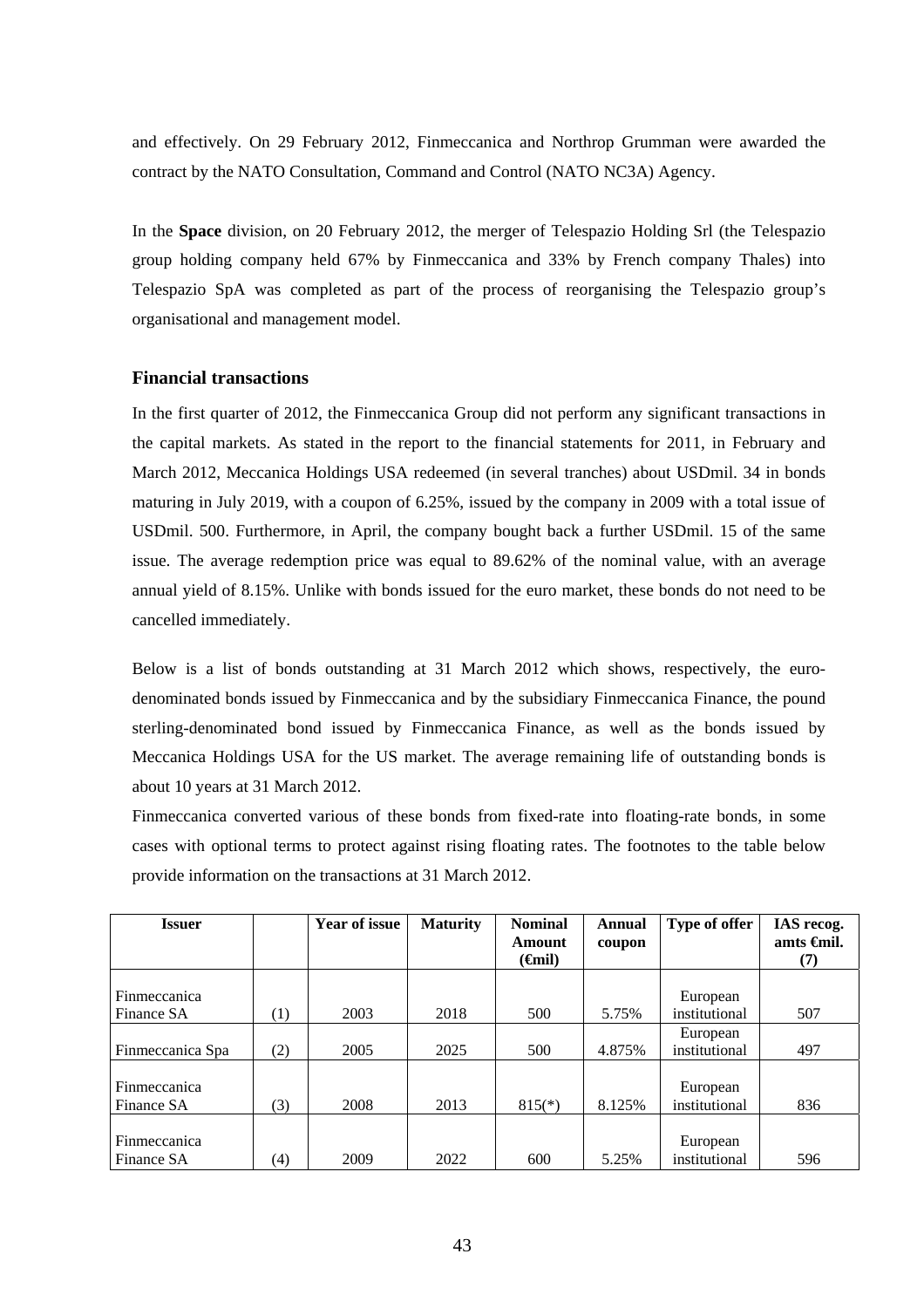and effectively. On 29 February 2012, Finmeccanica and Northrop Grumman were awarded the contract by the NATO Consultation, Command and Control (NATO NC3A) Agency.

In the **Space** division, on 20 February 2012, the merger of Telespazio Holding Srl (the Telespazio group holding company held 67% by Finmeccanica and 33% by French company Thales) into Telespazio SpA was completed as part of the process of reorganising the Telespazio group's organisational and management model.

### Financial transactions

In the first quarter of 2012, the Finmeccanica Group did not perform any significant transactions in the capital markets. As stated in the report to the financial statements for 2011, in February and March 2012, Meccanica Holdings USA redeemed (in several tranches) about USDmil. 34 in bonds maturing in July 2019, with a coupon of 6.25%, issued by the company in 2009 with a total issue of USDmil. 500. Furthermore, in April, the company bought back a further USDmil. 15 of the same issue. The average redemption price was equal to 89.62% of the nominal value, with an average annual yield of 8.15%. Unlike with bonds issued for the euro market, these bonds do not need to be cancelled immediately.

Below is a list of bonds outstanding at 31 March 2012 which shows, respectively, the euro-denominated bonds issued by Finmeccanica and by the subsidiary Finmeccanica Finance, the pound sterling-denominated bond issued by Finmeccanica Finance, as well as the bonds issued by Meccanica Holdings USA for the US market. The average remaining life of outstanding bonds is about 10 years at 31 March 2012.

Finmeccanica converted various of these bonds from fixed-rate into floating-rate bonds, in some cases with optional terms to protect against rising floating rates. The footnotes to the table below provide information on the transactions at 31 March 2012.

| Issuer | | Year of issue | Maturity | Nominal Amount (€mil) | Annual coupon | Type of offer | IAS recog. amts €mil. (7) |
|---|---|---|---|---|---|---|---|
| Finmeccanica Finance SA | (1) | 2003 | 2018 | 500 | 5.75% | European institutional | 507 |
| Finmeccanica Spa | (2) | 2005 | 2025 | 500 | 4.875% | European institutional | 497 |
| Finmeccanica Finance SA | (3) | 2008 | 2013 | 815(*) | 8.125% | European institutional | 836 |
| Finmeccanica Finance SA | (4) | 2009 | 2022 | 600 | 5.25% | European institutional | 596 |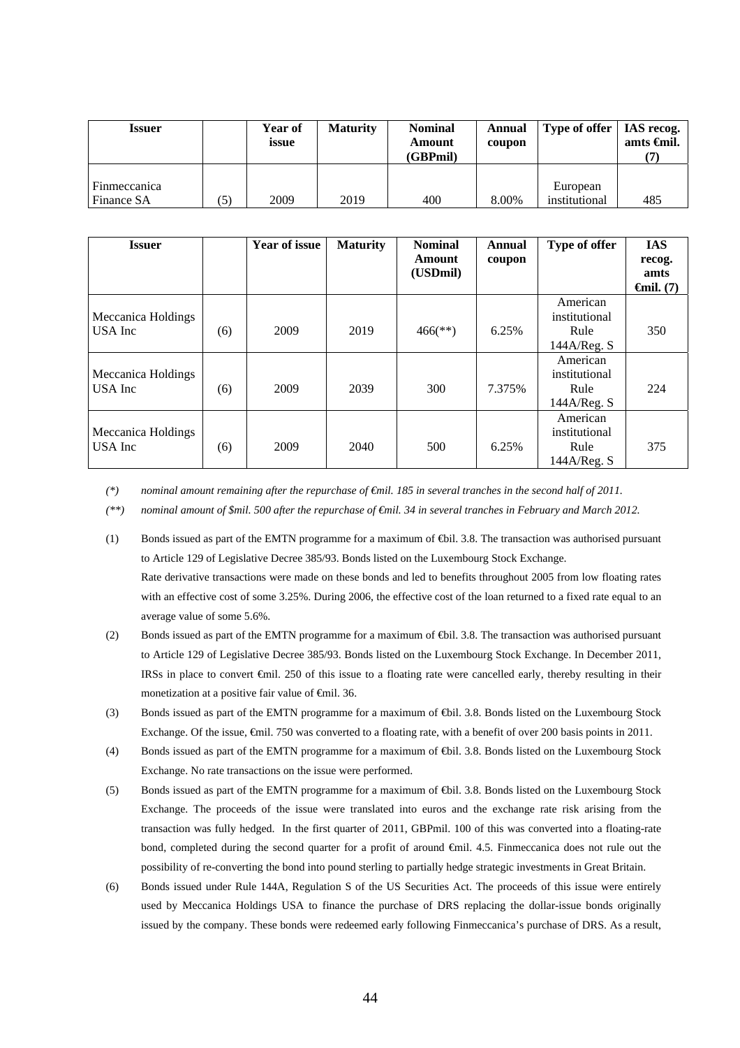| Issuer | | Year of issue | Maturity | Nominal Amount (GBPmil) | Annual coupon | Type of offer | IAS recog. amts €mil. (7) |
|---|---|---|---|---|---|---|---|
| Finmeccanica Finance SA | (5) | 2009 | 2019 | 400 | 8.00% | European institutional | 485 |

| Issuer | | Year of issue | Maturity | Nominal Amount (USDmil) | Annual coupon | Type of offer | IAS recog. amts €mil. (7) |
|---|---|---|---|---|---|---|---|
| Meccanica Holdings USA Inc | (6) | 2009 | 2019 | 466(**) | 6.25% | American institutional Rule 144A/Reg. S | 350 |
| Meccanica Holdings USA Inc | (6) | 2009 | 2039 | 300 | 7.375% | American institutional Rule 144A/Reg. S | 224 |
| Meccanica Holdings USA Inc | (6) | 2009 | 2040 | 500 | 6.25% | American institutional Rule 144A/Reg. S | 375 |

(*) *nominal amount remaining after the repurchase of €mil. 185 in several tranches in the second half of 2011.*

(**) *nominal amount of $mil. 500 after the repurchase of €mil. 34 in several tranches in February and March 2012.*

(1) Bonds issued as part of the EMTN programme for a maximum of €bil. 3.8. The transaction was authorised pursuant to Article 129 of Legislative Decree 385/93. Bonds listed on the Luxembourg Stock Exchange.
Rate derivative transactions were made on these bonds and led to benefits throughout 2005 from low floating rates with an effective cost of some 3.25%. During 2006, the effective cost of the loan returned to a fixed rate equal to an average value of some 5.6%.

(2) Bonds issued as part of the EMTN programme for a maximum of €bil. 3.8. The transaction was authorised pursuant to Article 129 of Legislative Decree 385/93. Bonds listed on the Luxembourg Stock Exchange. In December 2011, IRSs in place to convert €mil. 250 of this issue to a floating rate were cancelled early, thereby resulting in their monetization at a positive fair value of €mil. 36.

(3) Bonds issued as part of the EMTN programme for a maximum of €bil. 3.8. Bonds listed on the Luxembourg Stock Exchange. Of the issue, €mil. 750 was converted to a floating rate, with a benefit of over 200 basis points in 2011.

(4) Bonds issued as part of the EMTN programme for a maximum of €bil. 3.8. Bonds listed on the Luxembourg Stock Exchange. No rate transactions on the issue were performed.

(5) Bonds issued as part of the EMTN programme for a maximum of €bil. 3.8. Bonds listed on the Luxembourg Stock Exchange. The proceeds of the issue were translated into euros and the exchange rate risk arising from the transaction was fully hedged. In the first quarter of 2011, GBPmil. 100 of this was converted into a floating-rate bond, completed during the second quarter for a profit of around €mil. 4.5. Finmeccanica does not rule out the possibility of re-converting the bond into pound sterling to partially hedge strategic investments in Great Britain.

(6) Bonds issued under Rule 144A, Regulation S of the US Securities Act. The proceeds of this issue were entirely used by Meccanica Holdings USA to finance the purchase of DRS replacing the dollar-issue bonds originally issued by the company. These bonds were redeemed early following Finmeccanica's purchase of DRS. As a result,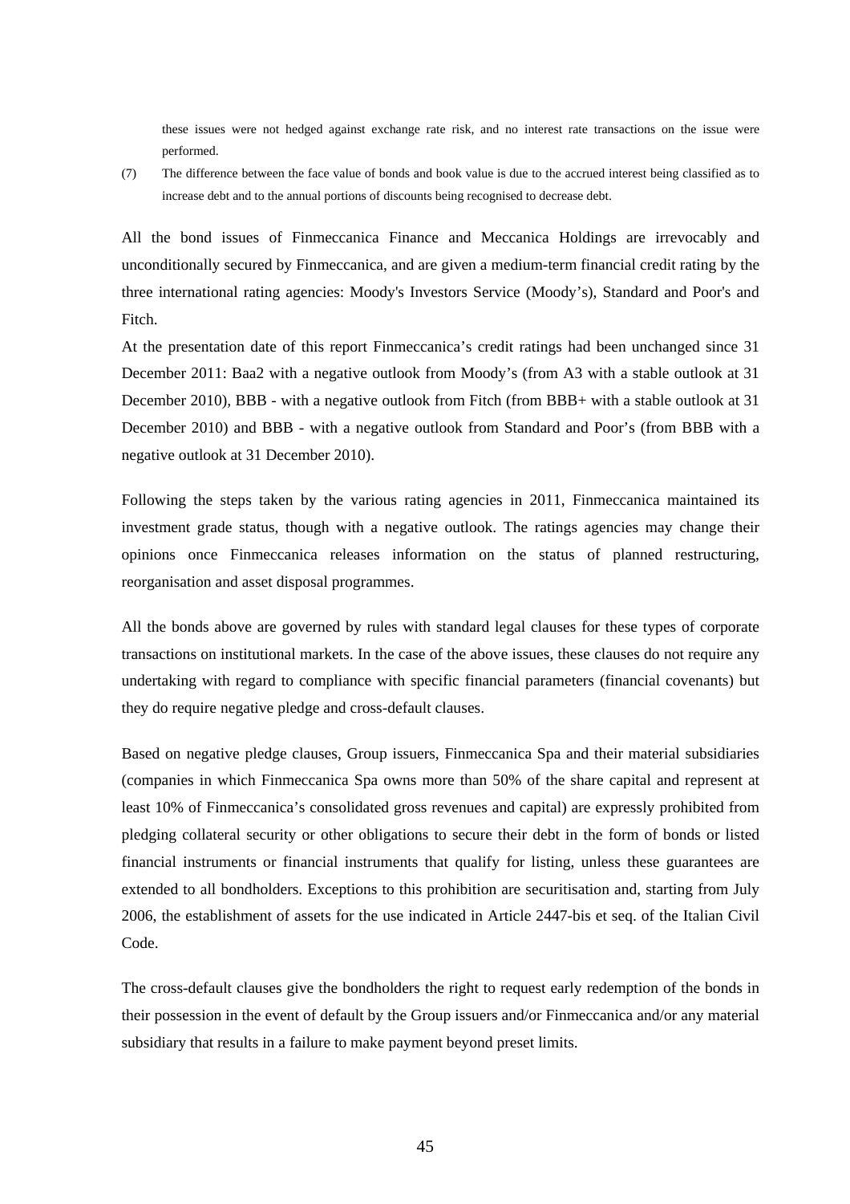these issues were not hedged against exchange rate risk, and no interest rate transactions on the issue were performed.

(7) The difference between the face value of bonds and book value is due to the accrued interest being classified as to increase debt and to the annual portions of discounts being recognised to decrease debt.

All the bond issues of Finmeccanica Finance and Meccanica Holdings are irrevocably and unconditionally secured by Finmeccanica, and are given a medium-term financial credit rating by the three international rating agencies: Moody's Investors Service (Moody's), Standard and Poor's and Fitch.

At the presentation date of this report Finmeccanica's credit ratings had been unchanged since 31 December 2011: Baa2 with a negative outlook from Moody's (from A3 with a stable outlook at 31 December 2010), BBB - with a negative outlook from Fitch (from BBB+ with a stable outlook at 31 December 2010) and BBB - with a negative outlook from Standard and Poor's (from BBB with a negative outlook at 31 December 2010).

Following the steps taken by the various rating agencies in 2011, Finmeccanica maintained its investment grade status, though with a negative outlook. The ratings agencies may change their opinions once Finmeccanica releases information on the status of planned restructuring, reorganisation and asset disposal programmes.

All the bonds above are governed by rules with standard legal clauses for these types of corporate transactions on institutional markets. In the case of the above issues, these clauses do not require any undertaking with regard to compliance with specific financial parameters (financial covenants) but they do require negative pledge and cross-default clauses.

Based on negative pledge clauses, Group issuers, Finmeccanica Spa and their material subsidiaries (companies in which Finmeccanica Spa owns more than 50% of the share capital and represent at least 10% of Finmeccanica's consolidated gross revenues and capital) are expressly prohibited from pledging collateral security or other obligations to secure their debt in the form of bonds or listed financial instruments or financial instruments that qualify for listing, unless these guarantees are extended to all bondholders. Exceptions to this prohibition are securitisation and, starting from July 2006, the establishment of assets for the use indicated in Article 2447-bis et seq. of the Italian Civil Code.

The cross-default clauses give the bondholders the right to request early redemption of the bonds in their possession in the event of default by the Group issuers and/or Finmeccanica and/or any material subsidiary that results in a failure to make payment beyond preset limits.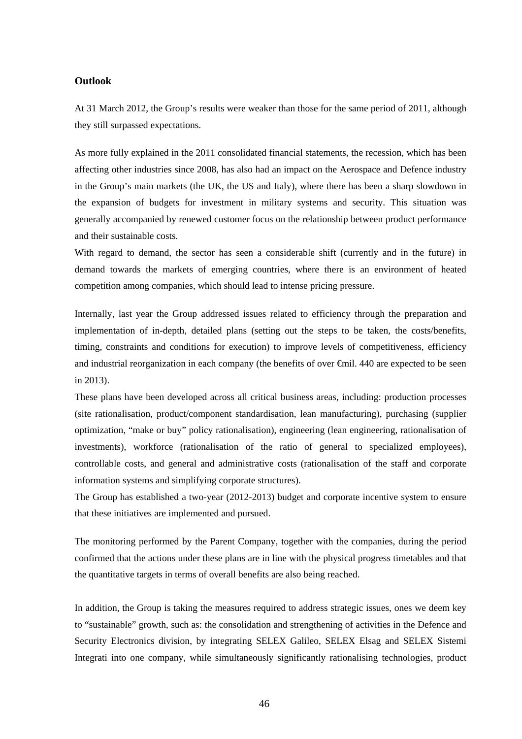## Outlook

At 31 March 2012, the Group's results were weaker than those for the same period of 2011, although they still surpassed expectations.

As more fully explained in the 2011 consolidated financial statements, the recession, which has been affecting other industries since 2008, has also had an impact on the Aerospace and Defence industry in the Group's main markets (the UK, the US and Italy), where there has been a sharp slowdown in the expansion of budgets for investment in military systems and security. This situation was generally accompanied by renewed customer focus on the relationship between product performance and their sustainable costs.

With regard to demand, the sector has seen a considerable shift (currently and in the future) in demand towards the markets of emerging countries, where there is an environment of heated competition among companies, which should lead to intense pricing pressure.

Internally, last year the Group addressed issues related to efficiency through the preparation and implementation of in-depth, detailed plans (setting out the steps to be taken, the costs/benefits, timing, constraints and conditions for execution) to improve levels of competitiveness, efficiency and industrial reorganization in each company (the benefits of over €mil. 440 are expected to be seen in 2013).

These plans have been developed across all critical business areas, including: production processes (site rationalisation, product/component standardisation, lean manufacturing), purchasing (supplier optimization, "make or buy" policy rationalisation), engineering (lean engineering, rationalisation of investments), workforce (rationalisation of the ratio of general to specialized employees), controllable costs, and general and administrative costs (rationalisation of the staff and corporate information systems and simplifying corporate structures).

The Group has established a two-year (2012-2013) budget and corporate incentive system to ensure that these initiatives are implemented and pursued.

The monitoring performed by the Parent Company, together with the companies, during the period confirmed that the actions under these plans are in line with the physical progress timetables and that the quantitative targets in terms of overall benefits are also being reached.

In addition, the Group is taking the measures required to address strategic issues, ones we deem key to "sustainable" growth, such as: the consolidation and strengthening of activities in the Defence and Security Electronics division, by integrating SELEX Galileo, SELEX Elsag and SELEX Sistemi Integrati into one company, while simultaneously significantly rationalising technologies, product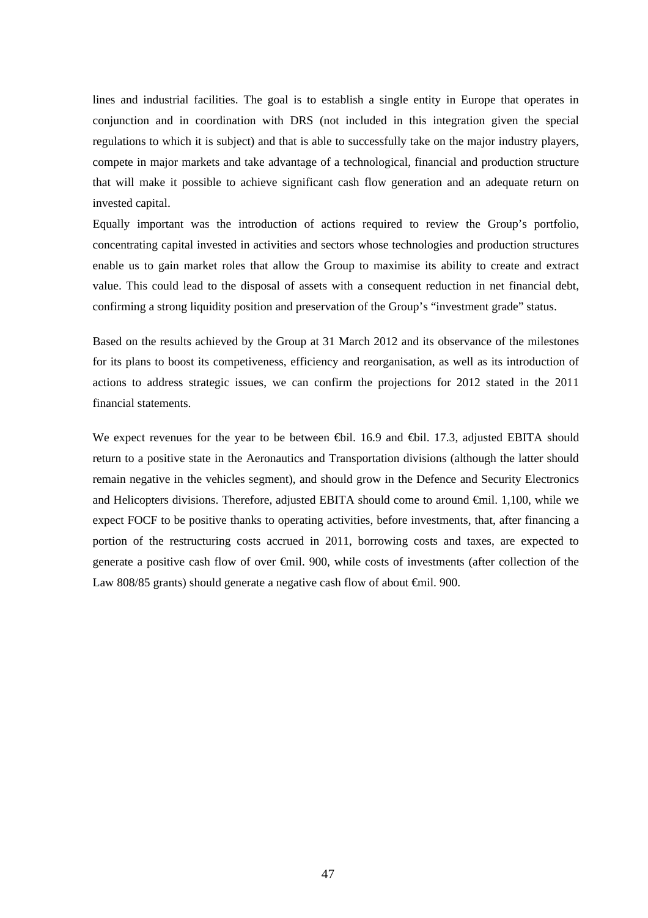lines and industrial facilities. The goal is to establish a single entity in Europe that operates in conjunction and in coordination with DRS (not included in this integration given the special regulations to which it is subject) and that is able to successfully take on the major industry players, compete in major markets and take advantage of a technological, financial and production structure that will make it possible to achieve significant cash flow generation and an adequate return on invested capital.

Equally important was the introduction of actions required to review the Group's portfolio, concentrating capital invested in activities and sectors whose technologies and production structures enable us to gain market roles that allow the Group to maximise its ability to create and extract value. This could lead to the disposal of assets with a consequent reduction in net financial debt, confirming a strong liquidity position and preservation of the Group's "investment grade" status.

Based on the results achieved by the Group at 31 March 2012 and its observance of the milestones for its plans to boost its competiveness, efficiency and reorganisation, as well as its introduction of actions to address strategic issues, we can confirm the projections for 2012 stated in the 2011 financial statements.

We expect revenues for the year to be between €bil. 16.9 and €bil. 17.3, adjusted EBITA should return to a positive state in the Aeronautics and Transportation divisions (although the latter should remain negative in the vehicles segment), and should grow in the Defence and Security Electronics and Helicopters divisions. Therefore, adjusted EBITA should come to around €mil. 1,100, while we expect FOCF to be positive thanks to operating activities, before investments, that, after financing a portion of the restructuring costs accrued in 2011, borrowing costs and taxes, are expected to generate a positive cash flow of over €mil. 900, while costs of investments (after collection of the Law 808/85 grants) should generate a negative cash flow of about €mil. 900.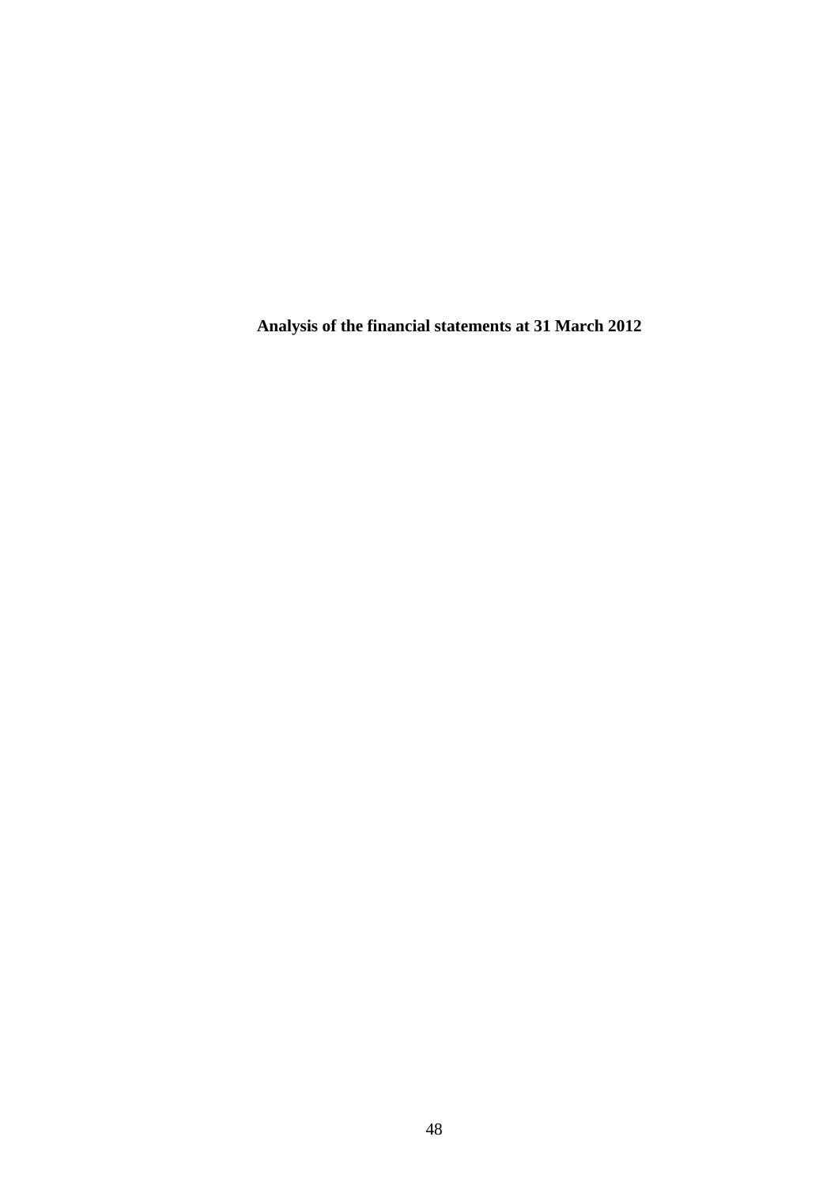# Analysis of the financial statements at 31 March 2012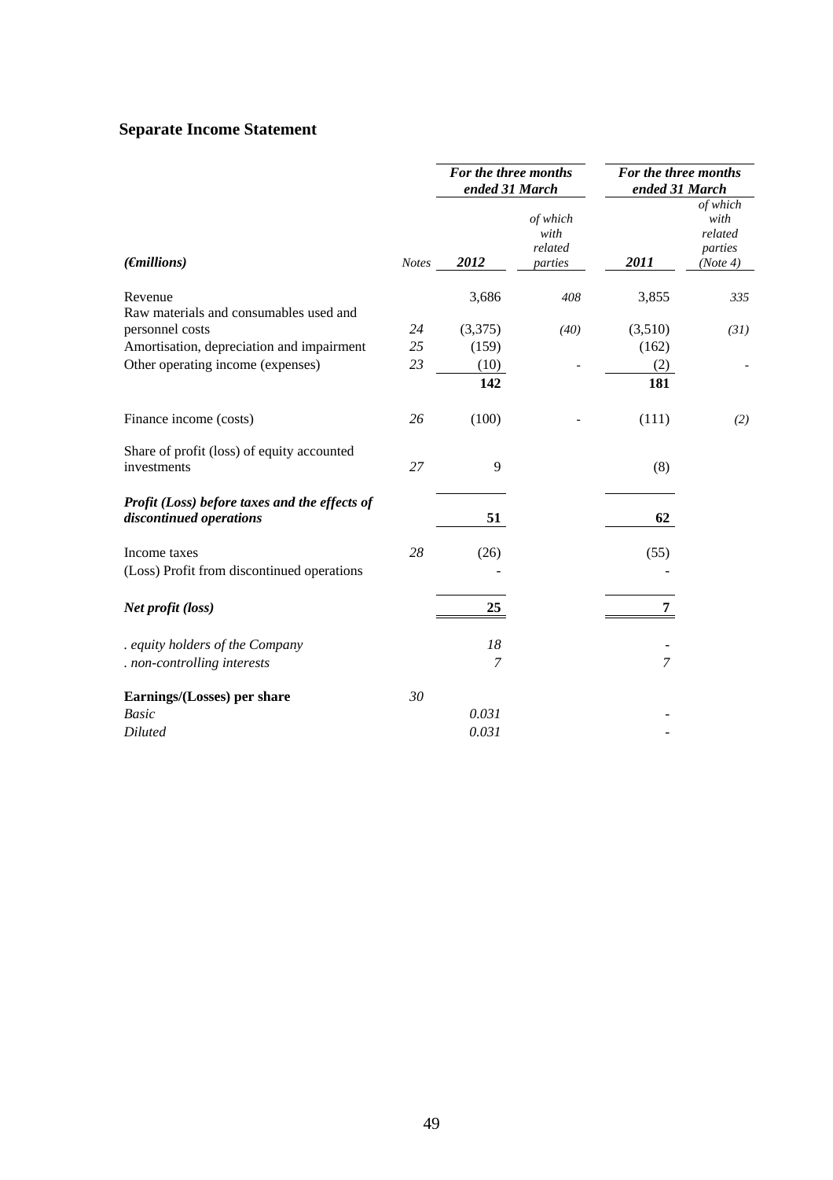## Separate Income Statement

| *(€millions)* | *Notes* | *For the three months ended 31 March* **2012** | *of which with related parties* | *For the three months ended 31 March* **2011** | *of which with related parties (Note 4)* |
|---|---|---|---|---|---|
| Revenue | | 3,686 | *408* | 3,855 | *335* |
| Raw materials and consumables used and personnel costs | *24* | (3,375) | *(40)* | (3,510) | *(31)* |
| Amortisation, depreciation and impairment | *25* | (159) | | (162) | |
| Other operating income (expenses) | *23* | (10) | - | (2) | - |
| | | **142** | | **181** | |
| Finance income (costs) | *26* | (100) | - | (111) | *(2)* |
| Share of profit (loss) of equity accounted investments | *27* | 9 | | (8) | |
| ***Profit (Loss) before taxes and the effects of discontinued operations*** | | **51** | | **62** | |
| Income taxes | *28* | (26) | | (55) | |
| (Loss) Profit from discontinued operations | | - | | - | |
| ***Net profit (loss)*** | | **25** | | **7** | |
| *. equity holders of the Company* | | *18* | | - | |
| *. non-controlling interests* | | *7* | | *7* | |
| **Earnings/(Losses) per share** | *30* | | | | |
| *Basic* | | *0.031* | | - | |
| *Diluted* | | *0.031* | | - | |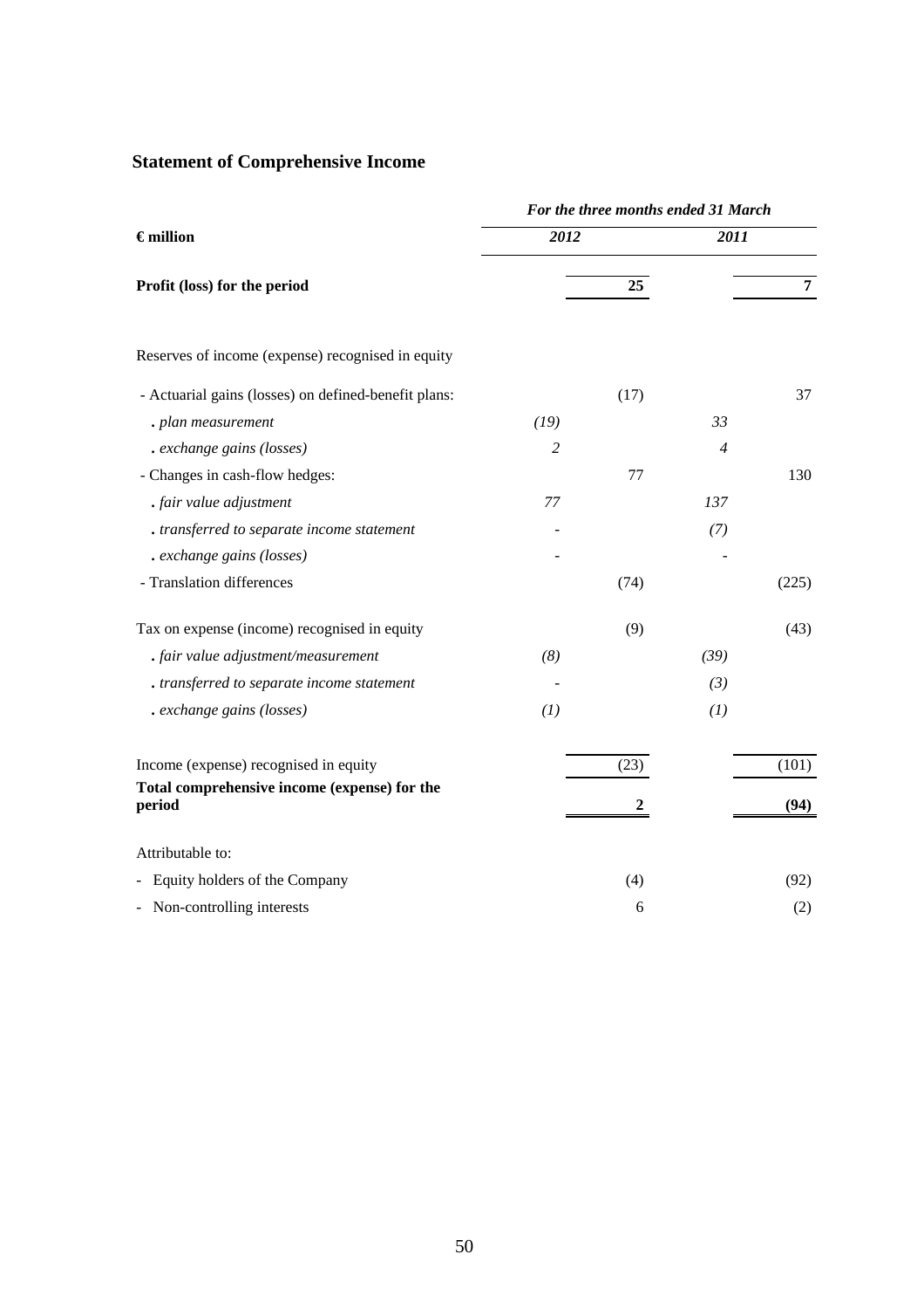## Statement of Comprehensive Income

| € million | For the three months ended 31 March | | | |
|---|---|---|---|---|
| | *2012* | | *2011* | |
| **Profit (loss) for the period** | | **25** | | **7** |
| Reserves of income (expense) recognised in equity | | | | |
| - Actuarial gains (losses) on defined-benefit plans: | | (17) | | 37 |
| *. plan measurement* | *(19)* | | *33* | |
| *. exchange gains (losses)* | *2* | | *4* | |
| - Changes in cash-flow hedges: | | 77 | | 130 |
| *. fair value adjustment* | *77* | | *137* | |
| *. transferred to separate income statement* | - | | *(7)* | |
| *. exchange gains (losses)* | - | | - | |
| - Translation differences | | (74) | | (225) |
| Tax on expense (income) recognised in equity | | (9) | | (43) |
| *. fair value adjustment/measurement* | *(8)* | | *(39)* | |
| *. transferred to separate income statement* | - | | *(3)* | |
| *. exchange gains (losses)* | *(1)* | | *(1)* | |
| Income (expense) recognised in equity | | (23) | | (101) |
| **Total comprehensive income (expense) for the period** | | **2** | | **(94)** |
| Attributable to: | | | | |
| - Equity holders of the Company | | (4) | | (92) |
| - Non-controlling interests | | 6 | | (2) |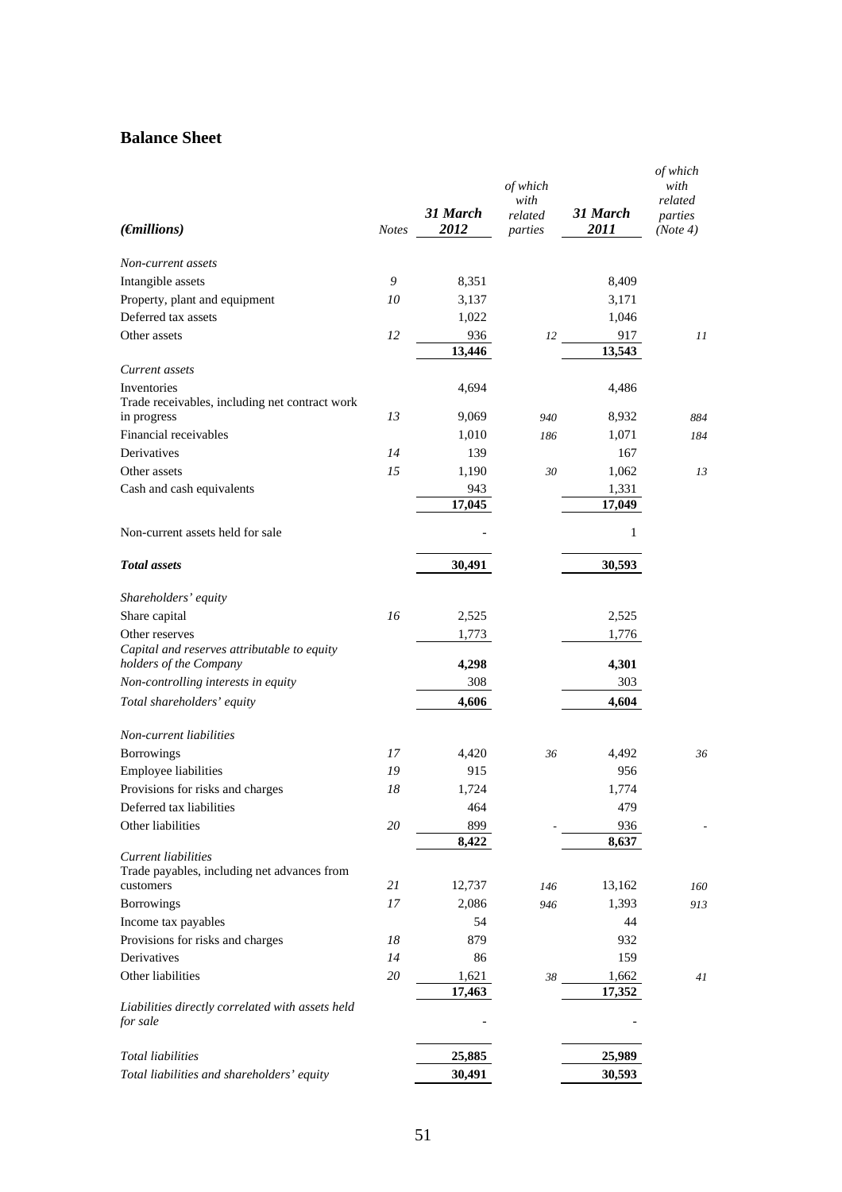## Balance Sheet

| *(€millions)* | *Notes* | *31 March 2012* | *of which with related parties* | *31 March 2011* | *of which with related parties (Note 4)* |
|---|---|---|---|---|---|
| *Non-current assets* | | | | | |
| Intangible assets | *9* | 8,351 | | 8,409 | |
| Property, plant and equipment | *10* | 3,137 | | 3,171 | |
| Deferred tax assets | | 1,022 | | 1,046 | |
| Other assets | *12* | 936 | *12* | 917 | *11* |
| | | **13,446** | | **13,543** | |
| *Current assets* | | | | | |
| Inventories | | 4,694 | | 4,486 | |
| Trade receivables, including net contract work in progress | *13* | 9,069 | *940* | 8,932 | *884* |
| Financial receivables | | 1,010 | *186* | 1,071 | *184* |
| Derivatives | *14* | 139 | | 167 | |
| Other assets | *15* | 1,190 | *30* | 1,062 | *13* |
| Cash and cash equivalents | | 943 | | 1,331 | |
| | | **17,045** | | **17,049** | |
| Non-current assets held for sale | | - | | 1 | |
| ***Total assets*** | | **30,491** | | **30,593** | |
| *Shareholders' equity* | | | | | |
| Share capital | *16* | 2,525 | | 2,525 | |
| Other reserves | | 1,773 | | 1,776 | |
| *Capital and reserves attributable to equity holders of the Company* | | **4,298** | | **4,301** | |
| *Non-controlling interests in equity* | | 308 | | 303 | |
| *Total shareholders' equity* | | **4,606** | | **4,604** | |
| *Non-current liabilities* | | | | | |
| Borrowings | *17* | 4,420 | *36* | 4,492 | *36* |
| Employee liabilities | *19* | 915 | | 956 | |
| Provisions for risks and charges | *18* | 1,724 | | 1,774 | |
| Deferred tax liabilities | | 464 | | 479 | |
| Other liabilities | *20* | 899 | - | 936 | - |
| | | **8,422** | | **8,637** | |
| *Current liabilities* | | | | | |
| Trade payables, including net advances from customers | *21* | 12,737 | *146* | 13,162 | *160* |
| Borrowings | *17* | 2,086 | *946* | 1,393 | *913* |
| Income tax payables | | 54 | | 44 | |
| Provisions for risks and charges | *18* | 879 | | 932 | |
| Derivatives | *14* | 86 | | 159 | |
| Other liabilities | *20* | 1,621 | *38* | 1,662 | *41* |
| | | **17,463** | | **17,352** | |
| *Liabilities directly correlated with assets held for sale* | | - | | - | |
| *Total liabilities* | | **25,885** | | **25,989** | |
| *Total liabilities and shareholders' equity* | | **30,491** | | **30,593** | |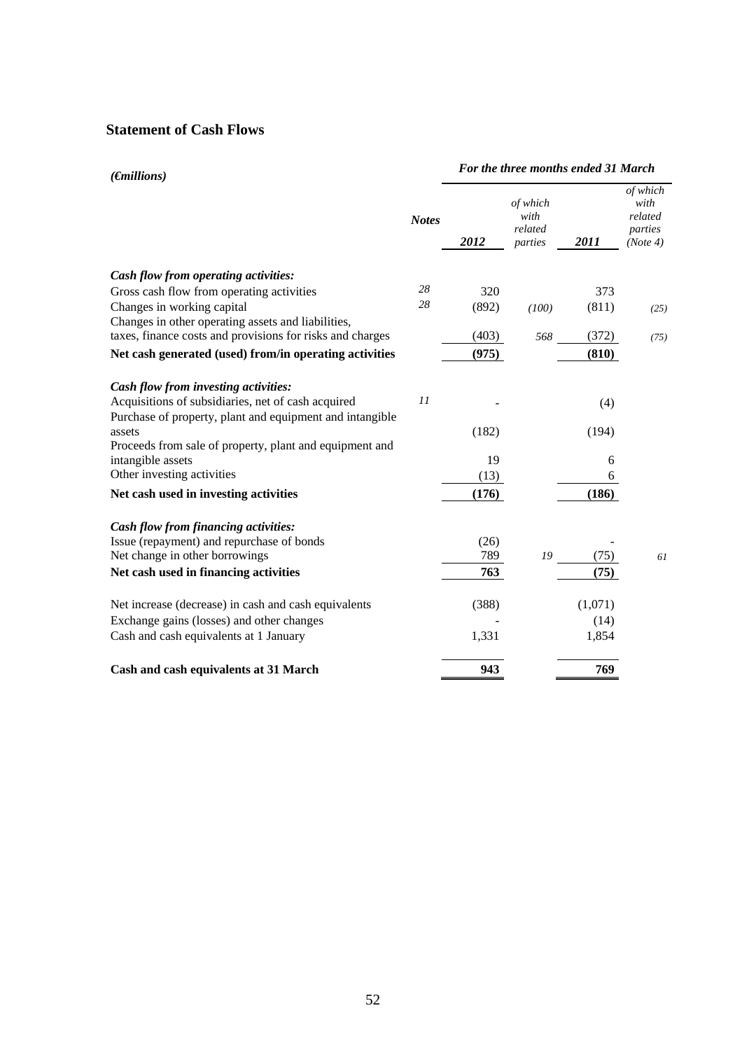## Statement of Cash Flows

| *(€millions)* | | *For the three months ended 31 March* | | | |
|---|---|---|---|---|---|
| | ***Notes*** | ***2012*** | *of which with related parties* | ***2011*** | *of which with related parties (Note 4)* |
| ***Cash flow from operating activities:*** | | | | | |
| Gross cash flow from operating activities | *28* | 320 | | 373 | |
| Changes in working capital | *28* | (892) | *(100)* | (811) | *(25)* |
| Changes in other operating assets and liabilities, taxes, finance costs and provisions for risks and charges | | (403) | *568* | (372) | *(75)* |
| **Net cash generated (used) from/in operating activities** | | **(975)** | | **(810)** | |
| ***Cash flow from investing activities:*** | | | | | |
| Acquisitions of subsidiaries, net of cash acquired | *11* | - | | (4) | |
| Purchase of property, plant and equipment and intangible assets | | (182) | | (194) | |
| Proceeds from sale of property, plant and equipment and intangible assets | | 19 | | 6 | |
| Other investing activities | | (13) | | 6 | |
| **Net cash used in investing activities** | | **(176)** | | **(186)** | |
| ***Cash flow from financing activities:*** | | | | | |
| Issue (repayment) and repurchase of bonds | | (26) | | - | |
| Net change in other borrowings | | 789 | *19* | (75) | *61* |
| **Net cash used in financing activities** | | **763** | | **(75)** | |
| Net increase (decrease) in cash and cash equivalents | | (388) | | (1,071) | |
| Exchange gains (losses) and other changes | | - | | (14) | |
| Cash and cash equivalents at 1 January | | 1,331 | | 1,854 | |
| **Cash and cash equivalents at 31 March** | | **943** | | **769** | |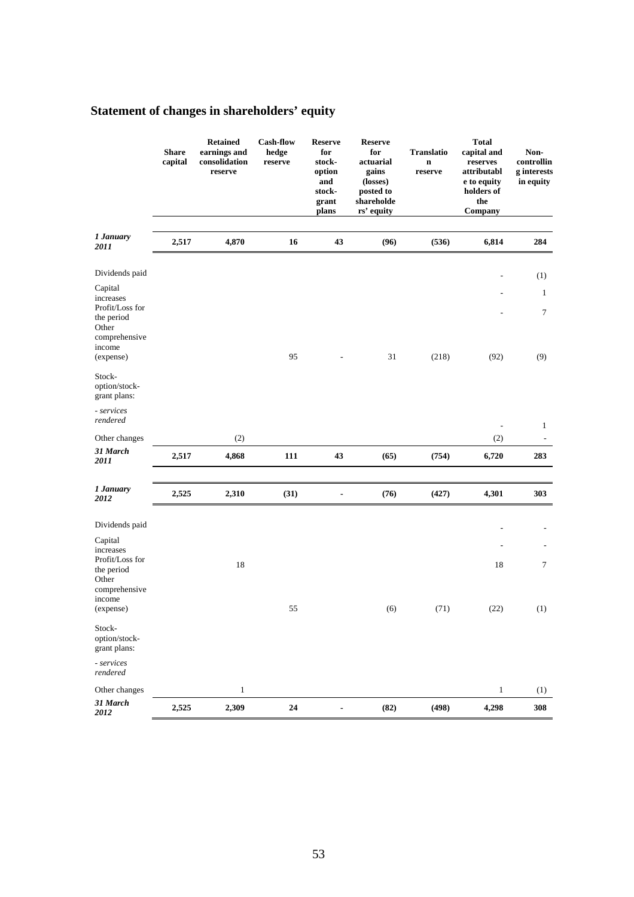# Statement of changes in shareholders' equity

| | Share capital | Retained earnings and consolidation reserve | Cash-flow hedge reserve | Reserve for stock-option and stock-grant plans | Reserve for actuarial gains (losses) posted to shareholders' equity | Translation reserve | Total capital and reserves attributable to equity holders of the Company | Non-controlling interests in equity |
|---|---|---|---|---|---|---|---|---|
| ***1 January 2011*** | **2,517** | **4,870** | **16** | **43** | **(96)** | **(536)** | **6,814** | **284** |
| Dividends paid | | | | | | | - | (1) |
| Capital increases | | | | | | | - | 1 |
| Profit/Loss for the period | | | | | | | - | 7 |
| Other comprehensive income (expense) | | | 95 | - | 31 | (218) | (92) | (9) |
| Stock-option/stock-grant plans: | | | | | | | | |
| *- services rendered* | | | | | | | - | 1 |
| Other changes | | (2) | | | | | (2) | - |
| ***31 March 2011*** | **2,517** | **4,868** | **111** | **43** | **(65)** | **(754)** | **6,720** | **283** |
| ***1 January 2012*** | **2,525** | **2,310** | **(31)** | **-** | **(76)** | **(427)** | **4,301** | **303** |
| Dividends paid | | | | | | | - | - |
| Capital increases | | | | | | | - | - |
| Profit/Loss for the period | | 18 | | | | | 18 | 7 |
| Other comprehensive income (expense) | | | 55 | | (6) | (71) | (22) | (1) |
| Stock-option/stock-grant plans: | | | | | | | | |
| *- services rendered* | | | | | | | | |
| Other changes | | 1 | | | | | 1 | (1) |
| ***31 March 2012*** | **2,525** | **2,309** | **24** | **-** | **(82)** | **(498)** | **4,298** | **308** |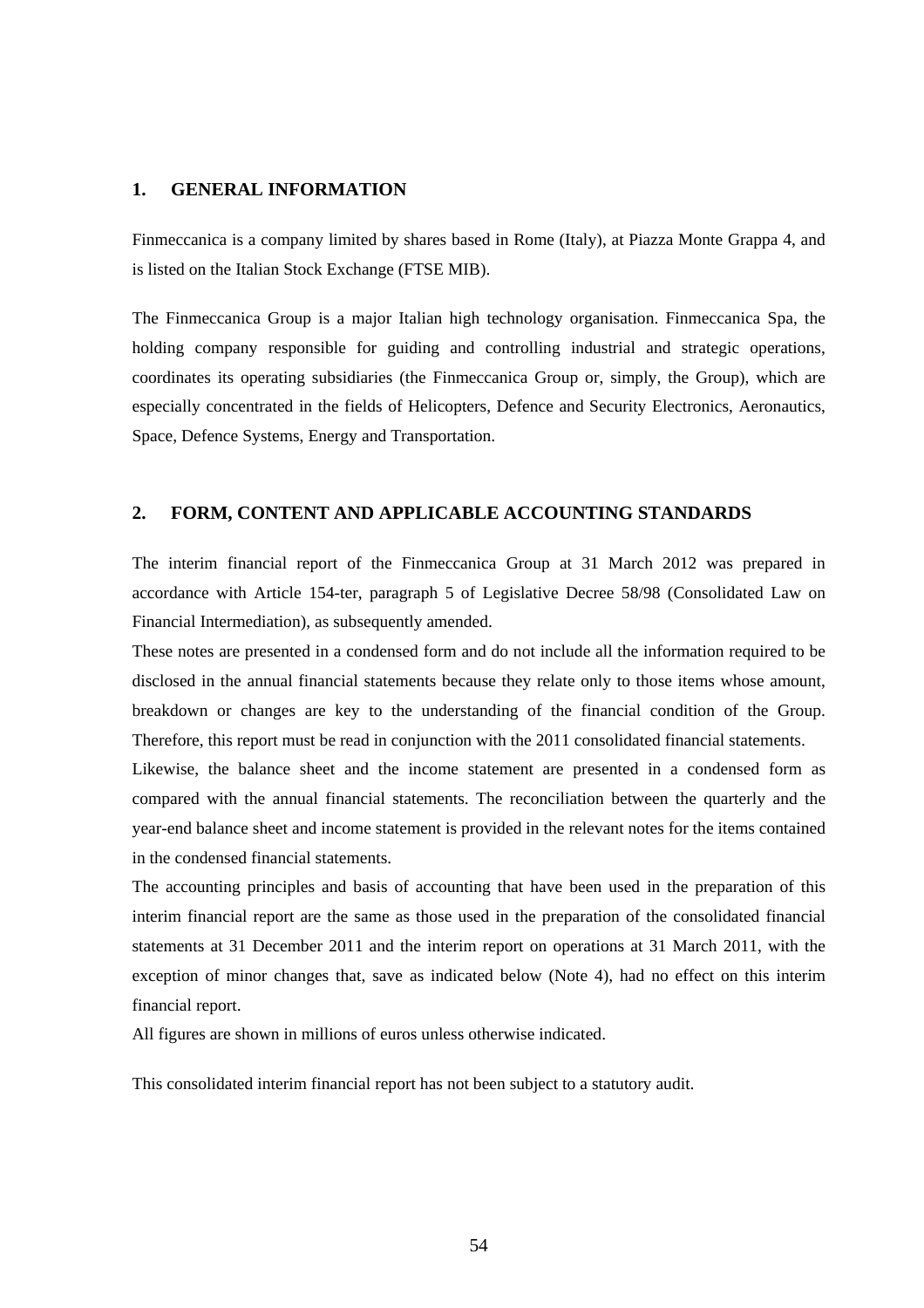## 1. GENERAL INFORMATION

Finmeccanica is a company limited by shares based in Rome (Italy), at Piazza Monte Grappa 4, and is listed on the Italian Stock Exchange (FTSE MIB).

The Finmeccanica Group is a major Italian high technology organisation. Finmeccanica Spa, the holding company responsible for guiding and controlling industrial and strategic operations, coordinates its operating subsidiaries (the Finmeccanica Group or, simply, the Group), which are especially concentrated in the fields of Helicopters, Defence and Security Electronics, Aeronautics, Space, Defence Systems, Energy and Transportation.

## 2. FORM, CONTENT AND APPLICABLE ACCOUNTING STANDARDS

The interim financial report of the Finmeccanica Group at 31 March 2012 was prepared in accordance with Article 154-ter, paragraph 5 of Legislative Decree 58/98 (Consolidated Law on Financial Intermediation), as subsequently amended.

These notes are presented in a condensed form and do not include all the information required to be disclosed in the annual financial statements because they relate only to those items whose amount, breakdown or changes are key to the understanding of the financial condition of the Group. Therefore, this report must be read in conjunction with the 2011 consolidated financial statements.

Likewise, the balance sheet and the income statement are presented in a condensed form as compared with the annual financial statements. The reconciliation between the quarterly and the year-end balance sheet and income statement is provided in the relevant notes for the items contained in the condensed financial statements.

The accounting principles and basis of accounting that have been used in the preparation of this interim financial report are the same as those used in the preparation of the consolidated financial statements at 31 December 2011 and the interim report on operations at 31 March 2011, with the exception of minor changes that, save as indicated below (Note 4), had no effect on this interim financial report.

All figures are shown in millions of euros unless otherwise indicated.

This consolidated interim financial report has not been subject to a statutory audit.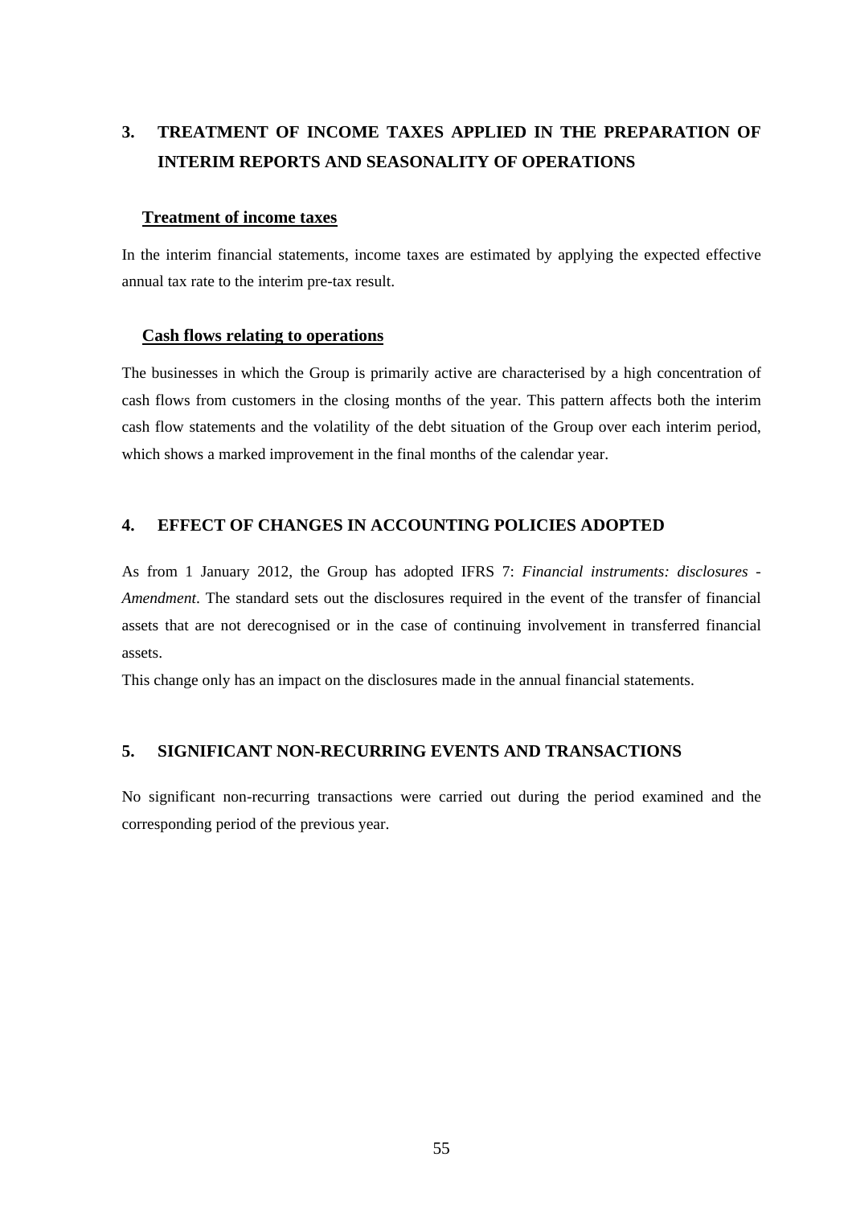## 3. TREATMENT OF INCOME TAXES APPLIED IN THE PREPARATION OF INTERIM REPORTS AND SEASONALITY OF OPERATIONS

### Treatment of income taxes

In the interim financial statements, income taxes are estimated by applying the expected effective annual tax rate to the interim pre-tax result.

### Cash flows relating to operations

The businesses in which the Group is primarily active are characterised by a high concentration of cash flows from customers in the closing months of the year. This pattern affects both the interim cash flow statements and the volatility of the debt situation of the Group over each interim period, which shows a marked improvement in the final months of the calendar year.

## 4. EFFECT OF CHANGES IN ACCOUNTING POLICIES ADOPTED

As from 1 January 2012, the Group has adopted IFRS 7: *Financial instruments: disclosures - Amendment*. The standard sets out the disclosures required in the event of the transfer of financial assets that are not derecognised or in the case of continuing involvement in transferred financial assets.

This change only has an impact on the disclosures made in the annual financial statements.

## 5. SIGNIFICANT NON-RECURRING EVENTS AND TRANSACTIONS

No significant non-recurring transactions were carried out during the period examined and the corresponding period of the previous year.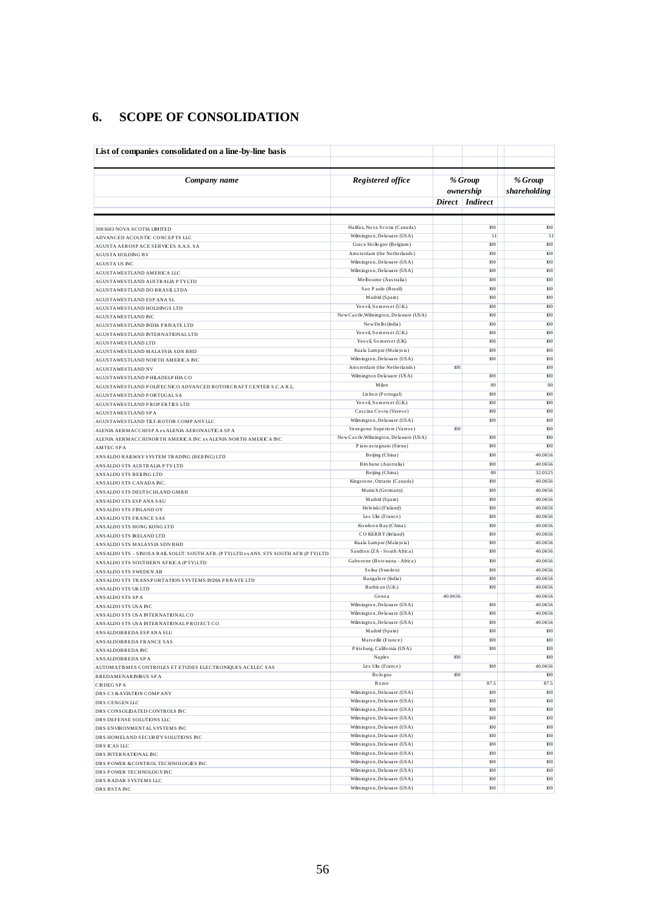## 6. SCOPE OF CONSOLIDATION

**List of companies consolidated on a line-by-line basis**

| *Company name* | *Registered office* | *% Group ownership* | | *% Group shareholding* |
|---|---|---|---|---|
| | | *Direct* | *Indirect* | |
| 3083683 NOVA SCOTIA LIMITED | Halifax, Nova Scotia (Canada) | | 100 | 100 |
| ADVANCED ACOUSTIC CONCEPTS LLC | Wilmington, Delaware (USA) | | 51 | 51 |
| AGUSTA AEROSPACE SERVICES A.A.S. SA | Grace Hollogne (Belgium) | | 100 | 100 |
| AGUSTA HOLDING BV | Amsterdam (the Netherlands) | | 100 | 100 |
| AGUSTA US INC | Wilmington, Delaware (USA) | | 100 | 100 |
| AGUSTAWESTLAND AMERICA LLC | Wilmington, Delaware (USA) | | 100 | 100 |
| AGUSTAWESTLAND AUSTRALIA PTY LTD | Melbourne (Australia) | | 100 | 100 |
| AGUSTAWESTLAND DO BRASIL LTDA | Sao Paulo (Brazil) | | 100 | 100 |
| AGUSTAWESTLAND ESPANA SL | Madrid (Spain) | | 100 | 100 |
| AGUSTAWESTLAND HOLDINGS LTD | Yeovil, Somerset (U.K.) | | 100 | 100 |
| AGUSTAWESTLAND INC | New Castle, Wilmington, Delaware (USA) | | 100 | 100 |
| AGUSTAWESTLAND INDIA PRIVATE LTD | New Delhi (India) | | 100 | 100 |
| AGUSTAWESTLAND INTERNATIONAL LTD | Yeovil, Somerset (U.K.) | | 100 | 100 |
| AGUSTAWESTLAND LTD | Yeovil, Somerset (UK) | | 100 | 100 |
| AGUSTAWESTLAND MALAYSIA SDN BHD | Kuala Lumpur (Malaysia) | | 100 | 100 |
| AGUSTAWESTLAND NORTH AMERICA INC | Wilmington, Delaware (USA) | | 100 | 100 |
| AGUSTAWESTLAND NV | Amsterdam (the Netherlands) | 100 | | 100 |
| AGUSTAWESTLAND PHILADELPHIA CO | Wilmington Delaware (USA) | | 100 | 100 |
| AGUSTAWESTLAND POLITECNICO ADVANCED ROTORCRAFT CENTER S.C.A R.L. | Milan | | 80 | 80 |
| AGUSTAWESTLAND PORTUGAL SA | Lisbon (Portugal) | | 100 | 100 |
| AGUSTAWESTLAND PROPERTIES LTD | Yeovil, Somerset (U.K.) | | 100 | 100 |
| AGUSTAWESTLAND SPA | Cascina Costa (Varese) | | 100 | 100 |
| AGUSTAWESTLAND TILT-ROTOR COMPANY LLC | Wilmington, Delaware (USA) | | 100 | 100 |
| ALENIA AERMACCHI SPA ex ALENIA AERONAUTICA SPA | Venegono Superiore (Varese) | 100 | | 100 |
| ALENIA AERMACCHI NORTH AMERICA INC ex ALENIA NORTH AMERICA INC | New Castle, Wilmington, Delaware (USA) | | 100 | 100 |
| AMTEC SPA | Piancastagnaio (Siena) | | 100 | 100 |
| ANSALDO RAILWAY SYSTEM TRADING (BEIJING) LTD | Beijing (China) | | 100 | 40.0656 |
| ANSALDO STS AUSTRALIA PTY LTD | Birsbane (Australia) | | 100 | 40.0656 |
| ANSALDO STS BEIJING LTD | Beijing (China) | | 80 | 32.0525 |
| ANSALDO STS CANADA INC. | Kingstone, Ontario (Canada) | | 100 | 40.0656 |
| ANSALDO STS DEUTSCHLAND GMBH | Munich (Germany) | | 100 | 40.0656 |
| ANSALDO STS ESPANA SAU | Madrid (Spain) | | 100 | 40.0656 |
| ANSALDO STS FINLAND OY | Helsinki (Finland) | | 100 | 40.0656 |
| ANSALDO STS FRANCE SAS | Les Ulis (France) | | 100 | 40.0656 |
| ANSALDO STS HONG KONG LTD | Kowloon Bay (China) | | 100 | 40.0656 |
| ANSALDO STS IRELAND LTD | CO KERRY (Ireland) | | 100 | 40.0656 |
| ANSALDO STS MALAYSIA SDN BHD | Kuala Lumpur (Malaysia) | | 100 | 40.0656 |
| ANSALDO STS – SINOSA RAIL SOLUT. SOUTH AFR. (PTY) LTD ex ANS. STS SOUTH AFR.(PTY) LTD | Sandton (ZA - South Africa) | | 100 | 40.0656 |
| ANSALDO STS SOUTHERN AFRICA (PTY) LTD | Gaborone (Botswana - Africa) | | 100 | 40.0656 |
| ANSALDO STS SWEDEN AB | Solna (Sweden) | | 100 | 40.0656 |
| ANSALDO STS TRANSPORTATION SYSTEMS INDIA PRIVATE LTD | Bangalore (India) | | 100 | 40.0656 |
| ANSALDO STS UK LTD | Barbican (U.K.) | | 100 | 40.0656 |
| ANSALDO STS SPA | Genoa | 40.0656 | | 40.0656 |
| ANSALDO STS USA INC | Wilmington, Delaware (USA) | | 100 | 40.0656 |
| ANSALDO STS USA INTERNATIONAL CO | Wilmington, Delaware (USA) | | 100 | 40.0656 |
| ANSALDO STS USA INTERNATIONAL PROJECT CO | Wilmington, Delaware (USA) | | 100 | 40.0656 |
| ANSALDOBREDA ESPANA SLU | Madrid (Spain) | | 100 | 100 |
| ANSALDOBREDA FRANCE SAS | Marseille (France) | | 100 | 100 |
| ANSALDOBREDA INC | Pittsburg, California (USA) | | 100 | 100 |
| ANSALDOBREDA SPA | Naples | 100 | | 100 |
| AUTOMATISMES CONTROLES ET ETUDES ELECTRONIQUES ACELEC SAS | Les Ulis (France) | | 100 | 40.0656 |
| BREDAMENARINIBUS SPA | Bologna | 100 | | 100 |
| CISDEG SPA | Rome | | 87.5 | 87.5 |
| DRS C3 & AVIATION COMPANY | Wilmington, Delaware (USA) | | 100 | 100 |
| DRS CENGEN LLC | Wilmington, Delaware (USA) | | 100 | 100 |
| DRS CONSOLIDATED CONTROLS INC | Wilmington, Delaware (USA) | | 100 | 100 |
| DRS DEFENSE SOLUTIONS LLC | Wilmington, Delaware (USA) | | 100 | 100 |
| DRS ENVIRONMENTAL SYSTEMS INC | Wilmington, Delaware (USA) | | 100 | 100 |
| DRS HOMELAND SECURITY SOLUTIONS INC | Wilmington, Delaware (USA) | | 100 | 100 |
| DRS ICAS LLC | Wilmington, Delaware (USA) | | 100 | 100 |
| DRS INTERNATIONAL INC | Wilmington, Delaware (USA) | | 100 | 100 |
| DRS POWER & CONTROL TECHNOLOGIES INC | Wilmington, Delaware (USA) | | 100 | 100 |
| DRS POWER TECHNOLOGY INC | Wilmington, Delaware (USA) | | 100 | 100 |
| DRS RADAR SYSTEMS LLC | Wilmington, Delaware (USA) | | 100 | 100 |
| DRS RSTA INC | Wilmington, Delaware (USA) | | 100 | 100 |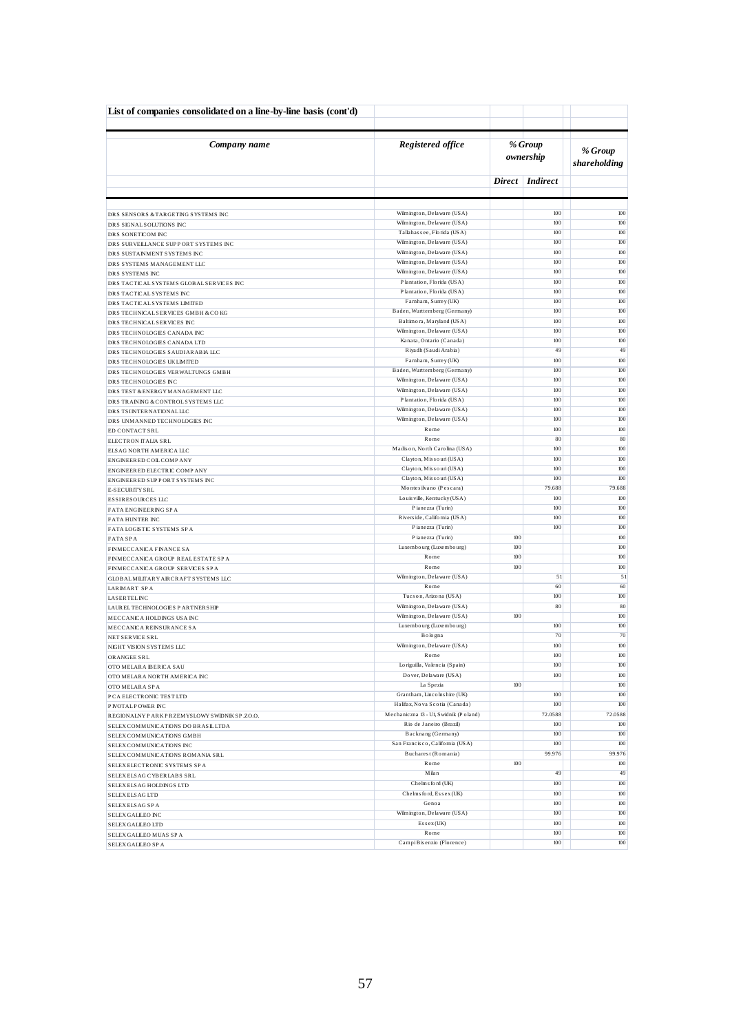**List of companies consolidated on a line-by-line basis (cont'd)**

| *Company name* | *Registered office* | *% Group ownership* | | *% Group shareholding* |
|---|---|---|---|---|
| | | *Direct* | *Indirect* | |
| DRS SENSORS & TARGETING SYSTEMS INC | Wilmington, Delaware (USA) | | 100 | 100 |
| DRS SIGNAL SOLUTIONS INC | Wilmington, Delaware (USA) | | 100 | 100 |
| DRS SONETICOM INC | Tallahassee, Florida (USA) | | 100 | 100 |
| DRS SURVEILLANCE SUPPORT SYSTEMS INC | Wilmington, Delaware (USA) | | 100 | 100 |
| DRS SUSTAINMENT SYSTEMS INC | Wilmington, Delaware (USA) | | 100 | 100 |
| DRS SYSTEMS MANAGEMENT LLC | Wilmington, Delaware (USA) | | 100 | 100 |
| DRS SYSTEMS INC | Wilmington, Delaware (USA) | | 100 | 100 |
| DRS TACTICAL SYSTEMS GLOBAL SERVICES INC | Plantation, Florida (USA) | | 100 | 100 |
| DRS TACTICAL SYSTEMS INC | Plantation, Florida (USA) | | 100 | 100 |
| DRS TACTICAL SYSTEMS LIMITED | Farnham, Surrey (UK) | | 100 | 100 |
| DRS TECHNICAL SERVICES GMBH & CO KG | Baden, Wurttemberg (Germany) | | 100 | 100 |
| DRS TECHNICAL SERVICES INC | Baltimora, Maryland (USA) | | 100 | 100 |
| DRS TECHNOLOGIES CANADA INC | Wilmington, Delaware (USA) | | 100 | 100 |
| DRS TECHNOLOGIES CANADA LTD | Kanata, Ontario (Canada) | | 100 | 100 |
| DRS TECHNOLOGIES SAUDI ARABIA LLC | Riyadh (Saudi Arabia) | | 49 | 49 |
| DRS TECHNOLOGIES UK LIMITED | Farnham, Surrey (UK) | | 100 | 100 |
| DRS TECHNOLOGIES VERWALTUNGS GMBH | Baden, Wurttemberg (Germany) | | 100 | 100 |
| DRS TECHNOLOGIES INC | Wilmington, Delaware (USA) | | 100 | 100 |
| DRS TEST & ENERGY MANAGEMENT LLC | Wilmington, Delaware (USA) | | 100 | 100 |
| DRS TRAINING & CONTROL SYSTEMS LLC | Plantation, Florida (USA) | | 100 | 100 |
| DRS TSI INTERNATIONAL LLC | Wilmington, Delaware (USA) | | 100 | 100 |
| DRS UNMANNED TECHNOLOGIES INC | Wilmington, Delaware (USA) | | 100 | 100 |
| ED CONTACT SRL | Rome | | 100 | 100 |
| ELECTRON ITALIA SRL | Rome | | 80 | 80 |
| ELSAG NORTH AMERICA LLC | Madison, North Carolina (USA) | | 100 | 100 |
| ENGINEERED COIL COMPANY | Clayton, Missouri (USA) | | 100 | 100 |
| ENGINEERED ELECTRIC COMPANY | Clayton, Missouri (USA) | | 100 | 100 |
| ENGINEERED SUPPORT SYSTEMS INC | Clayton, Missouri (USA) | | 100 | 100 |
| E-SECURITY SRL | Montesilvano (Pescara) | | 79.688 | 79.688 |
| ESSI RESOURCES LLC | Louisville, Kentucky (USA) | | 100 | 100 |
| FATA ENGINEERING SPA | Pianezza (Turin) | | 100 | 100 |
| FATA HUNTER INC | Riverside, California (USA) | | 100 | 100 |
| FATA LOGISTIC SYSTEMS SPA | Pianezza (Turin) | | 100 | 100 |
| FATA SPA | Pianezza (Turin) | 100 | | 100 |
| FINMECCANICA FINANCE SA | Luxembourg (Luxembourg) | 100 | | 100 |
| FINMECCANICA GROUP REAL ESTATE SPA | Rome | 100 | | 100 |
| FINMECCANICA GROUP SERVICES SPA | Rome | 100 | | 100 |
| GLOBAL MILITARY AIRCRAFT SYSTEMS LLC | Wilmington, Delaware (USA) | | 51 | 51 |
| LARIMART SPA | Rome | | 60 | 60 |
| LASERTEL INC | Tucson, Arizona (USA) | | 100 | 100 |
| LAUREL TECHNOLOGIES PARTNERSHIP | Wilmington, Delaware (USA) | | 80 | 80 |
| MECCANICA HOLDINGS USA INC | Wilmington, Delaware (USA) | 100 | | 100 |
| MECCANICA REINSURANCE SA | Luxembourg (Luxembourg) | | 100 | 100 |
| NET SERVICE SRL | Bologna | | 70 | 70 |
| NIGHT VISION SYSTEMS LLC | Wilmington, Delaware (USA) | | 100 | 100 |
| ORANGEE SRL | Rome | | 100 | 100 |
| OTO MELARA IBERICA SAU | Loriguilla, Valencia (Spain) | | 100 | 100 |
| OTO MELARA NORTH AMERICA INC | Dover, Delaware (USA) | | 100 | 100 |
| OTO MELARA SPA | La Spezia | 100 | | 100 |
| PCA ELECTRONIC TEST LTD | Grantham, Lincolnshire (UK) | | 100 | 100 |
| PIVOTAL POWER INC | Halifax, Nova Scotia (Canada) | | 100 | 100 |
| REGIONALNY PARK PRZEMYSLOWY SWIDNIK SP.Z.O.O. | Mechaniczna 13 - Ul, Swidnik (Poland) | | 72.0588 | 72.0588 |
| SELEX COMMUNICATIONS DO BRASIL LTDA | Rio de Janeiro (Brazil) | | 100 | 100 |
| SELEX COMMUNICATIONS GMBH | Backnang (Germany) | | 100 | 100 |
| SELEX COMMUNICATIONS INC | San Francisco, California (USA) | | 100 | 100 |
| SELEX COMMUNICATIONS ROMANIA SRL | Bucharest (Romania) | | 99.976 | 99.976 |
| SELEX ELECTRONIC SYSTEMS SPA | Rome | 100 | | 100 |
| SELEX ELSAG CYBERLABS SRL | Milan | | 49 | 49 |
| SELEX ELSAG HOLDINGS LTD | Chelmsford (UK) | | 100 | 100 |
| SELEX ELSAG LTD | Chelmsford, Essex (UK) | | 100 | 100 |
| SELEX ELSAG SPA | Genoa | | 100 | 100 |
| SELEX GALILEO INC | Wilmington, Delaware (USA) | | 100 | 100 |
| SELEX GALILEO LTD | Essex (UK) | | 100 | 100 |
| SELEX GALILEO MUAS SPA | Rome | | 100 | 100 |
| SELEX GALILEO SPA | Campi Bisenzio (Florence) | | 100 | 100 |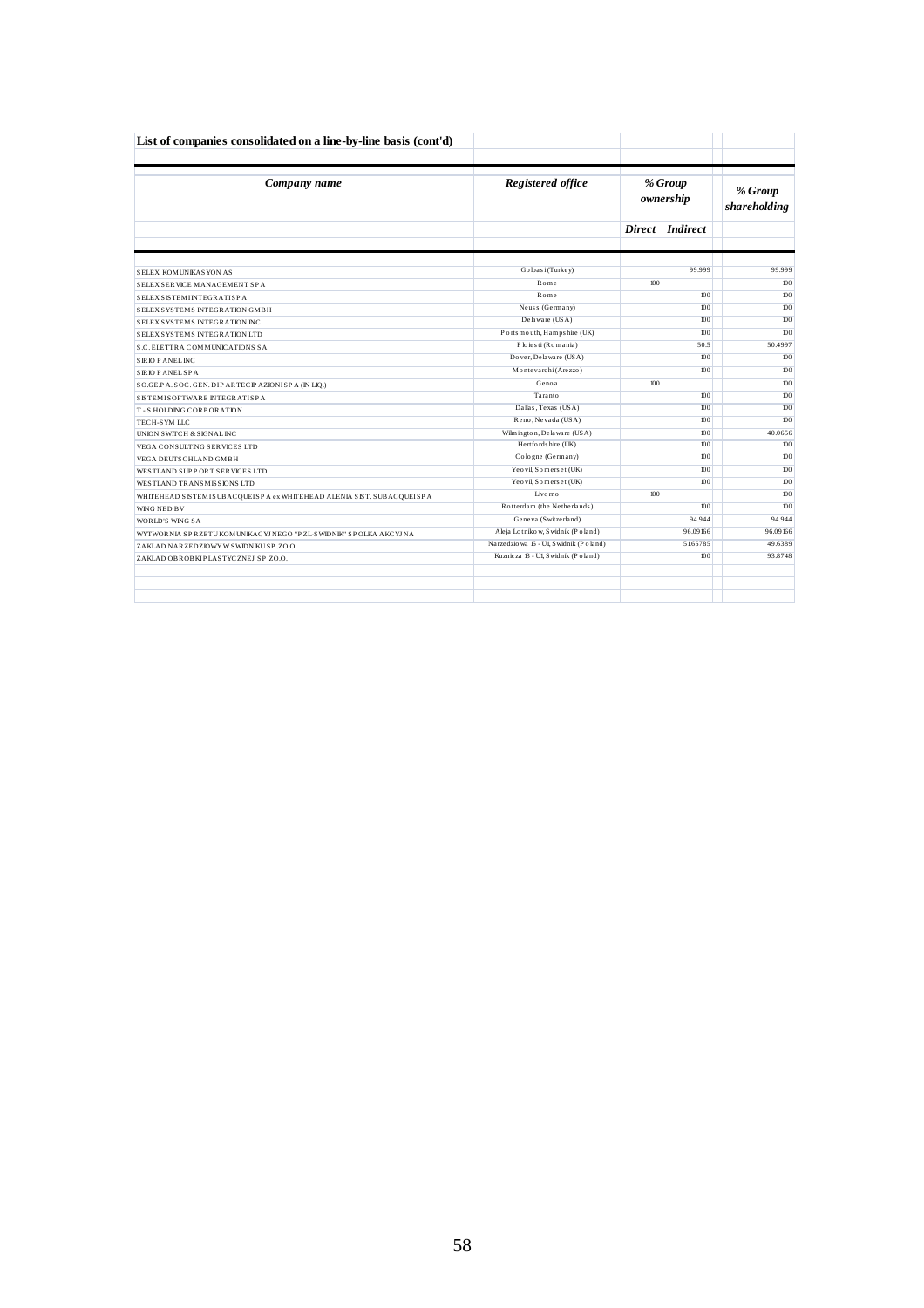## List of companies consolidated on a line-by-line basis (cont'd)

| *Company name* | *Registered office* | *% Group ownership* | | *% Group shareholding* |
|---|---|---|---|---|
| | | *Direct* | *Indirect* | |
| SELEX KOMUNIKASYON AS | Golbasi (Turkey) | | 99.999 | 99.999 |
| SELEX SERVICE MANAGEMENT SPA | Rome | 100 | | 100 |
| SELEX SISTEMI INTEGRATI SPA | Rome | | 100 | 100 |
| SELEX SYSTEMS INTEGRATION GMBH | Neuss (Germany) | | 100 | 100 |
| SELEX SYSTEMS INTEGRATION INC | Delaware (USA) | | 100 | 100 |
| SELEX SYSTEMS INTEGRATION LTD | Portsmouth, Hampshire (UK) | | 100 | 100 |
| S.C. ELETTRA COMMUNICATIONS SA | Ploiesti (Romania) | | 50.5 | 50.4997 |
| SIRIO PANEL INC | Dover, Delaware (USA) | | 100 | 100 |
| SIRIO PANEL SPA | Montevarchi (Arezzo) | | 100 | 100 |
| SO.GE.PA. SOC. GEN. DI PARTECIPAZIONI SPA (IN LIQ.) | Genoa | 100 | | 100 |
| SISTEMI SOFTWARE INTEGRATI SPA | Taranto | | 100 | 100 |
| T - S HOLDING CORPORATION | Dallas, Texas (USA) | | 100 | 100 |
| TECH-SYM LLC | Reno, Nevada (USA) | | 100 | 100 |
| UNION SWITCH & SIGNAL INC | Wilmington, Delaware (USA) | | 100 | 40.0656 |
| VEGA CONSULTING SERVICES LTD | Hertfordshire (UK) | | 100 | 100 |
| VEGA DEUTSCHLAND GMBH | Cologne (Germany) | | 100 | 100 |
| WESTLAND SUPPORT SERVICES LTD | Yeovil, Somerset (UK) | | 100 | 100 |
| WESTLAND TRANSMISSIONS LTD | Yeovil, Somerset (UK) | | 100 | 100 |
| WHITEHEAD SISTEMI SUBACQUEI SPA ex WHITEHEAD ALENIA SIST. SUBACQUEI SPA | Livorno | 100 | | 100 |
| WING NED BV | Rotterdam (the Netherlands) | | 100 | 100 |
| WORLD'S WING SA | Geneva (Switzerland) | | 94.944 | 94.944 |
| WYTWORNIA SPRZETU KOMUNIKACYJNEGO "PZL-SWIDNIK" SPOLKA AKCYJNA | Aleja Lotnikow, Swidnik (Poland) | | 96.09166 | 96.09166 |
| ZAKLAD NARZEDZIOWY W SWIDNIKU SP.ZO.O. | Narzedziowa 16 - UI, Swidnik (Poland) | | 51.65785 | 49.6389 |
| ZAKLAD OBROBKI PLASTYCZNEJ SP.ZO.O. | Kuznicza 13 - UI, Swidnik (Poland) | | 100 | 93.8748 |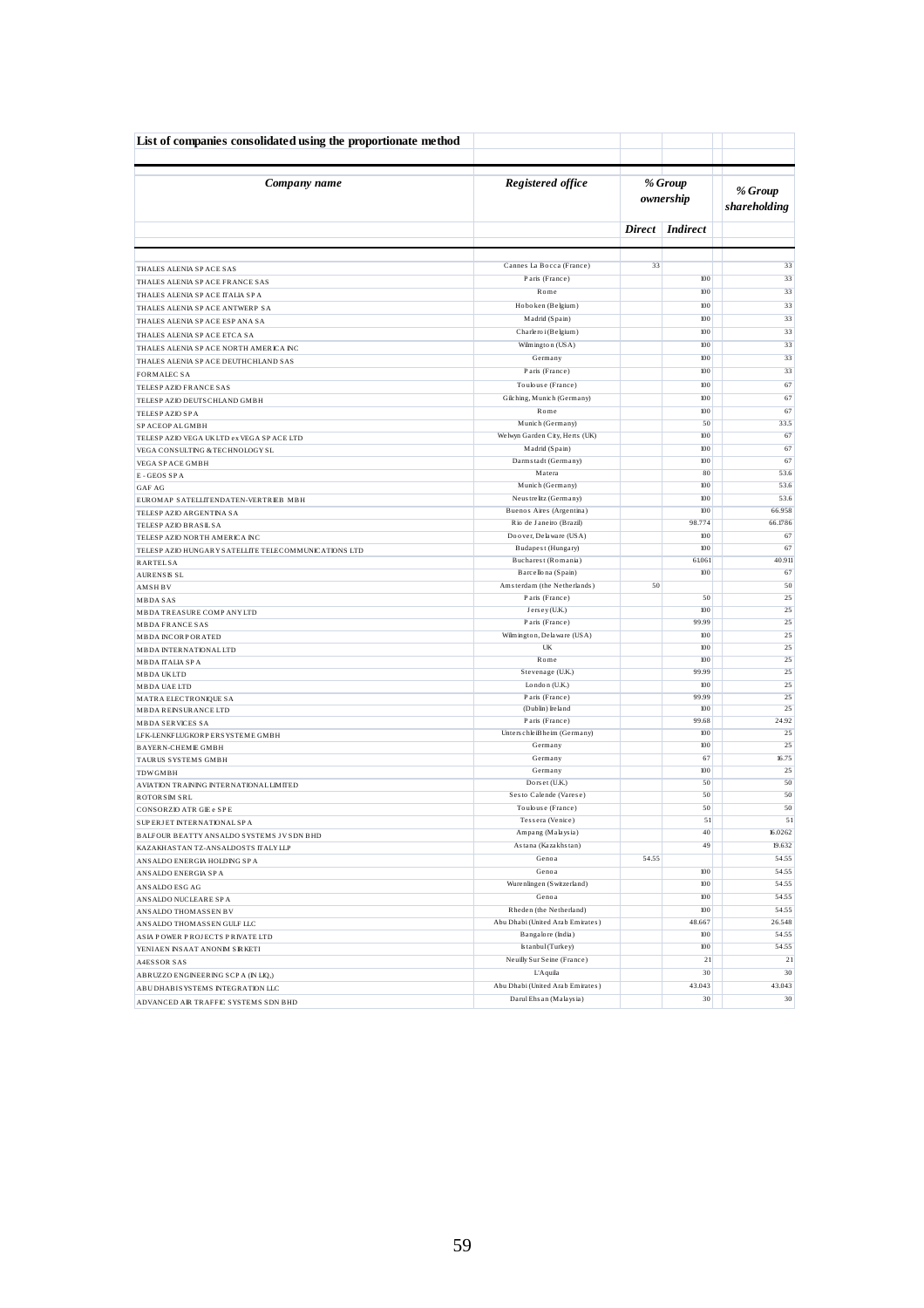**List of companies consolidated using the proportionate method**

| *Company name* | *Registered office* | *% Group ownership* | | *% Group shareholding* |
|---|---|---|---|---|
| | | *Direct* | *Indirect* | |
| THALES ALENIA SPACE SAS | Cannes La Bocca (France) | 33 | | 33 |
| THALES ALENIA SPACE FRANCE SAS | Paris (France) | | 100 | 33 |
| THALES ALENIA SPACE ITALIA SPA | Rome | | 100 | 33 |
| THALES ALENIA SPACE ANTWERP SA | Hoboken (Belgium) | | 100 | 33 |
| THALES ALENIA SPACE ESPANA SA | Madrid (Spain) | | 100 | 33 |
| THALES ALENIA SPACE ETCA SA | Charleroi (Belgium) | | 100 | 33 |
| THALES ALENIA SPACE NORTH AMERICA INC | Wilmington (USA) | | 100 | 33 |
| THALES ALENIA SPACE DEUTHCHLAND SAS | Germany | | 100 | 33 |
| FORMALEC SA | Paris (France) | | 100 | 33 |
| TELESPAZIO FRANCE SAS | Toulouse (France) | | 100 | 67 |
| TELESPAZIO DEUTSCHLAND GMBH | Gilching, Munich (Germany) | | 100 | 67 |
| TELESPAZIO SPA | Rome | | 100 | 67 |
| SPACEOPAL GMBH | Munich (Germany) | | 50 | 33.5 |
| TELESPAZIO VEGA UK LTD ex VEGA SPACE LTD | Welwyn Garden City, Herts (UK) | | 100 | 67 |
| VEGA CONSULTING & TECHNOLOGY SL | Madrid (Spain) | | 100 | 67 |
| VEGA SPACE GMBH | Darmstadt (Germany) | | 100 | 67 |
| E - GEOS SPA | Matera | | 80 | 53.6 |
| GAF AG | Munich (Germany) | | 100 | 53.6 |
| EUROMAP SATELLITENDATEN-VERTRIEB MBH | Neustrelitz (Germany) | | 100 | 53.6 |
| TELESPAZIO ARGENTINA SA | Buenos Aires (Argentina) | | 100 | 66.958 |
| TELESPAZIO BRASIL SA | Rio de Janeiro (Brazil) | | 98.774 | 66.1786 |
| TELESPAZIO NORTH AMERICA INC | Doover, Delaware (USA) | | 100 | 67 |
| TELESPAZIO HUNGARY SATELLITE TELECOMMUNICATIONS LTD | Budapest (Hungary) | | 100 | 67 |
| RARTEL SA | Bucharest (Romania) | | 61.061 | 40.911 |
| AURENSIS SL | Barcellona (Spain) | | 100 | 67 |
| AMSH BV | Amsterdam (the Netherlands) | 50 | | 50 |
| MBDA SAS | Paris (France) | | 50 | 25 |
| MBDA TREASURE COMPANY LTD | Jersey (U.K.) | | 100 | 25 |
| MBDA FRANCE SAS | Paris (France) | | 99.99 | 25 |
| MBDA INCORPORATED | Wilmington, Delaware (USA) | | 100 | 25 |
| MBDA INTERNATIONAL LTD | UK | | 100 | 25 |
| MBDA ITALIA SPA | Rome | | 100 | 25 |
| MBDA UK LTD | Stevenage (U.K.) | | 99.99 | 25 |
| MBDA UAE LTD | London (U.K.) | | 100 | 25 |
| MATRA ELECTRONIQUE SA | Paris (France) | | 99.99 | 25 |
| MBDA REINSURANCE LTD | (Dublin) Ireland | | 100 | 25 |
| MBDA SERVICES SA | Paris (France) | | 99.68 | 24.92 |
| LFK-LENKFLUGKORPERSYSTEME GMBH | Unterschleißheim (Germany) | | 100 | 25 |
| BAYERN-CHEMIE GMBH | Germany | | 100 | 25 |
| TAURUS SYSTEMS GMBH | Germany | | 67 | 16.75 |
| TDW GMBH | Germany | | 100 | 25 |
| AVIATION TRAINING INTERNATIONAL LIMITED | Dorset (U.K.) | | 50 | 50 |
| ROTORSIM SRL | Sesto Calende (Varese) | | 50 | 50 |
| CONSORZIO ATR GIE e SPE | Toulouse (France) | | 50 | 50 |
| SUPERJET INTERNATIONAL SPA | Tessera (Venice) | | 51 | 51 |
| BALFOUR BEATTY ANSALDO SYSTEMS JV SDN BHD | Ampang (Malaysia) | | 40 | 16.0262 |
| KAZAKHASTAN TZ-ANSALDOSTS ITALY LLP | Astana (Kazakhstan) | | 49 | 19.632 |
| ANSALDO ENERGIA HOLDING SPA | Genoa | 54.55 | | 54.55 |
| ANSALDO ENERGIA SPA | Genoa | | 100 | 54.55 |
| ANSALDO ESG AG | Wurenlingen (Switzerland) | | 100 | 54.55 |
| ANSALDO NUCLEARE SPA | Genoa | | 100 | 54.55 |
| ANSALDO THOMASSEN BV | Rheden (the Netherland) | | 100 | 54.55 |
| ANSALDO THOMASSEN GULF LLC | Abu Dhabi (United Arab Emirates) | | 48.667 | 26.548 |
| ASIA POWER PROJECTS PRIVATE LTD | Bangalore (India) | | 100 | 54.55 |
| YENIAEN INSAAT ANONIM SIRKETI | Istanbul (Turkey) | | 100 | 54.55 |
| A4ESSOR SAS | Neuilly Sur Seine (France) | | 21 | 21 |
| ABRUZZO ENGINEERING SCPA (IN LIQ.) | L'Aquila | | 30 | 30 |
| ABU DHABI SYSTEMS INTEGRATION LLC | Abu Dhabi (United Arab Emirates) | | 43.043 | 43.043 |
| ADVANCED AIR TRAFFIC SYSTEMS SDN BHD | Darul Ehsan (Malaysia) | | 30 | 30 |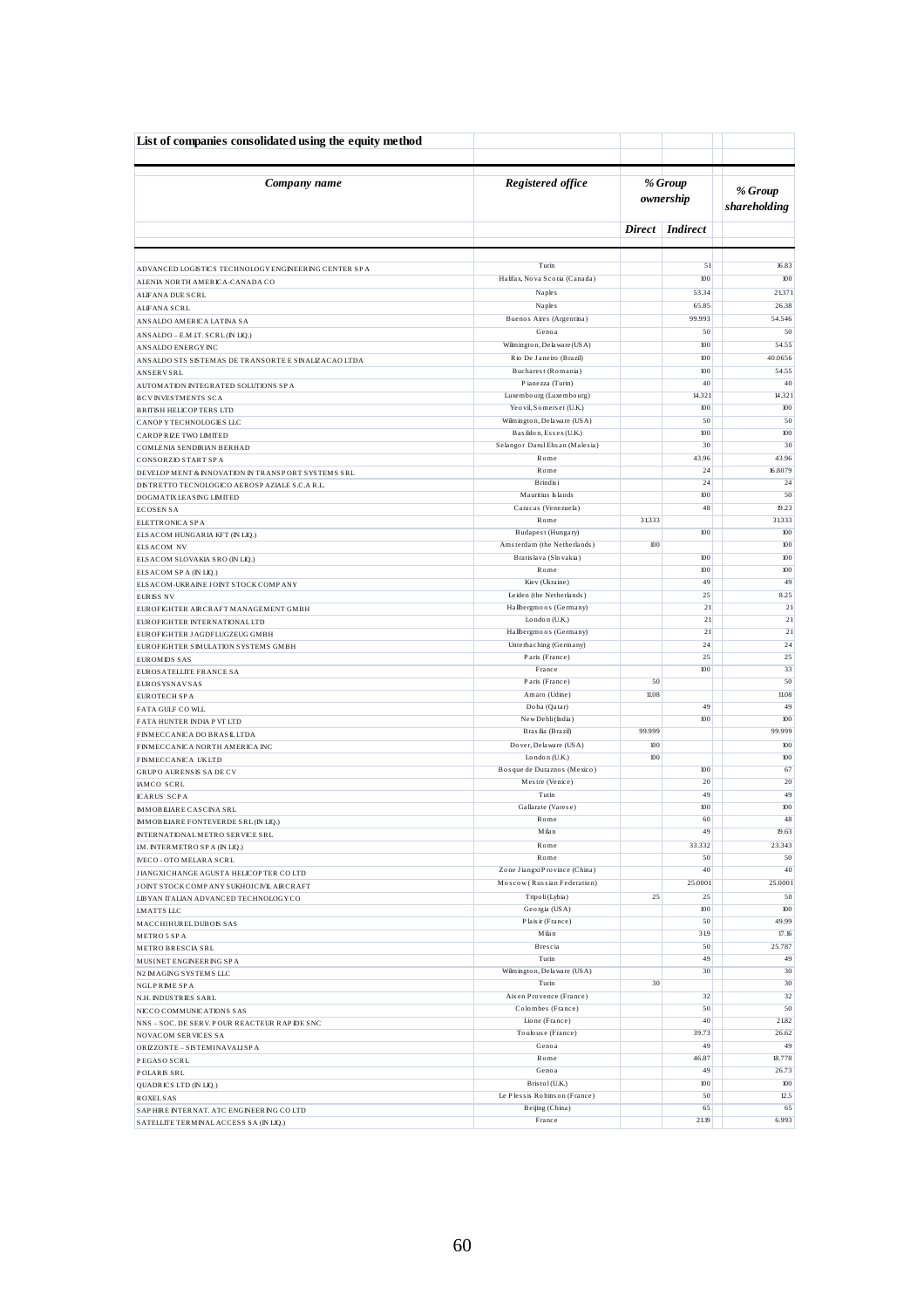## List of companies consolidated using the equity method

| *Company name* | *Registered office* | *% Group ownership* | | *% Group shareholding* |
|---|---|---|---|---|
| | | *Direct* | *Indirect* | |
| ADVANCED LOGISTICS TECHNOLOGY ENGINEERING CENTER SPA | Turin | | 51 | 16.83 |
| ALENIA NORTH AMERICA-CANADA CO | Halifax, Nova Scotia (Canada) | | 100 | 100 |
| ALIFANA DUE SCRL | Naples | | 53.34 | 21.371 |
| ALIFANA SCRL | Naples | | 65.85 | 26.38 |
| ANSALDO AMERICA LATINA SA | Buenos Aires (Argentina) | | 99.993 | 54.546 |
| ANSALDO – E.M.IT. SCRL (IN LIQ.) | Genoa | | 50 | 50 |
| ANSALDO ENERGY INC | Wilmington, Delaware (USA) | | 100 | 54.55 |
| ANSALDO STS SISTEMAS DE TRANSORTE E SINALIZACAO LTDA | Rio De Janeiro (Brazil) | | 100 | 40.0656 |
| ANSERV SRL | Bucharest (Romania) | | 100 | 54.55 |
| AUTOMATION INTEGRATED SOLUTIONS SPA | Pianezza (Turin) | | 40 | 40 |
| BCV INVESTMENTS SCA | Luxembourg (Luxembourg) | | 14.321 | 14.321 |
| BRITISH HELICOPTERS LTD | Yeovil, Somerset (U.K.) | | 100 | 100 |
| CANOPY TECHNOLOGIES LLC | Wilmington, Delaware (USA) | | 50 | 50 |
| CARDPRIZE TWO LIMITED | Basildon, Essex (U.K.) | | 100 | 100 |
| COMLENIA SENDIRIAN BERHAD | Selangor Darul Ehsan (Malesia) | | 30 | 30 |
| CONSORZIO START SPA | Rome | | 43.96 | 43.96 |
| DEVELOPMENT & INNOVATION IN TRANSPORT SYSTEMS SRL | Rome | | 24 | 16.8079 |
| DISTRETTO TECNOLOGICO AEROSPAZIALE S.C.A R.L. | Brindisi | | 24 | 24 |
| DOGMATIX LEASING LIMITED | Mauritius Islands | | 100 | 50 |
| ECOSEN SA | Caracas (Venezuela) | | 48 | 19.23 |
| ELETTRONICA SPA | Rome | 31.333 | | 31.333 |
| ELSACOM HUNGARIA KFT (IN LIQ.) | Budapest (Hungary) | | 100 | 100 |
| ELSACOM NV | Amsterdam (the Netherlands) | 100 | | 100 |
| ELSACOM SLOVAKIA SRO (IN LIQ.) | Bratislava (Slovakia) | | 100 | 100 |
| ELSACOM SPA (IN LIQ.) | Rome | | 100 | 100 |
| ELSACOM-UKRAINE JOINT STOCK COMPANY | Kiev (Ukraine) | | 49 | 49 |
| EURISS NV | Leiden (the Netherlands) | | 25 | 8.25 |
| EUROFIGHTER AIRCRAFT MANAGEMENT GMBH | Hallbergmoos (Germany) | | 21 | 21 |
| EUROFIGHTER INTERNATIONAL LTD | London (U.K.) | | 21 | 21 |
| EUROFIGHTER JAGDFLUGZEUG GMBH | Hallbergmoos (Germany) | | 21 | 21 |
| EUROFIGHTER SIMULATION SYSTEMS GMBH | Unterhaching (Germany) | | 24 | 24 |
| EUROMIDS SAS | Paris (France) | | 25 | 25 |
| EUROSATELLITE FRANCE SA | France | | 100 | 33 |
| EUROSYSNAV SAS | Paris (France) | 50 | | 50 |
| EUROTECH SPA | Amaro (Udine) | 11.08 | | 11.08 |
| FATA GULF CO WLL | Doha (Qatar) | | 49 | 49 |
| FATA HUNTER INDIA PVT LTD | New Delhi (India) | | 100 | 100 |
| FINMECCANICA DO BRASIL LTDA | Brasilia (Brazil) | 99.999 | | 99.999 |
| FINMECCANICA NORTH AMERICA INC | Dover, Delaware (USA) | 100 | | 100 |
| FINMECCANICA UK LTD | London (U.K.) | 100 | | 100 |
| GRUPO AURENSIS SA DE CV | Bosque de Duraznos (Mexico) | | 100 | 67 |
| IAMCO SCRL | Mestre (Venice) | | 20 | 20 |
| ICARUS SCPA | Turin | | 49 | 49 |
| IMMOBILIARE CASCINA SRL | Gallarate (Varese) | | 100 | 100 |
| IMMOBILIARE FONTEVERDE SRL (IN LIQ.) | Rome | | 60 | 48 |
| INTERNATIONAL METRO SERVICE SRL | Milan | | 49 | 19.63 |
| I.M. INTERMETRO SPA (IN LIQ.) | Rome | | 33.332 | 23.343 |
| IVECO - OTO MELARA SCRL | Rome | | 50 | 50 |
| JIANGXI CHANGE AGUSTA HELICOPTER CO LTD | Zone Jiangxi Province (China) | | 40 | 40 |
| JOINT STOCK COMPANY SUKHOI CIVIL AIRCRAFT | Moscow (Russian Federation) | | 25.0001 | 25.0001 |
| LIBYAN ITALIAN ADVANCED TECHNOLOGY CO | Tripoli (Lybia) | 25 | 25 | 50 |
| LMATTS LLC | Georgia (USA) | | 100 | 100 |
| MACCHI HUREL DUBOIS SAS | Plaisir (France) | | 50 | 49.99 |
| METRO 5 SPA | Milan | | 31.9 | 17.16 |
| METRO BRESCIA SRL | Brescia | | 50 | 25.787 |
| MUSINET ENGINEERING SPA | Turin | | 49 | 49 |
| N2 IMAGING SYSTEMS LLC | Wilmington, Delaware (USA) | | 30 | 30 |
| NGL PRIME SPA | Turin | 30 | | 30 |
| N.H. INDUSTRIES SARL | Aix en Provence (France) | | 32 | 32 |
| NICCO COMMUNICATIONS SAS | Colombes (France) | | 50 | 50 |
| NNS – SOC. DE SERV. POUR REACTEUR RAPIDE SNC | Lione (France) | | 40 | 21.82 |
| NOVACOM SERVICES SA | Toulouse (France) | | 39.73 | 26.62 |
| ORIZZONTE – SISTEMI NAVALI SPA | Genoa | | 49 | 49 |
| PEGASO SCRL | Rome | | 46.87 | 18.778 |
| POLARIS SRL | Genoa | | 49 | 26.73 |
| QUADRICS LTD (IN LIQ.) | Bristol (U.K.) | | 100 | 100 |
| ROXEL SAS | Le Plessis Robinson (France) | | 50 | 12.5 |
| SAPHIRE INTERNAT. ATC ENGINEERING CO LTD | Beijing (China) | | 65 | 65 |
| SATELLITE TERMINAL ACCESS SA (IN LIQ.) | France | | 21.19 | 6.993 |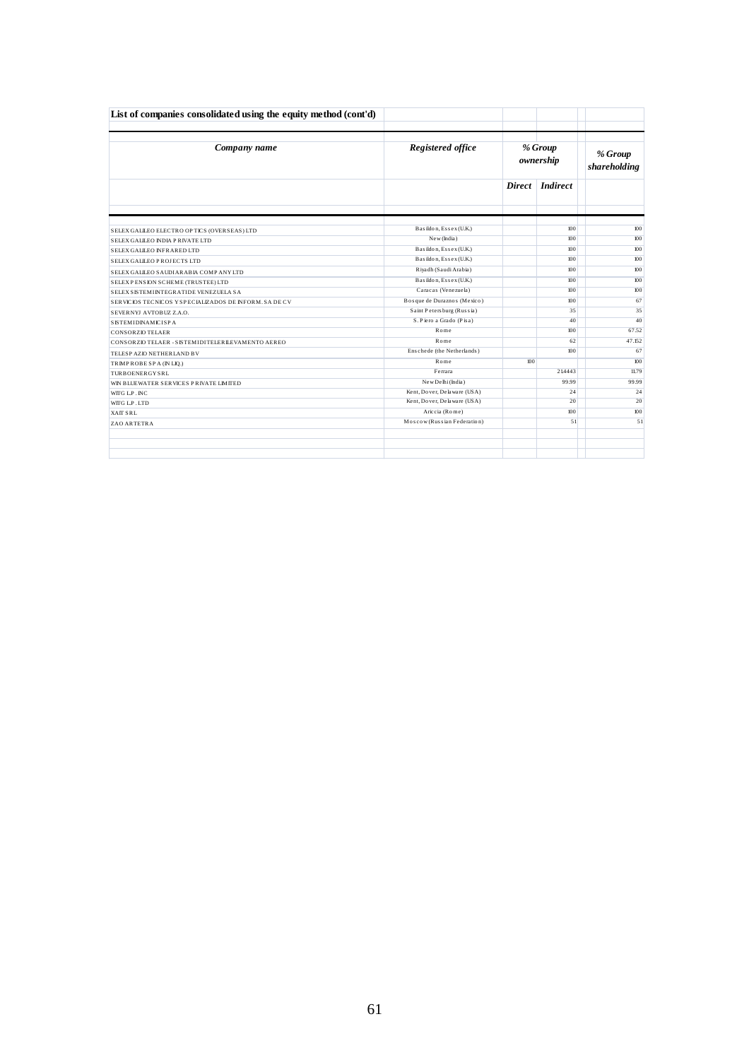**List of companies consolidated using the equity method (cont'd)**

| *Company name* | *Registered office* | *% Group ownership* | | *% Group shareholding* |
|---|---|---|---|---|
| | | *Direct* | *Indirect* | |
| SELEX GALILEO ELECTRO OPTICS (OVERSEAS) LTD | Basildon, Essex (U.K.) | | 100 | 100 |
| SELEX GALILEO INDIA PRIVATE LTD | New (India) | | 100 | 100 |
| SELEX GALILEO INFRARED LTD | Basildon, Essex (U.K.) | | 100 | 100 |
| SELEX GALILEO PROJECTS LTD | Basildon, Essex (U.K.) | | 100 | 100 |
| SELEX GALILEO SAUDI ARABIA COMPANY LTD | Riyadh (Saudi Arabia) | | 100 | 100 |
| SELEX PENSION SCHEME (TRUSTEE) LTD | Basildon, Essex (U.K.) | | 100 | 100 |
| SELEX SISTEMI INTEGRATI DE VENEZUELA SA | Caracas (Venezuela) | | 100 | 100 |
| SERVICIOS TECNICOS Y SPECIALIZADOS DE INFORM. SA DE CV | Bosque de Duraznos (Mexico) | | 100 | 67 |
| SEVERNYJ AVTOBUZ Z.A.O. | Saint Petersburg (Russia) | | 35 | 35 |
| SISTEMI DINAMICI SPA | S. Piero a Grado (Pisa) | | 40 | 40 |
| CONSORZIO TELAER | Rome | | 100 | 67.52 |
| CONSORZIO TELAER - SISTEMI DI TELERILEVAMENTO AEREO | Rome | | 62 | 47.152 |
| TELESPAZIO NETHERLAND BV | Enschede (the Netherlands) | | 100 | 67 |
| TRIMPROBE SPA (IN LIQ.) | Rome | 100 | | 100 |
| TURBOENERGY SRL | Ferrara | | 21.4443 | 11.79 |
| WIN BLUEWATER SERVICES PRIVATE LIMITED | New Delhi (India) | | 99.99 | 99.99 |
| WITG L.P. INC | Kent, Dover, Delaware (USA) | | 24 | 24 |
| WITG L.P. LTD | Kent, Dover, Delaware (USA) | | 20 | 20 |
| XAIT SRL | Ariccia (Rome) | | 100 | 100 |
| ZAO ARTETRA | Moscow (Russian Federation) | | 51 | 51 |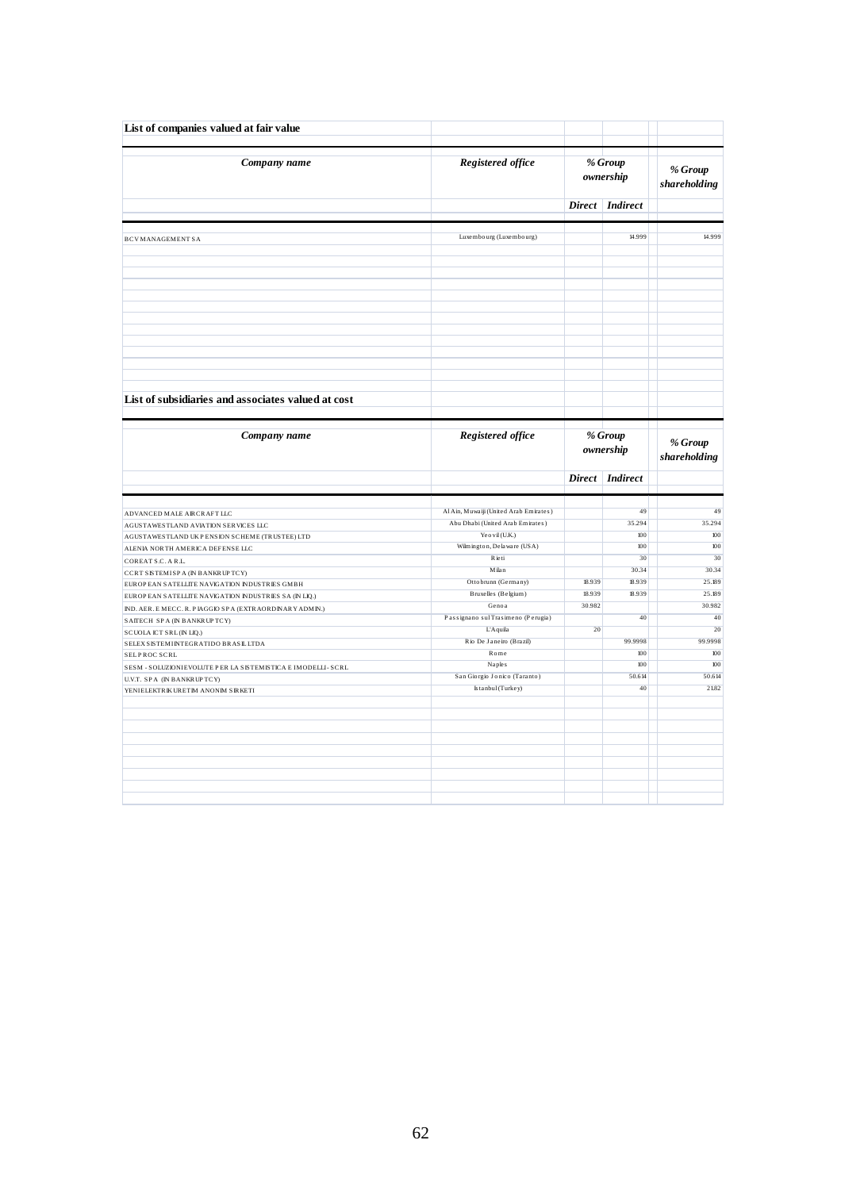**List of companies valued at fair value**

| *Company name* | *Registered office* | *% Group ownership* | | *% Group shareholding* |
|---|---|---|---|---|
| | | *Direct* | *Indirect* | |
| BCV MANAGEMENT SA | Luxembourg (Luxembourg) | | 14.999 | 14.999 |

**List of subsidiaries and associates valued at cost**

| *Company name* | *Registered office* | *% Group ownership* | | *% Group shareholding* |
|---|---|---|---|---|
| | | *Direct* | *Indirect* | |
| ADVANCED MALE AIRCRAFT LLC | Al Ain, Muwaiji (United Arab Emirates) | | 49 | 49 |
| AGUSTAWESTLAND AVIATION SERVICES LLC | Abu Dhabi (United Arab Emirates) | | 35.294 | 35.294 |
| AGUSTAWESTLAND UK PENSION SCHEME (TRUSTEE) LTD | Yeovil (U.K.) | | 100 | 100 |
| ALENIA NORTH AMERICA DEFENSE LLC | Wilmington, Delaware (USA) | | 100 | 100 |
| COREAT S.C. A R.L. | Rieti | | 30 | 30 |
| CCRT SISTEMI SPA (IN BANKRUPTCY) | Milan | | 30.34 | 30.34 |
| EUROPEAN SATELLITE NAVIGATION INDUSTRIES GMBH | Ottobrunn (Germany) | 18.939 | 18.939 | 25.189 |
| EUROPEAN SATELLITE NAVIGATION INDUSTRIES SA (IN LIQ.) | Bruxelles (Belgium) | 18.939 | 18.939 | 25.189 |
| IND. AER. E MECC. R. PIAGGIO SPA (EXTRAORDINARY ADMIN.) | Genoa | 30.982 | | 30.982 |
| SAITECH SPA (IN BANKRUPTCY) | Passignano sul Trasimeno (Perugia) | | 40 | 40 |
| SCUOLA ICT SRL (IN LIQ.) | L'Aquila | 20 | | 20 |
| SELEX SISTEMI INTEGRATIDO BRASIL LTDA | Rio De Janeiro (Brazil) | | 99.9998 | 99.9998 |
| SEL PROC SCRL | Rome | | 100 | 100 |
| SESM - SOLUZIONI EVOLUTE PER LA SISTEMISTICA E I MODELLI - SCRL | Naples | | 100 | 100 |
| U.V.T. SPA (IN BANKRUPTCY) | San Giorgio Jonico (Taranto) | | 50.614 | 50.614 |
| YENI ELEKTRIK URETIM ANONIM SIRKETI | Istanbul (Turkey) | | 40 | 21.82 |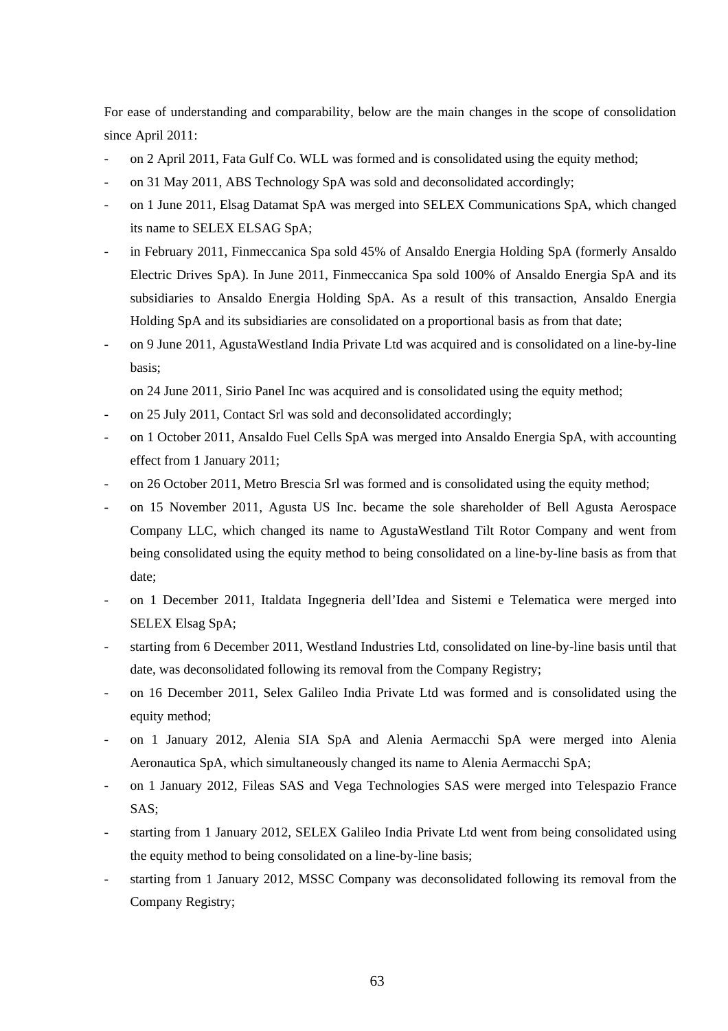For ease of understanding and comparability, below are the main changes in the scope of consolidation since April 2011:

- on 2 April 2011, Fata Gulf Co. WLL was formed and is consolidated using the equity method;
- on 31 May 2011, ABS Technology SpA was sold and deconsolidated accordingly;
- on 1 June 2011, Elsag Datamat SpA was merged into SELEX Communications SpA, which changed its name to SELEX ELSAG SpA;
- in February 2011, Finmeccanica Spa sold 45% of Ansaldo Energia Holding SpA (formerly Ansaldo Electric Drives SpA). In June 2011, Finmeccanica Spa sold 100% of Ansaldo Energia SpA and its subsidiaries to Ansaldo Energia Holding SpA. As a result of this transaction, Ansaldo Energia Holding SpA and its subsidiaries are consolidated on a proportional basis as from that date;
- on 9 June 2011, AgustaWestland India Private Ltd was acquired and is consolidated on a line-by-line basis;

  on 24 June 2011, Sirio Panel Inc was acquired and is consolidated using the equity method;
- on 25 July 2011, Contact Srl was sold and deconsolidated accordingly;
- on 1 October 2011, Ansaldo Fuel Cells SpA was merged into Ansaldo Energia SpA, with accounting effect from 1 January 2011;
- on 26 October 2011, Metro Brescia Srl was formed and is consolidated using the equity method;
- on 15 November 2011, Agusta US Inc. became the sole shareholder of Bell Agusta Aerospace Company LLC, which changed its name to AgustaWestland Tilt Rotor Company and went from being consolidated using the equity method to being consolidated on a line-by-line basis as from that date;
- on 1 December 2011, Italdata Ingegneria dell'Idea and Sistemi e Telematica were merged into SELEX Elsag SpA;
- starting from 6 December 2011, Westland Industries Ltd, consolidated on line-by-line basis until that date, was deconsolidated following its removal from the Company Registry;
- on 16 December 2011, Selex Galileo India Private Ltd was formed and is consolidated using the equity method;
- on 1 January 2012, Alenia SIA SpA and Alenia Aermacchi SpA were merged into Alenia Aeronautica SpA, which simultaneously changed its name to Alenia Aermacchi SpA;
- on 1 January 2012, Fileas SAS and Vega Technologies SAS were merged into Telespazio France SAS;
- starting from 1 January 2012, SELEX Galileo India Private Ltd went from being consolidated using the equity method to being consolidated on a line-by-line basis;
- starting from 1 January 2012, MSSC Company was deconsolidated following its removal from the Company Registry;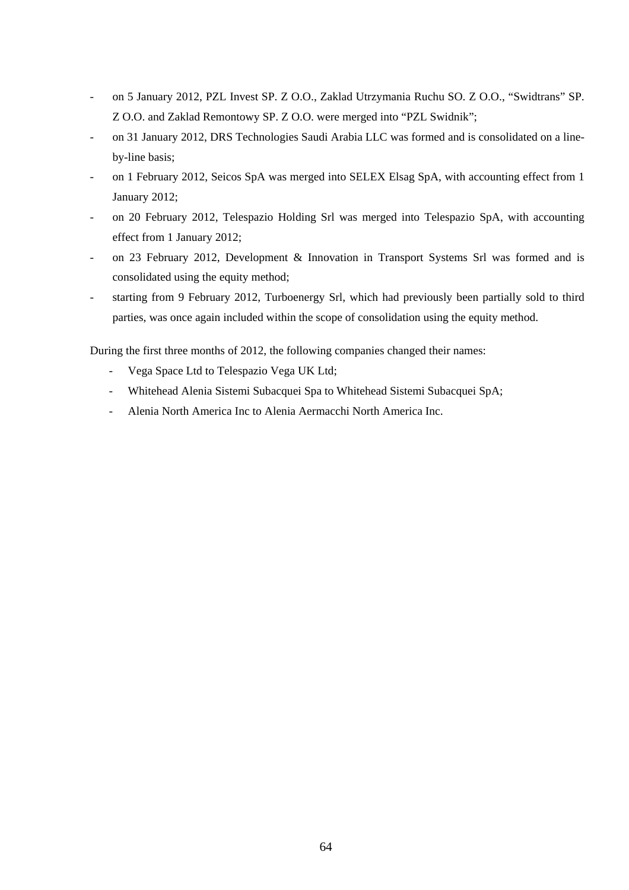- on 5 January 2012, PZL Invest SP. Z O.O., Zaklad Utrzymania Ruchu SO. Z O.O., "Swidtrans" SP. Z O.O. and Zaklad Remontowy SP. Z O.O. were merged into "PZL Swidnik";
- on 31 January 2012, DRS Technologies Saudi Arabia LLC was formed and is consolidated on a line-by-line basis;
- on 1 February 2012, Seicos SpA was merged into SELEX Elsag SpA, with accounting effect from 1 January 2012;
- on 20 February 2012, Telespazio Holding Srl was merged into Telespazio SpA, with accounting effect from 1 January 2012;
- on 23 February 2012, Development & Innovation in Transport Systems Srl was formed and is consolidated using the equity method;
- starting from 9 February 2012, Turboenergy Srl, which had previously been partially sold to third parties, was once again included within the scope of consolidation using the equity method.

During the first three months of 2012, the following companies changed their names:

- Vega Space Ltd to Telespazio Vega UK Ltd;
- Whitehead Alenia Sistemi Subacquei Spa to Whitehead Sistemi Subacquei SpA;
- Alenia North America Inc to Alenia Aermacchi North America Inc.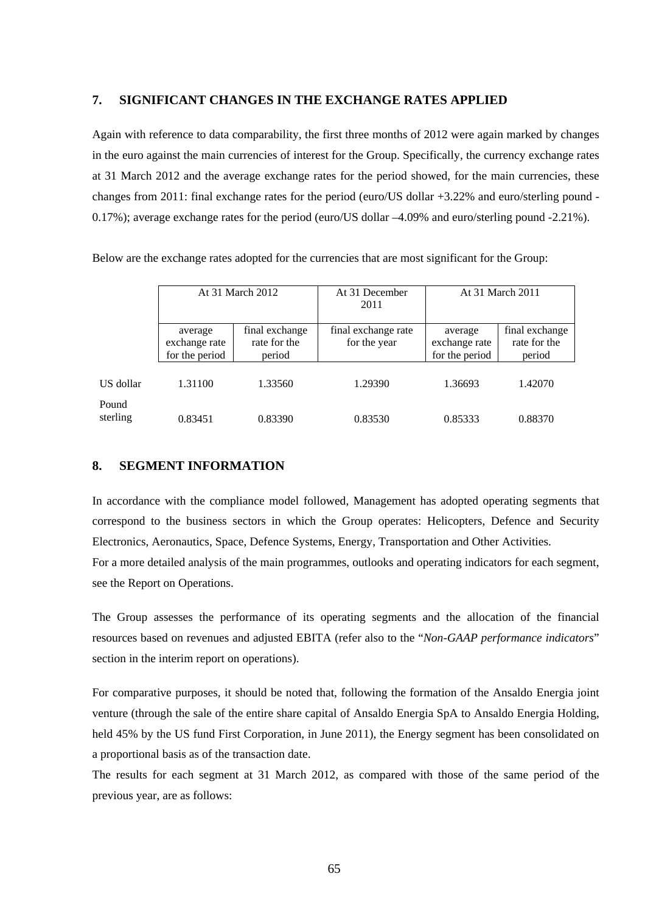## 7. SIGNIFICANT CHANGES IN THE EXCHANGE RATES APPLIED

Again with reference to data comparability, the first three months of 2012 were again marked by changes in the euro against the main currencies of interest for the Group. Specifically, the currency exchange rates at 31 March 2012 and the average exchange rates for the period showed, for the main currencies, these changes from 2011: final exchange rates for the period (euro/US dollar +3.22% and euro/sterling pound -0.17%); average exchange rates for the period (euro/US dollar –4.09% and euro/sterling pound -2.21%).

Below are the exchange rates adopted for the currencies that are most significant for the Group:

| | At 31 March 2012 | | At 31 December 2011 | At 31 March 2011 | |
|---|---|---|---|---|---|
| | average exchange rate for the period | final exchange rate for the period | final exchange rate for the year | average exchange rate for the period | final exchange rate for the period |
| US dollar | 1.31100 | 1.33560 | 1.29390 | 1.36693 | 1.42070 |
| Pound sterling | 0.83451 | 0.83390 | 0.83530 | 0.85333 | 0.88370 |

## 8. SEGMENT INFORMATION

In accordance with the compliance model followed, Management has adopted operating segments that correspond to the business sectors in which the Group operates: Helicopters, Defence and Security Electronics, Aeronautics, Space, Defence Systems, Energy, Transportation and Other Activities.

For a more detailed analysis of the main programmes, outlooks and operating indicators for each segment, see the Report on Operations.

The Group assesses the performance of its operating segments and the allocation of the financial resources based on revenues and adjusted EBITA (refer also to the "*Non-GAAP performance indicators*" section in the interim report on operations).

For comparative purposes, it should be noted that, following the formation of the Ansaldo Energia joint venture (through the sale of the entire share capital of Ansaldo Energia SpA to Ansaldo Energia Holding, held 45% by the US fund First Corporation, in June 2011), the Energy segment has been consolidated on a proportional basis as of the transaction date.

The results for each segment at 31 March 2012, as compared with those of the same period of the previous year, are as follows: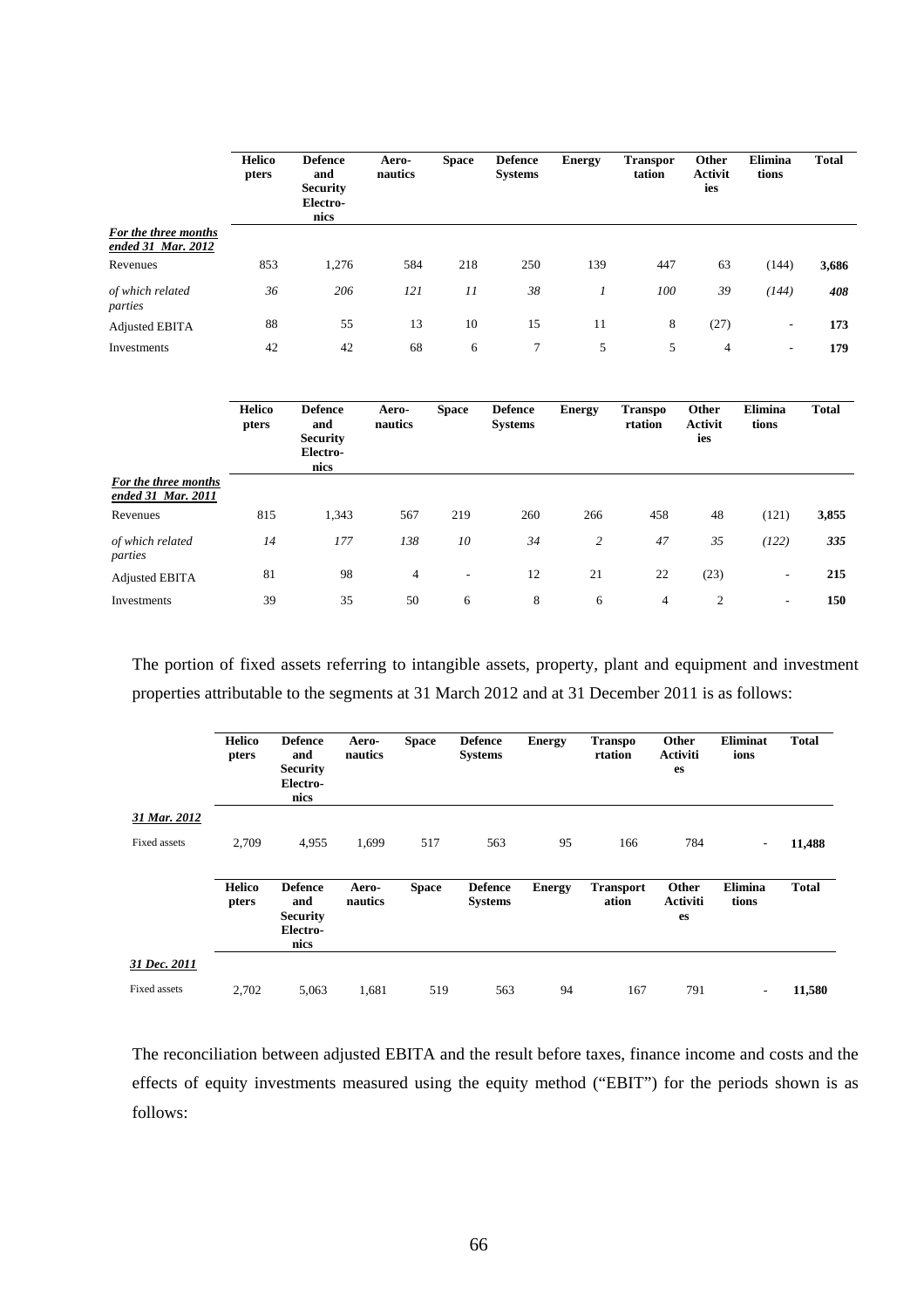| | Helicopters | Defence and Security Electronics | Aero-nautics | Space | Defence Systems | Energy | Transportation | Other Activities | Eliminations | Total |
|---|---|---|---|---|---|---|---|---|---|---|
| ***For the three months ended 31 Mar. 2012*** | | | | | | | | | | |
| Revenues | 853 | 1,276 | 584 | 218 | 250 | 139 | 447 | 63 | (144) | **3,686** |
| *of which related parties* | *36* | *206* | *121* | *11* | *38* | *1* | *100* | *39* | *(144)* | ***408*** |
| Adjusted EBITA | 88 | 55 | 13 | 10 | 15 | 11 | 8 | (27) | - | **173** |
| Investments | 42 | 42 | 68 | 6 | 7 | 5 | 5 | 4 | - | **179** |

| | Helicopters | Defence and Security Electronics | Aero-nautics | Space | Defence Systems | Energy | Transportation | Other Activities | Eliminations | Total |
|---|---|---|---|---|---|---|---|---|---|---|
| ***For the three months ended 31 Mar. 2011*** | | | | | | | | | | |
| Revenues | 815 | 1,343 | 567 | 219 | 260 | 266 | 458 | 48 | (121) | **3,855** |
| *of which related parties* | *14* | *177* | *138* | *10* | *34* | *2* | *47* | *35* | *(122)* | ***335*** |
| Adjusted EBITA | 81 | 98 | 4 | - | 12 | 21 | 22 | (23) | - | **215** |
| Investments | 39 | 35 | 50 | 6 | 8 | 6 | 4 | 2 | - | **150** |

The portion of fixed assets referring to intangible assets, property, plant and equipment and investment properties attributable to the segments at 31 March 2012 and at 31 December 2011 is as follows:

| | Helicopters | Defence and Security Electronics | Aero-nautics | Space | Defence Systems | Energy | Transportation | Other Activities | Eliminations | Total |
|---|---|---|---|---|---|---|---|---|---|---|
| ***31 Mar. 2012*** | | | | | | | | | | |
| Fixed assets | 2,709 | 4,955 | 1,699 | 517 | 563 | 95 | 166 | 784 | - | **11,488** |

| | Helicopters | Defence and Security Electronics | Aero-nautics | Space | Defence Systems | Energy | Transportation | Other Activities | Eliminations | Total |
|---|---|---|---|---|---|---|---|---|---|---|
| ***31 Dec. 2011*** | | | | | | | | | | |
| Fixed assets | 2,702 | 5,063 | 1,681 | 519 | 563 | 94 | 167 | 791 | - | **11,580** |

The reconciliation between adjusted EBITA and the result before taxes, finance income and costs and the effects of equity investments measured using the equity method ("EBIT") for the periods shown is as follows: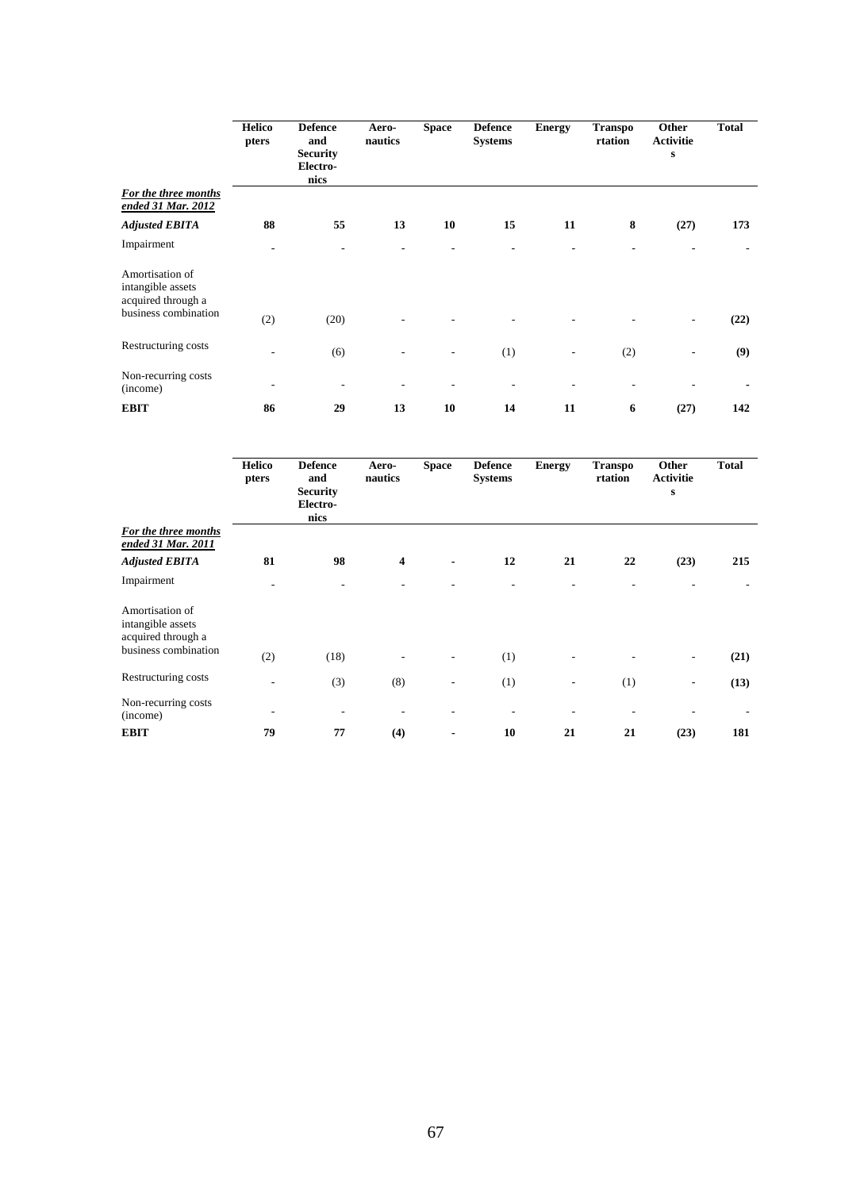| | Helicopters | Defence and Security Electronics | Aeronautics | Space | Defence Systems | Energy | Transportation | Other Activities | Total |
|---|---|---|---|---|---|---|---|---|---|
| ***For the three months ended 31 Mar. 2012*** | | | | | | | | | |
| ***Adjusted EBITA*** | **88** | **55** | **13** | **10** | **15** | **11** | **8** | **(27)** | **173** |
| Impairment | - | - | - | - | - | - | - | - | - |
| Amortisation of intangible assets acquired through a business combination | (2) | (20) | - | - | - | - | - | - | **(22)** |
| Restructuring costs | - | (6) | - | - | (1) | - | (2) | - | **(9)** |
| Non-recurring costs (income) | - | - | - | - | - | - | - | - | - |
| **EBIT** | **86** | **29** | **13** | **10** | **14** | **11** | **6** | **(27)** | **142** |

| | Helicopters | Defence and Security Electronics | Aeronautics | Space | Defence Systems | Energy | Transportation | Other Activities | Total |
|---|---|---|---|---|---|---|---|---|---|
| ***For the three months ended 31 Mar. 2011*** | | | | | | | | | |
| ***Adjusted EBITA*** | **81** | **98** | **4** | **-** | **12** | **21** | **22** | **(23)** | **215** |
| Impairment | - | - | - | - | - | - | - | - | - |
| Amortisation of intangible assets acquired through a business combination | (2) | (18) | - | - | (1) | - | - | - | **(21)** |
| Restructuring costs | - | (3) | (8) | - | (1) | - | (1) | - | **(13)** |
| Non-recurring costs (income) | - | - | - | - | - | - | - | - | - |
| **EBIT** | **79** | **77** | **(4)** | **-** | **10** | **21** | **21** | **(23)** | **181** |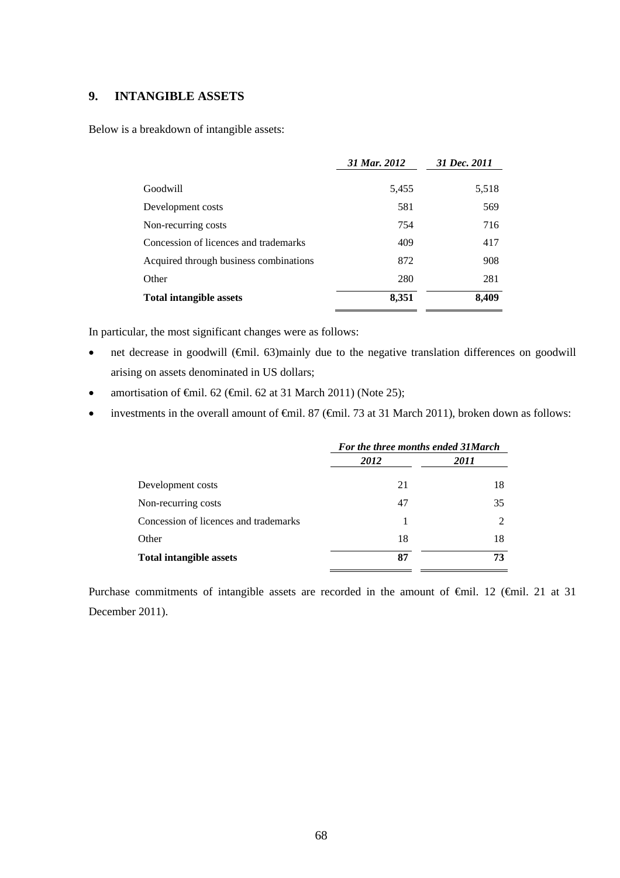## 9. INTANGIBLE ASSETS

Below is a breakdown of intangible assets:

| | *31 Mar. 2012* | *31 Dec. 2011* |
|---|---|---|
| Goodwill | 5,455 | 5,518 |
| Development costs | 581 | 569 |
| Non-recurring costs | 754 | 716 |
| Concession of licences and trademarks | 409 | 417 |
| Acquired through business combinations | 872 | 908 |
| Other | 280 | 281 |
| **Total intangible assets** | **8,351** | **8,409** |

In particular, the most significant changes were as follows:

- net decrease in goodwill (€mil. 63)mainly due to the negative translation differences on goodwill arising on assets denominated in US dollars;
- amortisation of €mil. 62 (€mil. 62 at 31 March 2011) (Note 25);
- investments in the overall amount of €mil. 87 (€mil. 73 at 31 March 2011), broken down as follows:

| | ***For the three months ended 31March*** | |
|---|---|---|
| | ***2012*** | ***2011*** |
| Development costs | 21 | 18 |
| Non-recurring costs | 47 | 35 |
| Concession of licences and trademarks | 1 | 2 |
| Other | 18 | 18 |
| **Total intangible assets** | **87** | **73** |

Purchase commitments of intangible assets are recorded in the amount of €mil. 12 (€mil. 21 at 31 December 2011).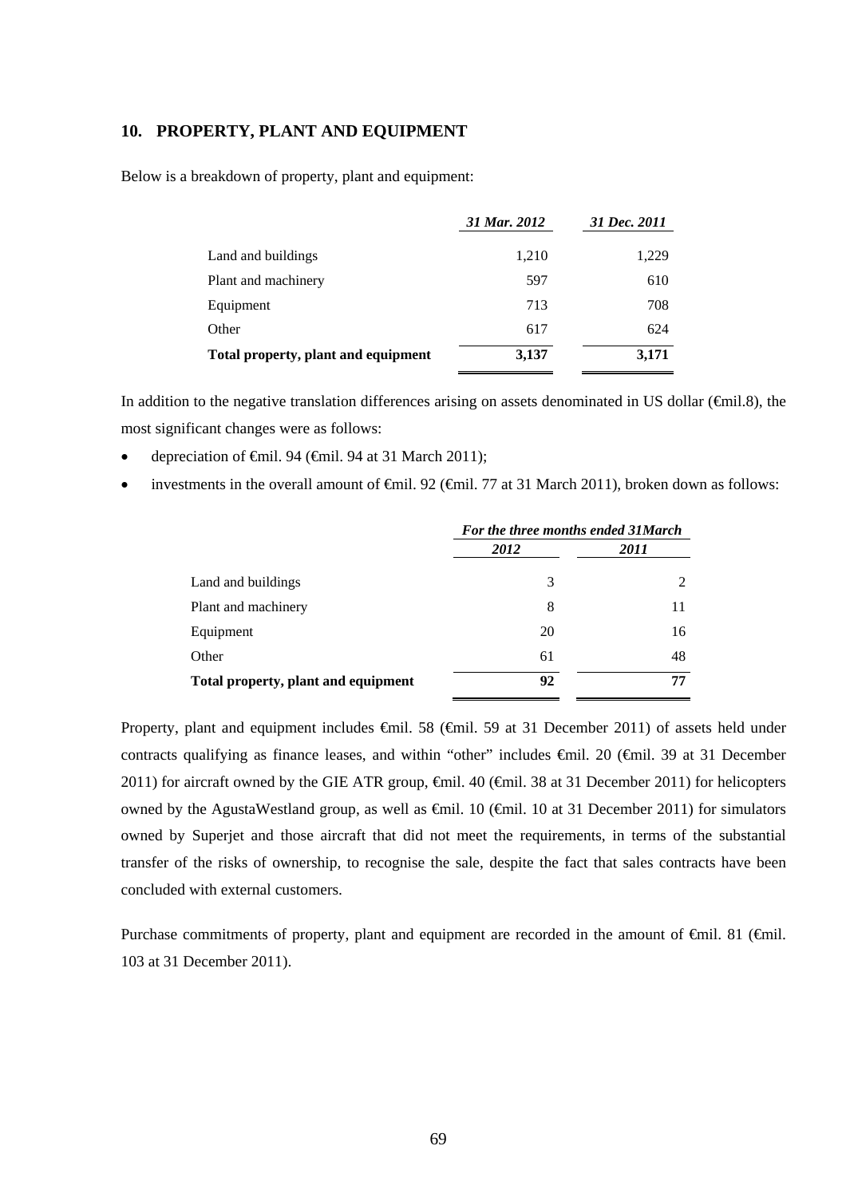## 10. PROPERTY, PLANT AND EQUIPMENT

Below is a breakdown of property, plant and equipment:

| | *31 Mar. 2012* | *31 Dec. 2011* |
|---|---|---|
| Land and buildings | 1,210 | 1,229 |
| Plant and machinery | 597 | 610 |
| Equipment | 713 | 708 |
| Other | 617 | 624 |
| **Total property, plant and equipment** | **3,137** | **3,171** |

In addition to the negative translation differences arising on assets denominated in US dollar (€mil.8), the most significant changes were as follows:

- depreciation of €mil. 94 (€mil. 94 at 31 March 2011);
- investments in the overall amount of €mil. 92 (€mil. 77 at 31 March 2011), broken down as follows:

| | *For the three months ended 31March* | |
|---|---|---|
| | *2012* | *2011* |
| Land and buildings | 3 | 2 |
| Plant and machinery | 8 | 11 |
| Equipment | 20 | 16 |
| Other | 61 | 48 |
| **Total property, plant and equipment** | **92** | **77** |

Property, plant and equipment includes €mil. 58 (€mil. 59 at 31 December 2011) of assets held under contracts qualifying as finance leases, and within "other" includes €mil. 20 (€mil. 39 at 31 December 2011) for aircraft owned by the GIE ATR group, €mil. 40 (€mil. 38 at 31 December 2011) for helicopters owned by the AgustaWestland group, as well as €mil. 10 (€mil. 10 at 31 December 2011) for simulators owned by Superjet and those aircraft that did not meet the requirements, in terms of the substantial transfer of the risks of ownership, to recognise the sale, despite the fact that sales contracts have been concluded with external customers.

Purchase commitments of property, plant and equipment are recorded in the amount of €mil. 81 (€mil. 103 at 31 December 2011).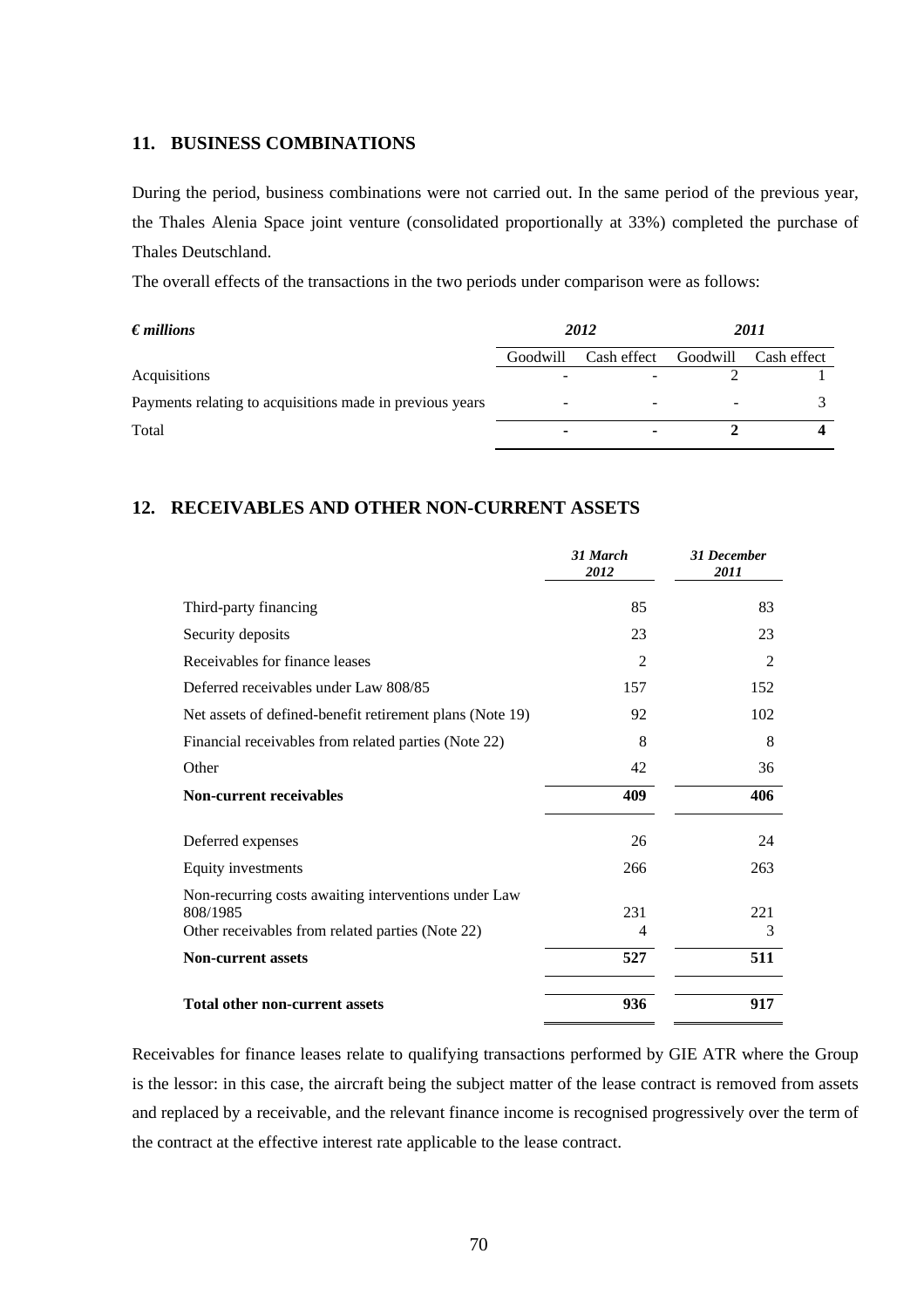## 11. BUSINESS COMBINATIONS

During the period, business combinations were not carried out. In the same period of the previous year, the Thales Alenia Space joint venture (consolidated proportionally at 33%) completed the purchase of Thales Deutschland.

The overall effects of the transactions in the two periods under comparison were as follows:

| *€ millions* | *2012* | | *2011* | |
|---|---|---|---|---|
| | Goodwill | Cash effect | Goodwill | Cash effect |
| Acquisitions | - | - | 2 | 1 |
| Payments relating to acquisitions made in previous years | - | - | - | 3 |
| Total | **-** | **-** | **2** | **4** |

## 12. RECEIVABLES AND OTHER NON-CURRENT ASSETS

| | *31 March 2012* | *31 December 2011* |
|---|---|---|
| Third-party financing | 85 | 83 |
| Security deposits | 23 | 23 |
| Receivables for finance leases | 2 | 2 |
| Deferred receivables under Law 808/85 | 157 | 152 |
| Net assets of defined-benefit retirement plans (Note 19) | 92 | 102 |
| Financial receivables from related parties (Note 22) | 8 | 8 |
| Other | 42 | 36 |
| **Non-current receivables** | **409** | **406** |
| Deferred expenses | 26 | 24 |
| Equity investments | 266 | 263 |
| Non-recurring costs awaiting interventions under Law 808/1985 | 231 | 221 |
| Other receivables from related parties (Note 22) | 4 | 3 |
| **Non-current assets** | **527** | **511** |
| **Total other non-current assets** | **936** | **917** |

Receivables for finance leases relate to qualifying transactions performed by GIE ATR where the Group is the lessor: in this case, the aircraft being the subject matter of the lease contract is removed from assets and replaced by a receivable, and the relevant finance income is recognised progressively over the term of the contract at the effective interest rate applicable to the lease contract.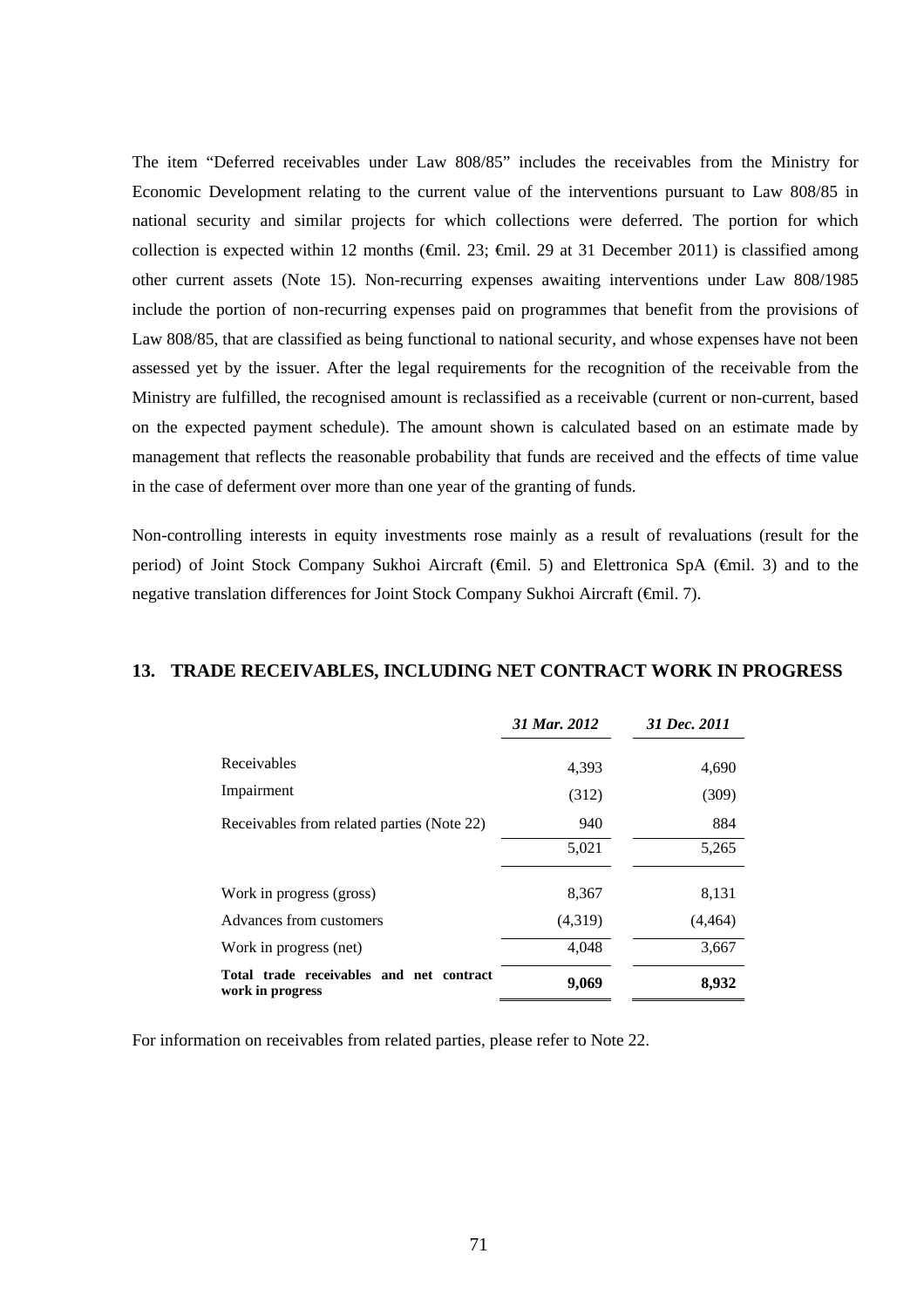The item "Deferred receivables under Law 808/85" includes the receivables from the Ministry for Economic Development relating to the current value of the interventions pursuant to Law 808/85 in national security and similar projects for which collections were deferred. The portion for which collection is expected within 12 months (€mil. 23; €mil. 29 at 31 December 2011) is classified among other current assets (Note 15). Non-recurring expenses awaiting interventions under Law 808/1985 include the portion of non-recurring expenses paid on programmes that benefit from the provisions of Law 808/85, that are classified as being functional to national security, and whose expenses have not been assessed yet by the issuer. After the legal requirements for the recognition of the receivable from the Ministry are fulfilled, the recognised amount is reclassified as a receivable (current or non-current, based on the expected payment schedule). The amount shown is calculated based on an estimate made by management that reflects the reasonable probability that funds are received and the effects of time value in the case of deferment over more than one year of the granting of funds.

Non-controlling interests in equity investments rose mainly as a result of revaluations (result for the period) of Joint Stock Company Sukhoi Aircraft (€mil. 5) and Elettronica SpA (€mil. 3) and to the negative translation differences for Joint Stock Company Sukhoi Aircraft (€mil. 7).

## 13. TRADE RECEIVABLES, INCLUDING NET CONTRACT WORK IN PROGRESS

| | *31 Mar. 2012* | *31 Dec. 2011* |
|---|---|---|
| Receivables | 4,393 | 4,690 |
| Impairment | (312) | (309) |
| Receivables from related parties (Note 22) | 940 | 884 |
| | 5,021 | 5,265 |
| Work in progress (gross) | 8,367 | 8,131 |
| Advances from customers | (4,319) | (4,464) |
| Work in progress (net) | 4,048 | 3,667 |
| **Total trade receivables and net contract work in progress** | **9,069** | **8,932** |

For information on receivables from related parties, please refer to Note 22.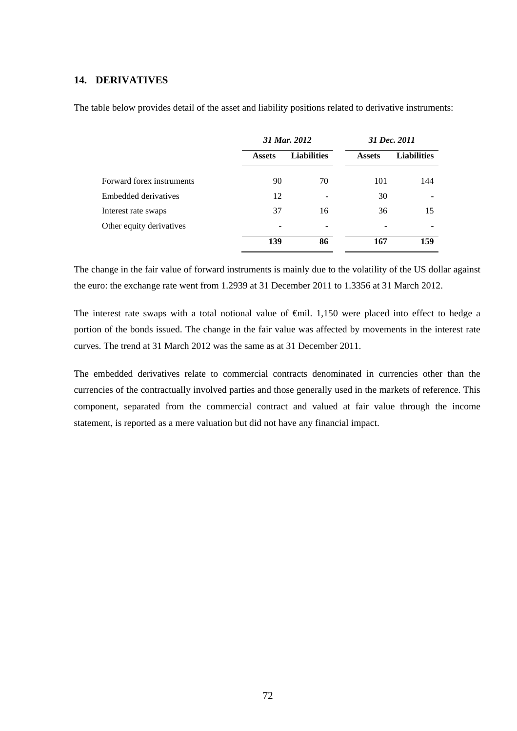## 14. DERIVATIVES

The table below provides detail of the asset and liability positions related to derivative instruments:

| | *31 Mar. 2012* | | *31 Dec. 2011* | |
|---|---|---|---|---|
| | **Assets** | **Liabilities** | **Assets** | **Liabilities** |
| Forward forex instruments | 90 | 70 | 101 | 144 |
| Embedded derivatives | 12 | - | 30 | - |
| Interest rate swaps | 37 | 16 | 36 | 15 |
| Other equity derivatives | - | - | - | - |
| | **139** | **86** | **167** | **159** |

The change in the fair value of forward instruments is mainly due to the volatility of the US dollar against the euro: the exchange rate went from 1.2939 at 31 December 2011 to 1.3356 at 31 March 2012.

The interest rate swaps with a total notional value of €mil. 1,150 were placed into effect to hedge a portion of the bonds issued. The change in the fair value was affected by movements in the interest rate curves. The trend at 31 March 2012 was the same as at 31 December 2011.

The embedded derivatives relate to commercial contracts denominated in currencies other than the currencies of the contractually involved parties and those generally used in the markets of reference. This component, separated from the commercial contract and valued at fair value through the income statement, is reported as a mere valuation but did not have any financial impact.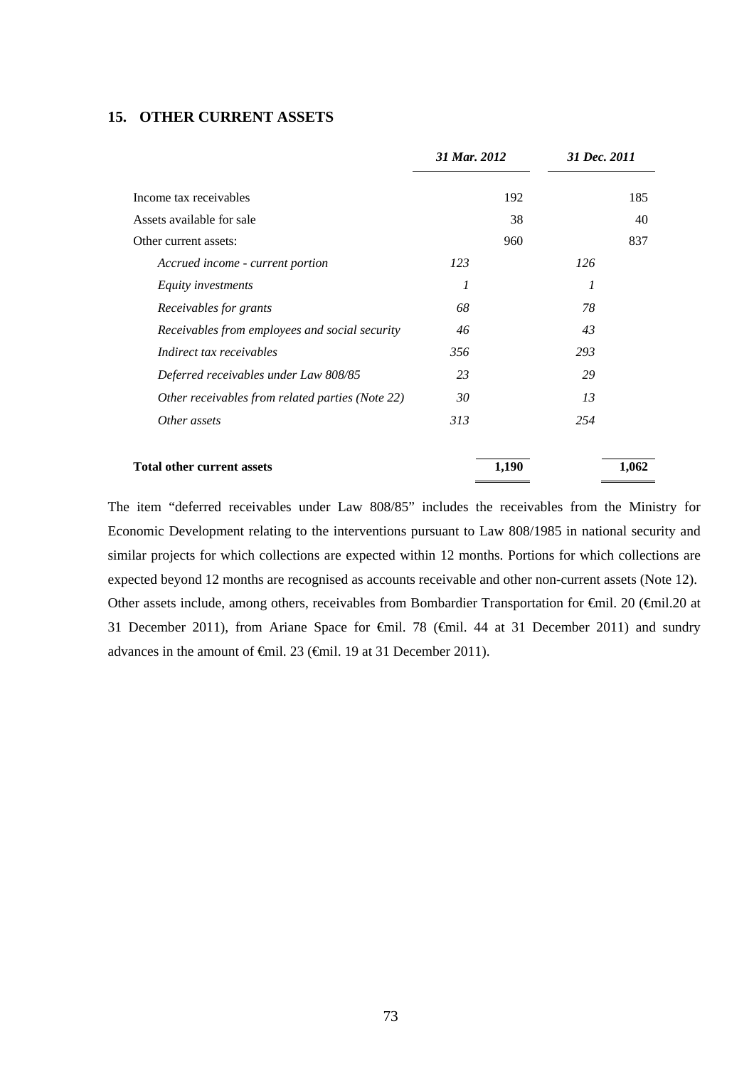## 15. OTHER CURRENT ASSETS

| | *31 Mar. 2012* | | *31 Dec. 2011* | |
|---|---|---|---|---|
| Income tax receivables | | 192 | | 185 |
| Assets available for sale | | 38 | | 40 |
| Other current assets: | | 960 | | 837 |
| *Accrued income - current portion* | *123* | | *126* | |
| *Equity investments* | *1* | | *1* | |
| *Receivables for grants* | *68* | | *78* | |
| *Receivables from employees and social security* | *46* | | *43* | |
| *Indirect tax receivables* | *356* | | *293* | |
| *Deferred receivables under Law 808/85* | *23* | | *29* | |
| *Other receivables from related parties (Note 22)* | *30* | | *13* | |
| *Other assets* | *313* | | *254* | |
| **Total other current assets** | | **1,190** | | **1,062** |

The item "deferred receivables under Law 808/85" includes the receivables from the Ministry for Economic Development relating to the interventions pursuant to Law 808/1985 in national security and similar projects for which collections are expected within 12 months. Portions for which collections are expected beyond 12 months are recognised as accounts receivable and other non-current assets (Note 12). Other assets include, among others, receivables from Bombardier Transportation for €mil. 20 (€mil.20 at 31 December 2011), from Ariane Space for €mil. 78 (€mil. 44 at 31 December 2011) and sundry advances in the amount of €mil. 23 (€mil. 19 at 31 December 2011).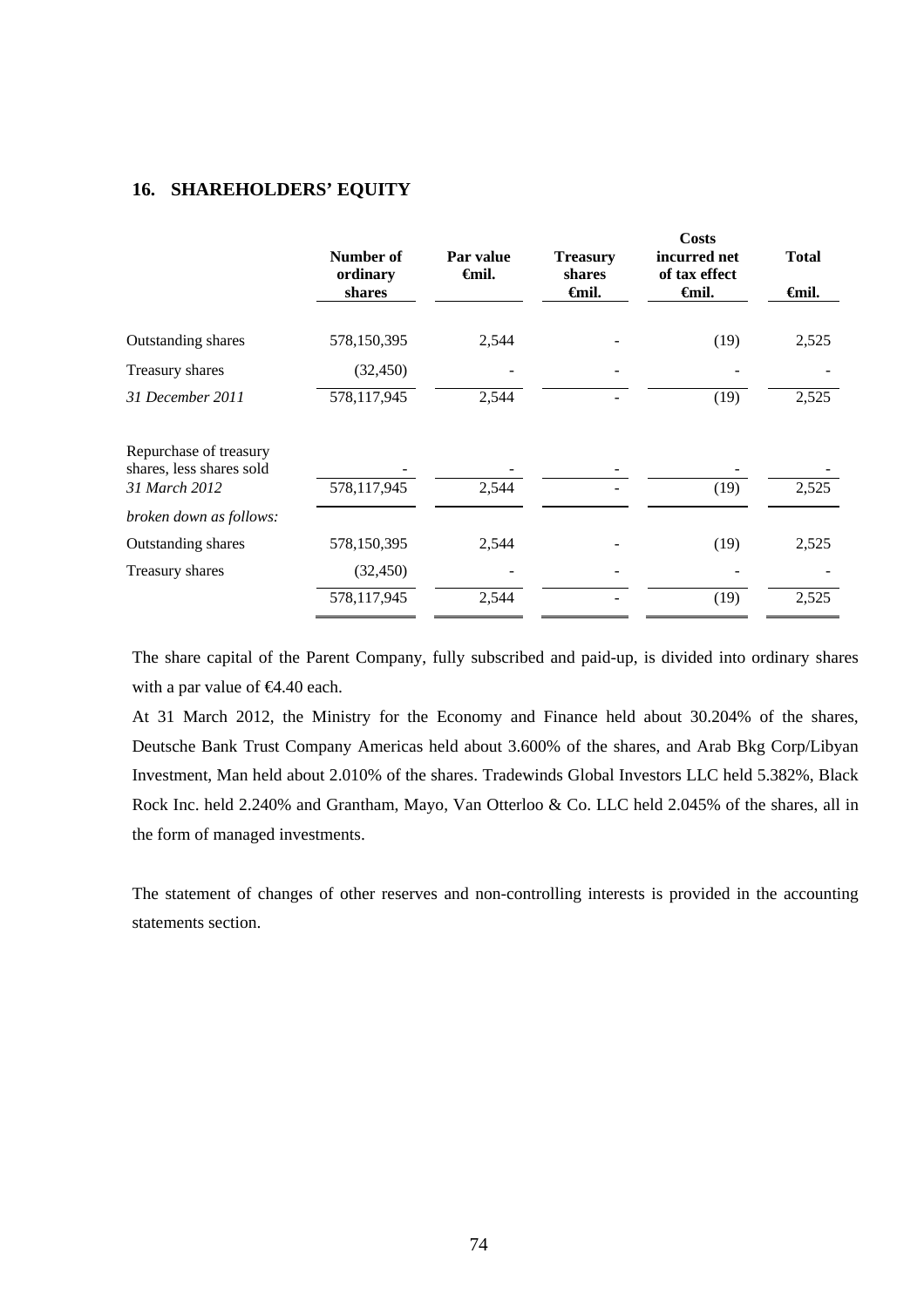## 16. SHAREHOLDERS' EQUITY

| | Number of ordinary shares | Par value €mil. | Treasury shares €mil. | Costs incurred net of tax effect €mil. | Total €mil. |
|---|---|---|---|---|---|
| Outstanding shares | 578,150,395 | 2,544 | - | (19) | 2,525 |
| Treasury shares | (32,450) | - | - | - | - |
| *31 December 2011* | 578,117,945 | 2,544 | - | (19) | 2,525 |
| Repurchase of treasury shares, less shares sold | - | - | - | - | - |
| *31 March 2012* | 578,117,945 | 2,544 | - | (19) | 2,525 |
| *broken down as follows:* | | | | | |
| Outstanding shares | 578,150,395 | 2,544 | - | (19) | 2,525 |
| Treasury shares | (32,450) | - | - | - | - |
| | 578,117,945 | 2,544 | - | (19) | 2,525 |

The share capital of the Parent Company, fully subscribed and paid-up, is divided into ordinary shares with a par value of €4.40 each.

At 31 March 2012, the Ministry for the Economy and Finance held about 30.204% of the shares, Deutsche Bank Trust Company Americas held about 3.600% of the shares, and Arab Bkg Corp/Libyan Investment, Man held about 2.010% of the shares. Tradewinds Global Investors LLC held 5.382%, Black Rock Inc. held 2.240% and Grantham, Mayo, Van Otterloo & Co. LLC held 2.045% of the shares, all in the form of managed investments.

The statement of changes of other reserves and non-controlling interests is provided in the accounting statements section.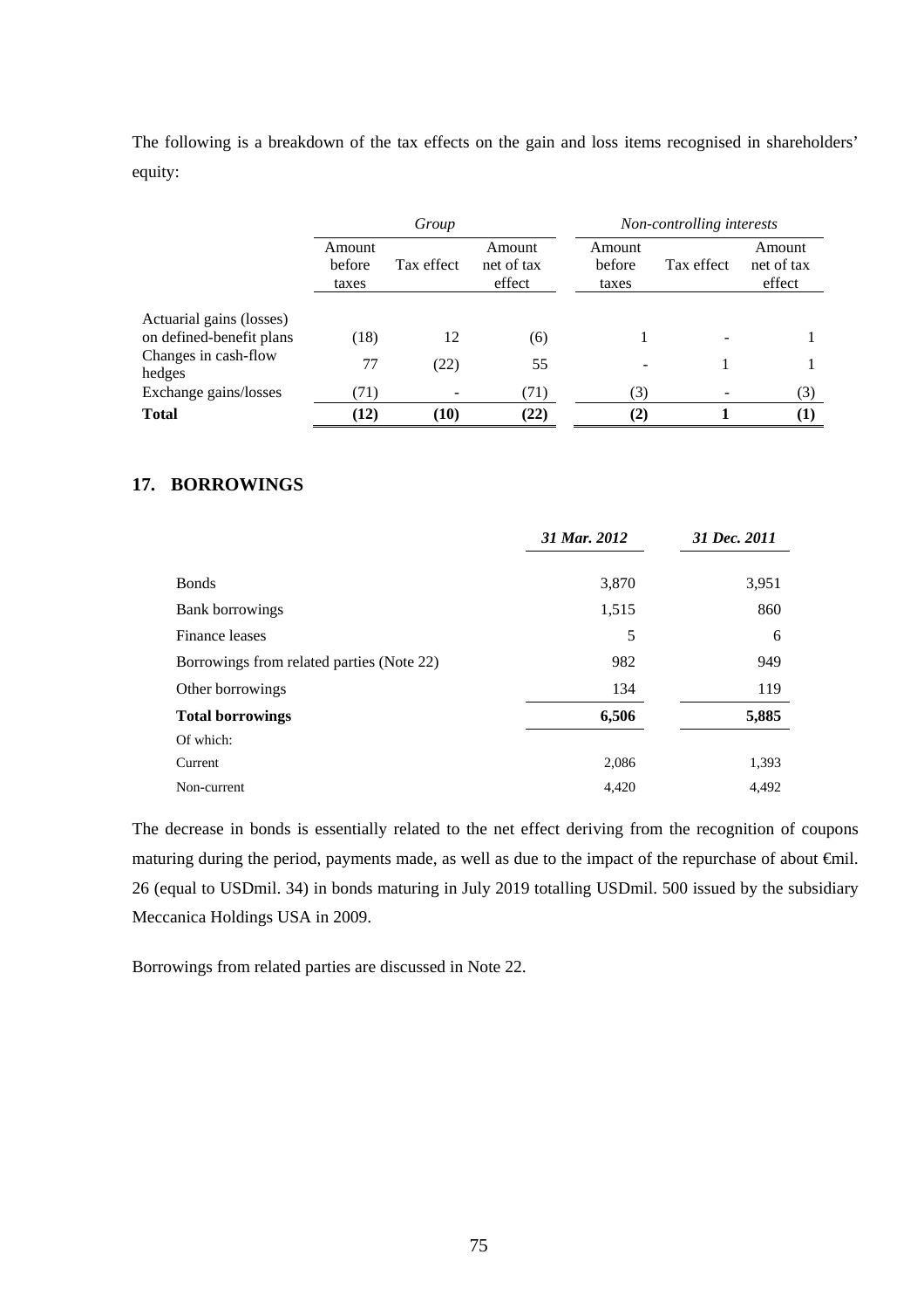The following is a breakdown of the tax effects on the gain and loss items recognised in shareholders' equity:

| | *Group* | | | *Non-controlling interests* | | |
|---|---|---|---|---|---|---|
| | Amount before taxes | Tax effect | Amount net of tax effect | Amount before taxes | Tax effect | Amount net of tax effect |
| Actuarial gains (losses) on defined-benefit plans | (18) | 12 | (6) | 1 | - | 1 |
| Changes in cash-flow hedges | 77 | (22) | 55 | - | 1 | 1 |
| Exchange gains/losses | (71) | - | (71) | (3) | - | (3) |
| **Total** | **(12)** | **(10)** | **(22)** | **(2)** | **1** | **(1)** |

## 17. BORROWINGS

| | *31 Mar. 2012* | *31 Dec. 2011* |
|---|---|---|
| Bonds | 3,870 | 3,951 |
| Bank borrowings | 1,515 | 860 |
| Finance leases | 5 | 6 |
| Borrowings from related parties (Note 22) | 982 | 949 |
| Other borrowings | 134 | 119 |
| **Total borrowings** | **6,506** | **5,885** |
| Of which: | | |
| Current | 2,086 | 1,393 |
| Non-current | 4,420 | 4,492 |

The decrease in bonds is essentially related to the net effect deriving from the recognition of coupons maturing during the period, payments made, as well as due to the impact of the repurchase of about €mil. 26 (equal to USDmil. 34) in bonds maturing in July 2019 totalling USDmil. 500 issued by the subsidiary Meccanica Holdings USA in 2009.

Borrowings from related parties are discussed in Note 22.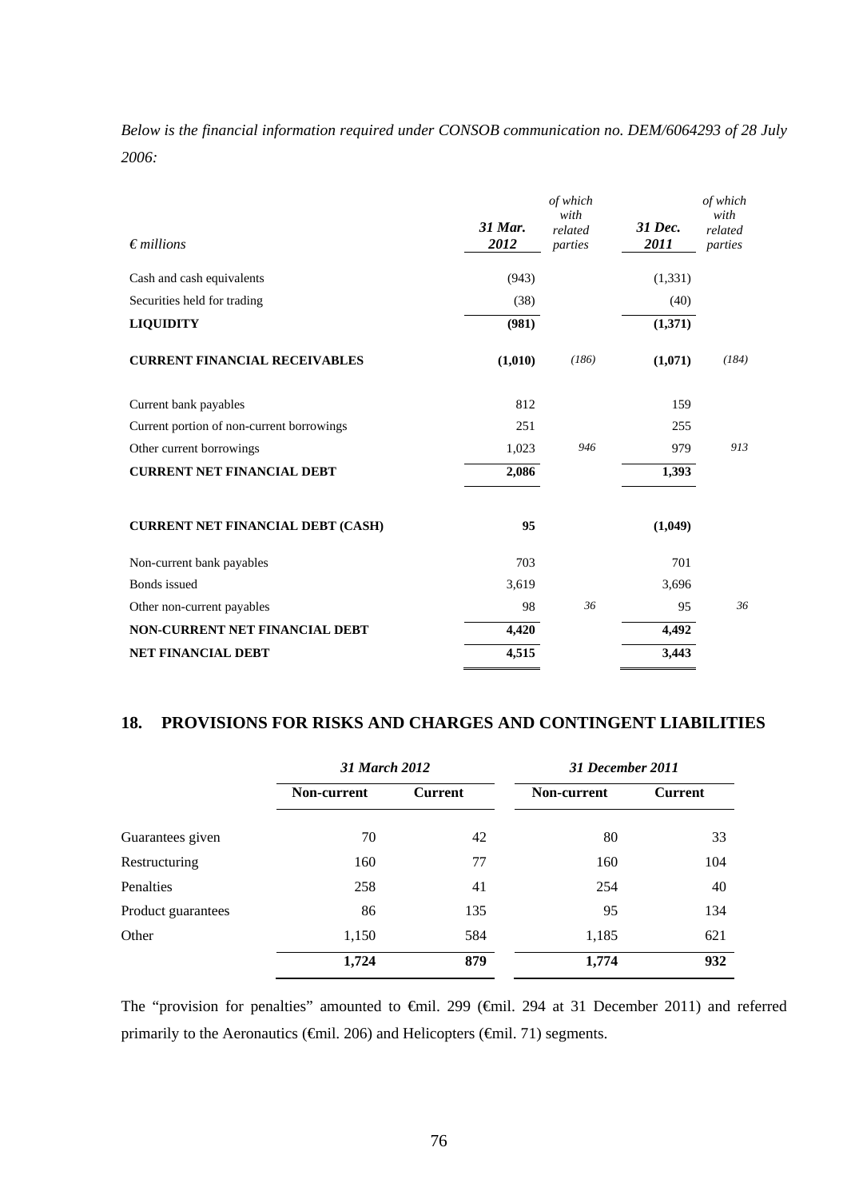*Below is the financial information required under CONSOB communication no. DEM/6064293 of 28 July 2006:*

| *€ millions* | *31 Mar. 2012* | *of which with related parties* | *31 Dec. 2011* | *of which with related parties* |
|---|---|---|---|---|
| Cash and cash equivalents | (943) | | (1,331) | |
| Securities held for trading | (38) | | (40) | |
| **LIQUIDITY** | **(981)** | | **(1,371)** | |
| **CURRENT FINANCIAL RECEIVABLES** | **(1,010)** | *(186)* | **(1,071)** | *(184)* |
| Current bank payables | 812 | | 159 | |
| Current portion of non-current borrowings | 251 | | 255 | |
| Other current borrowings | 1,023 | *946* | 979 | *913* |
| **CURRENT NET FINANCIAL DEBT** | **2,086** | | **1,393** | |
| **CURRENT NET FINANCIAL DEBT (CASH)** | **95** | | **(1,049)** | |
| Non-current bank payables | 703 | | 701 | |
| Bonds issued | 3,619 | | 3,696 | |
| Other non-current payables | 98 | *36* | 95 | *36* |
| **NON-CURRENT NET FINANCIAL DEBT** | **4,420** | | **4,492** | |
| **NET FINANCIAL DEBT** | **4,515** | | **3,443** | |

## 18. PROVISIONS FOR RISKS AND CHARGES AND CONTINGENT LIABILITIES

| | *31 March 2012* | | *31 December 2011* | |
|---|---|---|---|---|
| | **Non-current** | **Current** | **Non-current** | **Current** |
| Guarantees given | 70 | 42 | 80 | 33 |
| Restructuring | 160 | 77 | 160 | 104 |
| Penalties | 258 | 41 | 254 | 40 |
| Product guarantees | 86 | 135 | 95 | 134 |
| Other | 1,150 | 584 | 1,185 | 621 |
| | **1,724** | **879** | **1,774** | **932** |

The "provision for penalties" amounted to €mil. 299 (€mil. 294 at 31 December 2011) and referred primarily to the Aeronautics (€mil. 206) and Helicopters (€mil. 71) segments.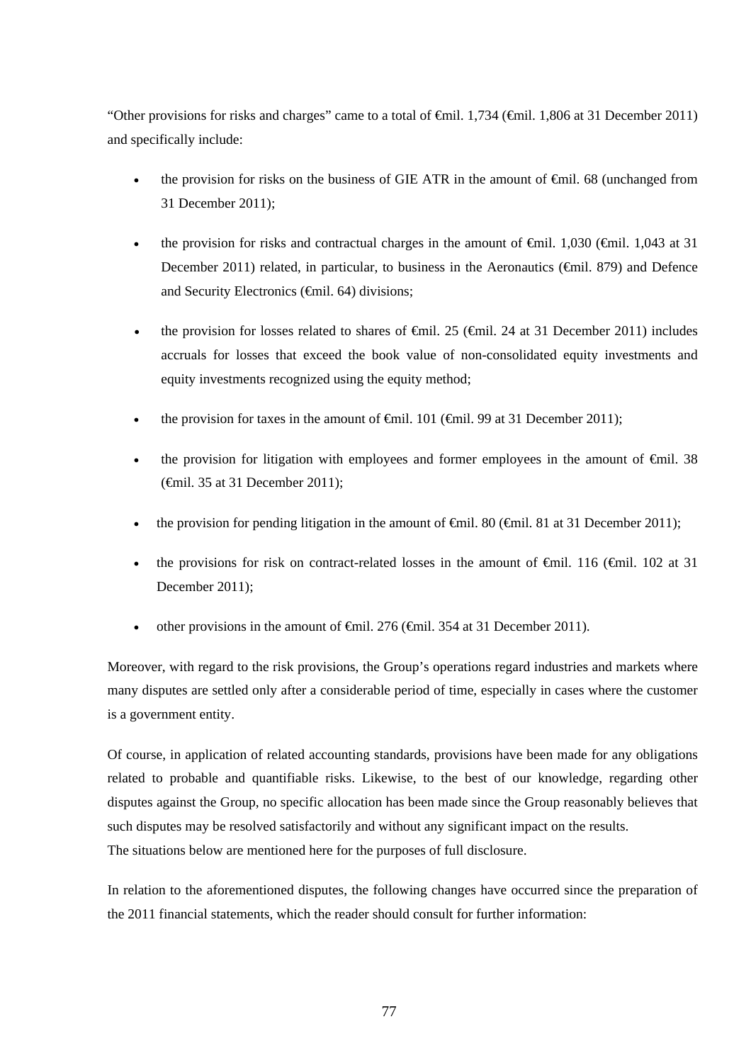"Other provisions for risks and charges" came to a total of €mil. 1,734 (€mil. 1,806 at 31 December 2011) and specifically include:

- the provision for risks on the business of GIE ATR in the amount of €mil. 68 (unchanged from 31 December 2011);
- the provision for risks and contractual charges in the amount of €mil. 1,030 (€mil. 1,043 at 31 December 2011) related, in particular, to business in the Aeronautics (€mil. 879) and Defence and Security Electronics (€mil. 64) divisions;
- the provision for losses related to shares of €mil. 25 (€mil. 24 at 31 December 2011) includes accruals for losses that exceed the book value of non-consolidated equity investments and equity investments recognized using the equity method;
- the provision for taxes in the amount of €mil. 101 (€mil. 99 at 31 December 2011);
- the provision for litigation with employees and former employees in the amount of €mil. 38 (€mil. 35 at 31 December 2011);
- the provision for pending litigation in the amount of €mil. 80 (€mil. 81 at 31 December 2011);
- the provisions for risk on contract-related losses in the amount of €mil. 116 (€mil. 102 at 31 December 2011);
- other provisions in the amount of €mil. 276 (€mil. 354 at 31 December 2011).

Moreover, with regard to the risk provisions, the Group's operations regard industries and markets where many disputes are settled only after a considerable period of time, especially in cases where the customer is a government entity.

Of course, in application of related accounting standards, provisions have been made for any obligations related to probable and quantifiable risks. Likewise, to the best of our knowledge, regarding other disputes against the Group, no specific allocation has been made since the Group reasonably believes that such disputes may be resolved satisfactorily and without any significant impact on the results.
The situations below are mentioned here for the purposes of full disclosure.

In relation to the aforementioned disputes, the following changes have occurred since the preparation of the 2011 financial statements, which the reader should consult for further information: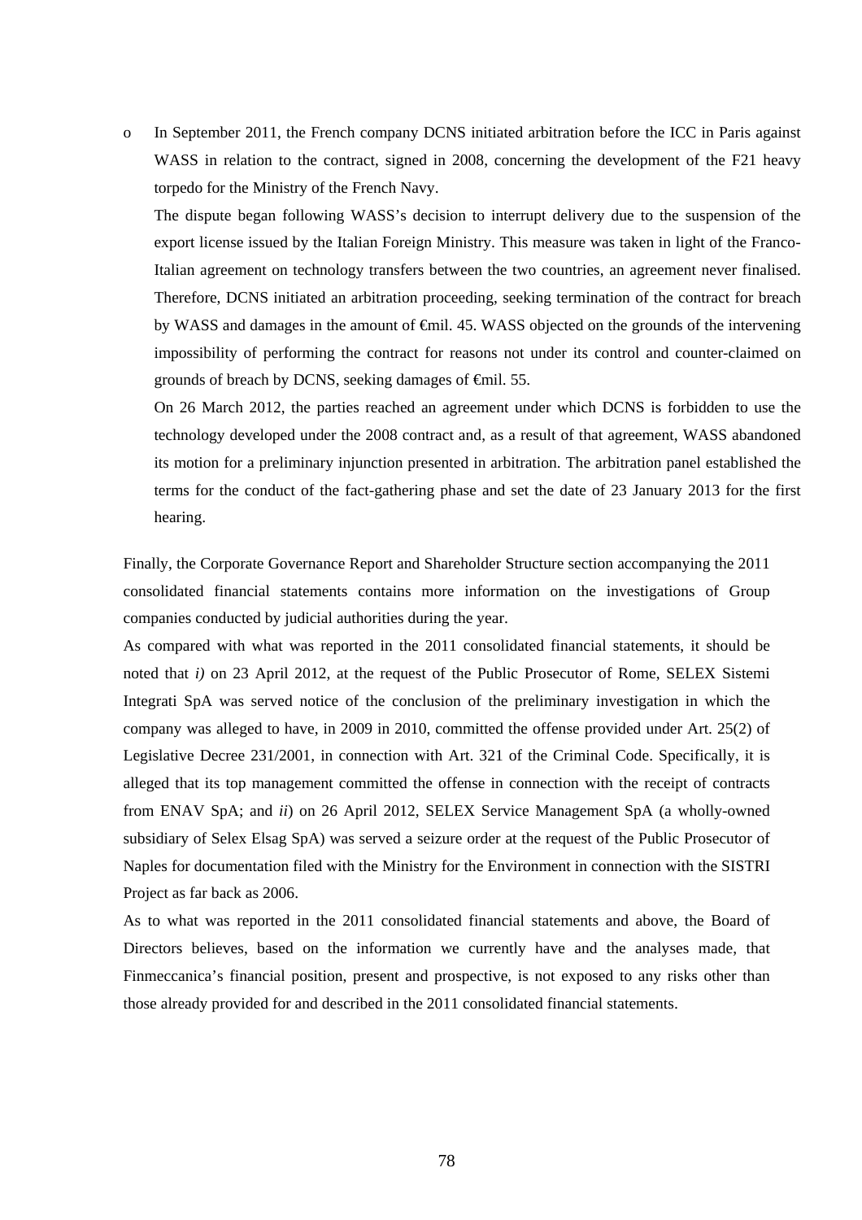- In September 2011, the French company DCNS initiated arbitration before the ICC in Paris against WASS in relation to the contract, signed in 2008, concerning the development of the F21 heavy torpedo for the Ministry of the French Navy.

  The dispute began following WASS's decision to interrupt delivery due to the suspension of the export license issued by the Italian Foreign Ministry. This measure was taken in light of the Franco-Italian agreement on technology transfers between the two countries, an agreement never finalised. Therefore, DCNS initiated an arbitration proceeding, seeking termination of the contract for breach by WASS and damages in the amount of €mil. 45. WASS objected on the grounds of the intervening impossibility of performing the contract for reasons not under its control and counter-claimed on grounds of breach by DCNS, seeking damages of €mil. 55.

  On 26 March 2012, the parties reached an agreement under which DCNS is forbidden to use the technology developed under the 2008 contract and, as a result of that agreement, WASS abandoned its motion for a preliminary injunction presented in arbitration. The arbitration panel established the terms for the conduct of the fact-gathering phase and set the date of 23 January 2013 for the first hearing.

Finally, the Corporate Governance Report and Shareholder Structure section accompanying the 2011 consolidated financial statements contains more information on the investigations of Group companies conducted by judicial authorities during the year.

As compared with what was reported in the 2011 consolidated financial statements, it should be noted that *i)* on 23 April 2012, at the request of the Public Prosecutor of Rome, SELEX Sistemi Integrati SpA was served notice of the conclusion of the preliminary investigation in which the company was alleged to have, in 2009 in 2010, committed the offense provided under Art. 25(2) of Legislative Decree 231/2001, in connection with Art. 321 of the Criminal Code. Specifically, it is alleged that its top management committed the offense in connection with the receipt of contracts from ENAV SpA; and *ii*) on 26 April 2012, SELEX Service Management SpA (a wholly-owned subsidiary of Selex Elsag SpA) was served a seizure order at the request of the Public Prosecutor of Naples for documentation filed with the Ministry for the Environment in connection with the SISTRI Project as far back as 2006.

As to what was reported in the 2011 consolidated financial statements and above, the Board of Directors believes, based on the information we currently have and the analyses made, that Finmeccanica's financial position, present and prospective, is not exposed to any risks other than those already provided for and described in the 2011 consolidated financial statements.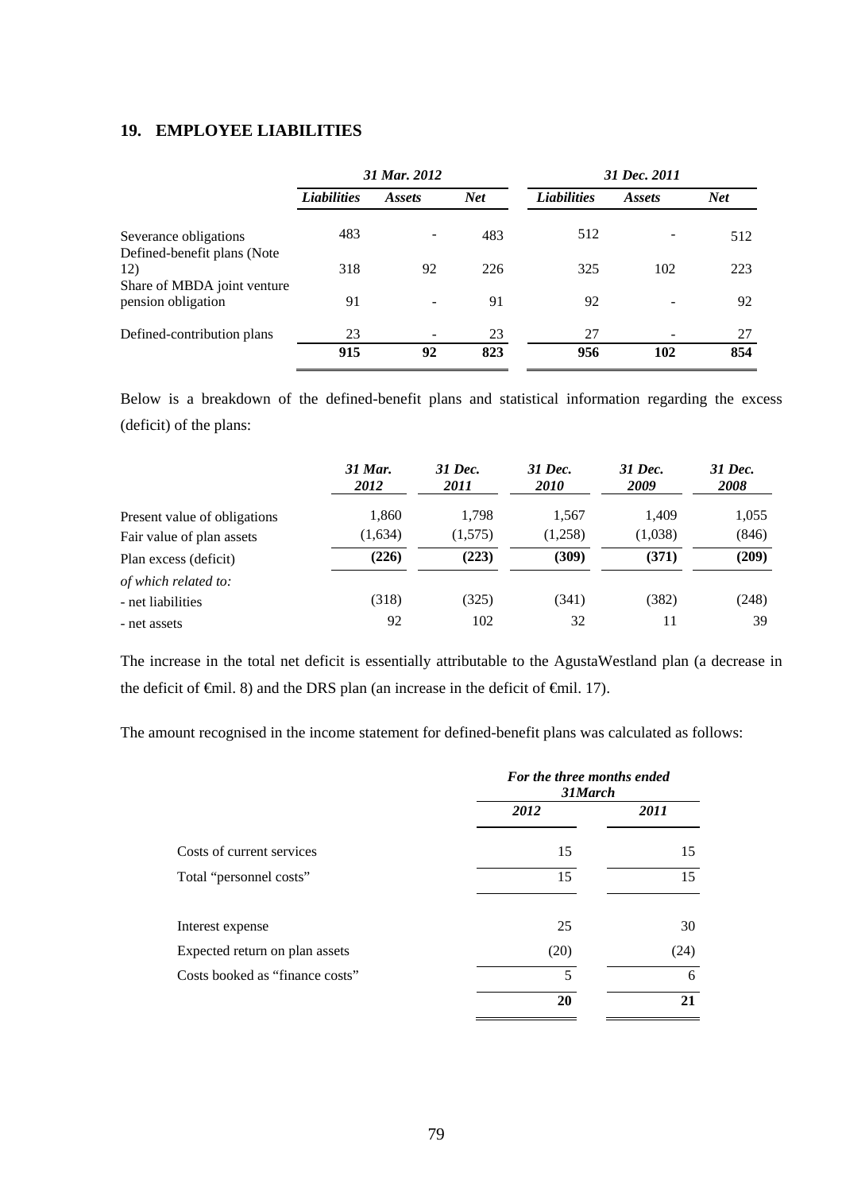## 19. EMPLOYEE LIABILITIES

| | *31 Mar. 2012* | | | *31 Dec. 2011* | | |
|---|---|---|---|---|---|---|
| | ***Liabilities*** | ***Assets*** | ***Net*** | ***Liabilities*** | ***Assets*** | ***Net*** |
| Severance obligations | 483 | - | 483 | 512 | - | 512 |
| Defined-benefit plans (Note 12) | 318 | 92 | 226 | 325 | 102 | 223 |
| Share of MBDA joint venture pension obligation | 91 | - | 91 | 92 | - | 92 |
| Defined-contribution plans | 23 | - | 23 | 27 | - | 27 |
| | **915** | **92** | **823** | **956** | **102** | **854** |

Below is a breakdown of the defined-benefit plans and statistical information regarding the excess (deficit) of the plans:

| | *31 Mar. 2012* | *31 Dec. 2011* | *31 Dec. 2010* | *31 Dec. 2009* | *31 Dec. 2008* |
|---|---|---|---|---|---|
| Present value of obligations | 1,860 | 1,798 | 1,567 | 1,409 | 1,055 |
| Fair value of plan assets | (1,634) | (1,575) | (1,258) | (1,038) | (846) |
| Plan excess (deficit) | **(226)** | **(223)** | **(309)** | **(371)** | **(209)** |
| *of which related to:* | | | | | |
| - net liabilities | (318) | (325) | (341) | (382) | (248) |
| - net assets | 92 | 102 | 32 | 11 | 39 |

The increase in the total net deficit is essentially attributable to the AgustaWestland plan (a decrease in the deficit of €mil. 8) and the DRS plan (an increase in the deficit of €mil. 17).

The amount recognised in the income statement for defined-benefit plans was calculated as follows:

| | *For the three months ended 31March* | |
|---|---|---|
| | *2012* | *2011* |
| Costs of current services | 15 | 15 |
| Total "personnel costs" | 15 | 15 |
| | | |
| Interest expense | 25 | 30 |
| Expected return on plan assets | (20) | (24) |
| Costs booked as "finance costs" | 5 | 6 |
| | **20** | **21** |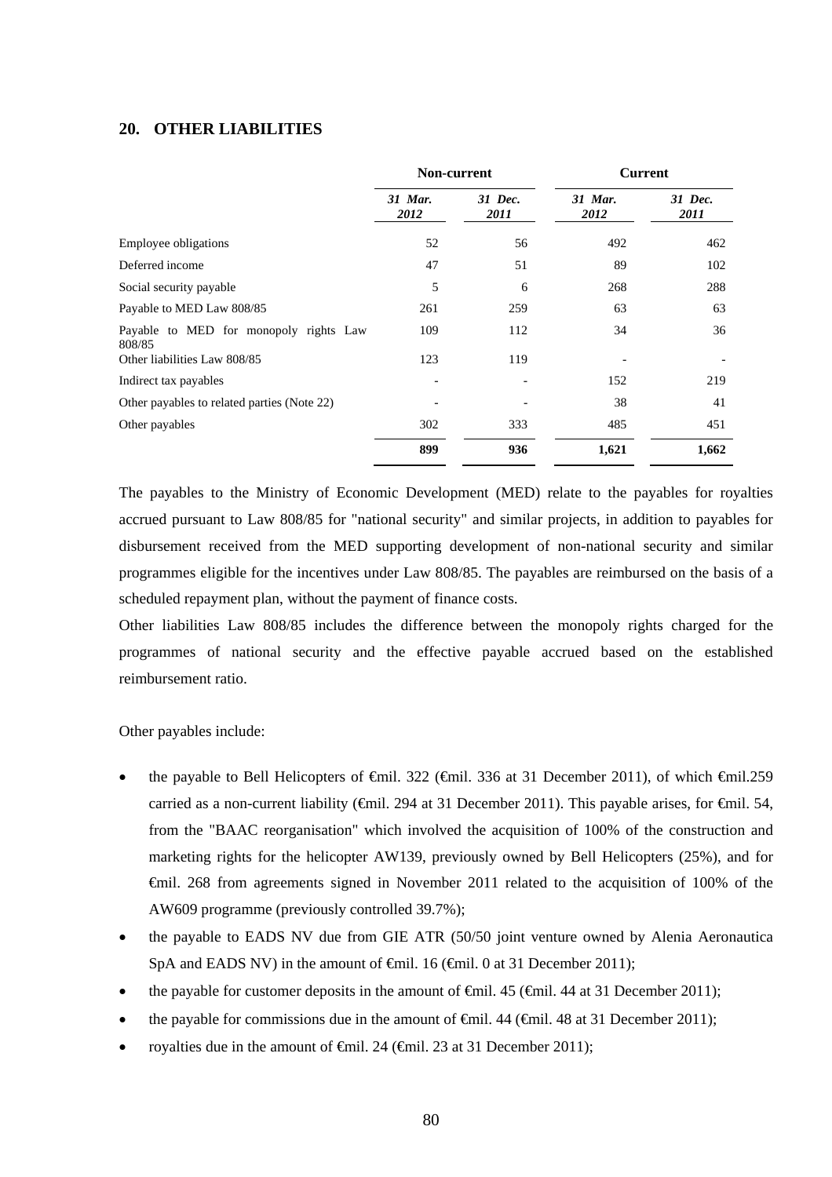## 20. OTHER LIABILITIES

| | Non-current | | Current | |
|---|---|---|---|---|
| | *31 Mar. 2012* | *31 Dec. 2011* | *31 Mar. 2012* | *31 Dec. 2011* |
| Employee obligations | 52 | 56 | 492 | 462 |
| Deferred income | 47 | 51 | 89 | 102 |
| Social security payable | 5 | 6 | 268 | 288 |
| Payable to MED Law 808/85 | 261 | 259 | 63 | 63 |
| Payable to MED for monopoly rights Law 808/85 | 109 | 112 | 34 | 36 |
| Other liabilities Law 808/85 | 123 | 119 | - | - |
| Indirect tax payables | - | - | 152 | 219 |
| Other payables to related parties (Note 22) | - | - | 38 | 41 |
| Other payables | 302 | 333 | 485 | 451 |
| | **899** | **936** | **1,621** | **1,662** |

The payables to the Ministry of Economic Development (MED) relate to the payables for royalties accrued pursuant to Law 808/85 for "national security" and similar projects, in addition to payables for disbursement received from the MED supporting development of non-national security and similar programmes eligible for the incentives under Law 808/85. The payables are reimbursed on the basis of a scheduled repayment plan, without the payment of finance costs.

Other liabilities Law 808/85 includes the difference between the monopoly rights charged for the programmes of national security and the effective payable accrued based on the established reimbursement ratio.

Other payables include:

- the payable to Bell Helicopters of €mil. 322 (€mil. 336 at 31 December 2011), of which €mil.259 carried as a non-current liability (€mil. 294 at 31 December 2011). This payable arises, for €mil. 54, from the "BAAC reorganisation" which involved the acquisition of 100% of the construction and marketing rights for the helicopter AW139, previously owned by Bell Helicopters (25%), and for €mil. 268 from agreements signed in November 2011 related to the acquisition of 100% of the AW609 programme (previously controlled 39.7%);
- the payable to EADS NV due from GIE ATR (50/50 joint venture owned by Alenia Aeronautica SpA and EADS NV) in the amount of €mil. 16 (€mil. 0 at 31 December 2011);
- the payable for customer deposits in the amount of €mil. 45 (€mil. 44 at 31 December 2011);
- the payable for commissions due in the amount of €mil. 44 (€mil. 48 at 31 December 2011);
- royalties due in the amount of €mil. 24 (€mil. 23 at 31 December 2011);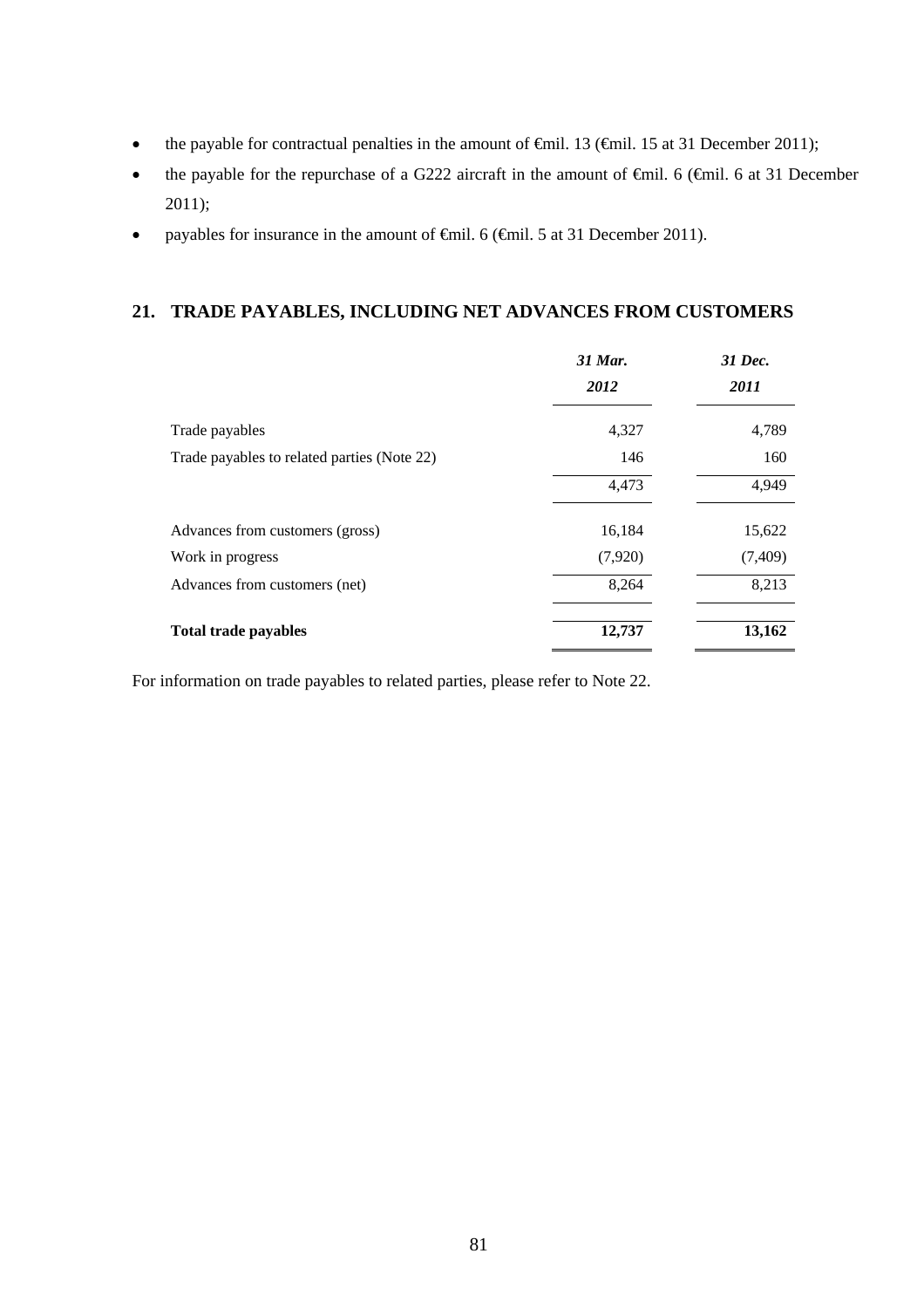- the payable for contractual penalties in the amount of €mil. 13 (€mil. 15 at 31 December 2011);
- the payable for the repurchase of a G222 aircraft in the amount of €mil. 6 (€mil. 6 at 31 December 2011);
- payables for insurance in the amount of €mil. 6 (€mil. 5 at 31 December 2011).

## 21. TRADE PAYABLES, INCLUDING NET ADVANCES FROM CUSTOMERS

| | *31 Mar. 2012* | *31 Dec. 2011* |
|---|---|---|
| Trade payables | 4,327 | 4,789 |
| Trade payables to related parties (Note 22) | 146 | 160 |
| | 4,473 | 4,949 |
| Advances from customers (gross) | 16,184 | 15,622 |
| Work in progress | (7,920) | (7,409) |
| Advances from customers (net) | 8,264 | 8,213 |
| **Total trade payables** | **12,737** | **13,162** |

For information on trade payables to related parties, please refer to Note 22.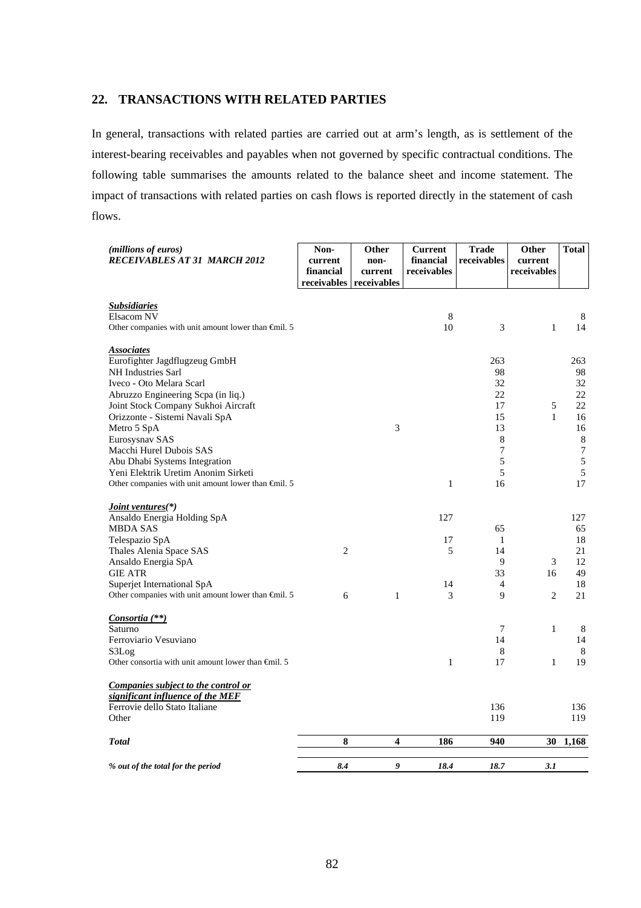## 22. TRANSACTIONS WITH RELATED PARTIES

In general, transactions with related parties are carried out at arm's length, as is settlement of the interest-bearing receivables and payables when not governed by specific contractual conditions. The following table summarises the amounts related to the balance sheet and income statement. The impact of transactions with related parties on cash flows is reported directly in the statement of cash flows.

| *(millions of euros)* ***RECEIVABLES AT 31 MARCH 2012*** | Non-current financial receivables | Other non-current receivables | Current financial receivables | Trade receivables | Other current receivables | Total |
|---|---|---|---|---|---|---|
| ***Subsidiaries*** | | | | | | |
| Elsacom NV | | | 8 | | | 8 |
| Other companies with unit amount lower than €mil. 5 | | | 10 | 3 | 1 | 14 |
| ***Associates*** | | | | | | |
| Eurofighter Jagdflugzeug GmbH | | | | 263 | | 263 |
| NH Industries Sarl | | | | 98 | | 98 |
| Iveco - Oto Melara Scarl | | | | 32 | | 32 |
| Abruzzo Engineering Scpa (in liq.) | | | | 22 | | 22 |
| Joint Stock Company Sukhoi Aircraft | | | | 17 | 5 | 22 |
| Orizzonte - Sistemi Navali SpA | | | | 15 | 1 | 16 |
| Metro 5 SpA | | 3 | | 13 | | 16 |
| Eurosysnav SAS | | | | 8 | | 8 |
| Macchi Hurel Dubois SAS | | | | 7 | | 7 |
| Abu Dhabi Systems Integration | | | | 5 | | 5 |
| Yeni Elektrik Uretim Anonim Sirketi | | | | 5 | | 5 |
| Other companies with unit amount lower than €mil. 5 | | | 1 | 16 | | 17 |
| ***Joint ventures(\*)*** | | | | | | |
| Ansaldo Energia Holding SpA | | | 127 | | | 127 |
| MBDA SAS | | | | 65 | | 65 |
| Telespazio SpA | | | 17 | 1 | | 18 |
| Thales Alenia Space SAS | 2 | | 5 | 14 | | 21 |
| Ansaldo Energia SpA | | | | 9 | 3 | 12 |
| GIE ATR | | | | 33 | 16 | 49 |
| Superjet International SpA | | | 14 | 4 | | 18 |
| Other companies with unit amount lower than €mil. 5 | 6 | 1 | 3 | 9 | 2 | 21 |
| ***Consortia (\*\*)*** | | | | | | |
| Saturno | | | | 7 | 1 | 8 |
| Ferroviario Vesuviano | | | | 14 | | 14 |
| S3Log | | | | 8 | | 8 |
| Other consortia with unit amount lower than €mil. 5 | | | 1 | 17 | 1 | 19 |
| ***Companies subject to the control or significant influence of the MEF*** | | | | | | |
| Ferrovie dello Stato Italiane | | | | 136 | | 136 |
| Other | | | | 119 | | 119 |
| ***Total*** | **8** | **4** | **186** | **940** | **30** | **1,168** |
| *% out of the total for the period* | *8.4* | *9* | *18.4* | *18.7* | *3.1* | |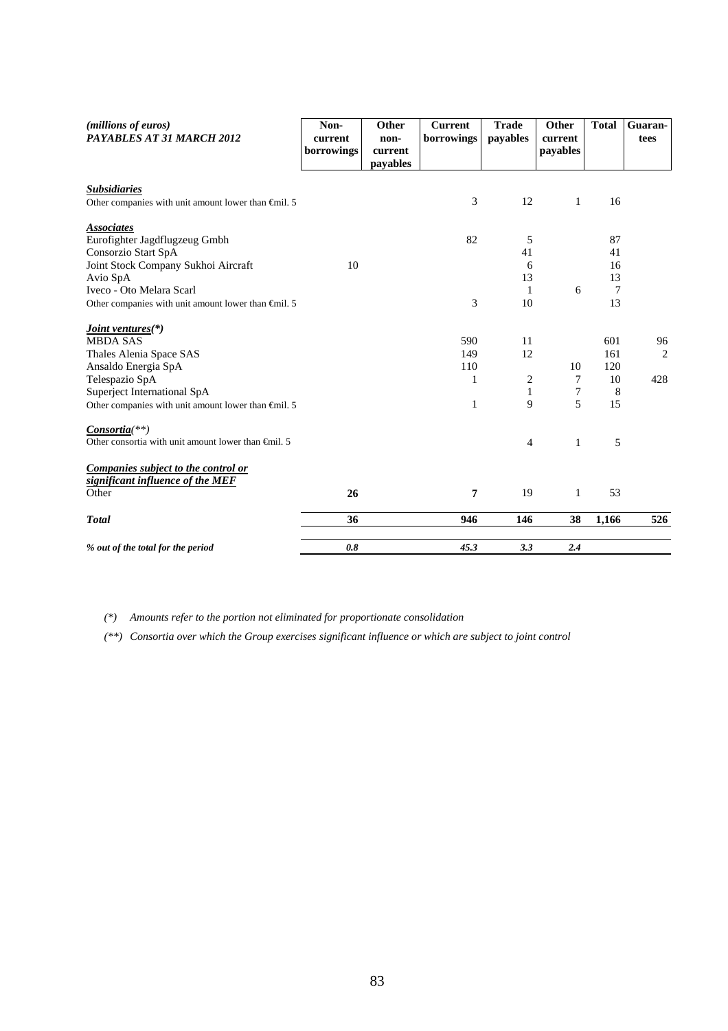| *(millions of euros)* ***PAYABLES AT 31 MARCH 2012*** | **Non-current borrowings** | **Other non-current payables** | **Current borrowings** | **Trade payables** | **Other current payables** | **Total** | **Guaran-tees** |
|---|---|---|---|---|---|---|---|
| ***Subsidiaries*** | | | | | | | |
| Other companies with unit amount lower than €mil. 5 | | | 3 | 12 | 1 | 16 | |
| ***Associates*** | | | | | | | |
| Eurofighter Jagdflugzeug Gmbh | | | 82 | 5 | | 87 | |
| Consorzio Start SpA | | | | 41 | | 41 | |
| Joint Stock Company Sukhoi Aircraft | 10 | | | 6 | | 16 | |
| Avio SpA | | | | 13 | | 13 | |
| Iveco - Oto Melara Scarl | | | | 1 | 6 | 7 | |
| Other companies with unit amount lower than €mil. 5 | | | 3 | 10 | | 13 | |
| ***Joint ventures(\*)*** | | | | | | | |
| MBDA SAS | | | 590 | 11 | | 601 | 96 |
| Thales Alenia Space SAS | | | 149 | 12 | | 161 | 2 |
| Ansaldo Energia SpA | | | 110 | | 10 | 120 | |
| Telespazio SpA | | | 1 | 2 | 7 | 10 | 428 |
| Superject International SpA | | | | 1 | 7 | 8 | |
| Other companies with unit amount lower than €mil. 5 | | | 1 | 9 | 5 | 15 | |
| ***Consortia****(\*\*)* | | | | | | | |
| Other consortia with unit amount lower than €mil. 5 | | | | 4 | 1 | 5 | |
| ***Companies subject to the control or significant influence of the MEF*** | | | | | | | |
| Other | **26** | | **7** | 19 | 1 | 53 | |
| ***Total*** | **36** | | **946** | **146** | **38** | **1,166** | **526** |
| ***% out of the total for the period*** | ***0.8*** | | ***45.3*** | ***3.3*** | ***2.4*** | | |

*(\*) Amounts refer to the portion not eliminated for proportionate consolidation*

*(\*\*) Consortia over which the Group exercises significant influence or which are subject to joint control*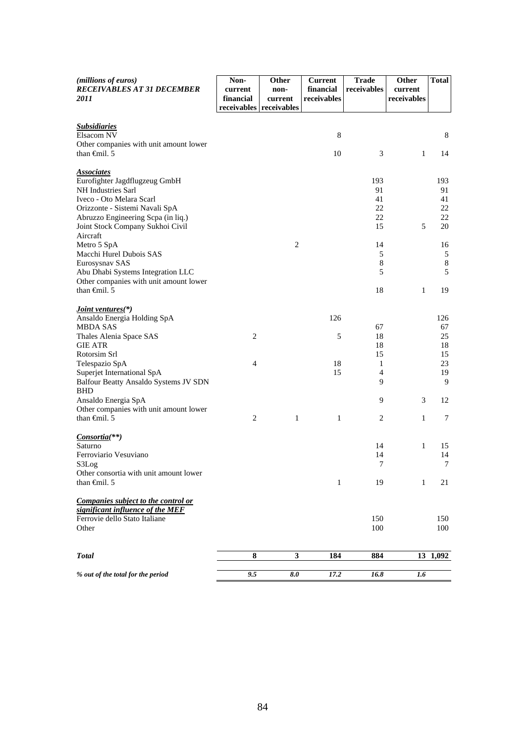| *(millions of euros)* ***RECEIVABLES AT 31 DECEMBER 2011*** | Non-current financial receivables | Other non-current receivables | Current financial receivables | Trade receivables | Other current receivables | Total |
|---|---|---|---|---|---|---|
| ***Subsidiaries*** | | | | | | |
| Elsacom NV | | | 8 | | | 8 |
| Other companies with unit amount lower than €mil. 5 | | | 10 | 3 | 1 | 14 |
| ***Associates*** | | | | | | |
| Eurofighter Jagdflugzeug GmbH | | | | 193 | | 193 |
| NH Industries Sarl | | | | 91 | | 91 |
| Iveco - Oto Melara Scarl | | | | 41 | | 41 |
| Orizzonte - Sistemi Navali SpA | | | | 22 | | 22 |
| Abruzzo Engineering Scpa (in liq.) | | | | 22 | | 22 |
| Joint Stock Company Sukhoi Civil Aircraft | | | | 15 | 5 | 20 |
| Metro 5 SpA | | 2 | | 14 | | 16 |
| Macchi Hurel Dubois SAS | | | | 5 | | 5 |
| Eurosysnav SAS | | | | 8 | | 8 |
| Abu Dhabi Systems Integration LLC | | | | 5 | | 5 |
| Other companies with unit amount lower than €mil. 5 | | | | 18 | 1 | 19 |
| ***Joint ventures(\*)*** | | | | | | |
| Ansaldo Energia Holding SpA | | | 126 | | | 126 |
| MBDA SAS | | | | 67 | | 67 |
| Thales Alenia Space SAS | 2 | | 5 | 18 | | 25 |
| GIE ATR | | | | 18 | | 18 |
| Rotorsim Srl | | | | 15 | | 15 |
| Telespazio SpA | 4 | | 18 | 1 | | 23 |
| Superjet International SpA | | | 15 | 4 | | 19 |
| Balfour Beatty Ansaldo Systems JV SDN BHD | | | | 9 | | 9 |
| Ansaldo Energia SpA | | | | 9 | 3 | 12 |
| Other companies with unit amount lower than €mil. 5 | 2 | 1 | 1 | 2 | 1 | 7 |
| ***Consortia(\*\*)*** | | | | | | |
| Saturno | | | | 14 | 1 | 15 |
| Ferroviario Vesuviano | | | | 14 | | 14 |
| S3Log | | | | 7 | | 7 |
| Other consortia with unit amount lower than €mil. 5 | | | 1 | 19 | 1 | 21 |
| ***Companies subject to the control or significant influence of the MEF*** | | | | | | |
| Ferrovie dello Stato Italiane | | | | 150 | | 150 |
| Other | | | | 100 | | 100 |
| ***Total*** | **8** | **3** | **184** | **884** | **13** | **1,092** |
| ***% out of the total for the period*** | ***9.5*** | ***8.0*** | ***17.2*** | ***16.8*** | ***1.6*** | |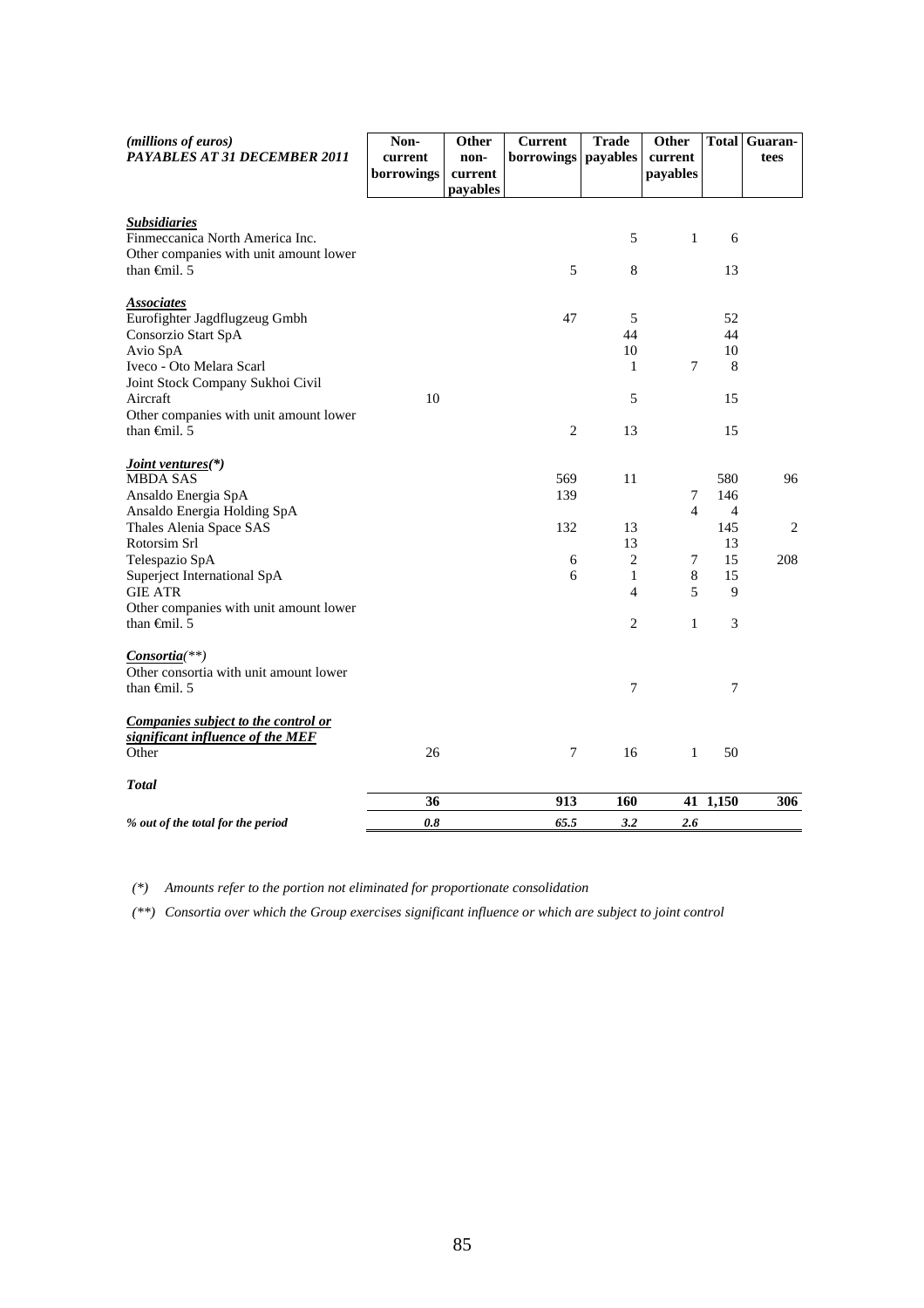| *(millions of euros)* ***PAYABLES AT 31 DECEMBER 2011*** | **Non-current borrowings** | **Other non-current payables** | **Current borrowings** | **Trade payables** | **Other current payables** | **Total** | **Guaran-tees** |
|---|---|---|---|---|---|---|---|
| ***Subsidiaries*** | | | | | | | |
| Finmeccanica North America Inc. | | | | 5 | 1 | 6 | |
| Other companies with unit amount lower than €mil. 5 | | | 5 | 8 | | 13 | |
| ***Associates*** | | | | | | | |
| Eurofighter Jagdflugzeug Gmbh | | | 47 | 5 | | 52 | |
| Consorzio Start SpA | | | | 44 | | 44 | |
| Avio SpA | | | | 10 | | 10 | |
| Iveco - Oto Melara Scarl | | | | 1 | 7 | 8 | |
| Joint Stock Company Sukhoi Civil Aircraft | 10 | | | 5 | | 15 | |
| Other companies with unit amount lower than €mil. 5 | | | 2 | 13 | | 15 | |
| ***Joint ventures(\*)*** | | | | | | | |
| MBDA SAS | | | 569 | 11 | | 580 | 96 |
| Ansaldo Energia SpA | | | 139 | | 7 | 146 | |
| Ansaldo Energia Holding SpA | | | | | 4 | 4 | |
| Thales Alenia Space SAS | | | 132 | 13 | | 145 | 2 |
| Rotorsim Srl | | | | 13 | | 13 | |
| Telespazio SpA | | | 6 | 2 | 7 | 15 | 208 |
| Superject International SpA | | | 6 | 1 | 8 | 15 | |
| GIE ATR | | | | 4 | 5 | 9 | |
| Other companies with unit amount lower than €mil. 5 | | | | 2 | 1 | 3 | |
| ***Consortia(\*\*)*** | | | | | | | |
| Other consortia with unit amount lower than €mil. 5 | | | | 7 | | 7 | |
| ***Companies subject to the control or significant influence of the MEF*** | | | | | | | |
| Other | 26 | | 7 | 16 | 1 | 50 | |
| ***Total*** | **36** | | **913** | **160** | **41** | **1,150** | **306** |
| ***% out of the total for the period*** | ***0.8*** | | ***65.5*** | ***3.2*** | ***2.6*** | | |

*(\*) Amounts refer to the portion not eliminated for proportionate consolidation*

*(\*\*) Consortia over which the Group exercises significant influence or which are subject to joint control*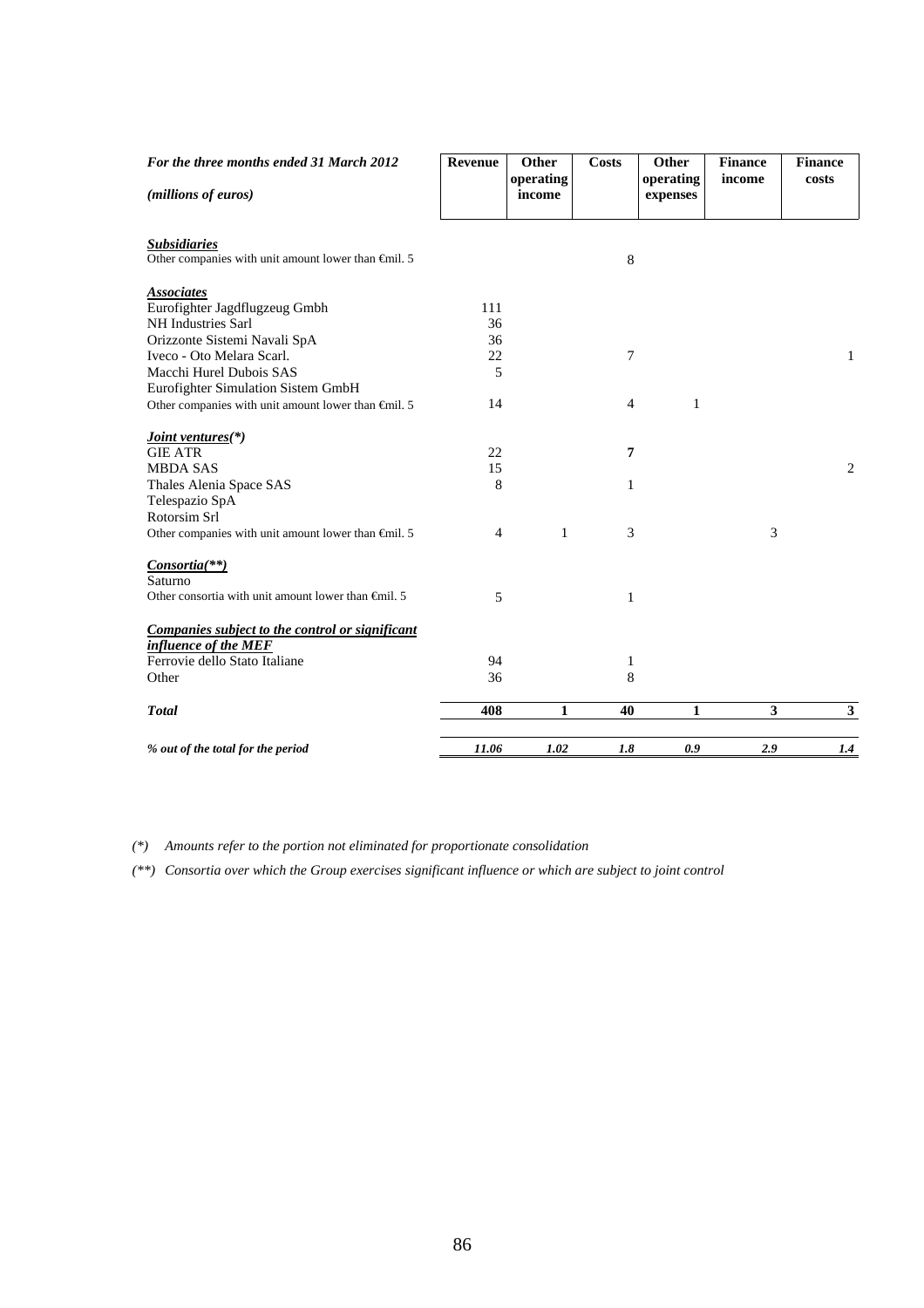| For the three months ended 31 March 2012 *(millions of euros)* | Revenue | Other operating income | Costs | Other operating expenses | Finance income | Finance costs |
|---|---|---|---|---|---|---|
| ***Subsidiaries*** | | | | | | |
| Other companies with unit amount lower than €mil. 5 | | | 8 | | | |
| ***Associates*** | | | | | | |
| Eurofighter Jagdflugzeug Gmbh | 111 | | | | | |
| NH Industries Sarl | 36 | | | | | |
| Orizzonte Sistemi Navali SpA | 36 | | | | | |
| Iveco - Oto Melara Scarl. | 22 | | 7 | | | 1 |
| Macchi Hurel Dubois SAS | 5 | | | | | |
| Eurofighter Simulation Sistem GmbH | | | | | | |
| Other companies with unit amount lower than €mil. 5 | 14 | | 4 | 1 | | |
| ***Joint ventures(*)*** | | | | | | |
| GIE ATR | 22 | | **7** | | | |
| MBDA SAS | 15 | | | | | 2 |
| Thales Alenia Space SAS | 8 | | 1 | | | |
| Telespazio SpA | | | | | | |
| Rotorsim Srl | | | | | | |
| Other companies with unit amount lower than €mil. 5 | 4 | 1 | 3 | | 3 | |
| ***Consortia(**)*** | | | | | | |
| Saturno | | | | | | |
| Other consortia with unit amount lower than €mil. 5 | 5 | | 1 | | | |
| ***Companies subject to the control or significant influence of the MEF*** | | | | | | |
| Ferrovie dello Stato Italiane | 94 | | 1 | | | |
| Other | 36 | | 8 | | | |
| ***Total*** | **408** | **1** | **40** | **1** | **3** | **3** |
| ***% out of the total for the period*** | ***11.06*** | ***1.02*** | ***1.8*** | ***0.9*** | ***2.9*** | ***1.4*** |

*(\*) Amounts refer to the portion not eliminated for proportionate consolidation*

*(\*\*) Consortia over which the Group exercises significant influence or which are subject to joint control*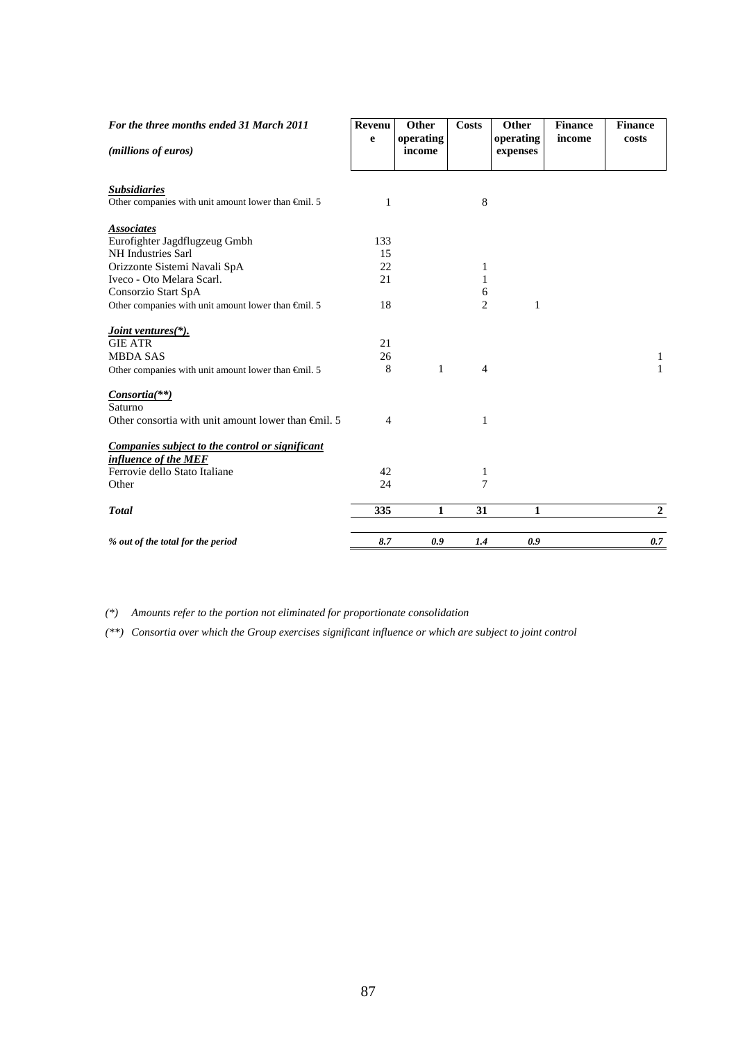| *For the three months ended 31 March 2011* <br> *(millions of euros)* | Revenue | Other operating income | Costs | Other operating expenses | Finance income | Finance costs |
|---|---|---|---|---|---|---|
| ***Subsidiaries*** | | | | | | |
| Other companies with unit amount lower than €mil. 5 | 1 | | 8 | | | |
| ***Associates*** | | | | | | |
| Eurofighter Jagdflugzeug Gmbh | 133 | | | | | |
| NH Industries Sarl | 15 | | | | | |
| Orizzonte Sistemi Navali SpA | 22 | | 1 | | | |
| Iveco - Oto Melara Scarl. | 21 | | 1 | | | |
| Consorzio Start SpA | | | 6 | | | |
| Other companies with unit amount lower than €mil. 5 | 18 | | 2 | 1 | | |
| ***Joint ventures(\*).*** | | | | | | |
| GIE ATR | 21 | | | | | |
| MBDA SAS | 26 | | | | | 1 |
| Other companies with unit amount lower than €mil. 5 | 8 | 1 | 4 | | | 1 |
| ***Consortia(\*\*)*** | | | | | | |
| Saturno | | | | | | |
| Other consortia with unit amount lower than €mil. 5 | 4 | | 1 | | | |
| ***Companies subject to the control or significant influence of the MEF*** | | | | | | |
| Ferrovie dello Stato Italiane | 42 | | 1 | | | |
| Other | 24 | | 7 | | | |
| ***Total*** | **335** | **1** | **31** | **1** | | **2** |
| ***% out of the total for the period*** | ***8.7*** | ***0.9*** | ***1.4*** | ***0.9*** | | ***0.7*** |

*(\*) Amounts refer to the portion not eliminated for proportionate consolidation*

*(\*\*) Consortia over which the Group exercises significant influence or which are subject to joint control*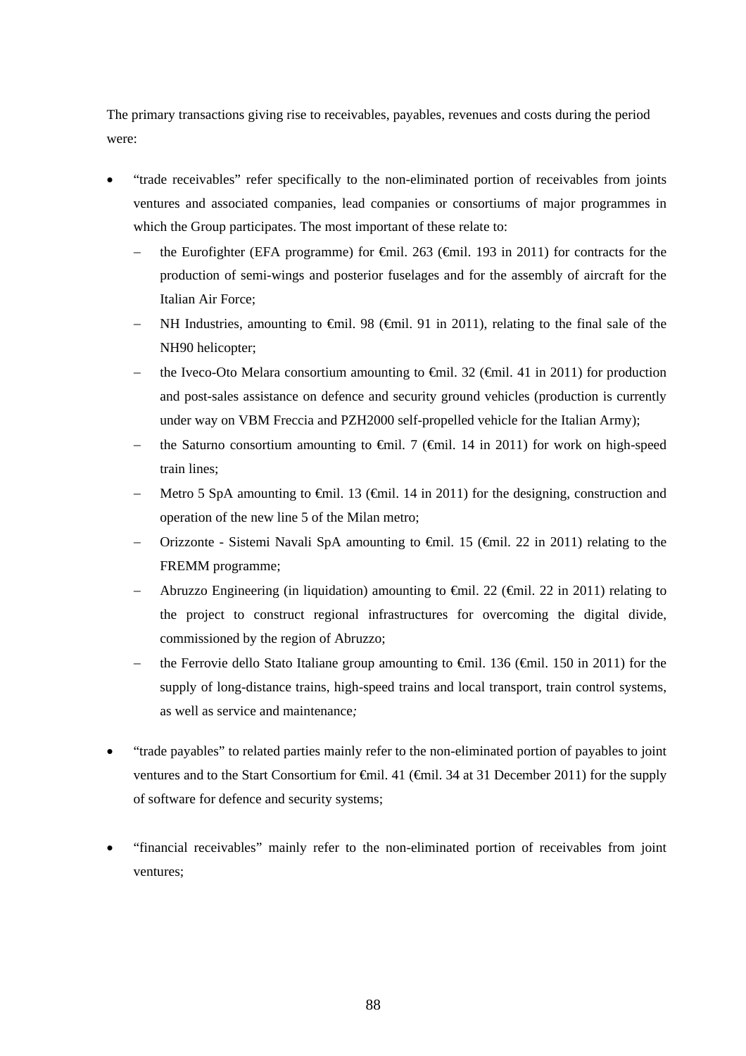The primary transactions giving rise to receivables, payables, revenues and costs during the period were:

- "trade receivables" refer specifically to the non-eliminated portion of receivables from joints ventures and associated companies, lead companies or consortiums of major programmes in which the Group participates. The most important of these relate to:
  - the Eurofighter (EFA programme) for €mil. 263 (€mil. 193 in 2011) for contracts for the production of semi-wings and posterior fuselages and for the assembly of aircraft for the Italian Air Force;
  - NH Industries, amounting to €mil. 98 (€mil. 91 in 2011), relating to the final sale of the NH90 helicopter;
  - the Iveco-Oto Melara consortium amounting to €mil. 32 (€mil. 41 in 2011) for production and post-sales assistance on defence and security ground vehicles (production is currently under way on VBM Freccia and PZH2000 self-propelled vehicle for the Italian Army);
  - the Saturno consortium amounting to €mil. 7 (€mil. 14 in 2011) for work on high-speed train lines;
  - Metro 5 SpA amounting to €mil. 13 (€mil. 14 in 2011) for the designing, construction and operation of the new line 5 of the Milan metro;
  - Orizzonte - Sistemi Navali SpA amounting to €mil. 15 (€mil. 22 in 2011) relating to the FREMM programme;
  - Abruzzo Engineering (in liquidation) amounting to €mil. 22 (€mil. 22 in 2011) relating to the project to construct regional infrastructures for overcoming the digital divide, commissioned by the region of Abruzzo;
  - the Ferrovie dello Stato Italiane group amounting to €mil. 136 (€mil. 150 in 2011) for the supply of long-distance trains, high-speed trains and local transport, train control systems, as well as service and maintenance*;*

- "trade payables" to related parties mainly refer to the non-eliminated portion of payables to joint ventures and to the Start Consortium for €mil. 41 (€mil. 34 at 31 December 2011) for the supply of software for defence and security systems;

- "financial receivables" mainly refer to the non-eliminated portion of receivables from joint ventures;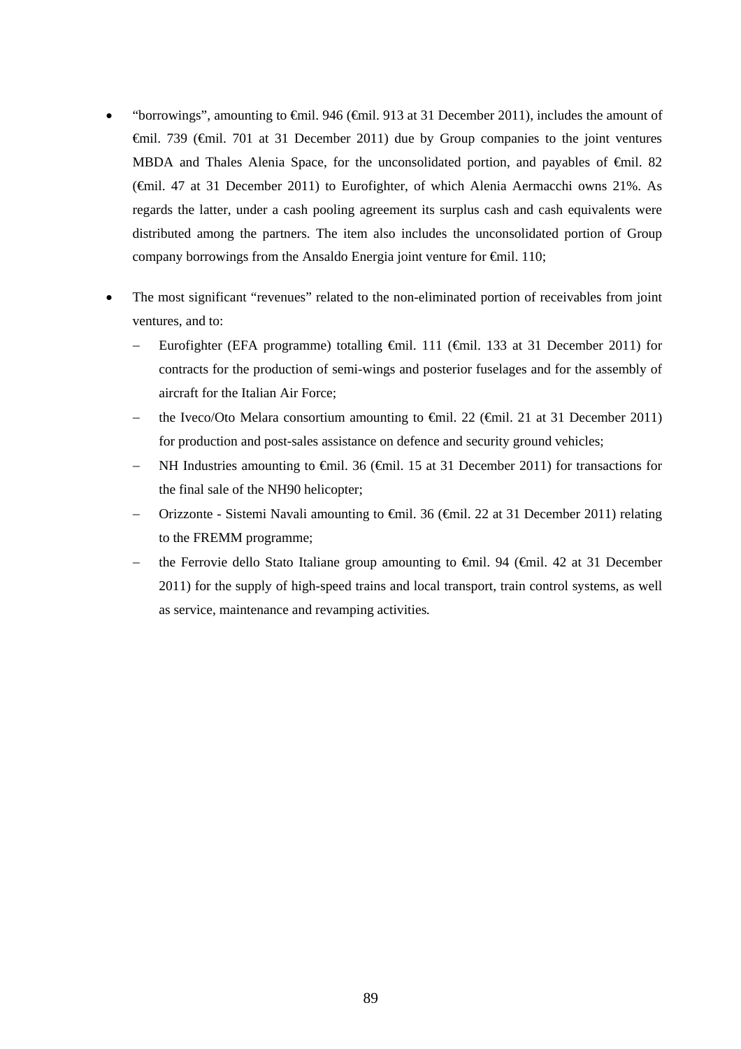- "borrowings", amounting to €mil. 946 (€mil. 913 at 31 December 2011), includes the amount of €mil. 739 (€mil. 701 at 31 December 2011) due by Group companies to the joint ventures MBDA and Thales Alenia Space, for the unconsolidated portion, and payables of €mil. 82 (€mil. 47 at 31 December 2011) to Eurofighter, of which Alenia Aermacchi owns 21%. As regards the latter, under a cash pooling agreement its surplus cash and cash equivalents were distributed among the partners. The item also includes the unconsolidated portion of Group company borrowings from the Ansaldo Energia joint venture for €mil. 110;

- The most significant "revenues" related to the non-eliminated portion of receivables from joint ventures, and to:
  - Eurofighter (EFA programme) totalling €mil. 111 (€mil. 133 at 31 December 2011) for contracts for the production of semi-wings and posterior fuselages and for the assembly of aircraft for the Italian Air Force;
  - the Iveco/Oto Melara consortium amounting to €mil. 22 (€mil. 21 at 31 December 2011) for production and post-sales assistance on defence and security ground vehicles;
  - NH Industries amounting to €mil. 36 (€mil. 15 at 31 December 2011) for transactions for the final sale of the NH90 helicopter;
  - Orizzonte - Sistemi Navali amounting to €mil. 36 (€mil. 22 at 31 December 2011) relating to the FREMM programme;
  - the Ferrovie dello Stato Italiane group amounting to €mil. 94 (€mil. 42 at 31 December 2011) for the supply of high-speed trains and local transport, train control systems, as well as service, maintenance and revamping activities.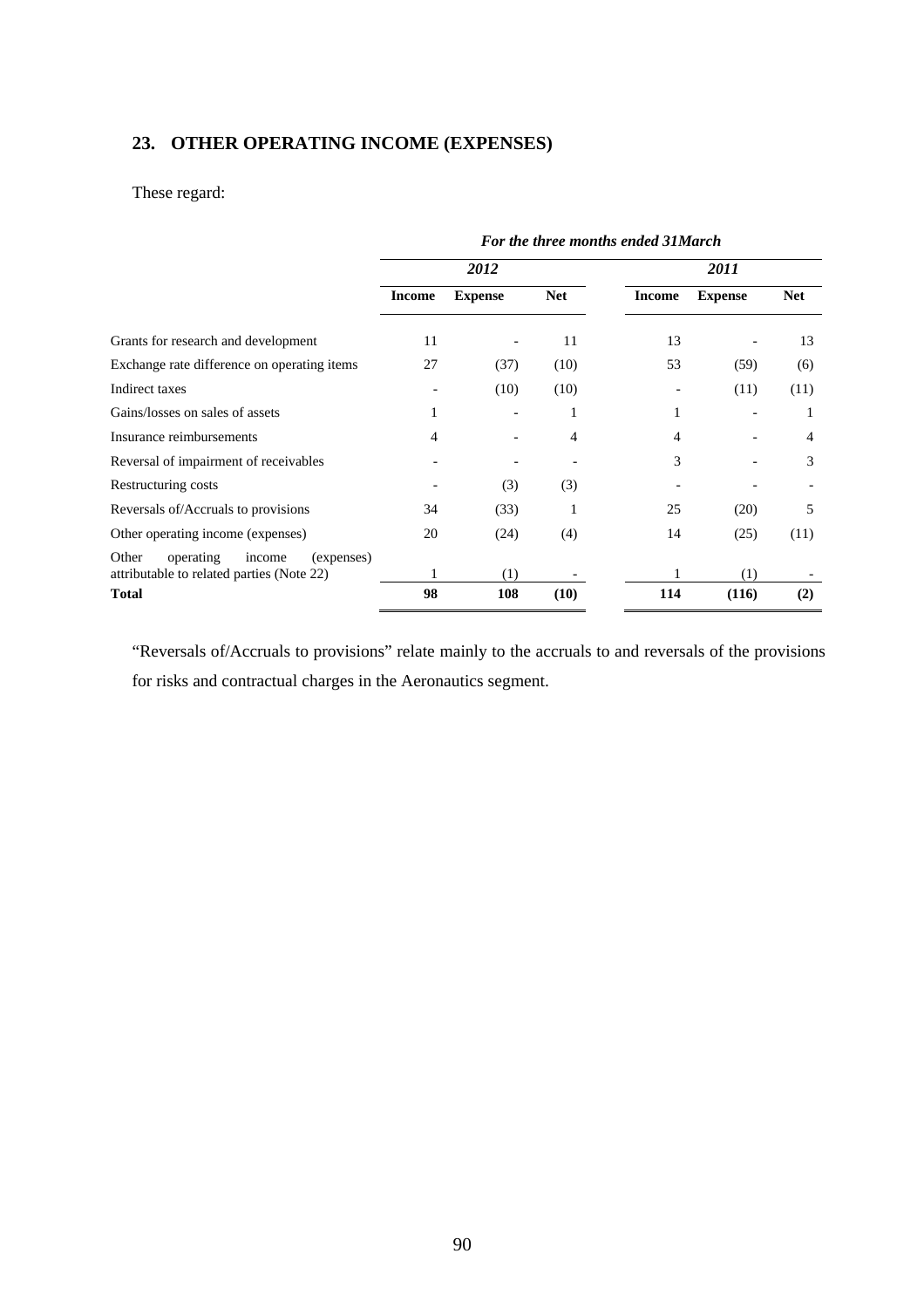## 23. OTHER OPERATING INCOME (EXPENSES)

These regard:

| | *For the three months ended 31March* | | | | | |
|---|---|---|---|---|---|---|
| | *2012* | | | *2011* | | |
| | **Income** | **Expense** | **Net** | **Income** | **Expense** | **Net** |
| Grants for research and development | 11 | - | 11 | 13 | - | 13 |
| Exchange rate difference on operating items | 27 | (37) | (10) | 53 | (59) | (6) |
| Indirect taxes | - | (10) | (10) | - | (11) | (11) |
| Gains/losses on sales of assets | 1 | - | 1 | 1 | - | 1 |
| Insurance reimbursements | 4 | - | 4 | 4 | - | 4 |
| Reversal of impairment of receivables | - | - | - | 3 | - | 3 |
| Restructuring costs | - | (3) | (3) | - | - | - |
| Reversals of/Accruals to provisions | 34 | (33) | 1 | 25 | (20) | 5 |
| Other operating income (expenses) | 20 | (24) | (4) | 14 | (25) | (11) |
| Other operating income (expenses) attributable to related parties (Note 22) | 1 | (1) | - | 1 | (1) | - |
| **Total** | **98** | **108** | **(10)** | **114** | **(116)** | **(2)** |

"Reversals of/Accruals to provisions" relate mainly to the accruals to and reversals of the provisions for risks and contractual charges in the Aeronautics segment.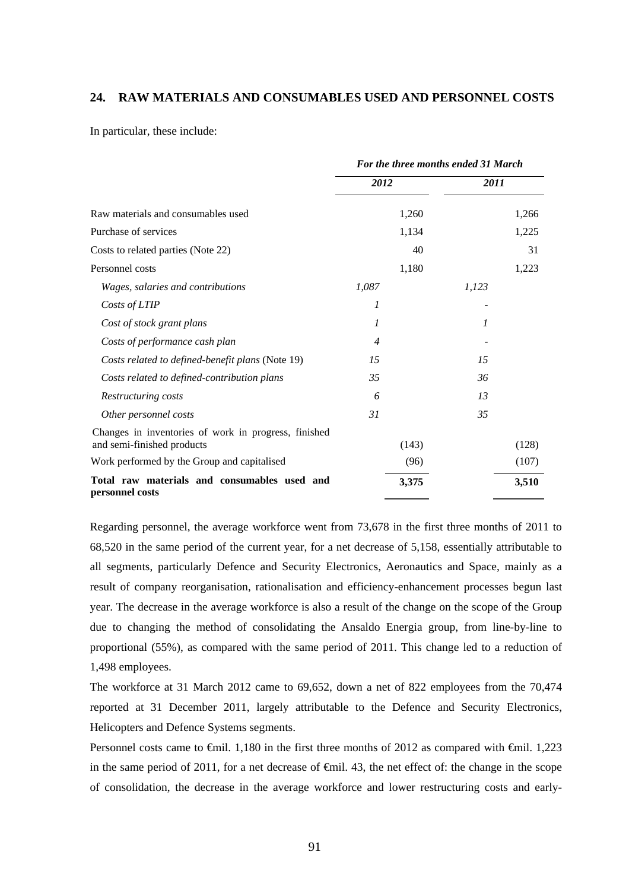## 24. RAW MATERIALS AND CONSUMABLES USED AND PERSONNEL COSTS

In particular, these include:

| | *For the three months ended 31 March* | | | |
|---|---|---|---|---|
| | *2012* | | *2011* | |
| Raw materials and consumables used | | 1,260 | | 1,266 |
| Purchase of services | | 1,134 | | 1,225 |
| Costs to related parties (Note 22) | | 40 | | 31 |
| Personnel costs | | 1,180 | | 1,223 |
| *Wages, salaries and contributions* | *1,087* | | *1,123* | |
| *Costs of LTIP* | *1* | | - | |
| *Cost of stock grant plans* | *1* | | *1* | |
| *Costs of performance cash plan* | *4* | | - | |
| *Costs related to defined-benefit plans* (Note 19) | *15* | | *15* | |
| *Costs related to defined-contribution plans* | *35* | | *36* | |
| *Restructuring costs* | *6* | | *13* | |
| *Other personnel costs* | *31* | | *35* | |
| Changes in inventories of work in progress, finished and semi-finished products | | (143) | | (128) |
| Work performed by the Group and capitalised | | (96) | | (107) |
| **Total raw materials and consumables used and personnel costs** | | **3,375** | | **3,510** |

Regarding personnel, the average workforce went from 73,678 in the first three months of 2011 to 68,520 in the same period of the current year, for a net decrease of 5,158, essentially attributable to all segments, particularly Defence and Security Electronics, Aeronautics and Space, mainly as a result of company reorganisation, rationalisation and efficiency-enhancement processes begun last year. The decrease in the average workforce is also a result of the change on the scope of the Group due to changing the method of consolidating the Ansaldo Energia group, from line-by-line to proportional (55%), as compared with the same period of 2011. This change led to a reduction of 1,498 employees.

The workforce at 31 March 2012 came to 69,652, down a net of 822 employees from the 70,474 reported at 31 December 2011, largely attributable to the Defence and Security Electronics, Helicopters and Defence Systems segments.

Personnel costs came to €mil. 1,180 in the first three months of 2012 as compared with €mil. 1,223 in the same period of 2011, for a net decrease of €mil. 43, the net effect of: the change in the scope of consolidation, the decrease in the average workforce and lower restructuring costs and early-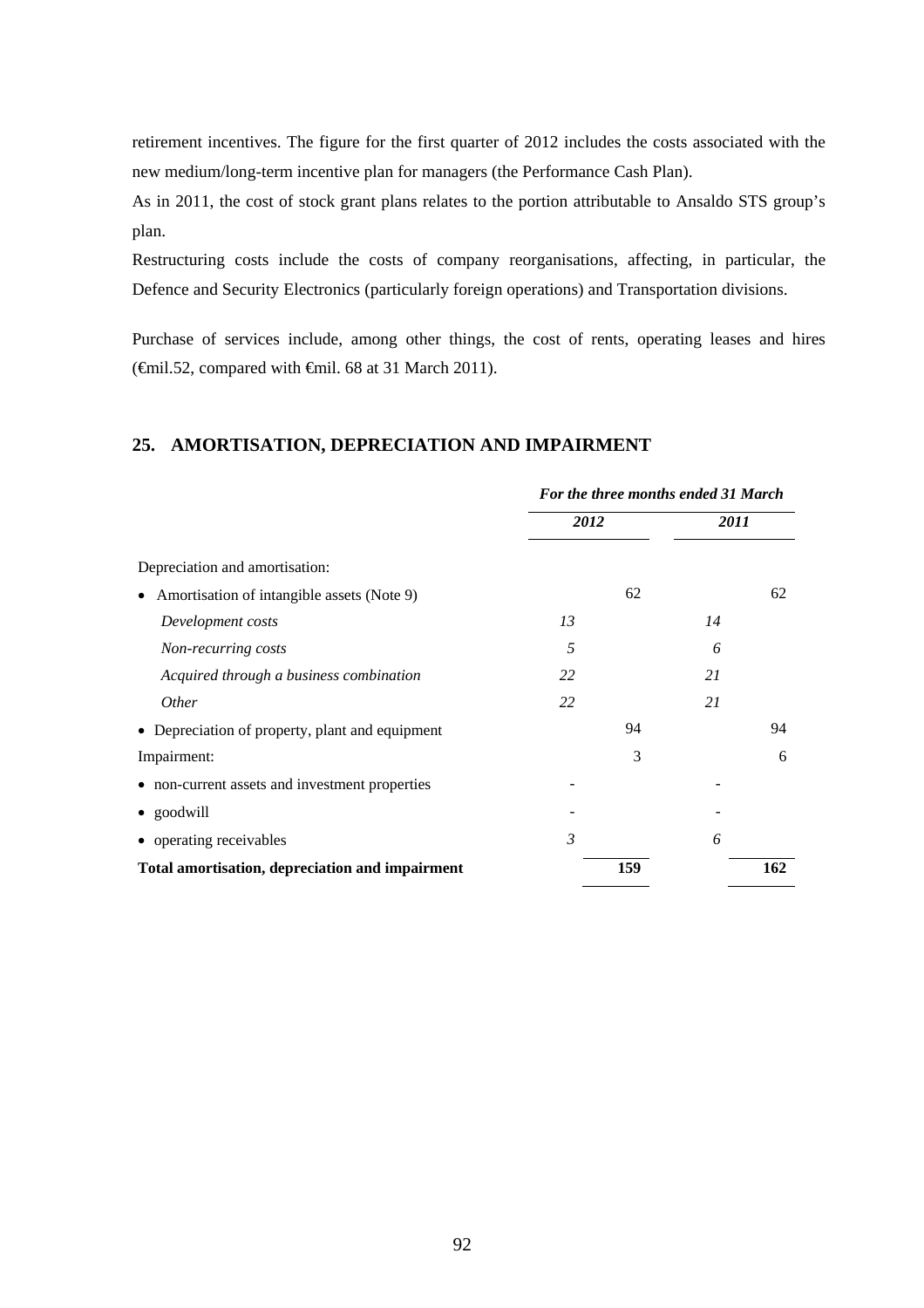retirement incentives. The figure for the first quarter of 2012 includes the costs associated with the new medium/long-term incentive plan for managers (the Performance Cash Plan).

As in 2011, the cost of stock grant plans relates to the portion attributable to Ansaldo STS group's plan.

Restructuring costs include the costs of company reorganisations, affecting, in particular, the Defence and Security Electronics (particularly foreign operations) and Transportation divisions.

Purchase of services include, among other things, the cost of rents, operating leases and hires (€mil.52, compared with €mil. 68 at 31 March 2011).

## 25. AMORTISATION, DEPRECIATION AND IMPAIRMENT

| | *For the three months ended 31 March* | | | |
|---|---|---|---|---|
| | *2012* | | *2011* | |
| Depreciation and amortisation: | | | | |
| • Amortisation of intangible assets (Note 9) | | 62 | | 62 |
| *Development costs* | *13* | | *14* | |
| *Non-recurring costs* | *5* | | *6* | |
| *Acquired through a business combination* | *22* | | *21* | |
| *Other* | *22* | | *21* | |
| • Depreciation of property, plant and equipment | | 94 | | 94 |
| Impairment: | | 3 | | 6 |
| • non-current assets and investment properties | - | | - | |
| • goodwill | - | | - | |
| • operating receivables | *3* | | *6* | |
| **Total amortisation, depreciation and impairment** | | **159** | | **162** |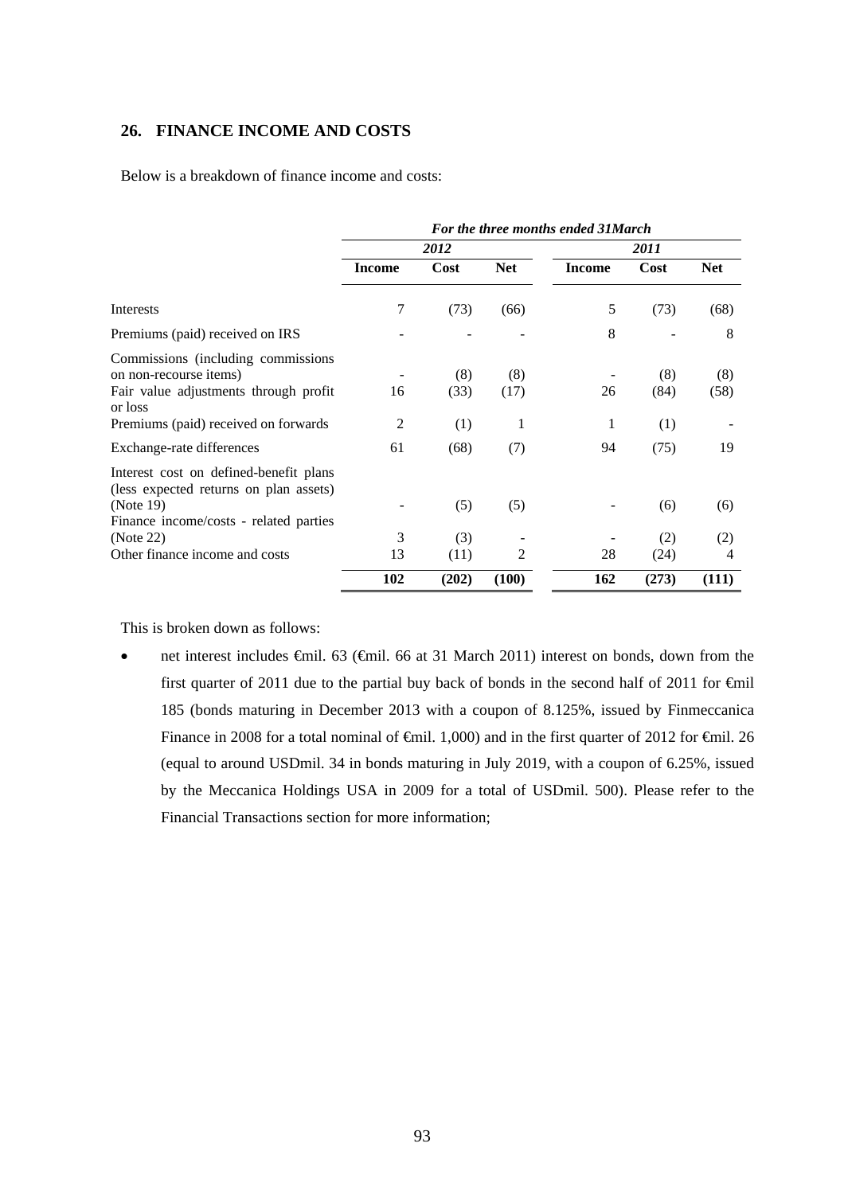## 26. FINANCE INCOME AND COSTS

Below is a breakdown of finance income and costs:

| | *For the three months ended 31March* | | | | | |
|---|---|---|---|---|---|---|
| | *2012* | | | *2011* | | |
| | **Income** | **Cost** | **Net** | **Income** | **Cost** | **Net** |
| Interests | 7 | (73) | (66) | 5 | (73) | (68) |
| Premiums (paid) received on IRS | - | - | - | 8 | - | 8 |
| Commissions (including commissions on non-recourse items) | - | (8) | (8) | - | (8) | (8) |
| Fair value adjustments through profit or loss | 16 | (33) | (17) | 26 | (84) | (58) |
| Premiums (paid) received on forwards | 2 | (1) | 1 | 1 | (1) | - |
| Exchange-rate differences | 61 | (68) | (7) | 94 | (75) | 19 |
| Interest cost on defined-benefit plans (less expected returns on plan assets) (Note 19) | - | (5) | (5) | - | (6) | (6) |
| Finance income/costs - related parties (Note 22) | 3 | (3) | - | - | (2) | (2) |
| Other finance income and costs | 13 | (11) | 2 | 28 | (24) | 4 |
| | **102** | **(202)** | **(100)** | **162** | **(273)** | **(111)** |

This is broken down as follows:

- net interest includes €mil. 63 (€mil. 66 at 31 March 2011) interest on bonds, down from the first quarter of 2011 due to the partial buy back of bonds in the second half of 2011 for €mil 185 (bonds maturing in December 2013 with a coupon of 8.125%, issued by Finmeccanica Finance in 2008 for a total nominal of €mil. 1,000) and in the first quarter of 2012 for €mil. 26 (equal to around USDmil. 34 in bonds maturing in July 2019, with a coupon of 6.25%, issued by the Meccanica Holdings USA in 2009 for a total of USDmil. 500). Please refer to the Financial Transactions section for more information;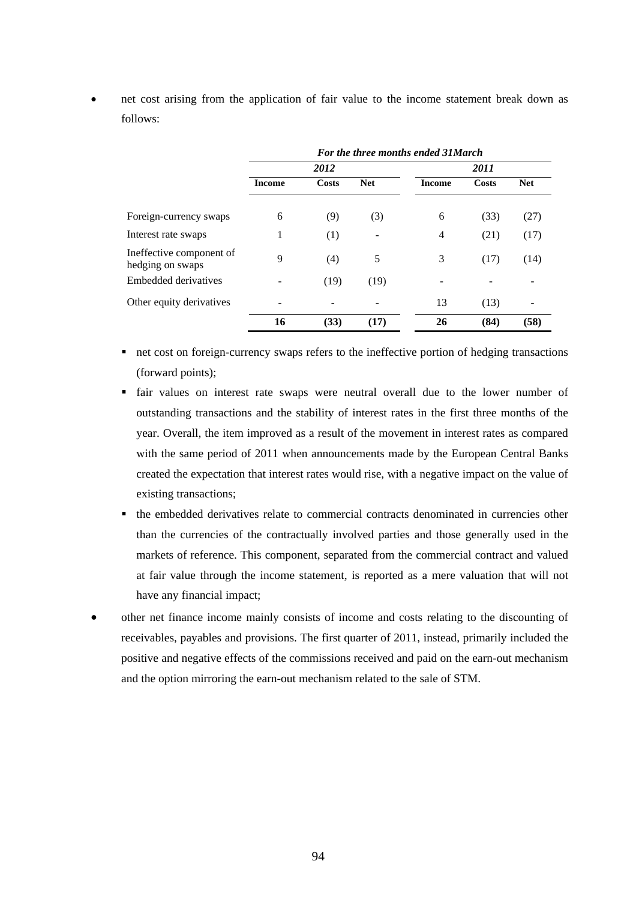- net cost arising from the application of fair value to the income statement break down as follows:

| | *For the three months ended 31March* | | | | | |
|---|---|---|---|---|---|---|
| | *2012* | | | *2011* | | |
| | **Income** | **Costs** | **Net** | **Income** | **Costs** | **Net** |
| Foreign-currency swaps | 6 | (9) | (3) | 6 | (33) | (27) |
| Interest rate swaps | 1 | (1) | - | 4 | (21) | (17) |
| Ineffective component of hedging on swaps | 9 | (4) | 5 | 3 | (17) | (14) |
| Embedded derivatives | - | (19) | (19) | - | - | - |
| Other equity derivatives | - | - | - | 13 | (13) | - |
| | **16** | **(33)** | **(17)** | **26** | **(84)** | **(58)** |

  - net cost on foreign-currency swaps refers to the ineffective portion of hedging transactions (forward points);
  - fair values on interest rate swaps were neutral overall due to the lower number of outstanding transactions and the stability of interest rates in the first three months of the year. Overall, the item improved as a result of the movement in interest rates as compared with the same period of 2011 when announcements made by the European Central Banks created the expectation that interest rates would rise, with a negative impact on the value of existing transactions;
  - the embedded derivatives relate to commercial contracts denominated in currencies other than the currencies of the contractually involved parties and those generally used in the markets of reference. This component, separated from the commercial contract and valued at fair value through the income statement, is reported as a mere valuation that will not have any financial impact;

- other net finance income mainly consists of income and costs relating to the discounting of receivables, payables and provisions. The first quarter of 2011, instead, primarily included the positive and negative effects of the commissions received and paid on the earn-out mechanism and the option mirroring the earn-out mechanism related to the sale of STM.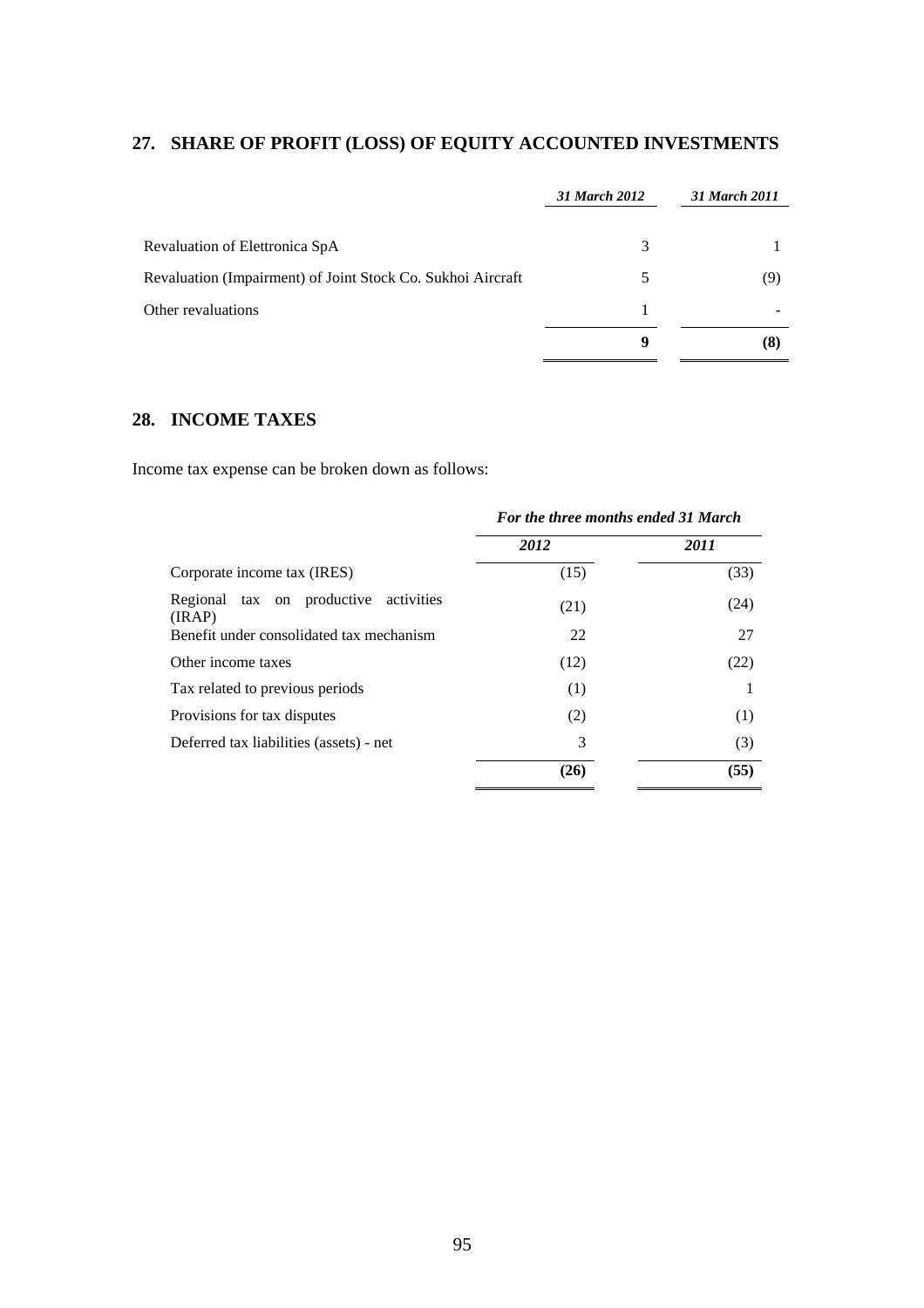## 27. SHARE OF PROFIT (LOSS) OF EQUITY ACCOUNTED INVESTMENTS

| | *31 March 2012* | *31 March 2011* |
|---|---|---|
| Revaluation of Elettronica SpA | 3 | 1 |
| Revaluation (Impairment) of Joint Stock Co. Sukhoi Aircraft | 5 | (9) |
| Other revaluations | 1 | - |
| | **9** | **(8)** |

## 28. INCOME TAXES

Income tax expense can be broken down as follows:

| | *For the three months ended 31 March* | |
|---|---|---|
| | *2012* | *2011* |
| Corporate income tax (IRES) | (15) | (33) |
| Regional tax on productive activities (IRAP) | (21) | (24) |
| Benefit under consolidated tax mechanism | 22 | 27 |
| Other income taxes | (12) | (22) |
| Tax related to previous periods | (1) | 1 |
| Provisions for tax disputes | (2) | (1) |
| Deferred tax liabilities (assets) - net | 3 | (3) |
| | **(26)** | **(55)** |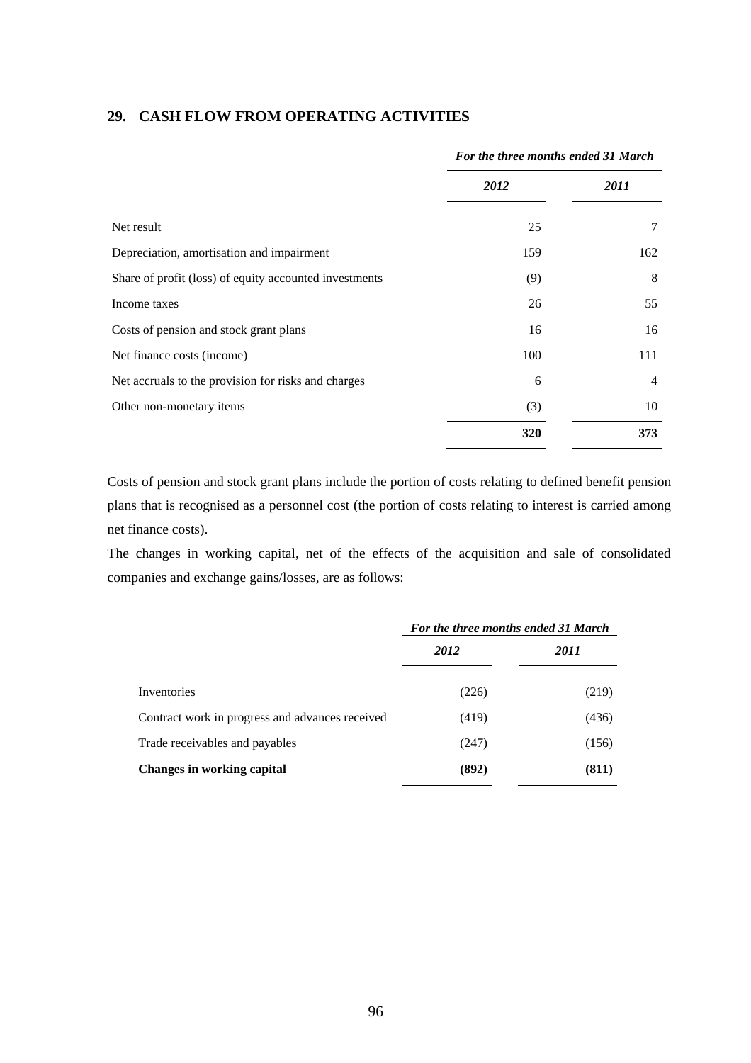## 29. CASH FLOW FROM OPERATING ACTIVITIES

| | *For the three months ended 31 March* | |
|---|---|---|
| | *2012* | *2011* |
| Net result | 25 | 7 |
| Depreciation, amortisation and impairment | 159 | 162 |
| Share of profit (loss) of equity accounted investments | (9) | 8 |
| Income taxes | 26 | 55 |
| Costs of pension and stock grant plans | 16 | 16 |
| Net finance costs (income) | 100 | 111 |
| Net accruals to the provision for risks and charges | 6 | 4 |
| Other non-monetary items | (3) | 10 |
| | **320** | **373** |

Costs of pension and stock grant plans include the portion of costs relating to defined benefit pension plans that is recognised as a personnel cost (the portion of costs relating to interest is carried among net finance costs).

The changes in working capital, net of the effects of the acquisition and sale of consolidated companies and exchange gains/losses, are as follows:

| | *For the three months ended 31 March* | |
|---|---|---|
| | *2012* | *2011* |
| Inventories | (226) | (219) |
| Contract work in progress and advances received | (419) | (436) |
| Trade receivables and payables | (247) | (156) |
| **Changes in working capital** | **(892)** | **(811)** |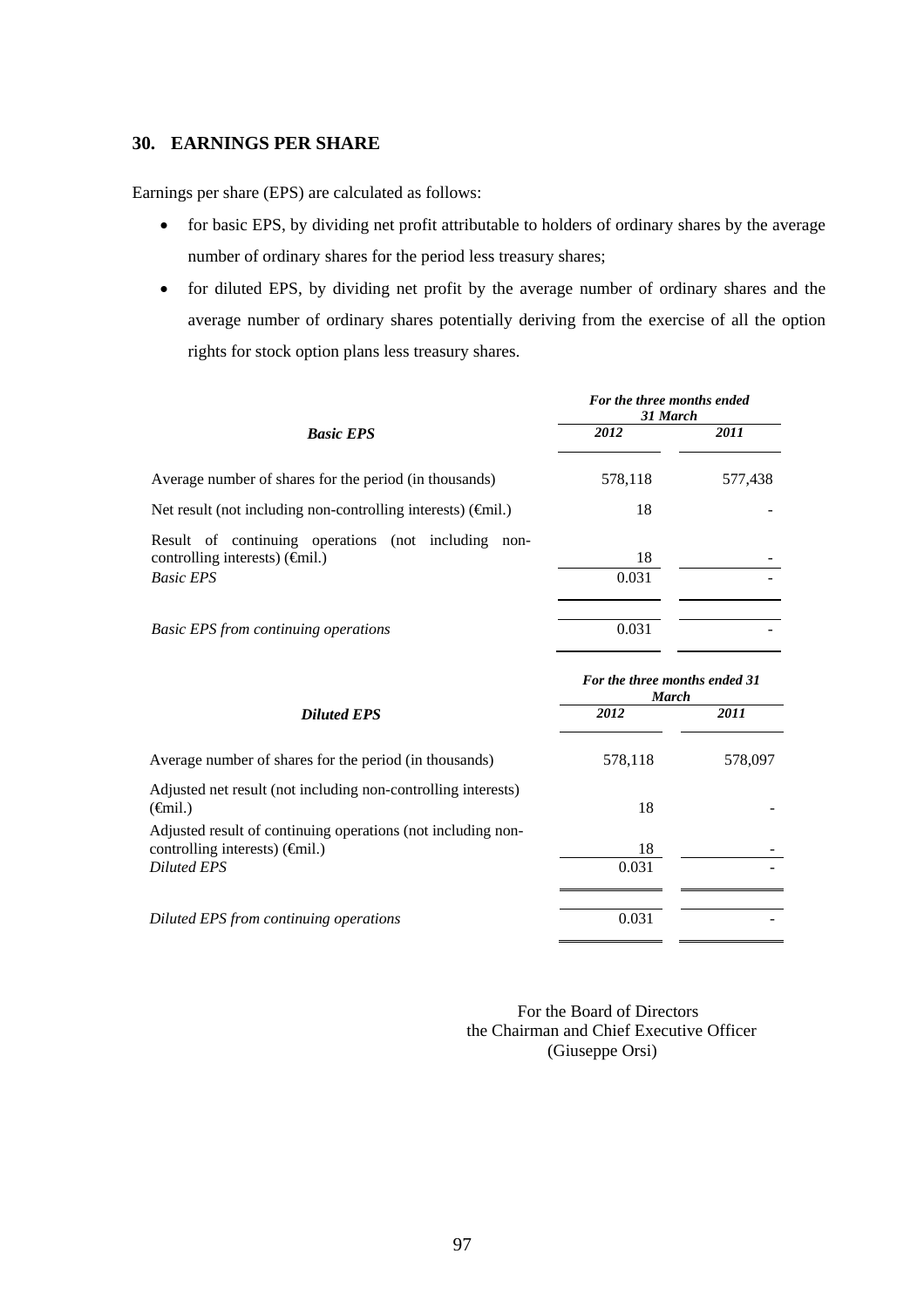## 30. EARNINGS PER SHARE

Earnings per share (EPS) are calculated as follows:

- for basic EPS, by dividing net profit attributable to holders of ordinary shares by the average number of ordinary shares for the period less treasury shares;
- for diluted EPS, by dividing net profit by the average number of ordinary shares and the average number of ordinary shares potentially deriving from the exercise of all the option rights for stock option plans less treasury shares.

| *Basic EPS* | *For the three months ended 31 March* | |
|---|---|---|
| | *2012* | *2011* |
| Average number of shares for the period (in thousands) | 578,118 | 577,438 |
| Net result (not including non-controlling interests) (€mil.) | 18 | - |
| Result of continuing operations (not including non-controlling interests) (€mil.) | 18 | - |
| *Basic EPS* | 0.031 | - |
| *Basic EPS from continuing operations* | 0.031 | - |

| *Diluted EPS* | *For the three months ended 31 March* | |
|---|---|---|
| | *2012* | *2011* |
| Average number of shares for the period (in thousands) | 578,118 | 578,097 |
| Adjusted net result (not including non-controlling interests) (€mil.) | 18 | - |
| Adjusted result of continuing operations (not including non-controlling interests) (€mil.) | 18 | - |
| *Diluted EPS* | 0.031 | - |
| *Diluted EPS from continuing operations* | 0.031 | - |

For the Board of Directors
the Chairman and Chief Executive Officer
(Giuseppe Orsi)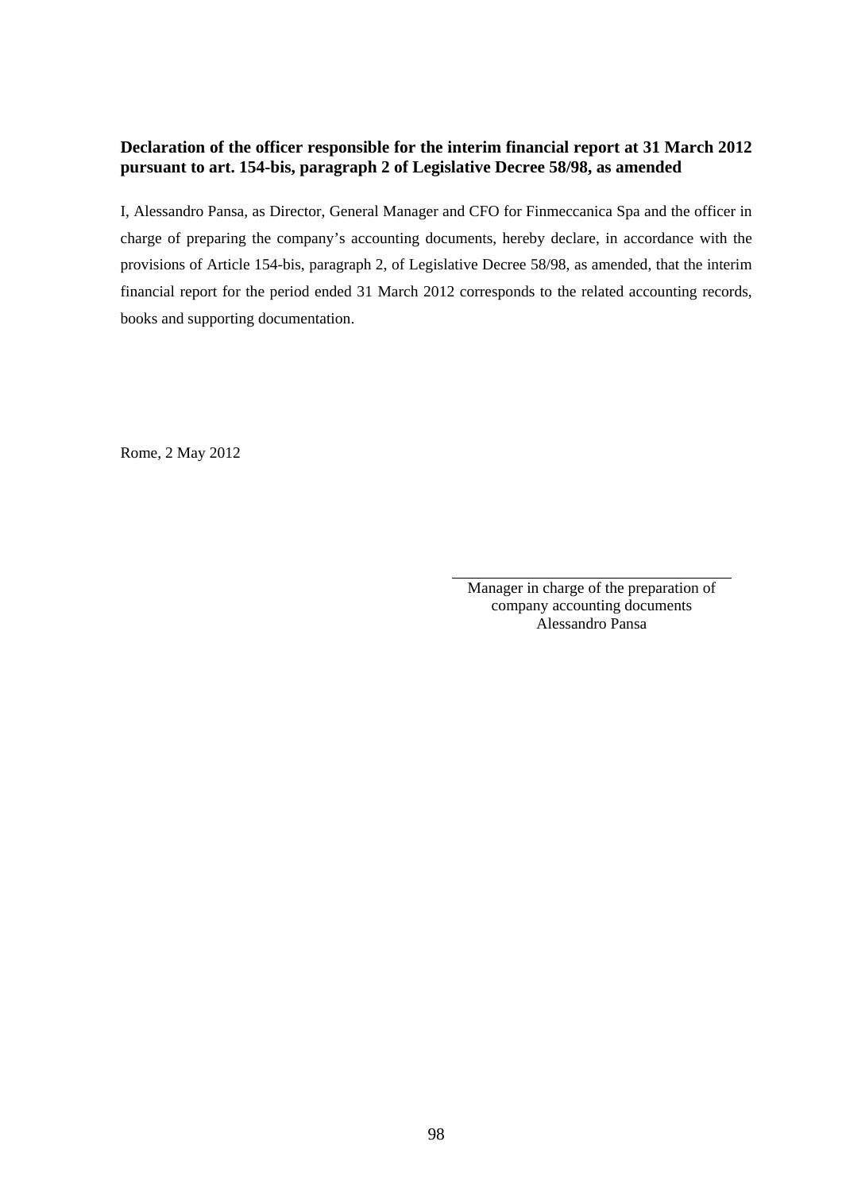**Declaration of the officer responsible for the interim financial report at 31 March 2012 pursuant to art. 154-bis, paragraph 2 of Legislative Decree 58/98, as amended**

I, Alessandro Pansa, as Director, General Manager and CFO for Finmeccanica Spa and the officer in charge of preparing the company's accounting documents, hereby declare, in accordance with the provisions of Article 154-bis, paragraph 2, of Legislative Decree 58/98, as amended, that the interim financial report for the period ended 31 March 2012 corresponds to the related accounting records, books and supporting documentation.

Rome, 2 May 2012

Manager in charge of the preparation of
company accounting documents
Alessandro Pansa